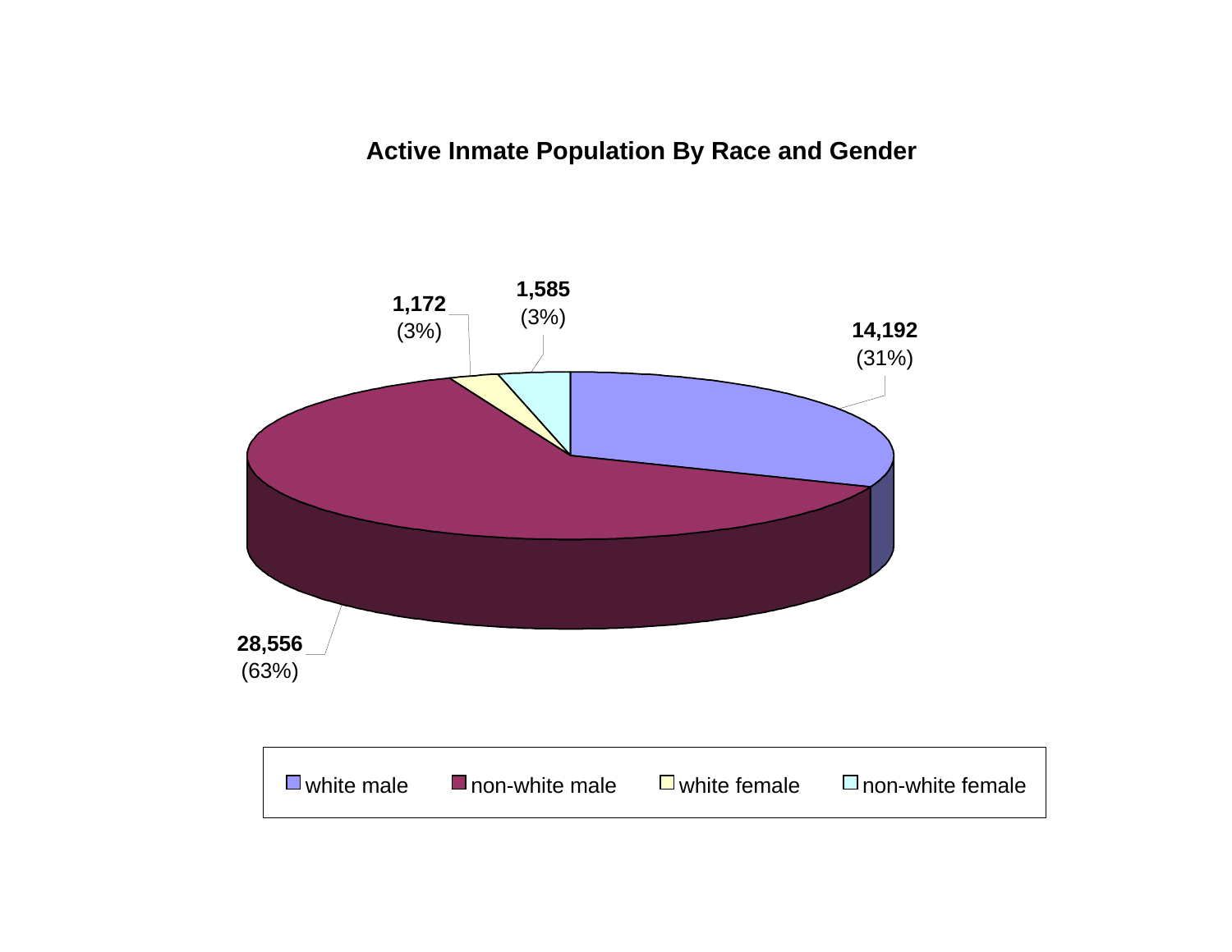## Active Inmate Population By Race and Gender

| Category | Count | Percent |
| --- | --- | --- |
| white male | 14,192 | (31%) |
| non-white male | 28,556 | (63%) |
| white female | 1,172 | (3%) |
| non-white female | 1,585 | (3%) |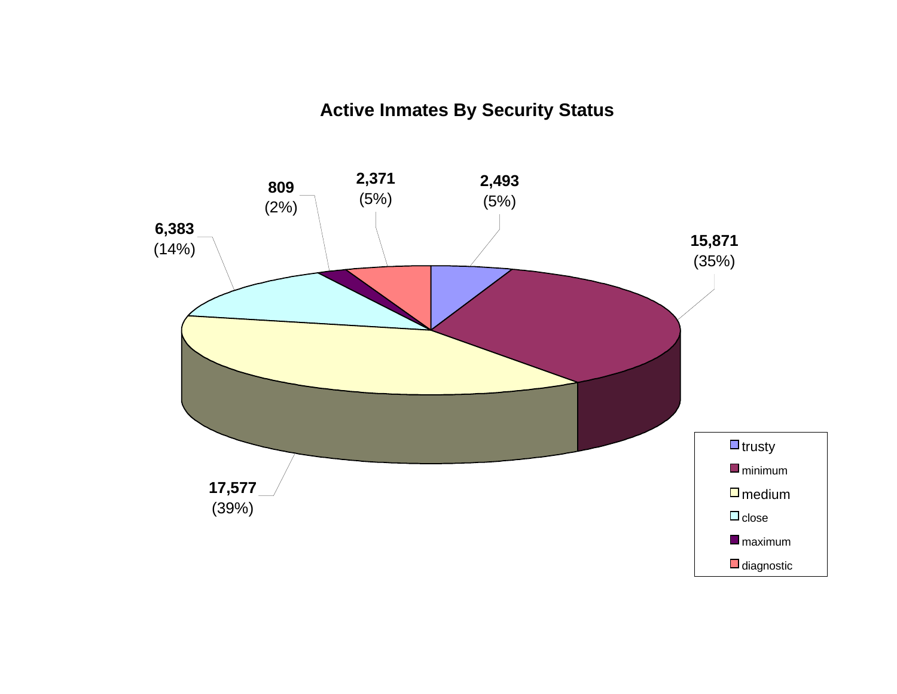## Active Inmates By Security Status

| Security Status | Inmates | Percent |
|---|---|---|
| trusty | 2,493 | (5%) |
| minimum | 15,871 | (35%) |
| medium | 17,577 | (39%) |
| close | 6,383 | (14%) |
| maximum | 809 | (2%) |
| diagnostic | 2,371 | (5%) |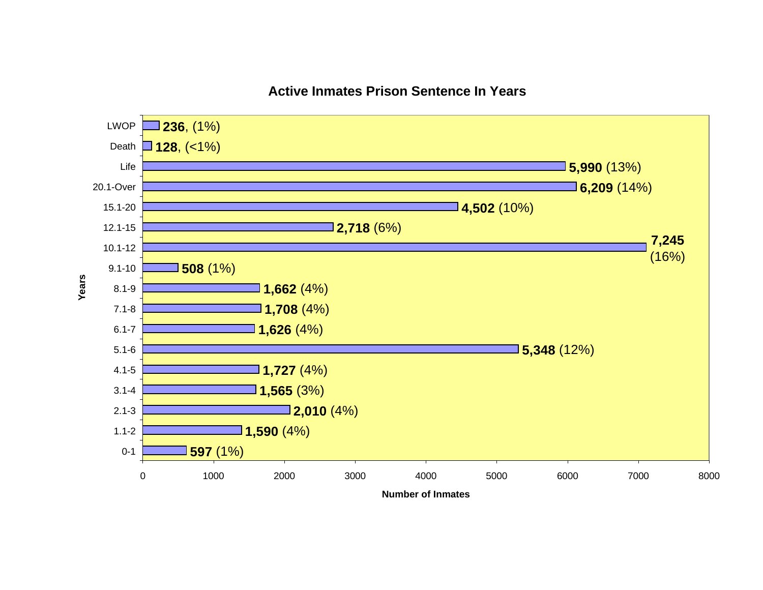## Active Inmates Prison Sentence In Years

| Years | Number of Inmates | Percent |
|---|---|---|
| LWOP | 236 | 1% |
| Death | 128 | <1% |
| Life | 5,990 | 13% |
| 20.1-Over | 6,209 | 14% |
| 15.1-20 | 4,502 | 10% |
| 12.1-15 | 2,718 | 6% |
| 10.1-12 | 7,245 | 16% |
| 9.1-10 | 508 | 1% |
| 8.1-9 | 1,662 | 4% |
| 7.1-8 | 1,708 | 4% |
| 6.1-7 | 1,626 | 4% |
| 5.1-6 | 5,348 | 12% |
| 4.1-5 | 1,727 | 4% |
| 3.1-4 | 1,565 | 3% |
| 2.1-3 | 2,010 | 4% |
| 1.1-2 | 1,590 | 4% |
| 0-1 | 597 | 1% |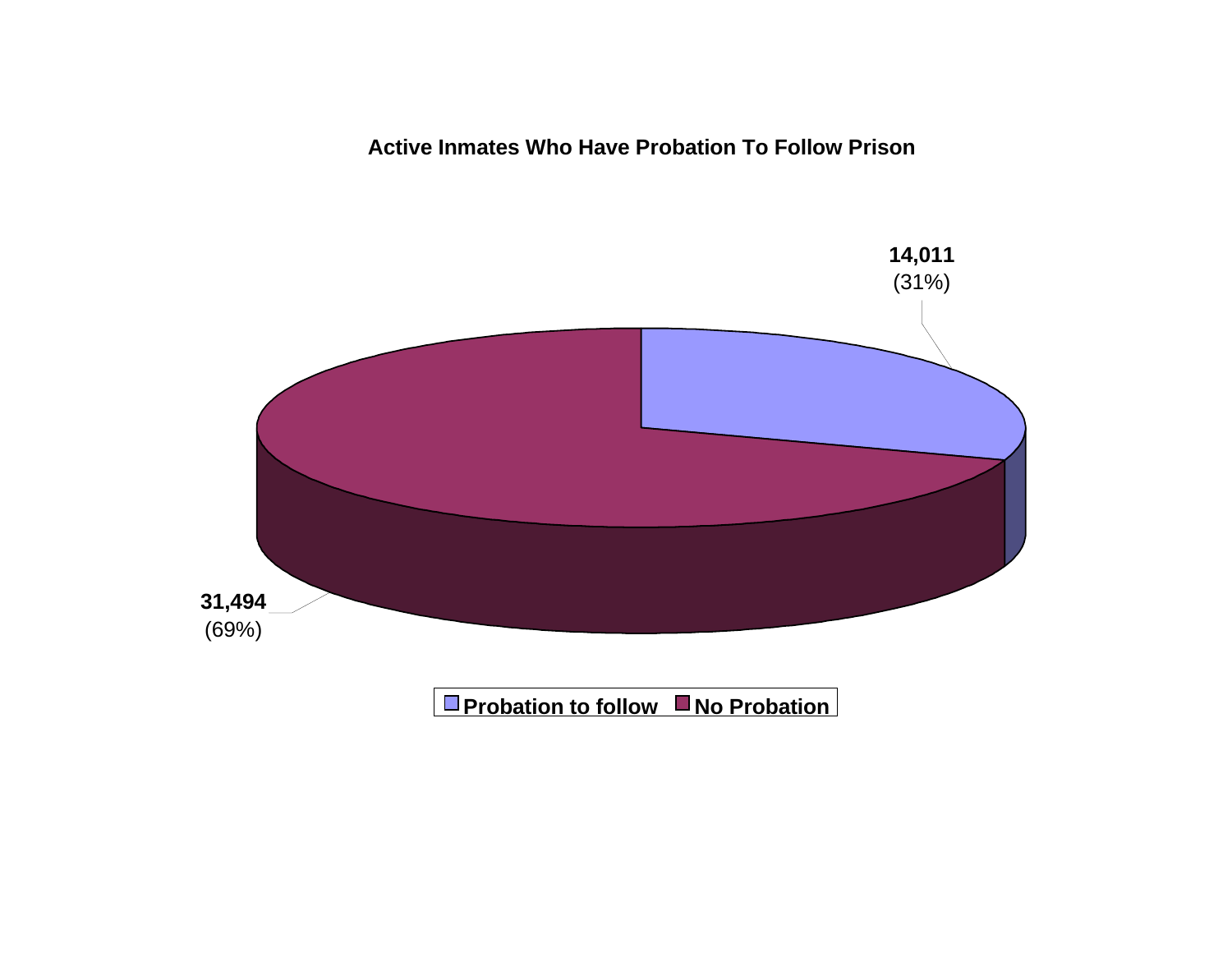**Active Inmates Who Have Probation To Follow Prison**

**14,011**
(31%)

**31,494**
(69%)

**Probation to follow** **No Probation**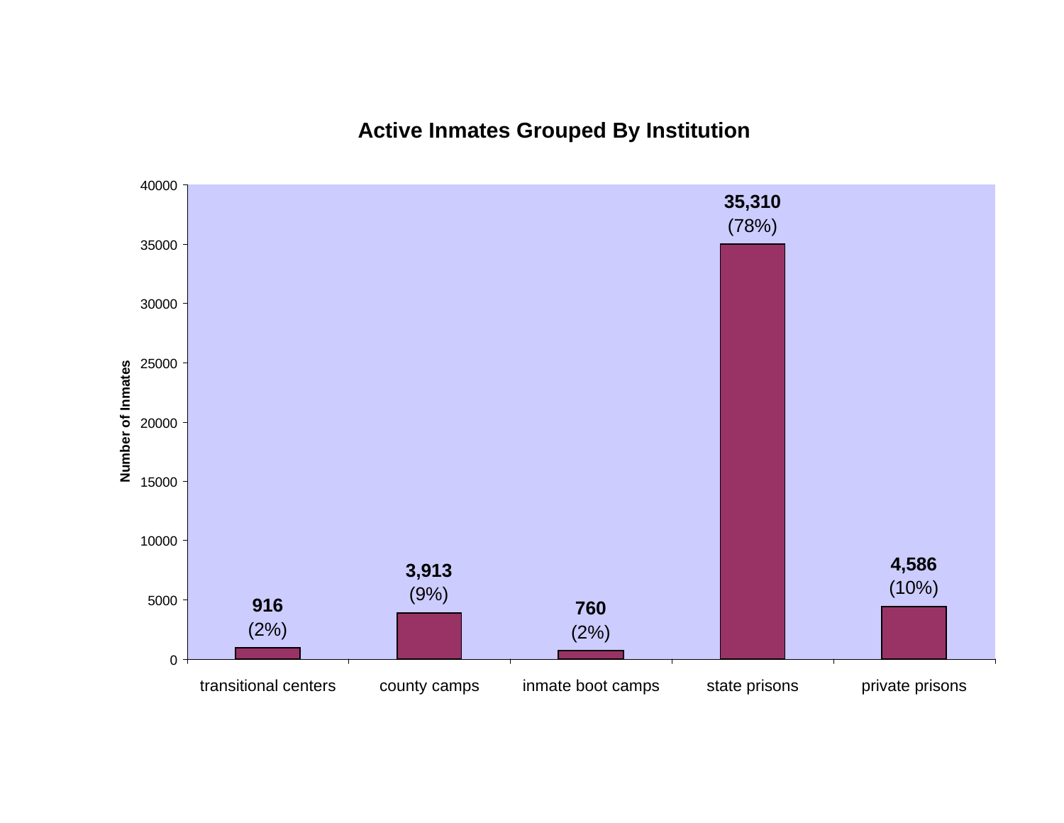## Active Inmates Grouped By Institution

| Institution | Number of Inmates | Percent |
|---|---|---|
| transitional centers | 916 | (2%) |
| county camps | 3,913 | (9%) |
| inmate boot camps | 760 | (2%) |
| state prisons | 35,310 | (78%) |
| private prisons | 4,586 | (10%) |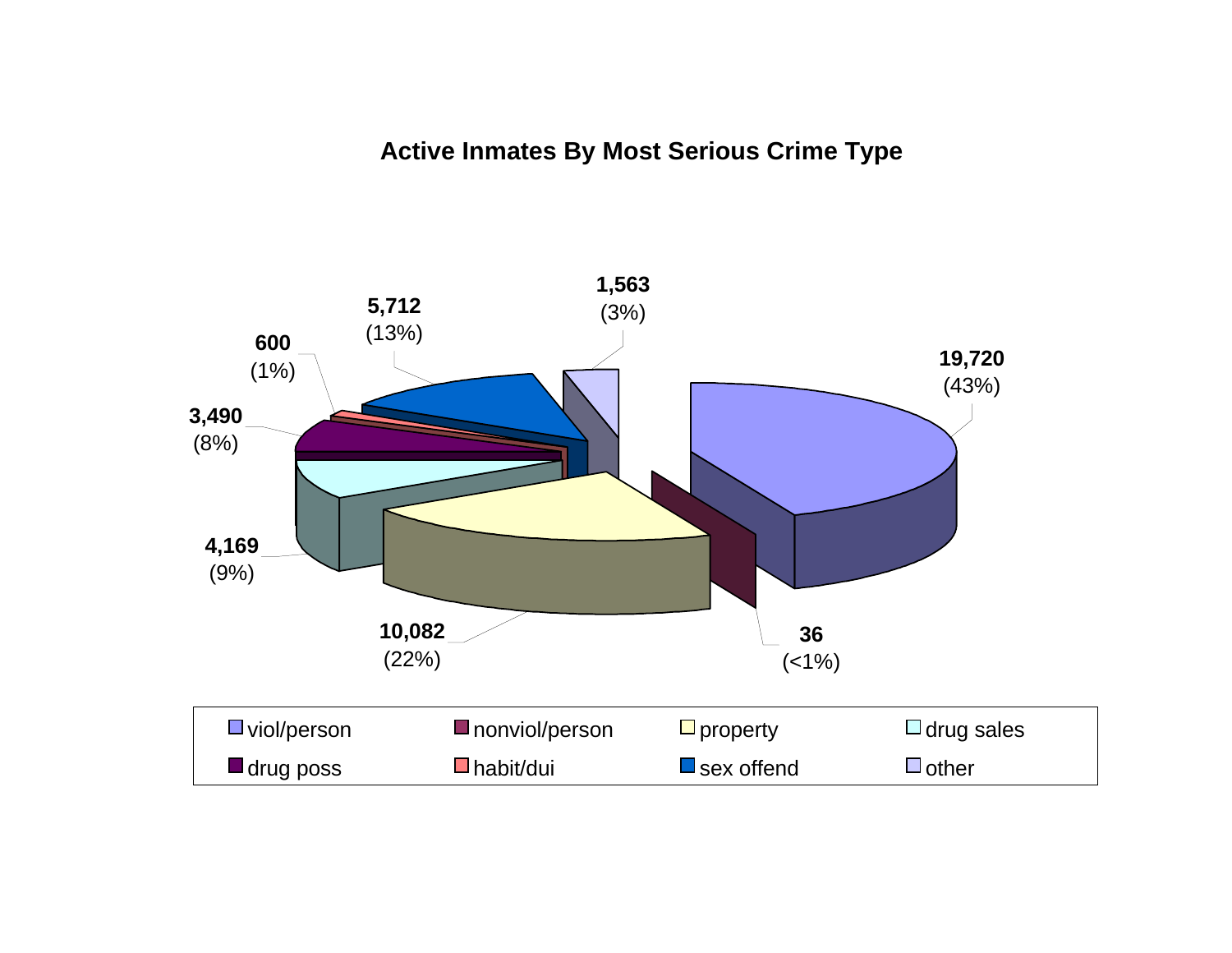## Active Inmates By Most Serious Crime Type

| Crime Type | Count | Percent |
|---|---|---|
| viol/person | 19,720 | (43%) |
| nonviol/person | 36 | (<1%) |
| property | 10,082 | (22%) |
| drug sales | 4,169 | (9%) |
| drug poss | 3,490 | (8%) |
| habit/dui | 600 | (1%) |
| sex offend | 5,712 | (13%) |
| other | 1,563 | (3%) |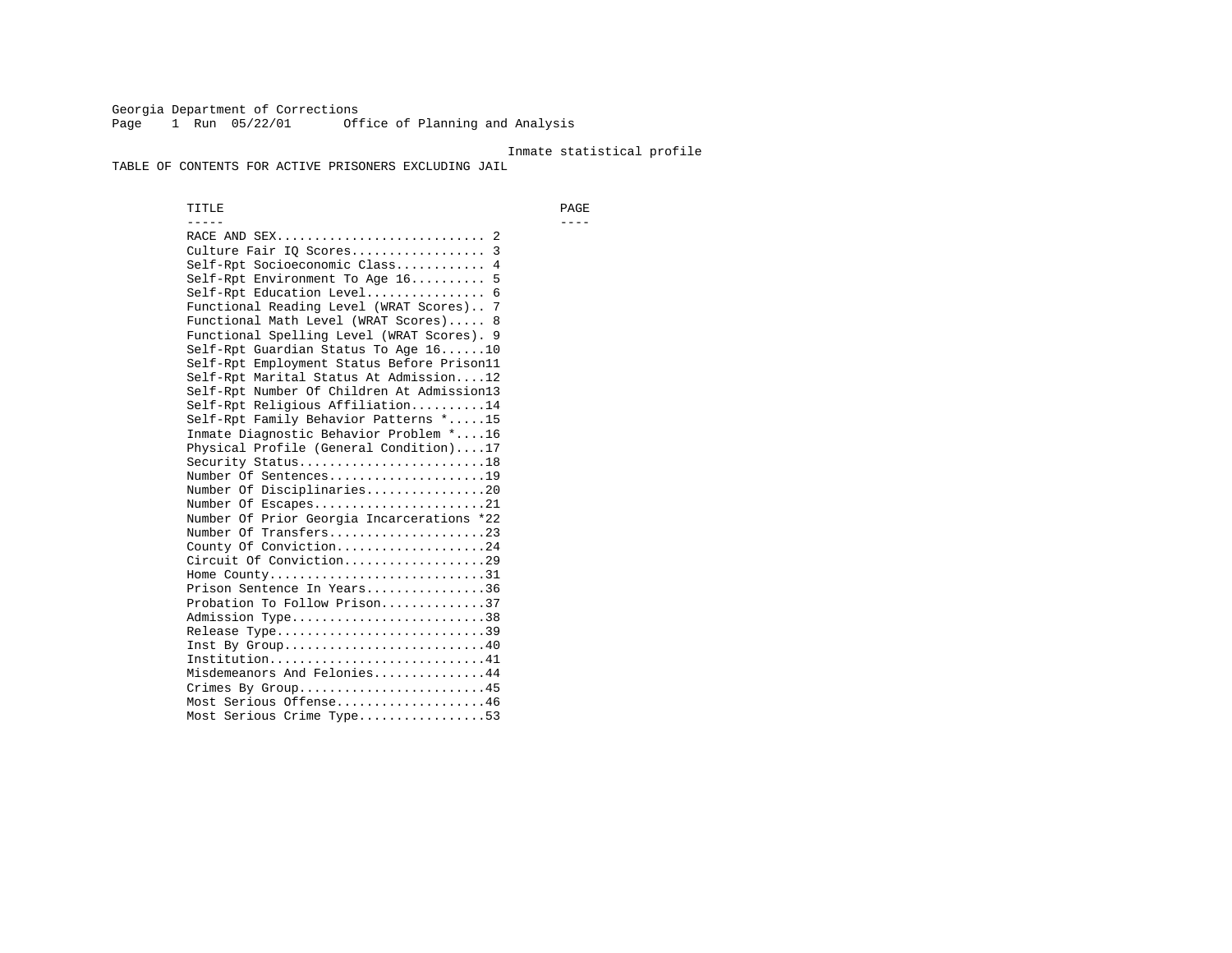Georgia Department of Corrections
Page 1 Run 05/22/01 Office of Planning and Analysis

Inmate statistical profile

TABLE OF CONTENTS FOR ACTIVE PRISONERS EXCLUDING JAIL

| TITLE | PAGE |
|---|---|
| RACE AND SEX | 2 |
| Culture Fair IQ Scores | 3 |
| Self-Rpt Socioeconomic Class | 4 |
| Self-Rpt Environment To Age 16 | 5 |
| Self-Rpt Education Level | 6 |
| Functional Reading Level (WRAT Scores) | 7 |
| Functional Math Level (WRAT Scores) | 8 |
| Functional Spelling Level (WRAT Scores) | 9 |
| Self-Rpt Guardian Status To Age 16 | 10 |
| Self-Rpt Employment Status Before Prison | 11 |
| Self-Rpt Marital Status At Admission | 12 |
| Self-Rpt Number Of Children At Admission | 13 |
| Self-Rpt Religious Affiliation | 14 |
| Self-Rpt Family Behavior Patterns * | 15 |
| Inmate Diagnostic Behavior Problem * | 16 |
| Physical Profile (General Condition) | 17 |
| Security Status | 18 |
| Number Of Sentences | 19 |
| Number Of Disciplinaries | 20 |
| Number Of Escapes | 21 |
| Number Of Prior Georgia Incarcerations * | 22 |
| Number Of Transfers | 23 |
| County Of Conviction | 24 |
| Circuit Of Conviction | 29 |
| Home County | 31 |
| Prison Sentence In Years | 36 |
| Probation To Follow Prison | 37 |
| Admission Type | 38 |
| Release Type | 39 |
| Inst By Group | 40 |
| Institution | 41 |
| Misdemeanors And Felonies | 44 |
| Crimes By Group | 45 |
| Most Serious Offense | 46 |
| Most Serious Crime Type | 53 |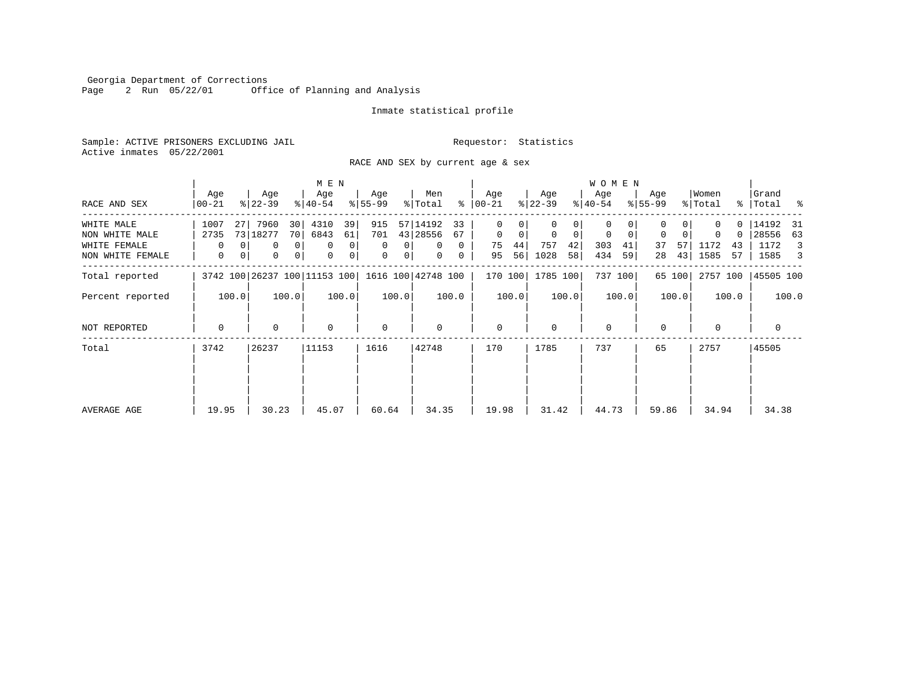Georgia Department of Corrections
Run 05/22/01 Office of Planning and Analysis

Inmate statistical profile

Sample: ACTIVE PRISONERS EXCLUDING JAIL Requestor: Statistics
Active inmates 05/22/2001

RACE AND SEX by current age & sex

| RACE AND SEX | MEN Age 00-21 | % | MEN Age 22-39 | % | MEN Age 40-54 | % | MEN Age 55-99 | % | Men Total | % | WOMEN Age 00-21 | % | WOMEN Age 22-39 | % | WOMEN Age 40-54 | % | WOMEN Age 55-99 | % | Women Total | % | Grand Total | % |
|---|---|---|---|---|---|---|---|---|---|---|---|---|---|---|---|---|---|---|---|---|---|---|
| WHITE MALE | 1007 | 27 | 7960 | 30 | 4310 | 39 | 915 | 57 | 14192 | 33 | 0 | 0 | 0 | 0 | 0 | 0 | 0 | 0 | 0 | 0 | 14192 | 31 |
| NON WHITE MALE | 2735 | 73 | 18277 | 70 | 6843 | 61 | 701 | 43 | 28556 | 67 | 0 | 0 | 0 | 0 | 0 | 0 | 0 | 0 | 0 | 0 | 28556 | 63 |
| WHITE FEMALE | 0 | 0 | 0 | 0 | 0 | 0 | 0 | 0 | 0 | 0 | 75 | 44 | 757 | 42 | 303 | 41 | 37 | 57 | 1172 | 43 | 1172 | 3 |
| NON WHITE FEMALE | 0 | 0 | 0 | 0 | 0 | 0 | 0 | 0 | 0 | 0 | 95 | 56 | 1028 | 58 | 434 | 59 | 28 | 43 | 1585 | 57 | 1585 | 3 |
| Total reported | 3742 | 100 | 26237 | 100 | 11153 | 100 | 1616 | 100 | 42748 | 100 | 170 | 100 | 1785 | 100 | 737 | 100 | 65 | 100 | 2757 | 100 | 45505 | 100 |
| Percent reported | | 100.0 | | 100.0 | | 100.0 | | 100.0 | | 100.0 | | 100.0 | | 100.0 | | 100.0 | | 100.0 | | 100.0 | | 100.0 |
| NOT REPORTED | 0 | | 0 | | 0 | | 0 | | 0 | | 0 | | 0 | | 0 | | 0 | | 0 | | 0 | |
| Total | 3742 | | 26237 | | 11153 | | 1616 | | 42748 | | 170 | | 1785 | | 737 | | 65 | | 2757 | | 45505 | |
| AVERAGE AGE | 19.95 | | 30.23 | | 45.07 | | 60.64 | | 34.35 | | 19.98 | | 31.42 | | 44.73 | | 59.86 | | 34.94 | | 34.38 | |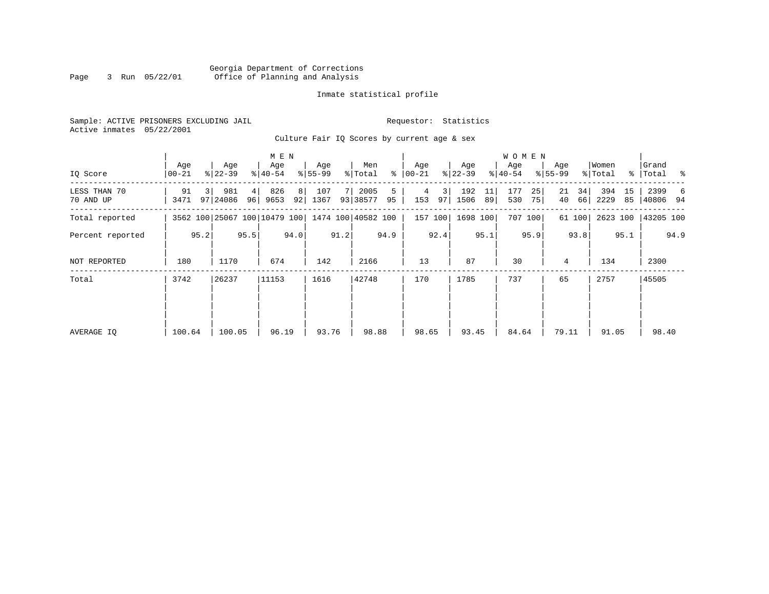Georgia Department of Corrections
Office of Planning and Analysis

Inmate statistical profile

Sample: ACTIVE PRISONERS EXCLUDING JAIL    Requestor: Statistics
Active inmates 05/22/2001

Culture Fair IQ Scores by current age & sex

| | MEN | | | | | | | | | | WOMEN | | | | | | | | | | | |
|---|---|---|---|---|---|---|---|---|---|---|---|---|---|---|---|---|---|---|---|---|---|---|
| IQ Score | Age 00-21 | % | Age 22-39 | % | Age 40-54 | % | Age 55-99 | % | Men Total | % | Age 00-21 | % | Age 22-39 | % | Age 40-54 | % | Age 55-99 | % | Women Total | % | Grand Total | % |
| LESS THAN 70 | 91 | 3 | 981 | 4 | 826 | 8 | 107 | 7 | 2005 | 5 | 4 | 3 | 192 | 11 | 177 | 25 | 21 | 34 | 394 | 15 | 2399 | 6 |
| 70 AND UP | 3471 | 97 | 24086 | 96 | 9653 | 92 | 1367 | 93 | 38577 | 95 | 153 | 97 | 1506 | 89 | 530 | 75 | 40 | 66 | 2229 | 85 | 40806 | 94 |
| Total reported | 3562 | 100 | 25067 | 100 | 10479 | 100 | 1474 | 100 | 40582 | 100 | 157 | 100 | 1698 | 100 | 707 | 100 | 61 | 100 | 2623 | 100 | 43205 | 100 |
| Percent reported | | 95.2 | | 95.5 | | 94.0 | | 91.2 | | 94.9 | | 92.4 | | 95.1 | | 95.9 | | 93.8 | | 95.1 | | 94.9 |
| NOT REPORTED | 180 | | 1170 | | 674 | | 142 | | 2166 | | 13 | | 87 | | 30 | | 4 | | 134 | | 2300 | |
| Total | 3742 | | 26237 | | 11153 | | 1616 | | 42748 | | 170 | | 1785 | | 737 | | 65 | | 2757 | | 45505 | |
| AVERAGE IQ | 100.64 | | 100.05 | | 96.19 | | 93.76 | | 98.88 | | 98.65 | | 93.45 | | 84.64 | | 79.11 | | 91.05 | | 98.40 | |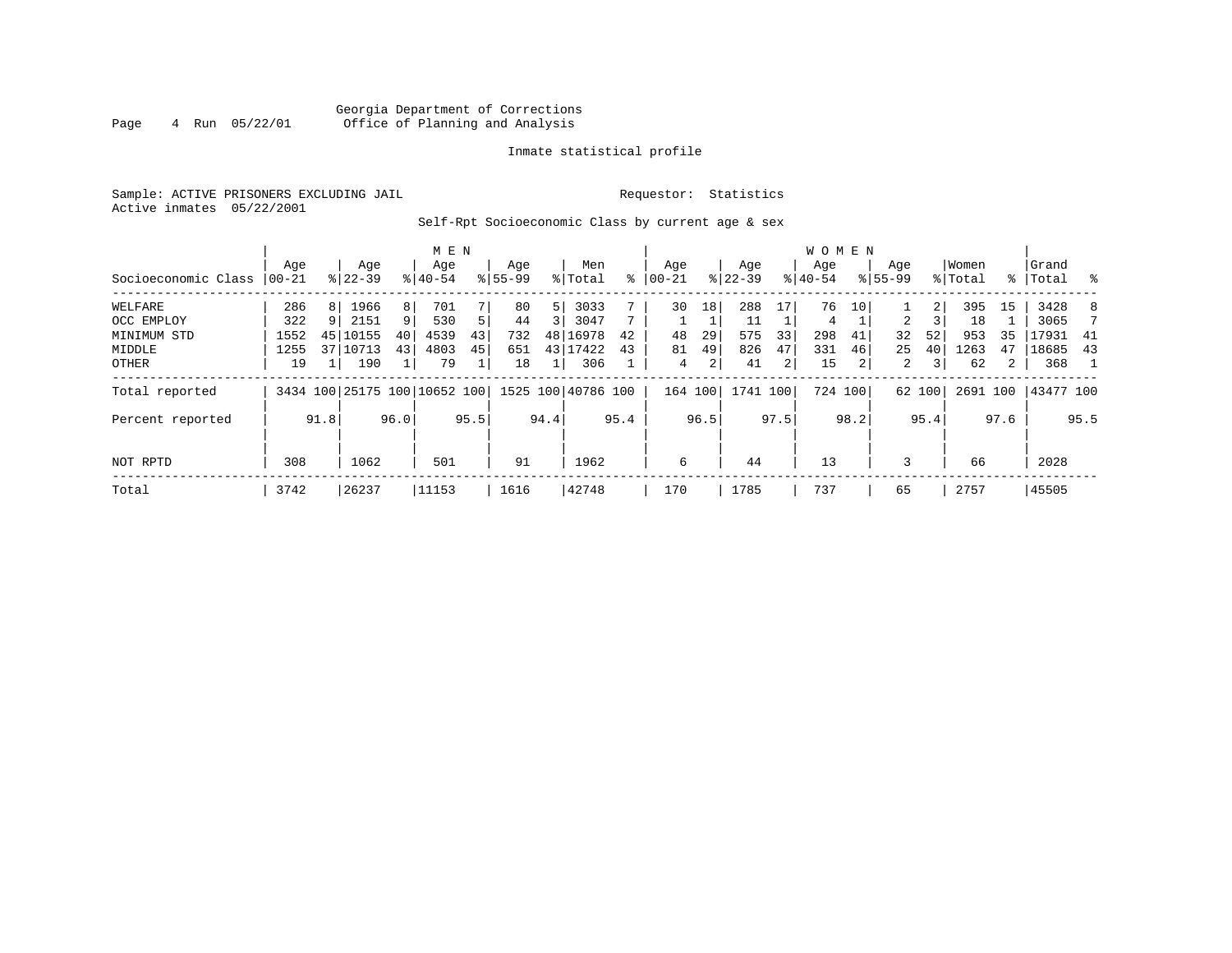Georgia Department of Corrections
Office of Planning and Analysis

Inmate statistical profile

Sample: ACTIVE PRISONERS EXCLUDING JAIL
Active inmates 05/22/2001

Requestor: Statistics

Self-Rpt Socioeconomic Class by current age & sex

| Socioeconomic Class | MEN Age 00-21 | % | Age 22-39 | % | Age 40-54 | % | Age 55-99 | % | Men Total | % | WOMEN Age 00-21 | % | Age 22-39 | % | Age 40-54 | % | Age 55-99 | % | Women Total | % | Grand Total | % |
|---|---|---|---|---|---|---|---|---|---|---|---|---|---|---|---|---|---|---|---|---|---|---|
| WELFARE | 286 | 8 | 1966 | 8 | 701 | 7 | 80 | 5 | 3033 | 7 | 30 | 18 | 288 | 17 | 76 | 10 | 1 | 2 | 395 | 15 | 3428 | 8 |
| OCC EMPLOY | 322 | 9 | 2151 | 9 | 530 | 5 | 44 | 3 | 3047 | 7 | 1 | 1 | 11 | 1 | 4 | 1 | 2 | 3 | 18 | 1 | 3065 | 7 |
| MINIMUM STD | 1552 | 45 | 10155 | 40 | 4539 | 43 | 732 | 48 | 16978 | 42 | 48 | 29 | 575 | 33 | 298 | 41 | 32 | 52 | 953 | 35 | 17931 | 41 |
| MIDDLE | 1255 | 37 | 10713 | 43 | 4803 | 45 | 651 | 43 | 17422 | 43 | 81 | 49 | 826 | 47 | 331 | 46 | 25 | 40 | 1263 | 47 | 18685 | 43 |
| OTHER | 19 | 1 | 190 | 1 | 79 | 1 | 18 | 1 | 306 | 1 | 4 | 2 | 41 | 2 | 15 | 2 | 2 | 3 | 62 | 2 | 368 | 1 |
| Total reported | 3434 | 100 | 25175 | 100 | 10652 | 100 | 1525 | 100 | 40786 | 100 | 164 | 100 | 1741 | 100 | 724 | 100 | 62 | 100 | 2691 | 100 | 43477 | 100 |
| Percent reported | | 91.8 | | 96.0 | | 95.5 | | 94.4 | | 95.4 | | 96.5 | | 97.5 | | 98.2 | | 95.4 | | 97.6 | | 95.5 |
| NOT RPTD | 308 | | 1062 | | 501 | | 91 | | 1962 | | 6 | | 44 | | 13 | | 3 | | 66 | | 2028 | |
| Total | 3742 | | 26237 | | 11153 | | 1616 | | 42748 | | 170 | | 1785 | | 737 | | 65 | | 2757 | | 45505 | |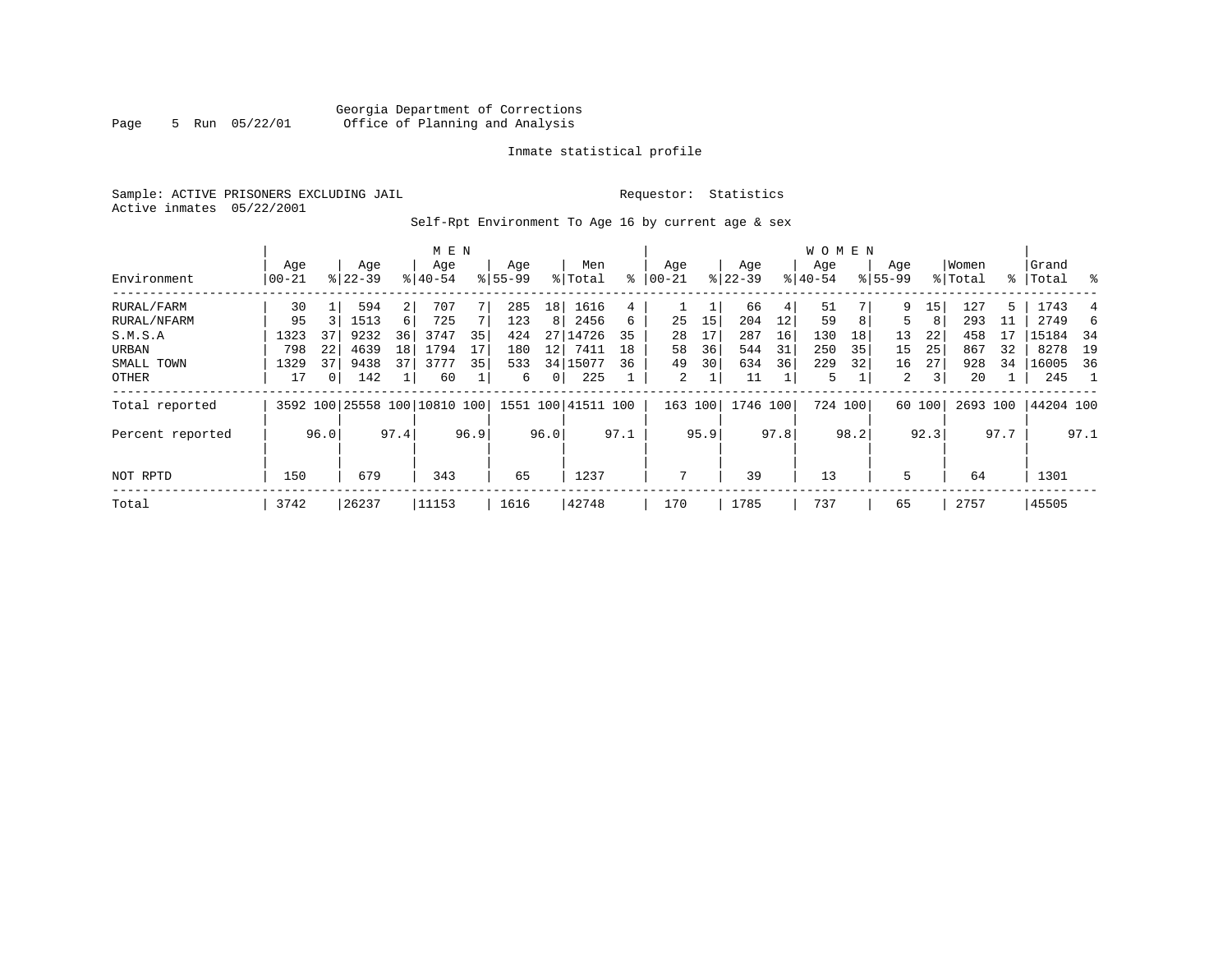Georgia Department of Corrections
Office of Planning and Analysis

Inmate statistical profile

Sample: ACTIVE PRISONERS EXCLUDING JAIL
Active inmates 05/22/2001

Requestor: Statistics

Self-Rpt Environment To Age 16 by current age & sex

| Environment | MEN Age 00-21 | % | Age 22-39 | % | Age 40-54 | % | Age 55-99 | % | Men Total | % | WOMEN Age 00-21 | % | Age 22-39 | % | Age 40-54 | % | Age 55-99 | % | Women Total | % | Grand Total | % |
|---|---|---|---|---|---|---|---|---|---|---|---|---|---|---|---|---|---|---|---|---|---|---|
| RURAL/FARM | 30 | 1 | 594 | 2 | 707 | 7 | 285 | 18 | 1616 | 4 | 1 | 1 | 66 | 4 | 51 | 7 | 9 | 15 | 127 | 5 | 1743 | 4 |
| RURAL/NFARM | 95 | 3 | 1513 | 6 | 725 | 7 | 123 | 8 | 2456 | 6 | 25 | 15 | 204 | 12 | 59 | 8 | 5 | 8 | 293 | 11 | 2749 | 6 |
| S.M.S.A | 1323 | 37 | 9232 | 36 | 3747 | 35 | 424 | 27 | 14726 | 35 | 28 | 17 | 287 | 16 | 130 | 18 | 13 | 22 | 458 | 17 | 15184 | 34 |
| URBAN | 798 | 22 | 4639 | 18 | 1794 | 17 | 180 | 12 | 7411 | 18 | 58 | 36 | 544 | 31 | 250 | 35 | 15 | 25 | 867 | 32 | 8278 | 19 |
| SMALL TOWN | 1329 | 37 | 9438 | 37 | 3777 | 35 | 533 | 34 | 15077 | 36 | 49 | 30 | 634 | 36 | 229 | 32 | 16 | 27 | 928 | 34 | 16005 | 36 |
| OTHER | 17 | 0 | 142 | 1 | 60 | 1 | 6 | 0 | 225 | 1 | 2 | 1 | 11 | 1 | 5 | 1 | 2 | 3 | 20 | 1 | 245 | 1 |
| Total reported | 3592 | 100 | 25558 | 100 | 10810 | 100 | 1551 | 100 | 41511 | 100 | 163 | 100 | 1746 | 100 | 724 | 100 | 60 | 100 | 2693 | 100 | 44204 | 100 |
| Percent reported | | 96.0 | | 97.4 | | 96.9 | | 96.0 | | 97.1 | | 95.9 | | 97.8 | | 98.2 | | 92.3 | | 97.7 | | 97.1 |
| NOT RPTD | 150 | | 679 | | 343 | | 65 | | 1237 | | 7 | | 39 | | 13 | | 5 | | 64 | | 1301 | |
| Total | 3742 | | 26237 | | 11153 | | 1616 | | 42748 | | 170 | | 1785 | | 737 | | 65 | | 2757 | | 45505 | |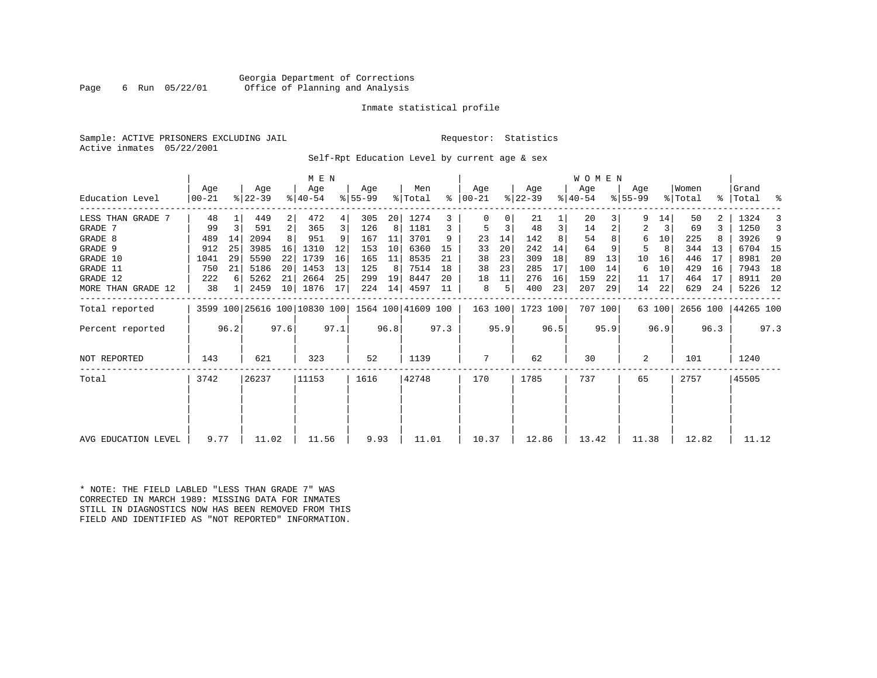Georgia Department of Corrections
Office of Planning and Analysis

Inmate statistical profile

Sample: ACTIVE PRISONERS EXCLUDING JAIL

Requestor: Statistics

Active inmates 05/22/2001

Self-Rpt Education Level by current age & sex

| Education Level | MEN Age 00-21 | % | Age 22-39 | % | Age 40-54 | % | Age 55-99 | % | Men Total | % | WOMEN Age 00-21 | % | Age 22-39 | % | Age 40-54 | % | Age 55-99 | % | Women Total | % | Grand Total | % |
|---|---|---|---|---|---|---|---|---|---|---|---|---|---|---|---|---|---|---|---|---|---|---|
| LESS THAN GRADE 7 | 48 | 1 | 449 | 2 | 472 | 4 | 305 | 20 | 1274 | 3 | 0 | 0 | 21 | 1 | 20 | 3 | 9 | 14 | 50 | 2 | 1324 | 3 |
| GRADE 7 | 99 | 3 | 591 | 2 | 365 | 3 | 126 | 8 | 1181 | 3 | 5 | 3 | 48 | 3 | 14 | 2 | 2 | 3 | 69 | 3 | 1250 | 3 |
| GRADE 8 | 489 | 14 | 2094 | 8 | 951 | 9 | 167 | 11 | 3701 | 9 | 23 | 14 | 142 | 8 | 54 | 8 | 6 | 10 | 225 | 8 | 3926 | 9 |
| GRADE 9 | 912 | 25 | 3985 | 16 | 1310 | 12 | 153 | 10 | 6360 | 15 | 33 | 20 | 242 | 14 | 64 | 9 | 5 | 8 | 344 | 13 | 6704 | 15 |
| GRADE 10 | 1041 | 29 | 5590 | 22 | 1739 | 16 | 165 | 11 | 8535 | 21 | 38 | 23 | 309 | 18 | 89 | 13 | 10 | 16 | 446 | 17 | 8981 | 20 |
| GRADE 11 | 750 | 21 | 5186 | 20 | 1453 | 13 | 125 | 8 | 7514 | 18 | 38 | 23 | 285 | 17 | 100 | 14 | 6 | 10 | 429 | 16 | 7943 | 18 |
| GRADE 12 | 222 | 6 | 5262 | 21 | 2664 | 25 | 299 | 19 | 8447 | 20 | 18 | 11 | 276 | 16 | 159 | 22 | 11 | 17 | 464 | 17 | 8911 | 20 |
| MORE THAN GRADE 12 | 38 | 1 | 2459 | 10 | 1876 | 17 | 224 | 14 | 4597 | 11 | 8 | 5 | 400 | 23 | 207 | 29 | 14 | 22 | 629 | 24 | 5226 | 12 |
| Total reported | 3599 | 100 | 25616 | 100 | 10830 | 100 | 1564 | 100 | 41609 | 100 | 163 | 100 | 1723 | 100 | 707 | 100 | 63 | 100 | 2656 | 100 | 44265 | 100 |
| Percent reported | | 96.2 | | 97.6 | | 97.1 | | 96.8 | | 97.3 | | 95.9 | | 96.5 | | 95.9 | | 96.9 | | 96.3 | | 97.3 |
| NOT REPORTED | 143 | | 621 | | 323 | | 52 | | 1139 | | 7 | | 62 | | 30 | | 2 | | 101 | | 1240 | |
| Total | 3742 | | 26237 | | 11153 | | 1616 | | 42748 | | 170 | | 1785 | | 737 | | 65 | | 2757 | | 45505 | |
| AVG EDUCATION LEVEL | 9.77 | | 11.02 | | 11.56 | | 9.93 | | 11.01 | | 10.37 | | 12.86 | | 13.42 | | 11.38 | | 12.82 | | 11.12 | |

* NOTE: THE FIELD LABLED "LESS THAN GRADE 7" WAS CORRECTED IN MARCH 1989: MISSING DATA FOR INMATES STILL IN DIAGNOSTICS NOW HAS BEEN REMOVED FROM THIS FIELD AND IDENTIFIED AS "NOT REPORTED" INFORMATION.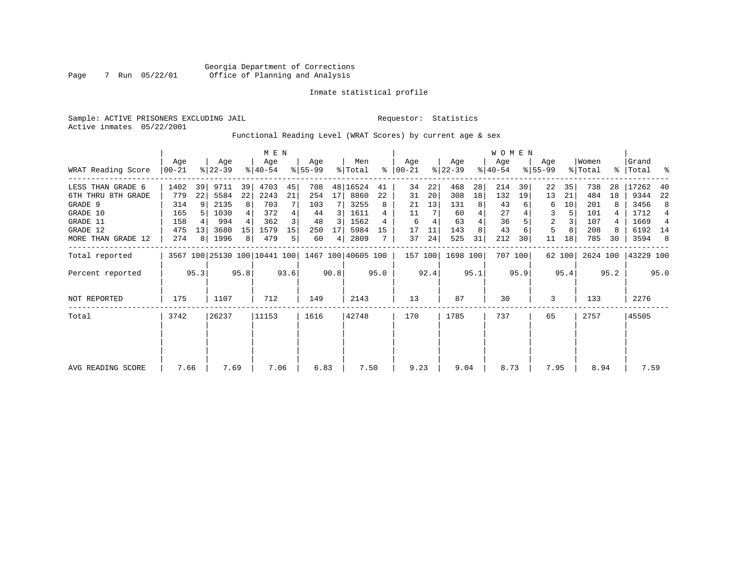Georgia Department of Corrections
Office of Planning and Analysis

Inmate statistical profile

Sample: ACTIVE PRISONERS EXCLUDING JAIL

Requestor: Statistics

Active inmates 05/22/2001

Functional Reading Level (WRAT Scores) by current age & sex

| WRAT Reading Score | MEN Age 00-21 | % | Age 22-39 | % | Age 40-54 | % | Age 55-99 | % | Men Total | % | WOMEN Age 00-21 | % | Age 22-39 | % | Age 40-54 | % | Age 55-99 | % | Women Total | % | Grand Total | % |
|---|---|---|---|---|---|---|---|---|---|---|---|---|---|---|---|---|---|---|---|---|---|---|
| LESS THAN GRADE 6 | 1402 | 39 | 9711 | 39 | 4703 | 45 | 708 | 48 | 16524 | 41 | 34 | 22 | 468 | 28 | 214 | 30 | 22 | 35 | 738 | 28 | 17262 | 40 |
| 6TH THRU 8TH GRADE | 779 | 22 | 5584 | 22 | 2243 | 21 | 254 | 17 | 8860 | 22 | 31 | 20 | 308 | 18 | 132 | 19 | 13 | 21 | 484 | 18 | 9344 | 22 |
| GRADE 9 | 314 | 9 | 2135 | 8 | 703 | 7 | 103 | 7 | 3255 | 8 | 21 | 13 | 131 | 8 | 43 | 6 | 6 | 10 | 201 | 8 | 3456 | 8 |
| GRADE 10 | 165 | 5 | 1030 | 4 | 372 | 4 | 44 | 3 | 1611 | 4 | 11 | 7 | 60 | 4 | 27 | 4 | 3 | 5 | 101 | 4 | 1712 | 4 |
| GRADE 11 | 158 | 4 | 994 | 4 | 362 | 3 | 48 | 3 | 1562 | 4 | 6 | 4 | 63 | 4 | 36 | 5 | 2 | 3 | 107 | 4 | 1669 | 4 |
| GRADE 12 | 475 | 13 | 3680 | 15 | 1579 | 15 | 250 | 17 | 5984 | 15 | 17 | 11 | 143 | 8 | 43 | 6 | 5 | 8 | 208 | 8 | 6192 | 14 |
| MORE THAN GRADE 12 | 274 | 8 | 1996 | 8 | 479 | 5 | 60 | 4 | 2809 | 7 | 37 | 24 | 525 | 31 | 212 | 30 | 11 | 18 | 785 | 30 | 3594 | 8 |
| Total reported | 3567 | 100 | 25130 | 100 | 10441 | 100 | 1467 | 100 | 40605 | 100 | 157 | 100 | 1698 | 100 | 707 | 100 | 62 | 100 | 2624 | 100 | 43229 | 100 |
| Percent reported | | 95.3 | | 95.8 | | 93.6 | | 90.8 | | 95.0 | | 92.4 | | 95.1 | | 95.9 | | 95.4 | | 95.2 | | 95.0 |
| NOT REPORTED | 175 | | 1107 | | 712 | | 149 | | 2143 | | 13 | | 87 | | 30 | | 3 | | 133 | | 2276 | |
| Total | 3742 | | 26237 | | 11153 | | 1616 | | 42748 | | 170 | | 1785 | | 737 | | 65 | | 2757 | | 45505 | |
| AVG READING SCORE | 7.66 | | 7.69 | | 7.06 | | 6.83 | | 7.50 | | 9.23 | | 9.04 | | 8.73 | | 7.95 | | 8.94 | | 7.59 | |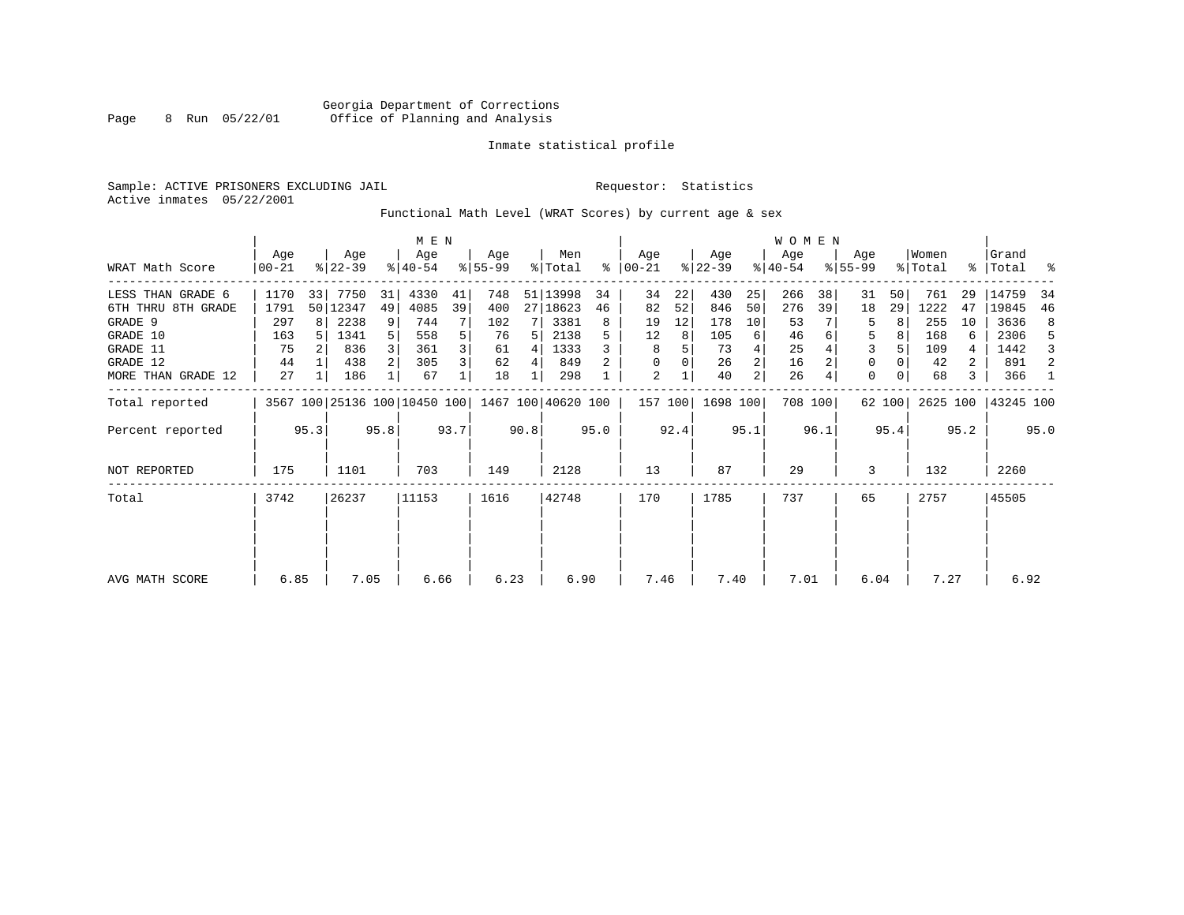Georgia Department of Corrections
Office of Planning and Analysis

Inmate statistical profile

Sample: ACTIVE PRISONERS EXCLUDING JAIL

Requestor: Statistics

Active inmates 05/22/2001

Functional Math Level (WRAT Scores) by current age & sex

| WRAT Math Score | MEN Age 00-21 | % | MEN Age 22-39 | % | MEN Age 40-54 | % | MEN Age 55-99 | % | Men Total | % | WOMEN Age 00-21 | % | WOMEN Age 22-39 | % | WOMEN Age 40-54 | % | WOMEN Age 55-99 | % | Women Total | % | Grand Total | % |
|---|---|---|---|---|---|---|---|---|---|---|---|---|---|---|---|---|---|---|---|---|---|---|
| LESS THAN GRADE 6 | 1170 | 33 | 7750 | 31 | 4330 | 41 | 748 | 51 | 13998 | 34 | 34 | 22 | 430 | 25 | 266 | 38 | 31 | 50 | 761 | 29 | 14759 | 34 |
| 6TH THRU 8TH GRADE | 1791 | 50 | 12347 | 49 | 4085 | 39 | 400 | 27 | 18623 | 46 | 82 | 52 | 846 | 50 | 276 | 39 | 18 | 29 | 1222 | 47 | 19845 | 46 |
| GRADE 9 | 297 | 8 | 2238 | 9 | 744 | 7 | 102 | 7 | 3381 | 8 | 19 | 12 | 178 | 10 | 53 | 7 | 5 | 8 | 255 | 10 | 3636 | 8 |
| GRADE 10 | 163 | 5 | 1341 | 5 | 558 | 5 | 76 | 5 | 2138 | 5 | 12 | 8 | 105 | 6 | 46 | 6 | 5 | 8 | 168 | 6 | 2306 | 5 |
| GRADE 11 | 75 | 2 | 836 | 3 | 361 | 3 | 61 | 4 | 1333 | 3 | 8 | 5 | 73 | 4 | 25 | 4 | 3 | 5 | 109 | 4 | 1442 | 3 |
| GRADE 12 | 44 | 1 | 438 | 2 | 305 | 3 | 62 | 4 | 849 | 2 | 0 | 0 | 26 | 2 | 16 | 2 | 0 | 0 | 42 | 2 | 891 | 2 |
| MORE THAN GRADE 12 | 27 | 1 | 186 | 1 | 67 | 1 | 18 | 1 | 298 | 1 | 2 | 1 | 40 | 2 | 26 | 4 | 0 | 0 | 68 | 3 | 366 | 1 |
| Total reported | 3567 | 100 | 25136 | 100 | 10450 | 100 | 1467 | 100 | 40620 | 100 | 157 | 100 | 1698 | 100 | 708 | 100 | 62 | 100 | 2625 | 100 | 43245 | 100 |
| Percent reported | | 95.3 | | 95.8 | | 93.7 | | 90.8 | | 95.0 | | 92.4 | | 95.1 | | 96.1 | | 95.4 | | 95.2 | | 95.0 |
| NOT REPORTED | 175 | | 1101 | | 703 | | 149 | | 2128 | | 13 | | 87 | | 29 | | 3 | | 132 | | 2260 | |
| Total | 3742 | | 26237 | | 11153 | | 1616 | | 42748 | | 170 | | 1785 | | 737 | | 65 | | 2757 | | 45505 | |
| AVG MATH SCORE | 6.85 | | 7.05 | | 6.66 | | 6.23 | | 6.90 | | 7.46 | | 7.40 | | 7.01 | | 6.04 | | 7.27 | | 6.92 | |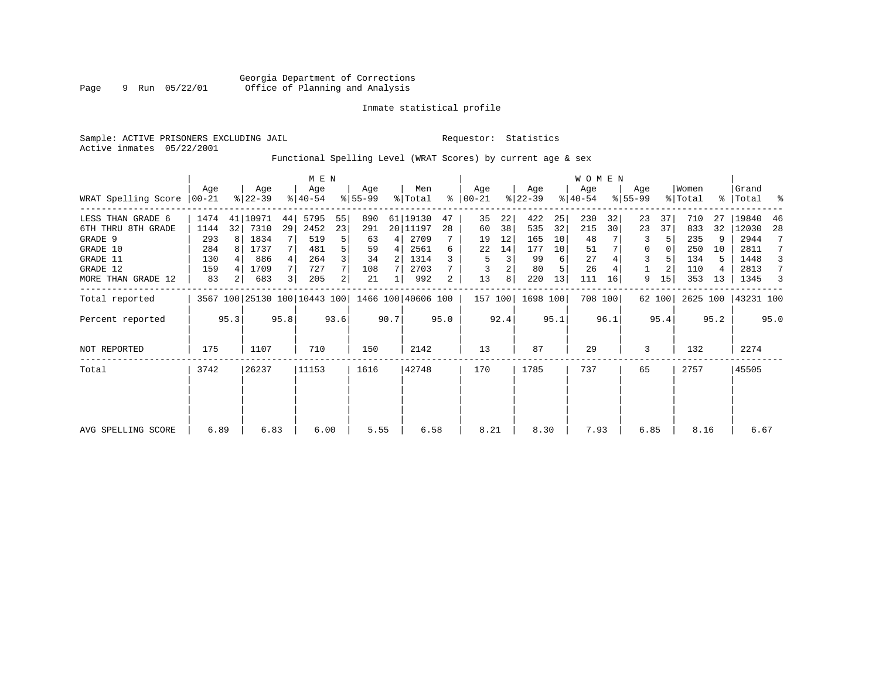Georgia Department of Corrections
Office of Planning and Analysis

Inmate statistical profile

Sample: ACTIVE PRISONERS EXCLUDING JAIL

Requestor: Statistics

Active inmates 05/22/2001

Functional Spelling Level (WRAT Scores) by current age & sex

| WRAT Spelling Score | MEN Age 00-21 | % | Age 22-39 | % | Age 40-54 | % | Age 55-99 | % | Men Total | % | WOMEN Age 00-21 | % | Age 22-39 | % | Age 40-54 | % | Age 55-99 | % | Women Total | % | Grand Total | % |
|---|---|---|---|---|---|---|---|---|---|---|---|---|---|---|---|---|---|---|---|---|---|---|
| LESS THAN GRADE 6 | 1474 | 41 | 10971 | 44 | 5795 | 55 | 890 | 61 | 19130 | 47 | 35 | 22 | 422 | 25 | 230 | 32 | 23 | 37 | 710 | 27 | 19840 | 46 |
| 6TH THRU 8TH GRADE | 1144 | 32 | 7310 | 29 | 2452 | 23 | 291 | 20 | 11197 | 28 | 60 | 38 | 535 | 32 | 215 | 30 | 23 | 37 | 833 | 32 | 12030 | 28 |
| GRADE 9 | 293 | 8 | 1834 | 7 | 519 | 5 | 63 | 4 | 2709 | 7 | 19 | 12 | 165 | 10 | 48 | 7 | 3 | 5 | 235 | 9 | 2944 | 7 |
| GRADE 10 | 284 | 8 | 1737 | 7 | 481 | 5 | 59 | 4 | 2561 | 6 | 22 | 14 | 177 | 10 | 51 | 7 | 0 | 0 | 250 | 10 | 2811 | 7 |
| GRADE 11 | 130 | 4 | 886 | 4 | 264 | 3 | 34 | 2 | 1314 | 3 | 5 | 3 | 99 | 6 | 27 | 4 | 3 | 5 | 134 | 5 | 1448 | 3 |
| GRADE 12 | 159 | 4 | 1709 | 7 | 727 | 7 | 108 | 7 | 2703 | 7 | 3 | 2 | 80 | 5 | 26 | 4 | 1 | 2 | 110 | 4 | 2813 | 7 |
| MORE THAN GRADE 12 | 83 | 2 | 683 | 3 | 205 | 2 | 21 | 1 | 992 | 2 | 13 | 8 | 220 | 13 | 111 | 16 | 9 | 15 | 353 | 13 | 1345 | 3 |
| Total reported | 3567 | 100 | 25130 | 100 | 10443 | 100 | 1466 | 100 | 40606 | 100 | 157 | 100 | 1698 | 100 | 708 | 100 | 62 | 100 | 2625 | 100 | 43231 | 100 |
| Percent reported | | 95.3 | | 95.8 | | 93.6 | | 90.7 | | 95.0 | | 92.4 | | 95.1 | | 96.1 | | 95.4 | | 95.2 | | 95.0 |
| NOT REPORTED | 175 | | 1107 | | 710 | | 150 | | 2142 | | 13 | | 87 | | 29 | | 3 | | 132 | | 2274 | |
| Total | 3742 | | 26237 | | 11153 | | 1616 | | 42748 | | 170 | | 1785 | | 737 | | 65 | | 2757 | | 45505 | |
| AVG SPELLING SCORE | 6.89 | | 6.83 | | 6.00 | | 5.55 | | 6.58 | | 8.21 | | 8.30 | | 7.93 | | 6.85 | | 8.16 | | 6.67 | |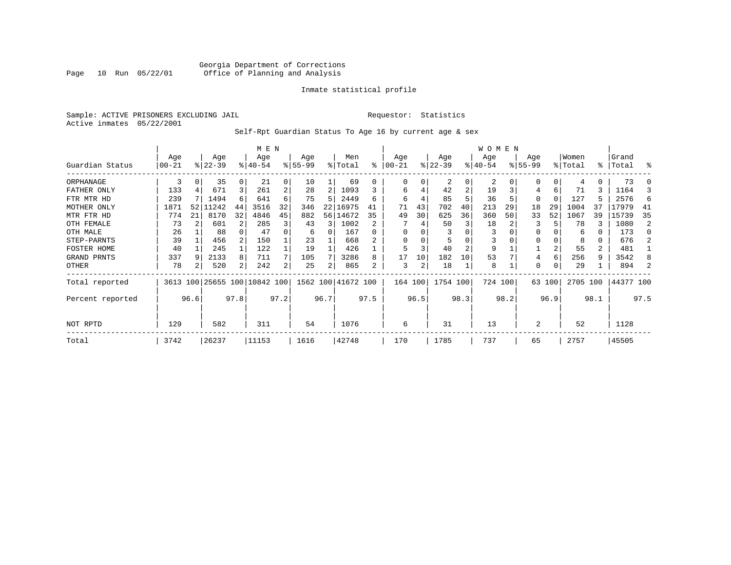Georgia Department of Corrections
Office of Planning and Analysis

Inmate statistical profile

Sample: ACTIVE PRISONERS EXCLUDING JAIL    Requestor: Statistics
Active inmates 05/22/2001

Self-Rpt Guardian Status To Age 16 by current age & sex

| | MEN | | | | | | | | | | WOMEN | | | | | | | | | | | |
|---|---|---|---|---|---|---|---|---|---|---|---|---|---|---|---|---|---|---|---|---|---|---|
| Guardian Status | Age 00-21 | % | Age 22-39 | % | Age 40-54 | % | Age 55-99 | % | Men Total | % | Age 00-21 | % | Age 22-39 | % | Age 40-54 | % | Age 55-99 | % | Women Total | % | Grand Total | % |
| ORPHANAGE | 3 | 0 | 35 | 0 | 21 | 0 | 10 | 1 | 69 | 0 | 0 | 0 | 2 | 0 | 2 | 0 | 0 | 0 | 4 | 0 | 73 | 0 |
| FATHER ONLY | 133 | 4 | 671 | 3 | 261 | 2 | 28 | 2 | 1093 | 3 | 6 | 4 | 42 | 2 | 19 | 3 | 4 | 6 | 71 | 3 | 1164 | 3 |
| FTR MTR HD | 239 | 7 | 1494 | 6 | 641 | 6 | 75 | 5 | 2449 | 6 | 6 | 4 | 85 | 5 | 36 | 5 | 0 | 0 | 127 | 5 | 2576 | 6 |
| MOTHER ONLY | 1871 | 52 | 11242 | 44 | 3516 | 32 | 346 | 22 | 16975 | 41 | 71 | 43 | 702 | 40 | 213 | 29 | 18 | 29 | 1004 | 37 | 17979 | 41 |
| MTR FTR HD | 774 | 21 | 8170 | 32 | 4846 | 45 | 882 | 56 | 14672 | 35 | 49 | 30 | 625 | 36 | 360 | 50 | 33 | 52 | 1067 | 39 | 15739 | 35 |
| OTH FEMALE | 73 | 2 | 601 | 2 | 285 | 3 | 43 | 3 | 1002 | 2 | 7 | 4 | 50 | 3 | 18 | 2 | 3 | 5 | 78 | 3 | 1080 | 2 |
| OTH MALE | 26 | 1 | 88 | 0 | 47 | 0 | 6 | 0 | 167 | 0 | 0 | 0 | 3 | 0 | 3 | 0 | 0 | 0 | 6 | 0 | 173 | 0 |
| STEP-PARNTS | 39 | 1 | 456 | 2 | 150 | 1 | 23 | 1 | 668 | 2 | 0 | 0 | 5 | 0 | 3 | 0 | 0 | 0 | 8 | 0 | 676 | 2 |
| FOSTER HOME | 40 | 1 | 245 | 1 | 122 | 1 | 19 | 1 | 426 | 1 | 5 | 3 | 40 | 2 | 9 | 1 | 1 | 2 | 55 | 2 | 481 | 1 |
| GRAND PRNTS | 337 | 9 | 2133 | 8 | 711 | 7 | 105 | 7 | 3286 | 8 | 17 | 10 | 182 | 10 | 53 | 7 | 4 | 6 | 256 | 9 | 3542 | 8 |
| OTHER | 78 | 2 | 520 | 2 | 242 | 2 | 25 | 2 | 865 | 2 | 3 | 2 | 18 | 1 | 8 | 1 | 0 | 0 | 29 | 1 | 894 | 2 |
| Total reported | 3613 | 100 | 25655 | 100 | 10842 | 100 | 1562 | 100 | 41672 | 100 | 164 | 100 | 1754 | 100 | 724 | 100 | 63 | 100 | 2705 | 100 | 44377 | 100 |
| Percent reported | | 96.6 | | 97.8 | | 97.2 | | 96.7 | | 97.5 | | 96.5 | | 98.3 | | 98.2 | | 96.9 | | 98.1 | | 97.5 |
| NOT RPTD | 129 | | 582 | | 311 | | 54 | | 1076 | | 6 | | 31 | | 13 | | 2 | | 52 | | 1128 | |
| Total | 3742 | | 26237 | | 11153 | | 1616 | | 42748 | | 170 | | 1785 | | 737 | | 65 | | 2757 | | 45505 | |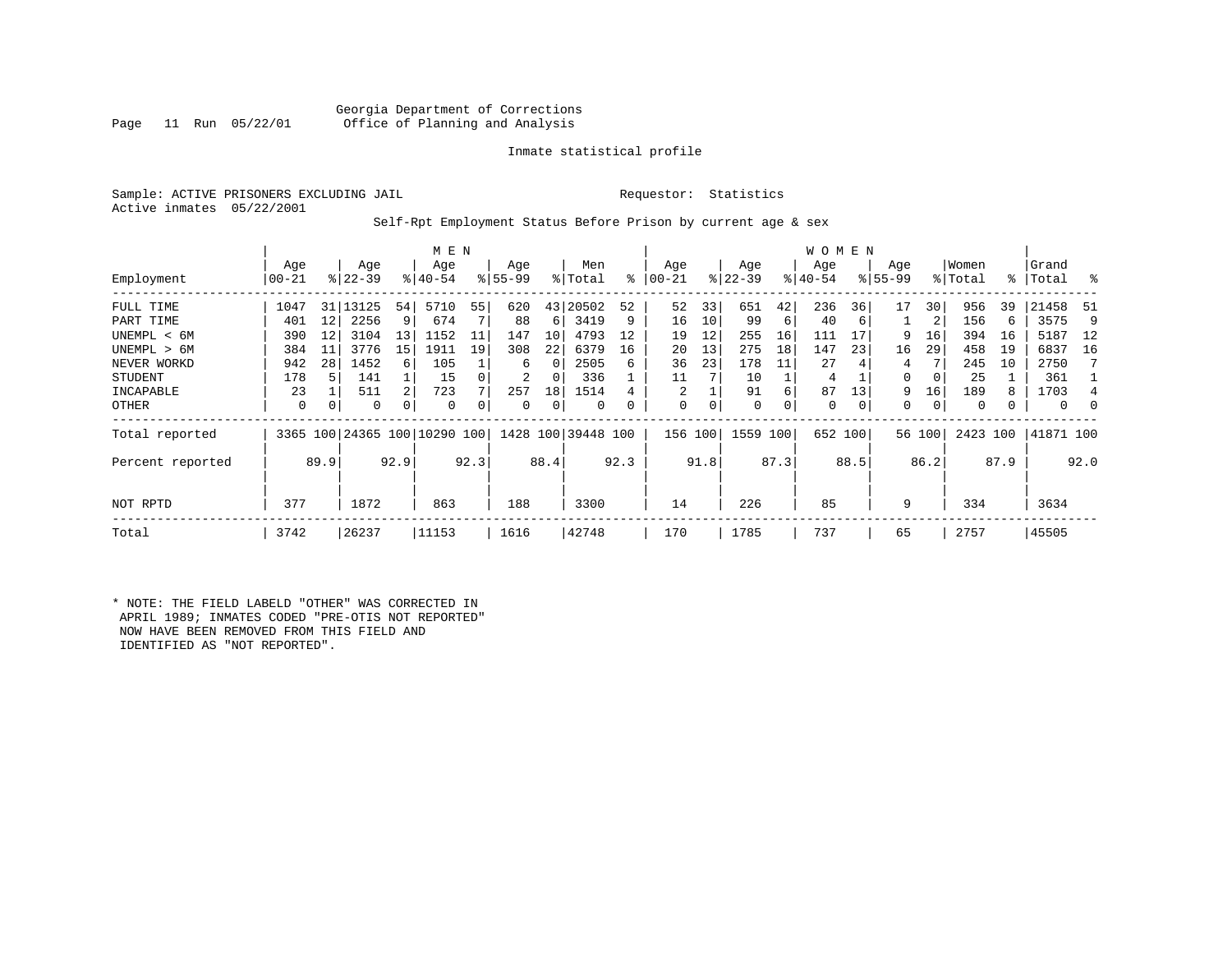Georgia Department of Corrections
Office of Planning and Analysis

Inmate statistical profile

Sample: ACTIVE PRISONERS EXCLUDING JAIL

Requestor: Statistics

Active inmates 05/22/2001

Self-Rpt Employment Status Before Prison by current age & sex

| Employment | MEN Age 00-21 | % | Age 22-39 | % | Age 40-54 | % | Age 55-99 | % | Men Total | % | WOMEN Age 00-21 | % | Age 22-39 | % | Age 40-54 | % | Age 55-99 | % | Women Total | % | Grand Total | % |
|---|---|---|---|---|---|---|---|---|---|---|---|---|---|---|---|---|---|---|---|---|---|---|
| FULL TIME | 1047 | 31 | 13125 | 54 | 5710 | 55 | 620 | 43 | 20502 | 52 | 52 | 33 | 651 | 42 | 236 | 36 | 17 | 30 | 956 | 39 | 21458 | 51 |
| PART TIME | 401 | 12 | 2256 | 9 | 674 | 7 | 88 | 6 | 3419 | 9 | 16 | 10 | 99 | 6 | 40 | 6 | 1 | 2 | 156 | 6 | 3575 | 9 |
| UNEMPL < 6M | 390 | 12 | 3104 | 13 | 1152 | 11 | 147 | 10 | 4793 | 12 | 19 | 12 | 255 | 16 | 111 | 17 | 9 | 16 | 394 | 16 | 5187 | 12 |
| UNEMPL > 6M | 384 | 11 | 3776 | 15 | 1911 | 19 | 308 | 22 | 6379 | 16 | 20 | 13 | 275 | 18 | 147 | 23 | 16 | 29 | 458 | 19 | 6837 | 16 |
| NEVER WORKD | 942 | 28 | 1452 | 6 | 105 | 1 | 6 | 0 | 2505 | 6 | 36 | 23 | 178 | 11 | 27 | 4 | 4 | 7 | 245 | 10 | 2750 | 7 |
| STUDENT | 178 | 5 | 141 | 1 | 15 | 0 | 2 | 0 | 336 | 1 | 11 | 7 | 10 | 1 | 4 | 1 | 0 | 0 | 25 | 1 | 361 | 1 |
| INCAPABLE | 23 | 1 | 511 | 2 | 723 | 7 | 257 | 18 | 1514 | 4 | 2 | 1 | 91 | 6 | 87 | 13 | 9 | 16 | 189 | 8 | 1703 | 4 |
| OTHER | 0 | 0 | 0 | 0 | 0 | 0 | 0 | 0 | 0 | 0 | 0 | 0 | 0 | 0 | 0 | 0 | 0 | 0 | 0 | 0 | 0 | 0 |
| Total reported | 3365 | 100 | 24365 | 100 | 10290 | 100 | 1428 | 100 | 39448 | 100 | 156 | 100 | 1559 | 100 | 652 | 100 | 56 | 100 | 2423 | 100 | 41871 | 100 |
| Percent reported | | 89.9 | | 92.9 | | 92.3 | | 88.4 | | 92.3 | | 91.8 | | 87.3 | | 88.5 | | 86.2 | | 87.9 | | 92.0 |
| NOT RPTD | 377 | | 1872 | | 863 | | 188 | | 3300 | | 14 | | 226 | | 85 | | 9 | | 334 | | 3634 | |
| Total | 3742 | | 26237 | | 11153 | | 1616 | | 42748 | | 170 | | 1785 | | 737 | | 65 | | 2757 | | 45505 | |

\* NOTE: THE FIELD LABELD "OTHER" WAS CORRECTED IN APRIL 1989; INMATES CODED "PRE-OTIS NOT REPORTED" NOW HAVE BEEN REMOVED FROM THIS FIELD AND IDENTIFIED AS "NOT REPORTED".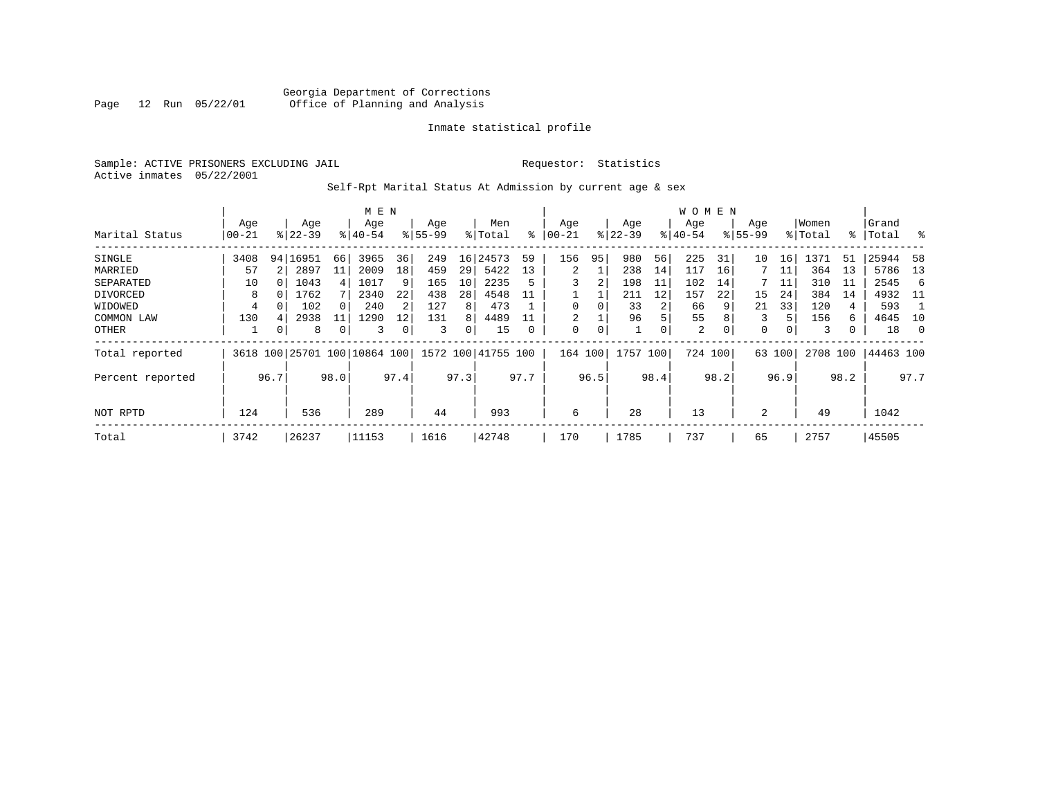Georgia Department of Corrections
Office of Planning and Analysis

Inmate statistical profile

Sample: ACTIVE PRISONERS EXCLUDING JAIL    Requestor: Statistics
Active inmates 05/22/2001

Self-Rpt Marital Status At Admission by current age & sex

| | MEN | | | | | | | | | | WOMEN | | | | | | | | | | | |
|---|---|---|---|---|---|---|---|---|---|---|---|---|---|---|---|---|---|---|---|---|---|---|
| Marital Status | Age 00-21 | % | Age 22-39 | % | Age 40-54 | % | Age 55-99 | % | Men Total | % | Age 00-21 | % | Age 22-39 | % | Age 40-54 | % | Age 55-99 | % | Women Total | % | Grand Total | % |
| SINGLE | 3408 | 94 | 16951 | 66 | 3965 | 36 | 249 | 16 | 24573 | 59 | 156 | 95 | 980 | 56 | 225 | 31 | 10 | 16 | 1371 | 51 | 25944 | 58 |
| MARRIED | 57 | 2 | 2897 | 11 | 2009 | 18 | 459 | 29 | 5422 | 13 | 2 | 1 | 238 | 14 | 117 | 16 | 7 | 11 | 364 | 13 | 5786 | 13 |
| SEPARATED | 10 | 0 | 1043 | 4 | 1017 | 9 | 165 | 10 | 2235 | 5 | 3 | 2 | 198 | 11 | 102 | 14 | 7 | 11 | 310 | 11 | 2545 | 6 |
| DIVORCED | 8 | 0 | 1762 | 7 | 2340 | 22 | 438 | 28 | 4548 | 11 | 1 | 1 | 211 | 12 | 157 | 22 | 15 | 24 | 384 | 14 | 4932 | 11 |
| WIDOWED | 4 | 0 | 102 | 0 | 240 | 2 | 127 | 8 | 473 | 1 | 0 | 0 | 33 | 2 | 66 | 9 | 21 | 33 | 120 | 4 | 593 | 1 |
| COMMON LAW | 130 | 4 | 2938 | 11 | 1290 | 12 | 131 | 8 | 4489 | 11 | 2 | 1 | 96 | 5 | 55 | 8 | 3 | 5 | 156 | 6 | 4645 | 10 |
| OTHER | 1 | 0 | 8 | 0 | 3 | 0 | 3 | 0 | 15 | 0 | 0 | 0 | 1 | 0 | 2 | 0 | 0 | 0 | 3 | 0 | 18 | 0 |
| Total reported | 3618 | 100 | 25701 | 100 | 10864 | 100 | 1572 | 100 | 41755 | 100 | 164 | 100 | 1757 | 100 | 724 | 100 | 63 | 100 | 2708 | 100 | 44463 | 100 |
| Percent reported | | 96.7 | | 98.0 | | 97.4 | | 97.3 | | 97.7 | | 96.5 | | 98.4 | | 98.2 | | 96.9 | | 98.2 | | 97.7 |
| NOT RPTD | 124 | | 536 | | 289 | | 44 | | 993 | | 6 | | 28 | | 13 | | 2 | | 49 | | 1042 | |
| Total | 3742 | | 26237 | | 11153 | | 1616 | | 42748 | | 170 | | 1785 | | 737 | | 65 | | 2757 | | 45505 | |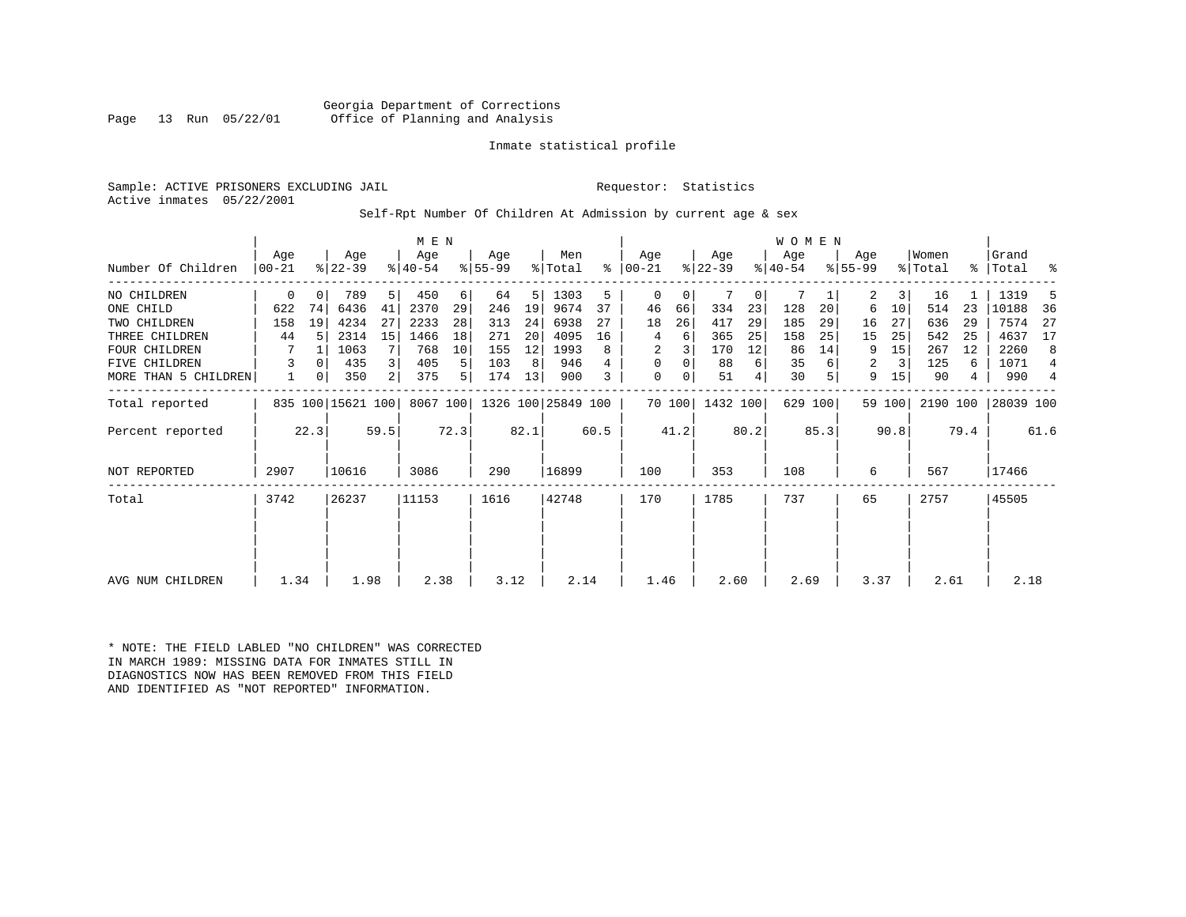Georgia Department of Corrections
Office of Planning and Analysis

Inmate statistical profile

Sample: ACTIVE PRISONERS EXCLUDING JAIL
Active inmates 05/22/2001

Requestor: Statistics

Self-Rpt Number Of Children At Admission by current age & sex

| | MEN | | | | | | | | | | WOMEN | | | | | | | | | | | |
|---|---|---|---|---|---|---|---|---|---|---|---|---|---|---|---|---|---|---|---|---|---|---|
| Number Of Children | Age 00-21 | % | Age 22-39 | % | Age 40-54 | % | Age 55-99 | % | Men Total | % | Age 00-21 | % | Age 22-39 | % | Age 40-54 | % | Age 55-99 | % | Women Total | % | Grand Total | % |
| NO CHILDREN | 0 | 0 | 789 | 5 | 450 | 6 | 64 | 5 | 1303 | 5 | 0 | 0 | 7 | 0 | 7 | 1 | 2 | 3 | 16 | 1 | 1319 | 5 |
| ONE CHILD | 622 | 74 | 6436 | 41 | 2370 | 29 | 246 | 19 | 9674 | 37 | 46 | 66 | 334 | 23 | 128 | 20 | 6 | 10 | 514 | 23 | 10188 | 36 |
| TWO CHILDREN | 158 | 19 | 4234 | 27 | 2233 | 28 | 313 | 24 | 6938 | 27 | 18 | 26 | 417 | 29 | 185 | 29 | 16 | 27 | 636 | 29 | 7574 | 27 |
| THREE CHILDREN | 44 | 5 | 2314 | 15 | 1466 | 18 | 271 | 20 | 4095 | 16 | 4 | 6 | 365 | 25 | 158 | 25 | 15 | 25 | 542 | 25 | 4637 | 17 |
| FOUR CHILDREN | 7 | 1 | 1063 | 7 | 768 | 10 | 155 | 12 | 1993 | 8 | 2 | 3 | 170 | 12 | 86 | 14 | 9 | 15 | 267 | 12 | 2260 | 8 |
| FIVE CHILDREN | 3 | 0 | 435 | 3 | 405 | 5 | 103 | 8 | 946 | 4 | 0 | 0 | 88 | 6 | 35 | 6 | 2 | 3 | 125 | 6 | 1071 | 4 |
| MORE THAN 5 CHILDREN | 1 | 0 | 350 | 2 | 375 | 5 | 174 | 13 | 900 | 3 | 0 | 0 | 51 | 4 | 30 | 5 | 9 | 15 | 90 | 4 | 990 | 4 |
| Total reported | 835 | 100 | 15621 | 100 | 8067 | 100 | 1326 | 100 | 25849 | 100 | 70 | 100 | 1432 | 100 | 629 | 100 | 59 | 100 | 2190 | 100 | 28039 | 100 |
| Percent reported | | 22.3 | | 59.5 | | 72.3 | | 82.1 | | 60.5 | | 41.2 | | 80.2 | | 85.3 | | 90.8 | | 79.4 | | 61.6 |
| NOT REPORTED | 2907 | | 10616 | | 3086 | | 290 | | 16899 | | 100 | | 353 | | 108 | | 6 | | 567 | | 17466 | |
| Total | 3742 | | 26237 | | 11153 | | 1616 | | 42748 | | 170 | | 1785 | | 737 | | 65 | | 2757 | | 45505 | |
| AVG NUM CHILDREN | 1.34 | | 1.98 | | 2.38 | | 3.12 | | 2.14 | | 1.46 | | 2.60 | | 2.69 | | 3.37 | | 2.61 | | 2.18 | |

* NOTE: THE FIELD LABLED "NO CHILDREN" WAS CORRECTED IN MARCH 1989: MISSING DATA FOR INMATES STILL IN DIAGNOSTICS NOW HAS BEEN REMOVED FROM THIS FIELD AND IDENTIFIED AS "NOT REPORTED" INFORMATION.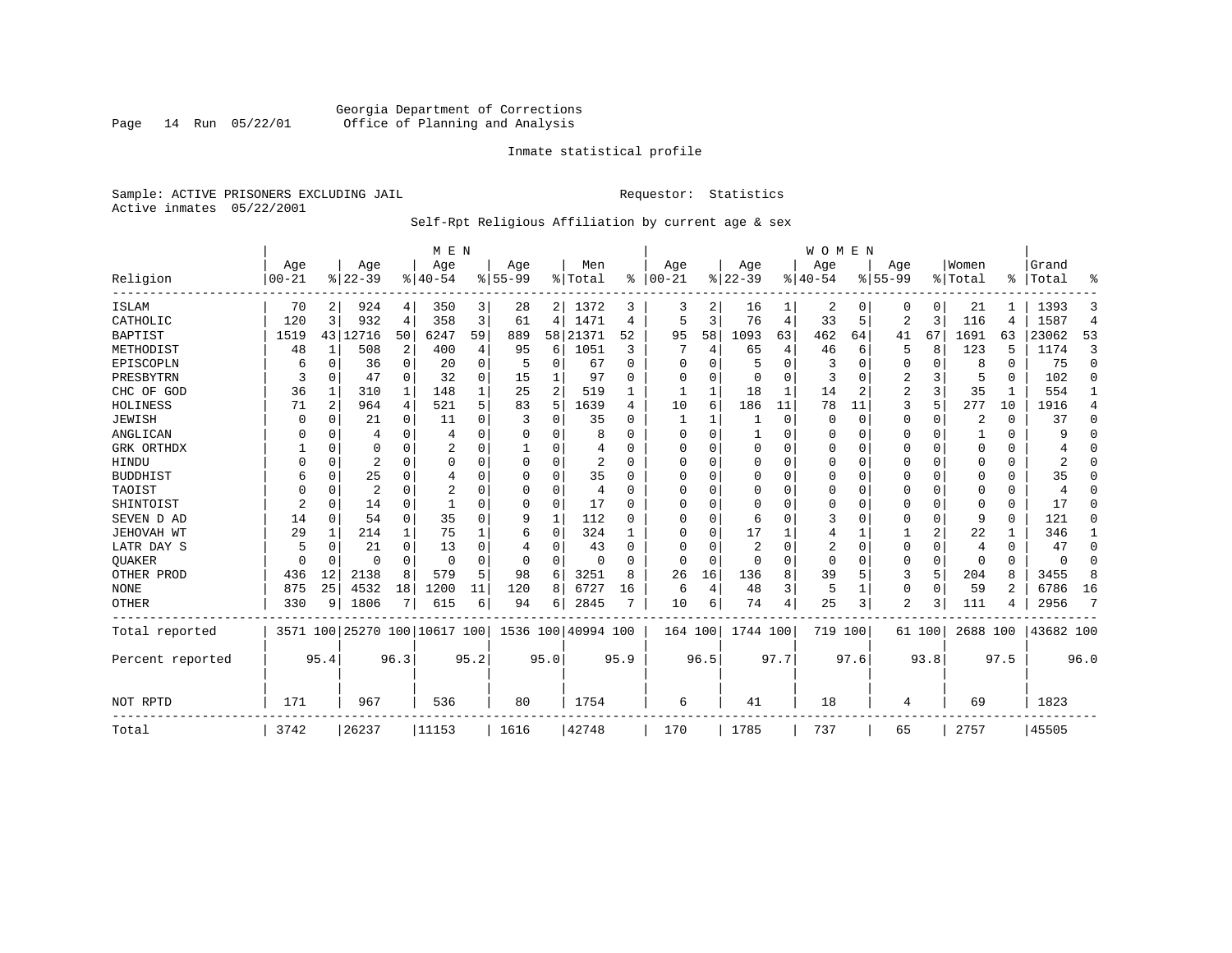Georgia Department of Corrections
Office of Planning and Analysis

Inmate statistical profile

Sample: ACTIVE PRISONERS EXCLUDING JAIL  Requestor: Statistics
Active inmates 05/22/2001

Self-Rpt Religious Affiliation by current age & sex

| Religion | MEN Age 00-21 | % | Age 22-39 | % | Age 40-54 | % | Age 55-99 | % | Men Total | % | WOMEN Age 00-21 | % | Age 22-39 | % | Age 40-54 | % | Age 55-99 | % | Women Total | % | Grand Total | % |
|---|---|---|---|---|---|---|---|---|---|---|---|---|---|---|---|---|---|---|---|---|---|---|
| ISLAM | 70 | 2 | 924 | 4 | 350 | 3 | 28 | 2 | 1372 | 3 | 3 | 2 | 16 | 1 | 2 | 0 | 0 | 0 | 21 | 1 | 1393 | 3 |
| CATHOLIC | 120 | 3 | 932 | 4 | 358 | 3 | 61 | 4 | 1471 | 4 | 5 | 3 | 76 | 4 | 33 | 5 | 2 | 3 | 116 | 4 | 1587 | 4 |
| BAPTIST | 1519 | 43 | 12716 | 50 | 6247 | 59 | 889 | 58 | 21371 | 52 | 95 | 58 | 1093 | 63 | 462 | 64 | 41 | 67 | 1691 | 63 | 23062 | 53 |
| METHODIST | 48 | 1 | 508 | 2 | 400 | 4 | 95 | 6 | 1051 | 3 | 7 | 4 | 65 | 4 | 46 | 6 | 5 | 8 | 123 | 5 | 1174 | 3 |
| EPISCOPLN | 6 | 0 | 36 | 0 | 20 | 0 | 5 | 0 | 67 | 0 | 0 | 0 | 5 | 0 | 3 | 0 | 0 | 0 | 8 | 0 | 75 | 0 |
| PRESBYTRN | 3 | 0 | 47 | 0 | 32 | 0 | 15 | 1 | 97 | 0 | 0 | 0 | 0 | 0 | 3 | 0 | 2 | 3 | 5 | 0 | 102 | 0 |
| CHC OF GOD | 36 | 1 | 310 | 1 | 148 | 1 | 25 | 2 | 519 | 1 | 1 | 1 | 18 | 1 | 14 | 2 | 2 | 3 | 35 | 1 | 554 | 1 |
| HOLINESS | 71 | 2 | 964 | 4 | 521 | 5 | 83 | 5 | 1639 | 4 | 10 | 6 | 186 | 11 | 78 | 11 | 3 | 5 | 277 | 10 | 1916 | 4 |
| JEWISH | 0 | 0 | 21 | 0 | 11 | 0 | 3 | 0 | 35 | 0 | 1 | 1 | 1 | 0 | 0 | 0 | 0 | 0 | 2 | 0 | 37 | 0 |
| ANGLICAN | 0 | 0 | 4 | 0 | 4 | 0 | 0 | 0 | 8 | 0 | 0 | 0 | 1 | 0 | 0 | 0 | 0 | 0 | 1 | 0 | 9 | 0 |
| GRK ORTHDX | 1 | 0 | 0 | 0 | 2 | 0 | 1 | 0 | 4 | 0 | 0 | 0 | 0 | 0 | 0 | 0 | 0 | 0 | 0 | 0 | 4 | 0 |
| HINDU | 0 | 0 | 2 | 0 | 0 | 0 | 0 | 0 | 2 | 0 | 0 | 0 | 0 | 0 | 0 | 0 | 0 | 0 | 0 | 0 | 2 | 0 |
| BUDDHIST | 6 | 0 | 25 | 0 | 4 | 0 | 0 | 0 | 35 | 0 | 0 | 0 | 0 | 0 | 0 | 0 | 0 | 0 | 0 | 0 | 35 | 0 |
| TAOIST | 0 | 0 | 2 | 0 | 2 | 0 | 0 | 0 | 4 | 0 | 0 | 0 | 0 | 0 | 0 | 0 | 0 | 0 | 0 | 0 | 4 | 0 |
| SHINTOIST | 2 | 0 | 14 | 0 | 1 | 0 | 0 | 0 | 17 | 0 | 0 | 0 | 0 | 0 | 0 | 0 | 0 | 0 | 0 | 0 | 17 | 0 |
| SEVEN D AD | 14 | 0 | 54 | 0 | 35 | 0 | 9 | 1 | 112 | 0 | 0 | 0 | 6 | 0 | 3 | 0 | 0 | 0 | 9 | 0 | 121 | 0 |
| JEHOVAH WT | 29 | 1 | 214 | 1 | 75 | 1 | 6 | 0 | 324 | 1 | 0 | 0 | 17 | 1 | 4 | 1 | 1 | 2 | 22 | 1 | 346 | 1 |
| LATR DAY S | 5 | 0 | 21 | 0 | 13 | 0 | 4 | 0 | 43 | 0 | 0 | 0 | 2 | 0 | 2 | 0 | 0 | 0 | 4 | 0 | 47 | 0 |
| QUAKER | 0 | 0 | 0 | 0 | 0 | 0 | 0 | 0 | 0 | 0 | 0 | 0 | 0 | 0 | 0 | 0 | 0 | 0 | 0 | 0 | 0 | 0 |
| OTHER PROD | 436 | 12 | 2138 | 8 | 579 | 5 | 98 | 6 | 3251 | 8 | 26 | 16 | 136 | 8 | 39 | 5 | 3 | 5 | 204 | 8 | 3455 | 8 |
| NONE | 875 | 25 | 4532 | 18 | 1200 | 11 | 120 | 8 | 6727 | 16 | 6 | 4 | 48 | 3 | 5 | 1 | 0 | 0 | 59 | 2 | 6786 | 16 |
| OTHER | 330 | 9 | 1806 | 7 | 615 | 6 | 94 | 6 | 2845 | 7 | 10 | 6 | 74 | 4 | 25 | 3 | 2 | 3 | 111 | 4 | 2956 | 7 |
| Total reported | 3571 | 100 | 25270 | 100 | 10617 | 100 | 1536 | 100 | 40994 | 100 | 164 | 100 | 1744 | 100 | 719 | 100 | 61 | 100 | 2688 | 100 | 43682 | 100 |
| Percent reported | | 95.4 | | 96.3 | | 95.2 | | 95.0 | | 95.9 | | 96.5 | | 97.7 | | 97.6 | | 93.8 | | 97.5 | | 96.0 |
| NOT RPTD | 171 | | 967 | | 536 | | 80 | | 1754 | | 6 | | 41 | | 18 | | 4 | | 69 | | 1823 | |
| Total | 3742 | | 26237 | | 11153 | | 1616 | | 42748 | | 170 | | 1785 | | 737 | | 65 | | 2757 | | 45505 | |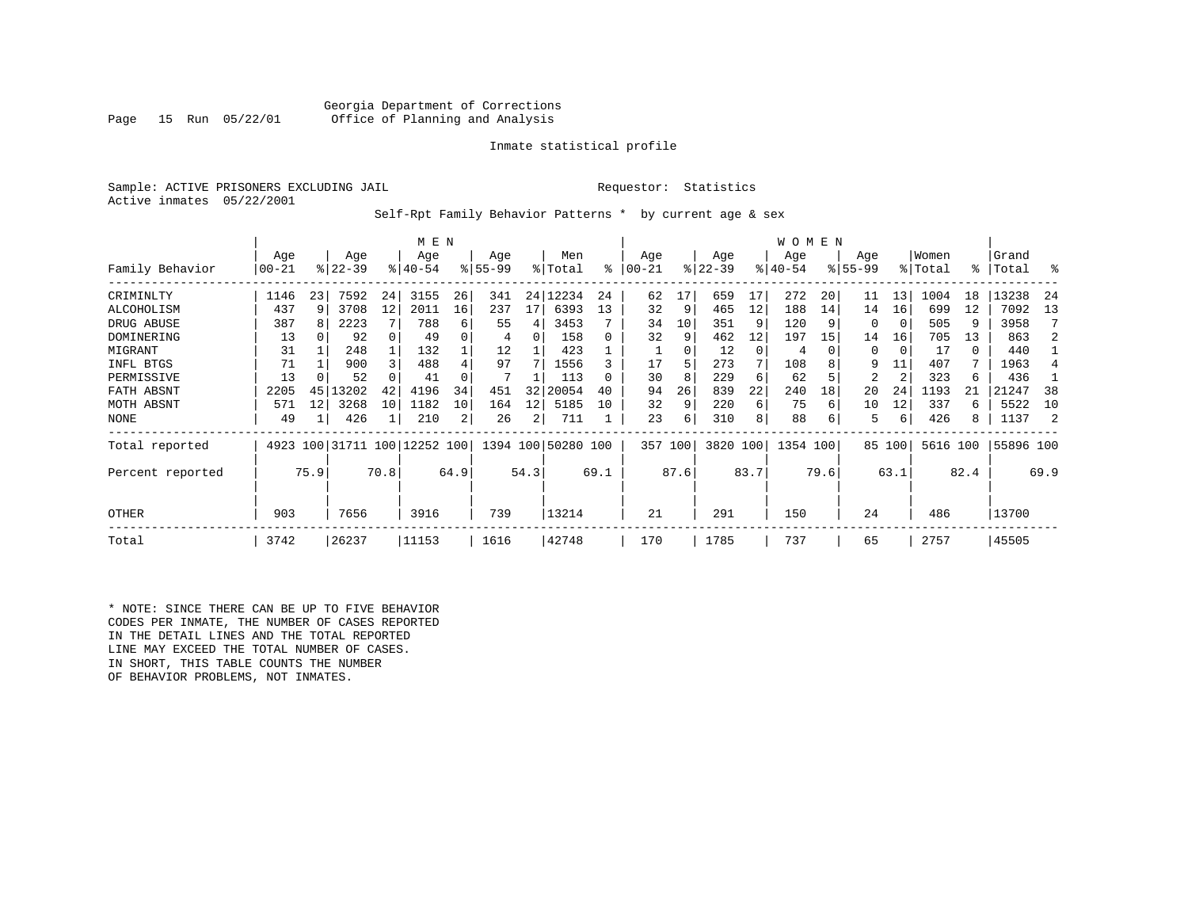Georgia Department of Corrections
Office of Planning and Analysis

Inmate statistical profile

Sample: ACTIVE PRISONERS EXCLUDING JAIL

Requestor: Statistics

Active inmates 05/22/2001

Self-Rpt Family Behavior Patterns * by current age & sex

| | MEN | | | | | | | | | | WOMEN | | | | | | | | | | | |
|---|---|---|---|---|---|---|---|---|---|---|---|---|---|---|---|---|---|---|---|---|---|---|
| Family Behavior | Age 00-21 | % | Age 22-39 | % | Age 40-54 | % | Age 55-99 | % | Men Total | % | Age 00-21 | % | Age 22-39 | % | Age 40-54 | % | Age 55-99 | % | Women Total | % | Grand Total | % |
| CRIMINLTY | 1146 | 23 | 7592 | 24 | 3155 | 26 | 341 | 24 | 12234 | 24 | 62 | 17 | 659 | 17 | 272 | 20 | 11 | 13 | 1004 | 18 | 13238 | 24 |
| ALCOHOLISM | 437 | 9 | 3708 | 12 | 2011 | 16 | 237 | 17 | 6393 | 13 | 32 | 9 | 465 | 12 | 188 | 14 | 14 | 16 | 699 | 12 | 7092 | 13 |
| DRUG ABUSE | 387 | 8 | 2223 | 7 | 788 | 6 | 55 | 4 | 3453 | 7 | 34 | 10 | 351 | 9 | 120 | 9 | 0 | 0 | 505 | 9 | 3958 | 7 |
| DOMINERING | 13 | 0 | 92 | 0 | 49 | 0 | 4 | 0 | 158 | 0 | 32 | 9 | 462 | 12 | 197 | 15 | 14 | 16 | 705 | 13 | 863 | 2 |
| MIGRANT | 31 | 1 | 248 | 1 | 132 | 1 | 12 | 1 | 423 | 1 | 1 | 0 | 12 | 0 | 4 | 0 | 0 | 0 | 17 | 0 | 440 | 1 |
| INFL BTGS | 71 | 1 | 900 | 3 | 488 | 4 | 97 | 7 | 1556 | 3 | 17 | 5 | 273 | 7 | 108 | 8 | 9 | 11 | 407 | 7 | 1963 | 4 |
| PERMISSIVE | 13 | 0 | 52 | 0 | 41 | 0 | 7 | 1 | 113 | 0 | 30 | 8 | 229 | 6 | 62 | 5 | 2 | 2 | 323 | 6 | 436 | 1 |
| FATH ABSNT | 2205 | 45 | 13202 | 42 | 4196 | 34 | 451 | 32 | 20054 | 40 | 94 | 26 | 839 | 22 | 240 | 18 | 20 | 24 | 1193 | 21 | 21247 | 38 |
| MOTH ABSNT | 571 | 12 | 3268 | 10 | 1182 | 10 | 164 | 12 | 5185 | 10 | 32 | 9 | 220 | 6 | 75 | 6 | 10 | 12 | 337 | 6 | 5522 | 10 |
| NONE | 49 | 1 | 426 | 1 | 210 | 2 | 26 | 2 | 711 | 1 | 23 | 6 | 310 | 8 | 88 | 6 | 5 | 6 | 426 | 8 | 1137 | 2 |
| Total reported | 4923 | 100 | 31711 | 100 | 12252 | 100 | 1394 | 100 | 50280 | 100 | 357 | 100 | 3820 | 100 | 1354 | 100 | 85 | 100 | 5616 | 100 | 55896 | 100 |
| Percent reported | | 75.9 | | 70.8 | | 64.9 | | 54.3 | | 69.1 | | 87.6 | | 83.7 | | 79.6 | | 63.1 | | 82.4 | | 69.9 |
| OTHER | 903 | | 7656 | | 3916 | | 739 | | 13214 | | 21 | | 291 | | 150 | | 24 | | 486 | | 13700 | |
| Total | 3742 | | 26237 | | 11153 | | 1616 | | 42748 | | 170 | | 1785 | | 737 | | 65 | | 2757 | | 45505 | |

* NOTE: SINCE THERE CAN BE UP TO FIVE BEHAVIOR CODES PER INMATE, THE NUMBER OF CASES REPORTED IN THE DETAIL LINES AND THE TOTAL REPORTED LINE MAY EXCEED THE TOTAL NUMBER OF CASES. IN SHORT, THIS TABLE COUNTS THE NUMBER OF BEHAVIOR PROBLEMS, NOT INMATES.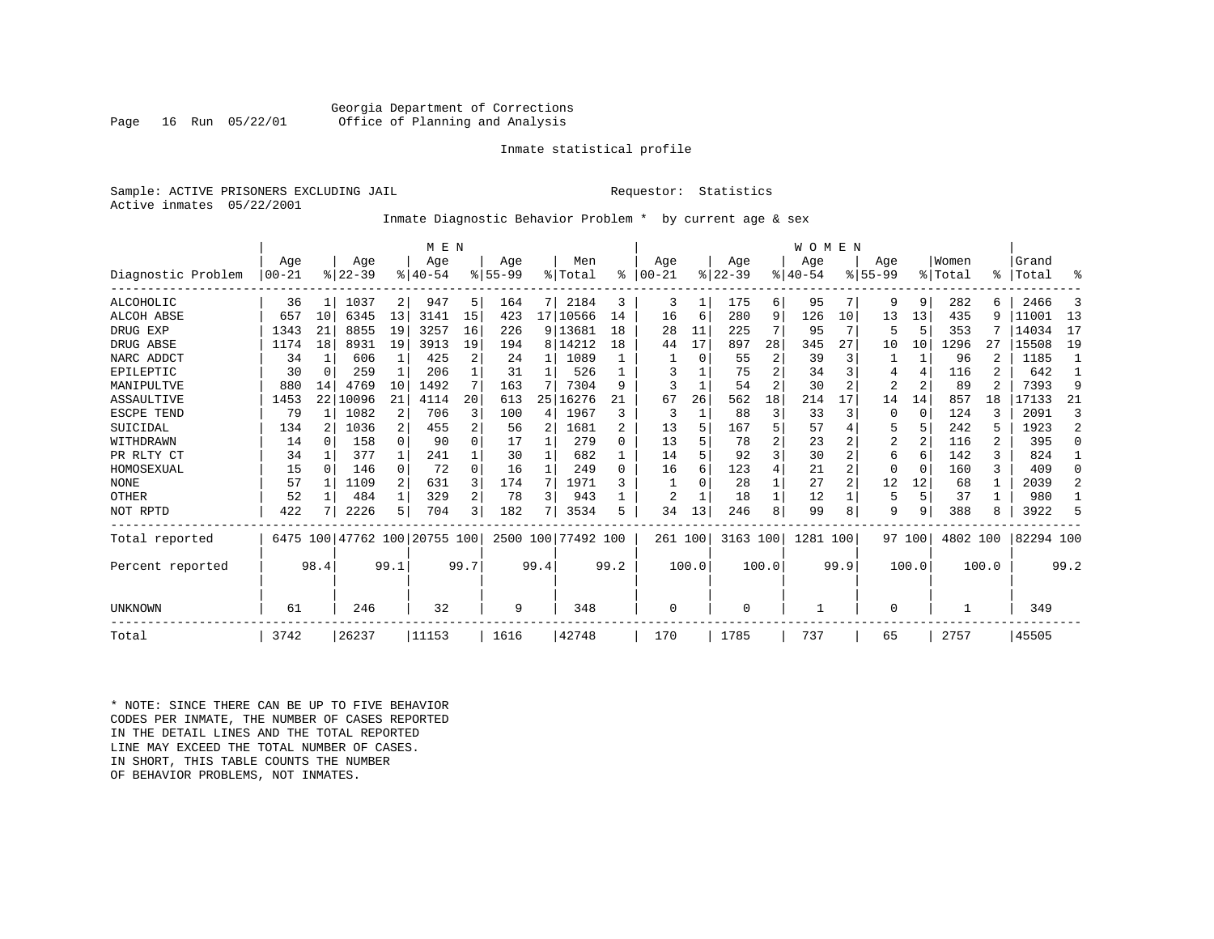Georgia Department of Corrections
Office of Planning and Analysis

Inmate statistical profile

Sample: ACTIVE PRISONERS EXCLUDING JAIL    Requestor: Statistics
Active inmates 05/22/2001

Inmate Diagnostic Behavior Problem * by current age & sex

| Diagnostic Problem | MEN Age 00-21 | % | Age 22-39 | % | Age 40-54 | % | Age 55-99 | % | Men Total | % | WOMEN Age 00-21 | % | Age 22-39 | % | Age 40-54 | % | Age 55-99 | % | Women Total | % | Grand Total | % |
|---|---|---|---|---|---|---|---|---|---|---|---|---|---|---|---|---|---|---|---|---|---|---|
| ALCOHOLIC | 36 | 1 | 1037 | 2 | 947 | 5 | 164 | 7 | 2184 | 3 | 3 | 1 | 175 | 6 | 95 | 7 | 9 | 9 | 282 | 6 | 2466 | 3 |
| ALCOH ABSE | 657 | 10 | 6345 | 13 | 3141 | 15 | 423 | 17 | 10566 | 14 | 16 | 6 | 280 | 9 | 126 | 10 | 13 | 13 | 435 | 9 | 11001 | 13 |
| DRUG EXP | 1343 | 21 | 8855 | 19 | 3257 | 16 | 226 | 9 | 13681 | 18 | 28 | 11 | 225 | 7 | 95 | 7 | 5 | 5 | 353 | 7 | 14034 | 17 |
| DRUG ABSE | 1174 | 18 | 8931 | 19 | 3913 | 19 | 194 | 8 | 14212 | 18 | 44 | 17 | 897 | 28 | 345 | 27 | 10 | 10 | 1296 | 27 | 15508 | 19 |
| NARC ADDCT | 34 | 1 | 606 | 1 | 425 | 2 | 24 | 1 | 1089 | 1 | 1 | 0 | 55 | 2 | 39 | 3 | 1 | 1 | 96 | 2 | 1185 | 1 |
| EPILEPTIC | 30 | 0 | 259 | 1 | 206 | 1 | 31 | 1 | 526 | 1 | 3 | 1 | 75 | 2 | 34 | 3 | 4 | 4 | 116 | 2 | 642 | 1 |
| MANIPULTVE | 880 | 14 | 4769 | 10 | 1492 | 7 | 163 | 7 | 7304 | 9 | 3 | 1 | 54 | 2 | 30 | 2 | 2 | 2 | 89 | 2 | 7393 | 9 |
| ASSAULTIVE | 1453 | 22 | 10096 | 21 | 4114 | 20 | 613 | 25 | 16276 | 21 | 67 | 26 | 562 | 18 | 214 | 17 | 14 | 14 | 857 | 18 | 17133 | 21 |
| ESCPE TEND | 79 | 1 | 1082 | 2 | 706 | 3 | 100 | 4 | 1967 | 3 | 3 | 1 | 88 | 3 | 33 | 3 | 0 | 0 | 124 | 3 | 2091 | 3 |
| SUICIDAL | 134 | 2 | 1036 | 2 | 455 | 2 | 56 | 2 | 1681 | 2 | 13 | 5 | 167 | 5 | 57 | 4 | 5 | 5 | 242 | 5 | 1923 | 2 |
| WITHDRAWN | 14 | 0 | 158 | 0 | 90 | 0 | 17 | 1 | 279 | 0 | 13 | 5 | 78 | 2 | 23 | 2 | 2 | 2 | 116 | 2 | 395 | 0 |
| PR RLTY CT | 34 | 1 | 377 | 1 | 241 | 1 | 30 | 1 | 682 | 1 | 14 | 5 | 92 | 3 | 30 | 2 | 6 | 6 | 142 | 3 | 824 | 1 |
| HOMOSEXUAL | 15 | 0 | 146 | 0 | 72 | 0 | 16 | 1 | 249 | 0 | 16 | 6 | 123 | 4 | 21 | 2 | 0 | 0 | 160 | 3 | 409 | 0 |
| NONE | 57 | 1 | 1109 | 2 | 631 | 3 | 174 | 7 | 1971 | 3 | 1 | 0 | 28 | 1 | 27 | 2 | 12 | 12 | 68 | 1 | 2039 | 2 |
| OTHER | 52 | 1 | 484 | 1 | 329 | 2 | 78 | 3 | 943 | 1 | 2 | 1 | 18 | 1 | 12 | 1 | 5 | 5 | 37 | 1 | 980 | 1 |
| NOT RPTD | 422 | 7 | 2226 | 5 | 704 | 3 | 182 | 7 | 3534 | 5 | 34 | 13 | 246 | 8 | 99 | 8 | 9 | 9 | 388 | 8 | 3922 | 5 |
| Total reported | 6475 | 100 | 47762 | 100 | 20755 | 100 | 2500 | 100 | 77492 | 100 | 261 | 100 | 3163 | 100 | 1281 | 100 | 97 | 100 | 4802 | 100 | 82294 | 100 |
| Percent reported | | 98.4 | | 99.1 | | 99.7 | | 99.4 | | 99.2 | | 100.0 | | 100.0 | | 99.9 | | 100.0 | | 100.0 | | 99.2 |
| UNKNOWN | 61 | | 246 | | 32 | | 9 | | 348 | | 0 | | 0 | | 1 | | 0 | | 1 | | 349 | |
| Total | 3742 | | 26237 | | 11153 | | 1616 | | 42748 | | 170 | | 1785 | | 737 | | 65 | | 2757 | | 45505 | |

* NOTE: SINCE THERE CAN BE UP TO FIVE BEHAVIOR CODES PER INMATE, THE NUMBER OF CASES REPORTED IN THE DETAIL LINES AND THE TOTAL REPORTED LINE MAY EXCEED THE TOTAL NUMBER OF CASES. IN SHORT, THIS TABLE COUNTS THE NUMBER OF BEHAVIOR PROBLEMS, NOT INMATES.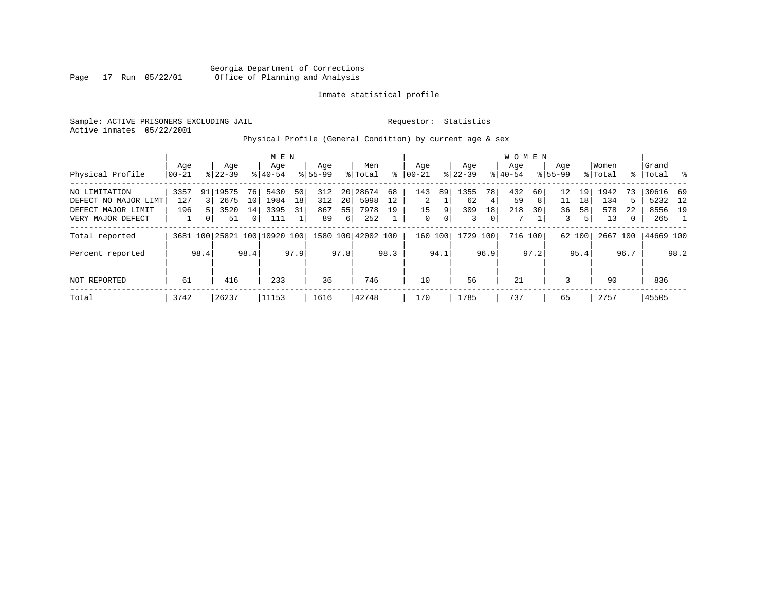Georgia Department of Corrections
Office of Planning and Analysis

Inmate statistical profile

Sample: ACTIVE PRISONERS EXCLUDING JAIL
Active inmates 05/22/2001

Requestor: Statistics

Physical Profile (General Condition) by current age & sex

| Physical Profile | MEN Age 00-21 | % | Age 22-39 | % | Age 40-54 | % | Age 55-99 | % | Men Total | % | WOMEN Age 00-21 | % | Age 22-39 | % | Age 40-54 | % | Age 55-99 | % | Women Total | % | Grand Total | % |
|---|---|---|---|---|---|---|---|---|---|---|---|---|---|---|---|---|---|---|---|---|---|---|
| NO LIMITATION | 3357 | 91 | 19575 | 76 | 5430 | 50 | 312 | 20 | 28674 | 68 | 143 | 89 | 1355 | 78 | 432 | 60 | 12 | 19 | 1942 | 73 | 30616 | 69 |
| DEFECT NO MAJOR LIMT | 127 | 3 | 2675 | 10 | 1984 | 18 | 312 | 20 | 5098 | 12 | 2 | 1 | 62 | 4 | 59 | 8 | 11 | 18 | 134 | 5 | 5232 | 12 |
| DEFECT MAJOR LIMIT | 196 | 5 | 3520 | 14 | 3395 | 31 | 867 | 55 | 7978 | 19 | 15 | 9 | 309 | 18 | 218 | 30 | 36 | 58 | 578 | 22 | 8556 | 19 |
| VERY MAJOR DEFECT | 1 | 0 | 51 | 0 | 111 | 1 | 89 | 6 | 252 | 1 | 0 | 0 | 3 | 0 | 7 | 1 | 3 | 5 | 13 | 0 | 265 | 1 |
| Total reported | 3681 | 100 | 25821 | 100 | 10920 | 100 | 1580 | 100 | 42002 | 100 | 160 | 100 | 1729 | 100 | 716 | 100 | 62 | 100 | 2667 | 100 | 44669 | 100 |
| Percent reported | | 98.4 | | 98.4 | | 97.9 | | 97.8 | | 98.3 | | 94.1 | | 96.9 | | 97.2 | | 95.4 | | 96.7 | | 98.2 |
| NOT REPORTED | 61 | | 416 | | 233 | | 36 | | 746 | | 10 | | 56 | | 21 | | 3 | | 90 | | 836 | |
| Total | 3742 | | 26237 | | 11153 | | 1616 | | 42748 | | 170 | | 1785 | | 737 | | 65 | | 2757 | | 45505 | |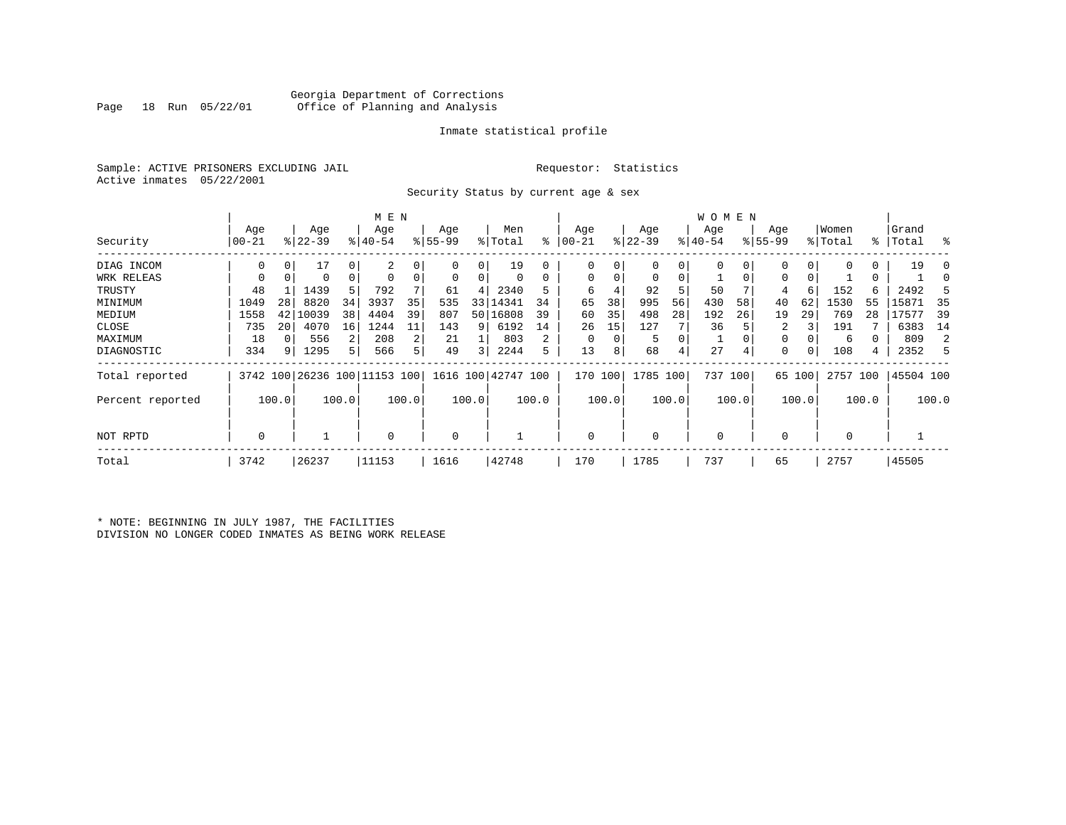Georgia Department of Corrections
Office of Planning and Analysis

Inmate statistical profile

Sample: ACTIVE PRISONERS EXCLUDING JAIL

Requestor: Statistics

Active inmates 05/22/2001

Security Status by current age & sex

| Security | MEN Age 00-21 | % | Age 22-39 | % | Age 40-54 | % | Age 55-99 | % | Men Total | % | WOMEN Age 00-21 | % | Age 22-39 | % | Age 40-54 | % | Age 55-99 | % | Women Total | % | Grand Total | % |
|---|---|---|---|---|---|---|---|---|---|---|---|---|---|---|---|---|---|---|---|---|---|---|
| DIAG INCOM | 0 | 0 | 17 | 0 | 2 | 0 | 0 | 0 | 19 | 0 | 0 | 0 | 0 | 0 | 0 | 0 | 0 | 0 | 0 | 0 | 19 | 0 |
| WRK RELEAS | 0 | 0 | 0 | 0 | 0 | 0 | 0 | 0 | 0 | 0 | 0 | 0 | 0 | 0 | 1 | 0 | 0 | 0 | 1 | 0 | 1 | 0 |
| TRUSTY | 48 | 1 | 1439 | 5 | 792 | 7 | 61 | 4 | 2340 | 5 | 6 | 4 | 92 | 5 | 50 | 7 | 4 | 6 | 152 | 6 | 2492 | 5 |
| MINIMUM | 1049 | 28 | 8820 | 34 | 3937 | 35 | 535 | 33 | 14341 | 34 | 65 | 38 | 995 | 56 | 430 | 58 | 40 | 62 | 1530 | 55 | 15871 | 35 |
| MEDIUM | 1558 | 42 | 10039 | 38 | 4404 | 39 | 807 | 50 | 16808 | 39 | 60 | 35 | 498 | 28 | 192 | 26 | 19 | 29 | 769 | 28 | 17577 | 39 |
| CLOSE | 735 | 20 | 4070 | 16 | 1244 | 11 | 143 | 9 | 6192 | 14 | 26 | 15 | 127 | 7 | 36 | 5 | 2 | 3 | 191 | 7 | 6383 | 14 |
| MAXIMUM | 18 | 0 | 556 | 2 | 208 | 2 | 21 | 1 | 803 | 2 | 0 | 0 | 5 | 0 | 1 | 0 | 0 | 0 | 6 | 0 | 809 | 2 |
| DIAGNOSTIC | 334 | 9 | 1295 | 5 | 566 | 5 | 49 | 3 | 2244 | 5 | 13 | 8 | 68 | 4 | 27 | 4 | 0 | 0 | 108 | 4 | 2352 | 5 |
| Total reported | 3742 | 100 | 26236 | 100 | 11153 | 100 | 1616 | 100 | 42747 | 100 | 170 | 100 | 1785 | 100 | 737 | 100 | 65 | 100 | 2757 | 100 | 45504 | 100 |
| Percent reported | | 100.0 | | 100.0 | | 100.0 | | 100.0 | | 100.0 | | 100.0 | | 100.0 | | 100.0 | | 100.0 | | 100.0 | | 100.0 |
| NOT RPTD | 0 | | 1 | | 0 | | 0 | | 1 | | 0 | | 0 | | 0 | | 0 | | 0 | | 1 | |
| Total | 3742 | | 26237 | | 11153 | | 1616 | | 42748 | | 170 | | 1785 | | 737 | | 65 | | 2757 | | 45505 | |

* NOTE: BEGINNING IN JULY 1987, THE FACILITIES DIVISION NO LONGER CODED INMATES AS BEING WORK RELEASE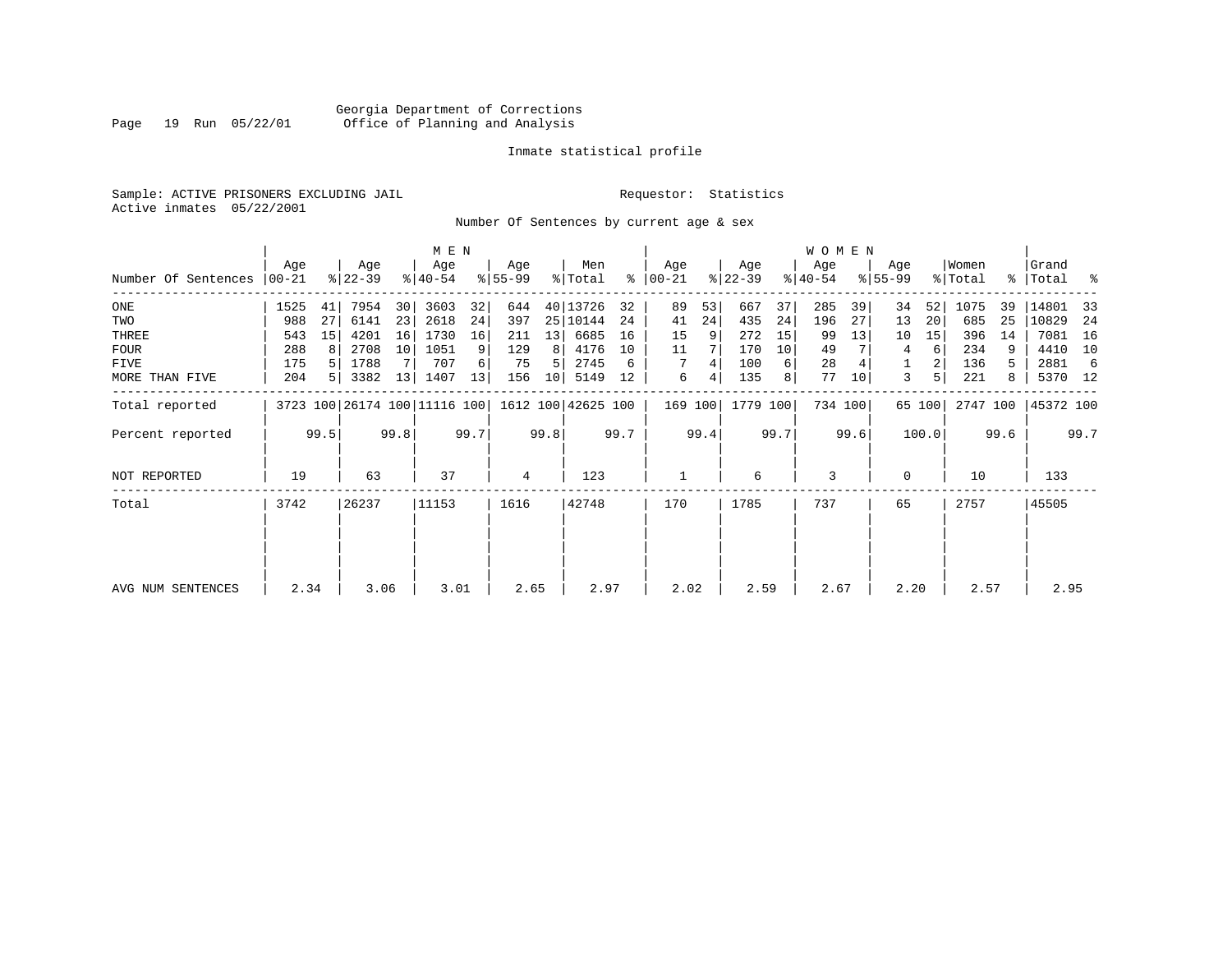Georgia Department of Corrections
Office of Planning and Analysis

Inmate statistical profile

Sample: ACTIVE PRISONERS EXCLUDING JAIL

Requestor: Statistics

Active inmates 05/22/2001

Number Of Sentences by current age & sex

| Number Of Sentences | MEN Age 00-21 | % | Age 22-39 | % | Age 40-54 | % | Age 55-99 | % | Men Total | % | WOMEN Age 00-21 | % | Age 22-39 | % | Age 40-54 | % | Age 55-99 | % | Women Total | % | Grand Total | % |
|---|---|---|---|---|---|---|---|---|---|---|---|---|---|---|---|---|---|---|---|---|---|---|
| ONE | 1525 | 41 | 7954 | 30 | 3603 | 32 | 644 | 40 | 13726 | 32 | 89 | 53 | 667 | 37 | 285 | 39 | 34 | 52 | 1075 | 39 | 14801 | 33 |
| TWO | 988 | 27 | 6141 | 23 | 2618 | 24 | 397 | 25 | 10144 | 24 | 41 | 24 | 435 | 24 | 196 | 27 | 13 | 20 | 685 | 25 | 10829 | 24 |
| THREE | 543 | 15 | 4201 | 16 | 1730 | 16 | 211 | 13 | 6685 | 16 | 15 | 9 | 272 | 15 | 99 | 13 | 10 | 15 | 396 | 14 | 7081 | 16 |
| FOUR | 288 | 8 | 2708 | 10 | 1051 | 9 | 129 | 8 | 4176 | 10 | 11 | 7 | 170 | 10 | 49 | 7 | 4 | 6 | 234 | 9 | 4410 | 10 |
| FIVE | 175 | 5 | 1788 | 7 | 707 | 6 | 75 | 5 | 2745 | 6 | 7 | 4 | 100 | 6 | 28 | 4 | 1 | 2 | 136 | 5 | 2881 | 6 |
| MORE THAN FIVE | 204 | 5 | 3382 | 13 | 1407 | 13 | 156 | 10 | 5149 | 12 | 6 | 4 | 135 | 8 | 77 | 10 | 3 | 5 | 221 | 8 | 5370 | 12 |
| Total reported | 3723 | 100 | 26174 | 100 | 11116 | 100 | 1612 | 100 | 42625 | 100 | 169 | 100 | 1779 | 100 | 734 | 100 | 65 | 100 | 2747 | 100 | 45372 | 100 |
| Percent reported | | 99.5 | | 99.8 | | 99.7 | | 99.8 | | 99.7 | | 99.4 | | 99.7 | | 99.6 | | 100.0 | | 99.6 | | 99.7 |
| NOT REPORTED | 19 | | 63 | | 37 | | 4 | | 123 | | 1 | | 6 | | 3 | | 0 | | 10 | | 133 | |
| Total | 3742 | | 26237 | | 11153 | | 1616 | | 42748 | | 170 | | 1785 | | 737 | | 65 | | 2757 | | 45505 | |
| AVG NUM SENTENCES | 2.34 | | 3.06 | | 3.01 | | 2.65 | | 2.97 | | 2.02 | | 2.59 | | 2.67 | | 2.20 | | 2.57 | | 2.95 | |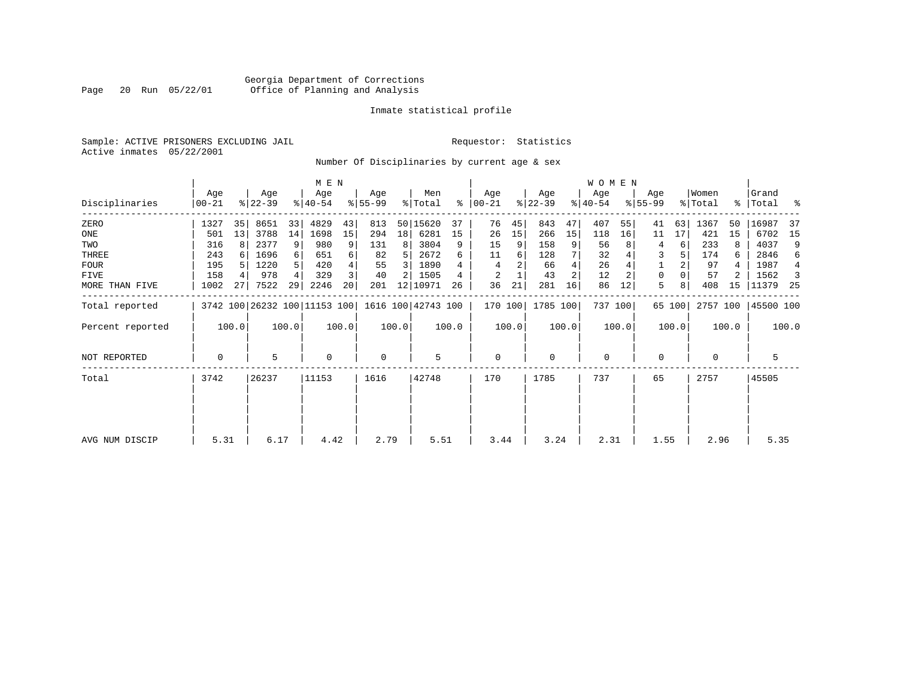Georgia Department of Corrections
Office of Planning and Analysis

Inmate statistical profile

Sample: ACTIVE PRISONERS EXCLUDING JAIL

Requestor: Statistics

Active inmates 05/22/2001

Number Of Disciplinaries by current age & sex

| Disciplinaries | MEN Age 00-21 | % | Age 22-39 | % | Age 40-54 | % | Age 55-99 | % | Men Total | % | WOMEN Age 00-21 | % | Age 22-39 | % | Age 40-54 | % | Age 55-99 | % | Women Total | % | Grand Total | % |
|---|---|---|---|---|---|---|---|---|---|---|---|---|---|---|---|---|---|---|---|---|---|---|
| ZERO | 1327 | 35 | 8651 | 33 | 4829 | 43 | 813 | 50 | 15620 | 37 | 76 | 45 | 843 | 47 | 407 | 55 | 41 | 63 | 1367 | 50 | 16987 | 37 |
| ONE | 501 | 13 | 3788 | 14 | 1698 | 15 | 294 | 18 | 6281 | 15 | 26 | 15 | 266 | 15 | 118 | 16 | 11 | 17 | 421 | 15 | 6702 | 15 |
| TWO | 316 | 8 | 2377 | 9 | 980 | 9 | 131 | 8 | 3804 | 9 | 15 | 9 | 158 | 9 | 56 | 8 | 4 | 6 | 233 | 8 | 4037 | 9 |
| THREE | 243 | 6 | 1696 | 6 | 651 | 6 | 82 | 5 | 2672 | 6 | 11 | 6 | 128 | 7 | 32 | 4 | 3 | 5 | 174 | 6 | 2846 | 6 |
| FOUR | 195 | 5 | 1220 | 5 | 420 | 4 | 55 | 3 | 1890 | 4 | 4 | 2 | 66 | 4 | 26 | 4 | 1 | 2 | 97 | 4 | 1987 | 4 |
| FIVE | 158 | 4 | 978 | 4 | 329 | 3 | 40 | 2 | 1505 | 4 | 2 | 1 | 43 | 2 | 12 | 2 | 0 | 0 | 57 | 2 | 1562 | 3 |
| MORE THAN FIVE | 1002 | 27 | 7522 | 29 | 2246 | 20 | 201 | 12 | 10971 | 26 | 36 | 21 | 281 | 16 | 86 | 12 | 5 | 8 | 408 | 15 | 11379 | 25 |
| Total reported | 3742 | 100 | 26232 | 100 | 11153 | 100 | 1616 | 100 | 42743 | 100 | 170 | 100 | 1785 | 100 | 737 | 100 | 65 | 100 | 2757 | 100 | 45500 | 100 |
| Percent reported | | 100.0 | | 100.0 | | 100.0 | | 100.0 | | 100.0 | | 100.0 | | 100.0 | | 100.0 | | 100.0 | | 100.0 | | 100.0 |
| NOT REPORTED | 0 | | 5 | | 0 | | 0 | | 5 | | 0 | | 0 | | 0 | | 0 | | 0 | | 5 | |
| Total | 3742 | | 26237 | | 11153 | | 1616 | | 42748 | | 170 | | 1785 | | 737 | | 65 | | 2757 | | 45505 | |
| AVG NUM DISCIP | 5.31 | | 6.17 | | 4.42 | | 2.79 | | 5.51 | | 3.44 | | 3.24 | | 2.31 | | 1.55 | | 2.96 | | 5.35 | |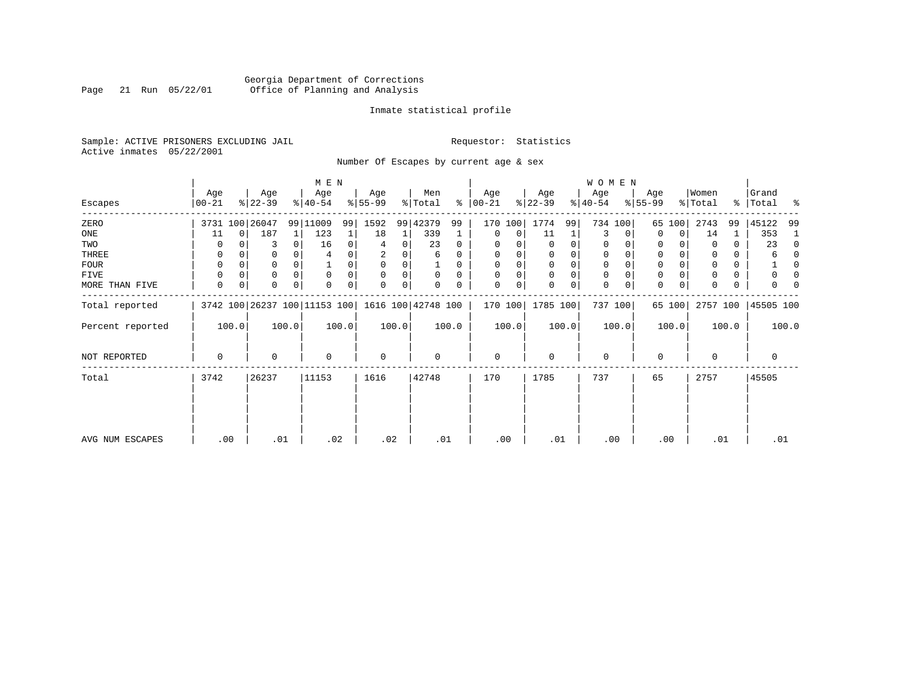Georgia Department of Corrections
Office of Planning and Analysis

Inmate statistical profile

Sample: ACTIVE PRISONERS EXCLUDING JAIL
Active inmates 05/22/2001

Requestor: Statistics

Number Of Escapes by current age & sex

| Escapes | MEN Age 00-21 | % | Age 22-39 | % | Age 40-54 | % | Age 55-99 | % | Men Total | % | WOMEN Age 00-21 | % | Age 22-39 | % | Age 40-54 | % | Age 55-99 | % | Women Total | % | Grand Total | % |
|---|---|---|---|---|---|---|---|---|---|---|---|---|---|---|---|---|---|---|---|---|---|---|
| ZERO | 3731 | 100 | 26047 | 99 | 11009 | 99 | 1592 | 99 | 42379 | 99 | 170 | 100 | 1774 | 99 | 734 | 100 | 65 | 100 | 2743 | 99 | 45122 | 99 |
| ONE | 11 | 0 | 187 | 1 | 123 | 1 | 18 | 1 | 339 | 1 | 0 | 0 | 11 | 1 | 3 | 0 | 0 | 0 | 14 | 1 | 353 | 1 |
| TWO | 0 | 0 | 3 | 0 | 16 | 0 | 4 | 0 | 23 | 0 | 0 | 0 | 0 | 0 | 0 | 0 | 0 | 0 | 0 | 0 | 23 | 0 |
| THREE | 0 | 0 | 0 | 0 | 4 | 0 | 2 | 0 | 6 | 0 | 0 | 0 | 0 | 0 | 0 | 0 | 0 | 0 | 0 | 0 | 6 | 0 |
| FOUR | 0 | 0 | 0 | 0 | 1 | 0 | 0 | 0 | 1 | 0 | 0 | 0 | 0 | 0 | 0 | 0 | 0 | 0 | 0 | 0 | 1 | 0 |
| FIVE | 0 | 0 | 0 | 0 | 0 | 0 | 0 | 0 | 0 | 0 | 0 | 0 | 0 | 0 | 0 | 0 | 0 | 0 | 0 | 0 | 0 | 0 |
| MORE THAN FIVE | 0 | 0 | 0 | 0 | 0 | 0 | 0 | 0 | 0 | 0 | 0 | 0 | 0 | 0 | 0 | 0 | 0 | 0 | 0 | 0 | 0 | 0 |
| Total reported | 3742 | 100 | 26237 | 100 | 11153 | 100 | 1616 | 100 | 42748 | 100 | 170 | 100 | 1785 | 100 | 737 | 100 | 65 | 100 | 2757 | 100 | 45505 | 100 |
| Percent reported | | 100.0 | | 100.0 | | 100.0 | | 100.0 | | 100.0 | | 100.0 | | 100.0 | | 100.0 | | 100.0 | | 100.0 | | 100.0 |
| NOT REPORTED | 0 | | 0 | | 0 | | 0 | | 0 | | 0 | | 0 | | 0 | | 0 | | 0 | | 0 | |
| Total | 3742 | | 26237 | | 11153 | | 1616 | | 42748 | | 170 | | 1785 | | 737 | | 65 | | 2757 | | 45505 | |
| AVG NUM ESCAPES | .00 | | .01 | | .02 | | .02 | | .01 | | .00 | | .01 | | .00 | | .00 | | .01 | | .01 | |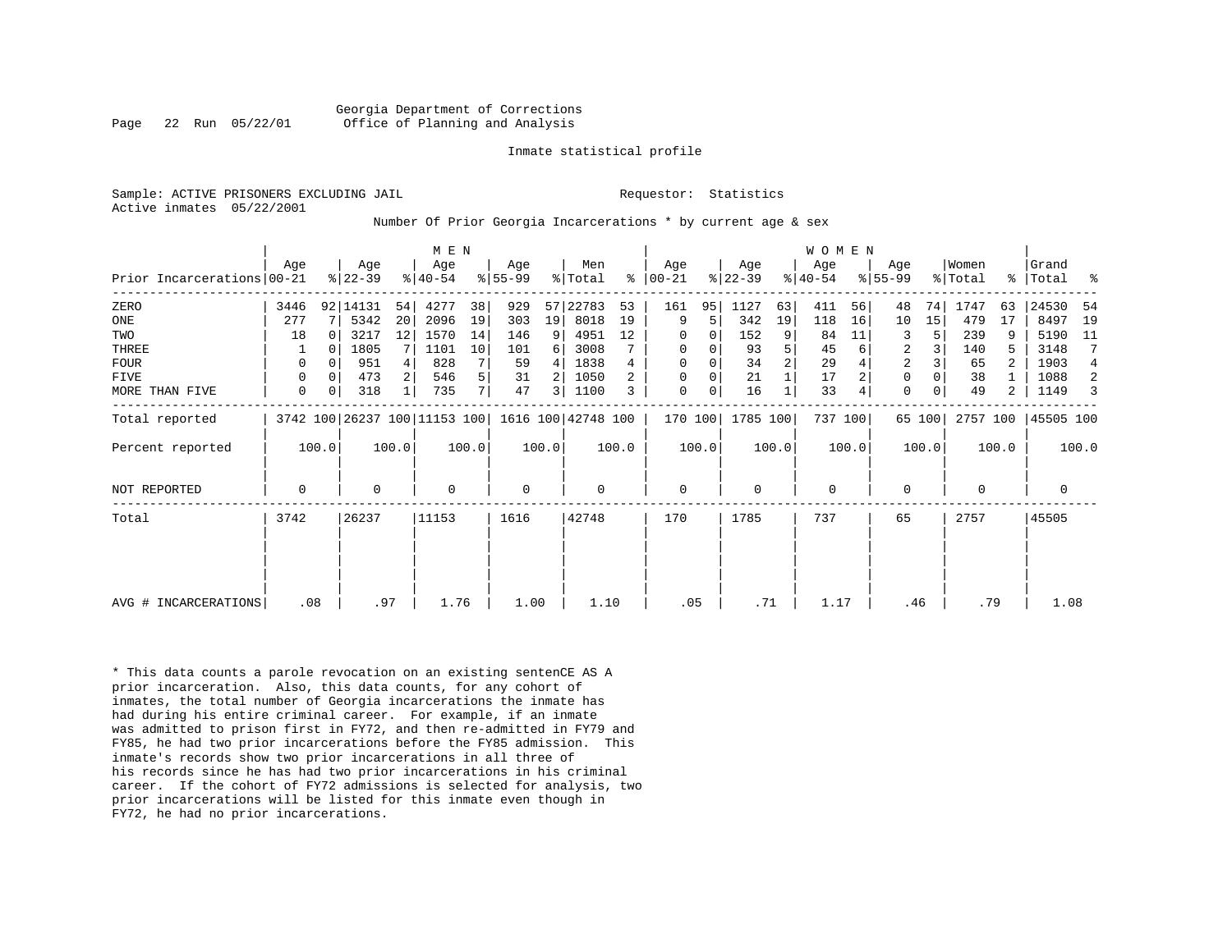Georgia Department of Corrections
Office of Planning and Analysis

Inmate statistical profile

Sample: ACTIVE PRISONERS EXCLUDING JAIL
Active inmates 05/22/2001

Requestor: Statistics

Number Of Prior Georgia Incarcerations * by current age & sex

| | MEN | | | | | | | | | | WOMEN | | | | | | | | | | | |
|---|---|---|---|---|---|---|---|---|---|---|---|---|---|---|---|---|---|---|---|---|---|---|
| Prior Incarcerations | Age 00-21 | % | Age 22-39 | % | Age 40-54 | % | Age 55-99 | % | Men Total | % | Age 00-21 | % | Age 22-39 | % | Age 40-54 | % | Age 55-99 | % | Women Total | % | Grand Total | % |
| ZERO | 3446 | 92 | 14131 | 54 | 4277 | 38 | 929 | 57 | 22783 | 53 | 161 | 95 | 1127 | 63 | 411 | 56 | 48 | 74 | 1747 | 63 | 24530 | 54 |
| ONE | 277 | 7 | 5342 | 20 | 2096 | 19 | 303 | 19 | 8018 | 19 | 9 | 5 | 342 | 19 | 118 | 16 | 10 | 15 | 479 | 17 | 8497 | 19 |
| TWO | 18 | 0 | 3217 | 12 | 1570 | 14 | 146 | 9 | 4951 | 12 | 0 | 0 | 152 | 9 | 84 | 11 | 3 | 5 | 239 | 9 | 5190 | 11 |
| THREE | 1 | 0 | 1805 | 7 | 1101 | 10 | 101 | 6 | 3008 | 7 | 0 | 0 | 93 | 5 | 45 | 6 | 2 | 3 | 140 | 5 | 3148 | 7 |
| FOUR | 0 | 0 | 951 | 4 | 828 | 7 | 59 | 4 | 1838 | 4 | 0 | 0 | 34 | 2 | 29 | 4 | 2 | 3 | 65 | 2 | 1903 | 4 |
| FIVE | 0 | 0 | 473 | 2 | 546 | 5 | 31 | 2 | 1050 | 2 | 0 | 0 | 21 | 1 | 17 | 2 | 0 | 0 | 38 | 1 | 1088 | 2 |
| MORE THAN FIVE | 0 | 0 | 318 | 1 | 735 | 7 | 47 | 3 | 1100 | 3 | 0 | 0 | 16 | 1 | 33 | 4 | 0 | 0 | 49 | 2 | 1149 | 3 |
| Total reported | 3742 | 100 | 26237 | 100 | 11153 | 100 | 1616 | 100 | 42748 | 100 | 170 | 100 | 1785 | 100 | 737 | 100 | 65 | 100 | 2757 | 100 | 45505 | 100 |
| Percent reported | | 100.0 | | 100.0 | | 100.0 | | 100.0 | | 100.0 | | 100.0 | | 100.0 | | 100.0 | | 100.0 | | 100.0 | | 100.0 |
| NOT REPORTED | 0 | | 0 | | 0 | | 0 | | 0 | | 0 | | 0 | | 0 | | 0 | | 0 | | 0 | |
| Total | 3742 | | 26237 | | 11153 | | 1616 | | 42748 | | 170 | | 1785 | | 737 | | 65 | | 2757 | | 45505 | |
| AVG # INCARCERATIONS | .08 | | .97 | | 1.76 | | 1.00 | | 1.10 | | .05 | | .71 | | 1.17 | | .46 | | .79 | | 1.08 | |

* This data counts a parole revocation on an existing sentenCE AS A prior incarceration. Also, this data counts, for any cohort of inmates, the total number of Georgia incarcerations the inmate has had during his entire criminal career. For example, if an inmate was admitted to prison first in FY72, and then re-admitted in FY79 and FY85, he had two prior incarcerations before the FY85 admission. This inmate's records show two prior incarcerations in all three of his records since he has had two prior incarcerations in his criminal career. If the cohort of FY72 admissions is selected for analysis, two prior incarcerations will be listed for this inmate even though in FY72, he had no prior incarcerations.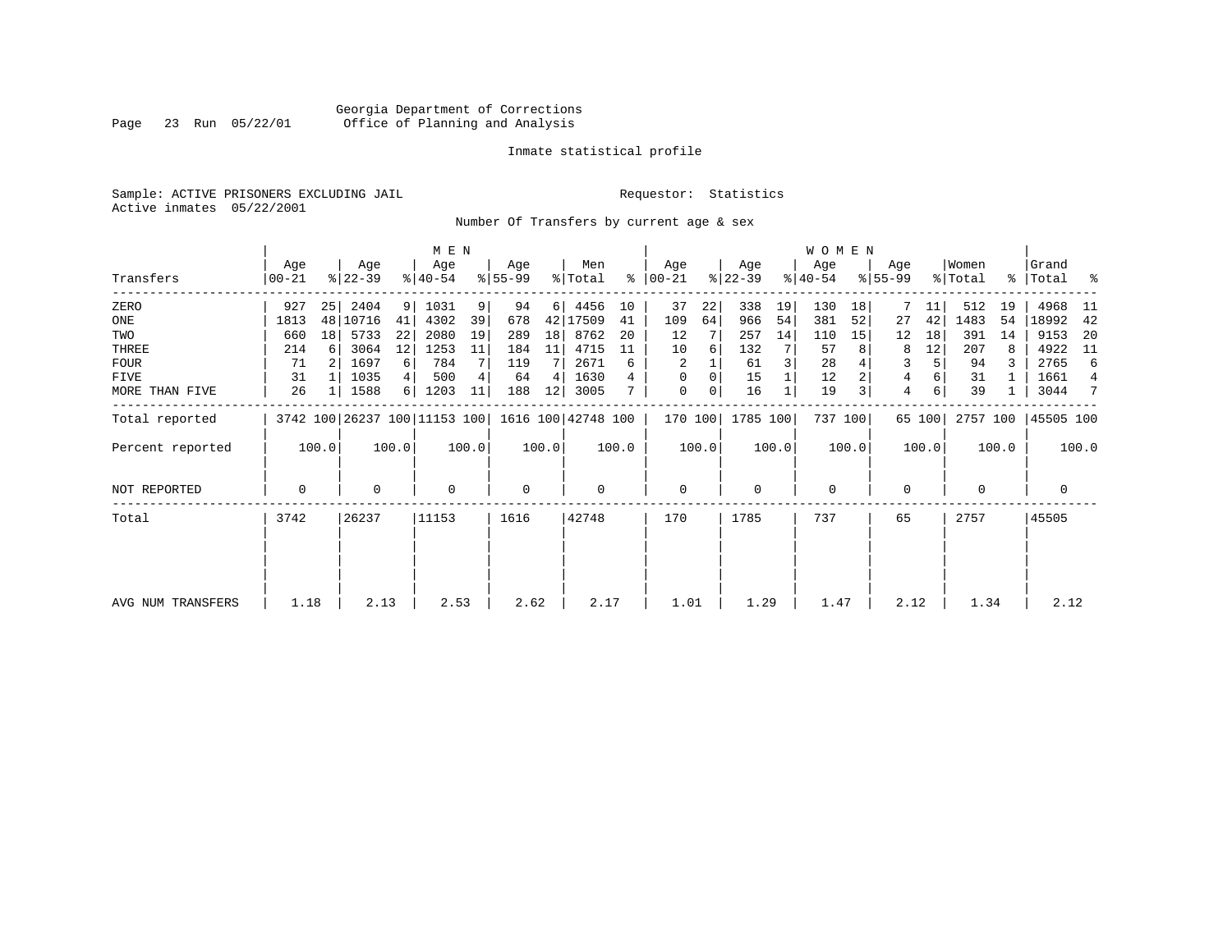Georgia Department of Corrections
Office of Planning and Analysis

Inmate statistical profile

Sample: ACTIVE PRISONERS EXCLUDING JAIL                Requestor: Statistics
Active inmates 05/22/2001

Number Of Transfers by current age & sex

| Transfers | MEN Age 00-21 | % | Age 22-39 | % | Age 40-54 | % | Age 55-99 | % | Men Total | % | WOMEN Age 00-21 | % | Age 22-39 | % | Age 40-54 | % | Age 55-99 | % | Women Total | % | Grand Total | % |
|---|---|---|---|---|---|---|---|---|---|---|---|---|---|---|---|---|---|---|---|---|---|---|
| ZERO | 927 | 25 | 2404 | 9 | 1031 | 9 | 94 | 6 | 4456 | 10 | 37 | 22 | 338 | 19 | 130 | 18 | 7 | 11 | 512 | 19 | 4968 | 11 |
| ONE | 1813 | 48 | 10716 | 41 | 4302 | 39 | 678 | 42 | 17509 | 41 | 109 | 64 | 966 | 54 | 381 | 52 | 27 | 42 | 1483 | 54 | 18992 | 42 |
| TWO | 660 | 18 | 5733 | 22 | 2080 | 19 | 289 | 18 | 8762 | 20 | 12 | 7 | 257 | 14 | 110 | 15 | 12 | 18 | 391 | 14 | 9153 | 20 |
| THREE | 214 | 6 | 3064 | 12 | 1253 | 11 | 184 | 11 | 4715 | 11 | 10 | 6 | 132 | 7 | 57 | 8 | 8 | 12 | 207 | 8 | 4922 | 11 |
| FOUR | 71 | 2 | 1697 | 6 | 784 | 7 | 119 | 7 | 2671 | 6 | 2 | 1 | 61 | 3 | 28 | 4 | 3 | 5 | 94 | 3 | 2765 | 6 |
| FIVE | 31 | 1 | 1035 | 4 | 500 | 4 | 64 | 4 | 1630 | 4 | 0 | 0 | 15 | 1 | 12 | 2 | 4 | 6 | 31 | 1 | 1661 | 4 |
| MORE THAN FIVE | 26 | 1 | 1588 | 6 | 1203 | 11 | 188 | 12 | 3005 | 7 | 0 | 0 | 16 | 1 | 19 | 3 | 4 | 6 | 39 | 1 | 3044 | 7 |
| Total reported | 3742 | 100 | 26237 | 100 | 11153 | 100 | 1616 | 100 | 42748 | 100 | 170 | 100 | 1785 | 100 | 737 | 100 | 65 | 100 | 2757 | 100 | 45505 | 100 |
| Percent reported | | 100.0 | | 100.0 | | 100.0 | | 100.0 | | 100.0 | | 100.0 | | 100.0 | | 100.0 | | 100.0 | | 100.0 | | 100.0 |
| NOT REPORTED | 0 | | 0 | | 0 | | 0 | | 0 | | 0 | | 0 | | 0 | | 0 | | 0 | | 0 | |
| Total | 3742 | | 26237 | | 11153 | | 1616 | | 42748 | | 170 | | 1785 | | 737 | | 65 | | 2757 | | 45505 | |
| AVG NUM TRANSFERS | 1.18 | | 2.13 | | 2.53 | | 2.62 | | 2.17 | | 1.01 | | 1.29 | | 1.47 | | 2.12 | | 1.34 | | 2.12 | |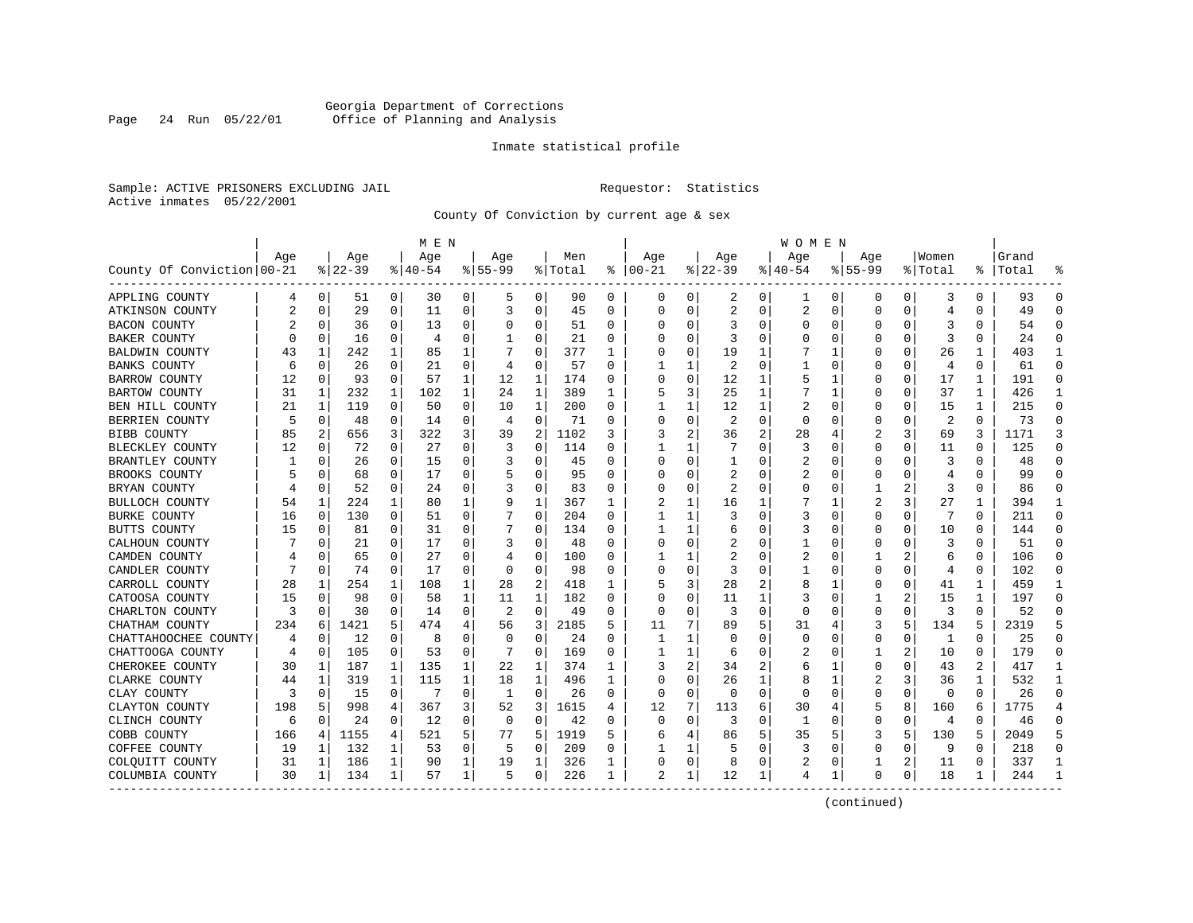Georgia Department of Corrections
Office of Planning and Analysis

Inmate statistical profile

Sample: ACTIVE PRISONERS EXCLUDING JAIL    Requestor: Statistics
Active inmates 05/22/2001

County Of Conviction by current age & sex

| County Of Conviction | MEN Age 00-21 | % | Age 22-39 | % | Age 40-54 | % | Age 55-99 | % | Men Total | % | WOMEN Age 00-21 | % | Age 22-39 | % | Age 40-54 | % | Age 55-99 | % | Women Total | % | Grand Total | % |
|---|---|---|---|---|---|---|---|---|---|---|---|---|---|---|---|---|---|---|---|---|---|---|
| APPLING COUNTY | 4 | 0 | 51 | 0 | 30 | 0 | 5 | 0 | 90 | 0 | 0 | 0 | 2 | 0 | 1 | 0 | 0 | 0 | 3 | 0 | 93 | 0 |
| ATKINSON COUNTY | 2 | 0 | 29 | 0 | 11 | 0 | 3 | 0 | 45 | 0 | 0 | 0 | 2 | 0 | 2 | 0 | 0 | 0 | 4 | 0 | 49 | 0 |
| BACON COUNTY | 2 | 0 | 36 | 0 | 13 | 0 | 0 | 0 | 51 | 0 | 0 | 0 | 3 | 0 | 0 | 0 | 0 | 0 | 3 | 0 | 54 | 0 |
| BAKER COUNTY | 0 | 0 | 16 | 0 | 4 | 0 | 1 | 0 | 21 | 0 | 0 | 0 | 3 | 0 | 0 | 0 | 0 | 0 | 3 | 0 | 24 | 0 |
| BALDWIN COUNTY | 43 | 1 | 242 | 1 | 85 | 1 | 7 | 0 | 377 | 1 | 0 | 0 | 19 | 1 | 7 | 1 | 0 | 0 | 26 | 1 | 403 | 1 |
| BANKS COUNTY | 6 | 0 | 26 | 0 | 21 | 0 | 4 | 0 | 57 | 0 | 1 | 1 | 2 | 0 | 1 | 0 | 0 | 0 | 4 | 0 | 61 | 0 |
| BARROW COUNTY | 12 | 0 | 93 | 0 | 57 | 1 | 12 | 1 | 174 | 0 | 0 | 0 | 12 | 1 | 5 | 1 | 0 | 0 | 17 | 1 | 191 | 0 |
| BARTOW COUNTY | 31 | 1 | 232 | 1 | 102 | 1 | 24 | 1 | 389 | 1 | 5 | 3 | 25 | 1 | 7 | 1 | 0 | 0 | 37 | 1 | 426 | 1 |
| BEN HILL COUNTY | 21 | 1 | 119 | 0 | 50 | 0 | 10 | 1 | 200 | 0 | 1 | 1 | 12 | 1 | 2 | 0 | 0 | 0 | 15 | 1 | 215 | 0 |
| BERRIEN COUNTY | 5 | 0 | 48 | 0 | 14 | 0 | 4 | 0 | 71 | 0 | 0 | 0 | 2 | 0 | 0 | 0 | 0 | 0 | 2 | 0 | 73 | 0 |
| BIBB COUNTY | 85 | 2 | 656 | 3 | 322 | 3 | 39 | 2 | 1102 | 3 | 3 | 2 | 36 | 2 | 28 | 4 | 2 | 3 | 69 | 3 | 1171 | 3 |
| BLECKLEY COUNTY | 12 | 0 | 72 | 0 | 27 | 0 | 3 | 0 | 114 | 0 | 1 | 1 | 7 | 0 | 3 | 0 | 0 | 0 | 11 | 0 | 125 | 0 |
| BRANTLEY COUNTY | 1 | 0 | 26 | 0 | 15 | 0 | 3 | 0 | 45 | 0 | 0 | 0 | 1 | 0 | 2 | 0 | 0 | 0 | 3 | 0 | 48 | 0 |
| BROOKS COUNTY | 5 | 0 | 68 | 0 | 17 | 0 | 5 | 0 | 95 | 0 | 0 | 0 | 2 | 0 | 2 | 0 | 0 | 0 | 4 | 0 | 99 | 0 |
| BRYAN COUNTY | 4 | 0 | 52 | 0 | 24 | 0 | 3 | 0 | 83 | 0 | 0 | 0 | 2 | 0 | 0 | 0 | 1 | 2 | 3 | 0 | 86 | 0 |
| BULLOCH COUNTY | 54 | 1 | 224 | 1 | 80 | 1 | 9 | 1 | 367 | 1 | 2 | 1 | 16 | 1 | 7 | 1 | 2 | 3 | 27 | 1 | 394 | 1 |
| BURKE COUNTY | 16 | 0 | 130 | 0 | 51 | 0 | 7 | 0 | 204 | 0 | 1 | 1 | 3 | 0 | 3 | 0 | 0 | 0 | 7 | 0 | 211 | 0 |
| BUTTS COUNTY | 15 | 0 | 81 | 0 | 31 | 0 | 7 | 0 | 134 | 0 | 1 | 1 | 6 | 0 | 3 | 0 | 0 | 0 | 10 | 0 | 144 | 0 |
| CALHOUN COUNTY | 7 | 0 | 21 | 0 | 17 | 0 | 3 | 0 | 48 | 0 | 0 | 0 | 2 | 0 | 1 | 0 | 0 | 0 | 3 | 0 | 51 | 0 |
| CAMDEN COUNTY | 4 | 0 | 65 | 0 | 27 | 0 | 4 | 0 | 100 | 0 | 1 | 1 | 2 | 0 | 2 | 0 | 1 | 2 | 6 | 0 | 106 | 0 |
| CANDLER COUNTY | 7 | 0 | 74 | 0 | 17 | 0 | 0 | 0 | 98 | 0 | 0 | 0 | 3 | 0 | 1 | 0 | 0 | 0 | 4 | 0 | 102 | 0 |
| CARROLL COUNTY | 28 | 1 | 254 | 1 | 108 | 1 | 28 | 2 | 418 | 1 | 5 | 3 | 28 | 2 | 8 | 1 | 0 | 0 | 41 | 1 | 459 | 1 |
| CATOOSA COUNTY | 15 | 0 | 98 | 0 | 58 | 1 | 11 | 1 | 182 | 0 | 0 | 0 | 11 | 1 | 3 | 0 | 1 | 2 | 15 | 1 | 197 | 0 |
| CHARLTON COUNTY | 3 | 0 | 30 | 0 | 14 | 0 | 2 | 0 | 49 | 0 | 0 | 0 | 3 | 0 | 0 | 0 | 0 | 0 | 3 | 0 | 52 | 0 |
| CHATHAM COUNTY | 234 | 6 | 1421 | 5 | 474 | 4 | 56 | 3 | 2185 | 5 | 11 | 7 | 89 | 5 | 31 | 4 | 3 | 5 | 134 | 5 | 2319 | 5 |
| CHATTAHOOCHEE COUNTY | 4 | 0 | 12 | 0 | 8 | 0 | 0 | 0 | 24 | 0 | 1 | 1 | 0 | 0 | 0 | 0 | 0 | 0 | 1 | 0 | 25 | 0 |
| CHATTOOGA COUNTY | 4 | 0 | 105 | 0 | 53 | 0 | 7 | 0 | 169 | 0 | 1 | 1 | 6 | 0 | 2 | 0 | 1 | 2 | 10 | 0 | 179 | 0 |
| CHEROKEE COUNTY | 30 | 1 | 187 | 1 | 135 | 1 | 22 | 1 | 374 | 1 | 3 | 2 | 34 | 2 | 6 | 1 | 0 | 0 | 43 | 2 | 417 | 1 |
| CLARKE COUNTY | 44 | 1 | 319 | 1 | 115 | 1 | 18 | 1 | 496 | 1 | 0 | 0 | 26 | 1 | 8 | 1 | 2 | 3 | 36 | 1 | 532 | 1 |
| CLAY COUNTY | 3 | 0 | 15 | 0 | 7 | 0 | 1 | 0 | 26 | 0 | 0 | 0 | 0 | 0 | 0 | 0 | 0 | 0 | 0 | 0 | 26 | 0 |
| CLAYTON COUNTY | 198 | 5 | 998 | 4 | 367 | 3 | 52 | 3 | 1615 | 4 | 12 | 7 | 113 | 6 | 30 | 4 | 5 | 8 | 160 | 6 | 1775 | 4 |
| CLINCH COUNTY | 6 | 0 | 24 | 0 | 12 | 0 | 0 | 0 | 42 | 0 | 0 | 0 | 3 | 0 | 1 | 0 | 0 | 0 | 4 | 0 | 46 | 0 |
| COBB COUNTY | 166 | 4 | 1155 | 4 | 521 | 5 | 77 | 5 | 1919 | 5 | 6 | 4 | 86 | 5 | 35 | 5 | 3 | 5 | 130 | 5 | 2049 | 5 |
| COFFEE COUNTY | 19 | 1 | 132 | 1 | 53 | 0 | 5 | 0 | 209 | 0 | 1 | 1 | 5 | 0 | 3 | 0 | 0 | 0 | 9 | 0 | 218 | 0 |
| COLQUITT COUNTY | 31 | 1 | 186 | 1 | 90 | 1 | 19 | 1 | 326 | 1 | 0 | 0 | 8 | 0 | 2 | 0 | 1 | 2 | 11 | 0 | 337 | 1 |
| COLUMBIA COUNTY | 30 | 1 | 134 | 1 | 57 | 1 | 5 | 0 | 226 | 1 | 2 | 1 | 12 | 1 | 4 | 1 | 0 | 0 | 18 | 1 | 244 | 1 |

(continued)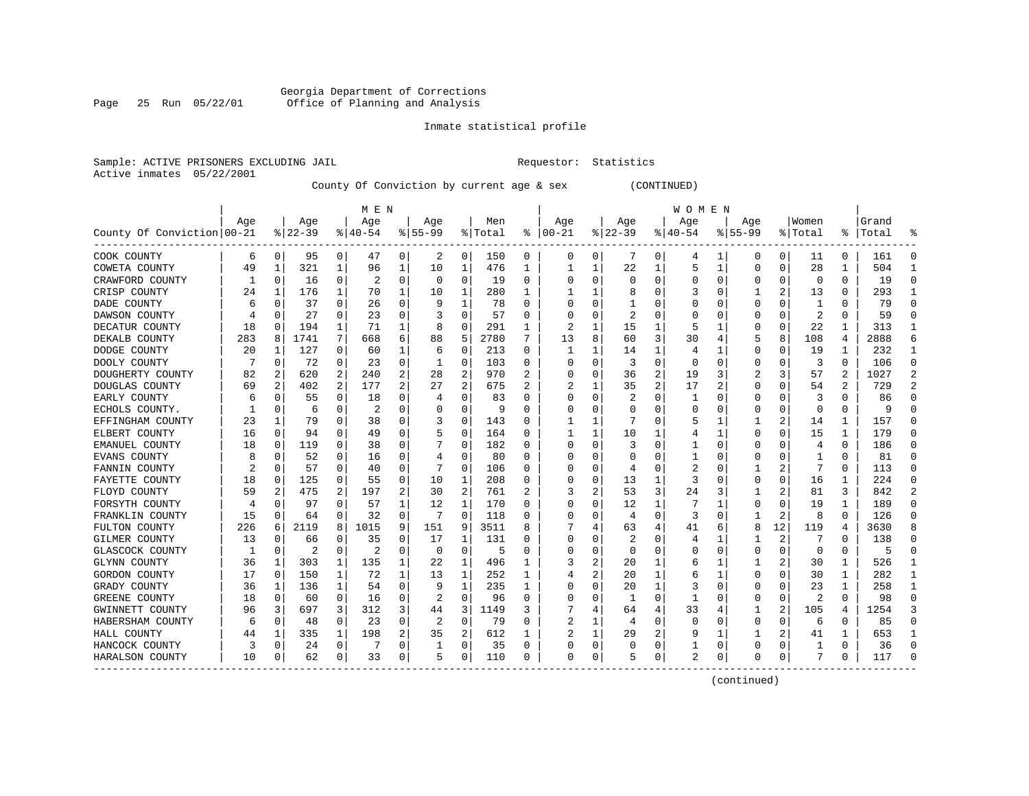Georgia Department of Corrections
Office of Planning and Analysis

Inmate statistical profile

Sample: ACTIVE PRISONERS EXCLUDING JAIL    Requestor: Statistics
Active inmates 05/22/2001

County Of Conviction by current age & sex (CONTINUED)

| County Of Conviction | MEN Age 00-21 | % | Age 22-39 | % | Age 40-54 | % | Age 55-99 | % | Men Total | % | WOMEN Age 00-21 | % | Age 22-39 | % | Age 40-54 | % | Age 55-99 | % | Women Total | % | Grand Total | % |
|---|---|---|---|---|---|---|---|---|---|---|---|---|---|---|---|---|---|---|---|---|---|---|
| COOK COUNTY | 6 | 0 | 95 | 0 | 47 | 0 | 2 | 0 | 150 | 0 | 0 | 0 | 7 | 0 | 4 | 1 | 0 | 0 | 11 | 0 | 161 | 0 |
| COWETA COUNTY | 49 | 1 | 321 | 1 | 96 | 1 | 10 | 1 | 476 | 1 | 1 | 1 | 22 | 1 | 5 | 1 | 0 | 0 | 28 | 1 | 504 | 1 |
| CRAWFORD COUNTY | 1 | 0 | 16 | 0 | 2 | 0 | 0 | 0 | 19 | 0 | 0 | 0 | 0 | 0 | 0 | 0 | 0 | 0 | 0 | 0 | 19 | 0 |
| CRISP COUNTY | 24 | 1 | 176 | 1 | 70 | 1 | 10 | 1 | 280 | 1 | 1 | 1 | 8 | 0 | 3 | 0 | 1 | 2 | 13 | 0 | 293 | 1 |
| DADE COUNTY | 6 | 0 | 37 | 0 | 26 | 0 | 9 | 1 | 78 | 0 | 0 | 0 | 1 | 0 | 0 | 0 | 0 | 0 | 1 | 0 | 79 | 0 |
| DAWSON COUNTY | 4 | 0 | 27 | 0 | 23 | 0 | 3 | 0 | 57 | 0 | 0 | 0 | 2 | 0 | 0 | 0 | 0 | 0 | 2 | 0 | 59 | 0 |
| DECATUR COUNTY | 18 | 0 | 194 | 1 | 71 | 1 | 8 | 0 | 291 | 1 | 2 | 1 | 15 | 1 | 5 | 1 | 0 | 0 | 22 | 1 | 313 | 1 |
| DEKALB COUNTY | 283 | 8 | 1741 | 7 | 668 | 6 | 88 | 5 | 2780 | 7 | 13 | 8 | 60 | 3 | 30 | 4 | 5 | 8 | 108 | 4 | 2888 | 6 |
| DODGE COUNTY | 20 | 1 | 127 | 0 | 60 | 1 | 6 | 0 | 213 | 0 | 1 | 1 | 14 | 1 | 4 | 1 | 0 | 0 | 19 | 1 | 232 | 1 |
| DOOLY COUNTY | 7 | 0 | 72 | 0 | 23 | 0 | 1 | 0 | 103 | 0 | 0 | 0 | 3 | 0 | 0 | 0 | 0 | 0 | 3 | 0 | 106 | 0 |
| DOUGHERTY COUNTY | 82 | 2 | 620 | 2 | 240 | 2 | 28 | 2 | 970 | 2 | 0 | 0 | 36 | 2 | 19 | 3 | 2 | 3 | 57 | 2 | 1027 | 2 |
| DOUGLAS COUNTY | 69 | 2 | 402 | 2 | 177 | 2 | 27 | 2 | 675 | 2 | 2 | 1 | 35 | 2 | 17 | 2 | 0 | 0 | 54 | 2 | 729 | 2 |
| EARLY COUNTY | 6 | 0 | 55 | 0 | 18 | 0 | 4 | 0 | 83 | 0 | 0 | 0 | 2 | 0 | 1 | 0 | 0 | 0 | 3 | 0 | 86 | 0 |
| ECHOLS COUNTY. | 1 | 0 | 6 | 0 | 2 | 0 | 0 | 0 | 9 | 0 | 0 | 0 | 0 | 0 | 0 | 0 | 0 | 0 | 0 | 0 | 9 | 0 |
| EFFINGHAM COUNTY | 23 | 1 | 79 | 0 | 38 | 0 | 3 | 0 | 143 | 0 | 1 | 1 | 7 | 0 | 5 | 1 | 1 | 2 | 14 | 1 | 157 | 0 |
| ELBERT COUNTY | 16 | 0 | 94 | 0 | 49 | 0 | 5 | 0 | 164 | 0 | 1 | 1 | 10 | 1 | 4 | 1 | 0 | 0 | 15 | 1 | 179 | 0 |
| EMANUEL COUNTY | 18 | 0 | 119 | 0 | 38 | 0 | 7 | 0 | 182 | 0 | 0 | 0 | 3 | 0 | 1 | 0 | 0 | 0 | 4 | 0 | 186 | 0 |
| EVANS COUNTY | 8 | 0 | 52 | 0 | 16 | 0 | 4 | 0 | 80 | 0 | 0 | 0 | 0 | 0 | 1 | 0 | 0 | 0 | 1 | 0 | 81 | 0 |
| FANNIN COUNTY | 2 | 0 | 57 | 0 | 40 | 0 | 7 | 0 | 106 | 0 | 0 | 0 | 4 | 0 | 2 | 0 | 1 | 2 | 7 | 0 | 113 | 0 |
| FAYETTE COUNTY | 18 | 0 | 125 | 0 | 55 | 0 | 10 | 1 | 208 | 0 | 0 | 0 | 13 | 1 | 3 | 0 | 0 | 0 | 16 | 1 | 224 | 0 |
| FLOYD COUNTY | 59 | 2 | 475 | 2 | 197 | 2 | 30 | 2 | 761 | 2 | 3 | 2 | 53 | 3 | 24 | 3 | 1 | 2 | 81 | 3 | 842 | 2 |
| FORSYTH COUNTY | 4 | 0 | 97 | 0 | 57 | 1 | 12 | 1 | 170 | 0 | 0 | 0 | 12 | 1 | 7 | 1 | 0 | 0 | 19 | 1 | 189 | 0 |
| FRANKLIN COUNTY | 15 | 0 | 64 | 0 | 32 | 0 | 7 | 0 | 118 | 0 | 0 | 0 | 4 | 0 | 3 | 0 | 1 | 2 | 8 | 0 | 126 | 0 |
| FULTON COUNTY | 226 | 6 | 2119 | 8 | 1015 | 9 | 151 | 9 | 3511 | 8 | 7 | 4 | 63 | 4 | 41 | 6 | 8 | 12 | 119 | 4 | 3630 | 8 |
| GILMER COUNTY | 13 | 0 | 66 | 0 | 35 | 0 | 17 | 1 | 131 | 0 | 0 | 0 | 2 | 0 | 4 | 1 | 1 | 2 | 7 | 0 | 138 | 0 |
| GLASCOCK COUNTY | 1 | 0 | 2 | 0 | 2 | 0 | 0 | 0 | 5 | 0 | 0 | 0 | 0 | 0 | 0 | 0 | 0 | 0 | 0 | 0 | 5 | 0 |
| GLYNN COUNTY | 36 | 1 | 303 | 1 | 135 | 1 | 22 | 1 | 496 | 1 | 3 | 2 | 20 | 1 | 6 | 1 | 1 | 2 | 30 | 1 | 526 | 1 |
| GORDON COUNTY | 17 | 0 | 150 | 1 | 72 | 1 | 13 | 1 | 252 | 1 | 4 | 2 | 20 | 1 | 6 | 1 | 0 | 0 | 30 | 1 | 282 | 1 |
| GRADY COUNTY | 36 | 1 | 136 | 1 | 54 | 0 | 9 | 1 | 235 | 1 | 0 | 0 | 20 | 1 | 3 | 0 | 0 | 0 | 23 | 1 | 258 | 1 |
| GREENE COUNTY | 18 | 0 | 60 | 0 | 16 | 0 | 2 | 0 | 96 | 0 | 0 | 0 | 1 | 0 | 1 | 0 | 0 | 0 | 2 | 0 | 98 | 0 |
| GWINNETT COUNTY | 96 | 3 | 697 | 3 | 312 | 3 | 44 | 3 | 1149 | 3 | 7 | 4 | 64 | 4 | 33 | 4 | 1 | 2 | 105 | 4 | 1254 | 3 |
| HABERSHAM COUNTY | 6 | 0 | 48 | 0 | 23 | 0 | 2 | 0 | 79 | 0 | 2 | 1 | 4 | 0 | 0 | 0 | 0 | 0 | 6 | 0 | 85 | 0 |
| HALL COUNTY | 44 | 1 | 335 | 1 | 198 | 2 | 35 | 2 | 612 | 1 | 2 | 1 | 29 | 2 | 9 | 1 | 1 | 2 | 41 | 1 | 653 | 1 |
| HANCOCK COUNTY | 3 | 0 | 24 | 0 | 7 | 0 | 1 | 0 | 35 | 0 | 0 | 0 | 0 | 0 | 1 | 0 | 0 | 0 | 1 | 0 | 36 | 0 |
| HARALSON COUNTY | 10 | 0 | 62 | 0 | 33 | 0 | 5 | 0 | 110 | 0 | 0 | 0 | 5 | 0 | 2 | 0 | 0 | 0 | 7 | 0 | 117 | 0 |

(continued)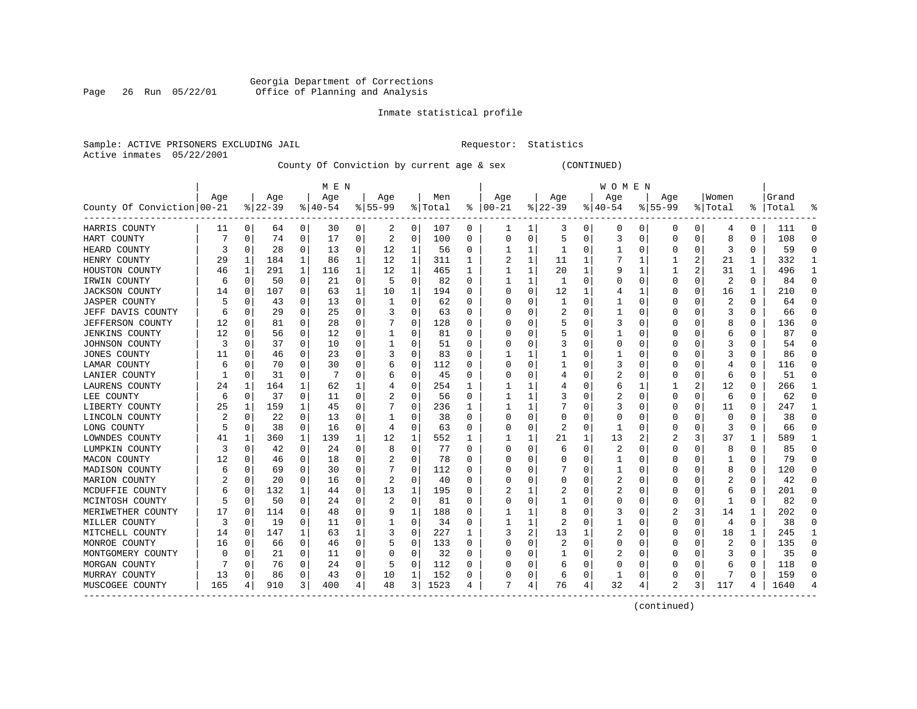Georgia Department of Corrections
Office of Planning and Analysis

Inmate statistical profile

Sample: ACTIVE PRISONERS EXCLUDING JAIL    Requestor: Statistics
Active inmates 05/22/2001

County Of Conviction by current age & sex (CONTINUED)

| County Of Conviction | MEN Age 00-21 | % | Age 22-39 | % | Age 40-54 | % | Age 55-99 | % | Men Total | % | WOMEN Age 00-21 | % | Age 22-39 | % | Age 40-54 | % | Age 55-99 | % | Women Total | % | Grand Total | % |
|---|---|---|---|---|---|---|---|---|---|---|---|---|---|---|---|---|---|---|---|---|---|---|
| HARRIS COUNTY | 11 | 0 | 64 | 0 | 30 | 0 | 2 | 0 | 107 | 0 | 1 | 1 | 3 | 0 | 0 | 0 | 0 | 0 | 4 | 0 | 111 | 0 |
| HART COUNTY | 7 | 0 | 74 | 0 | 17 | 0 | 2 | 0 | 100 | 0 | 0 | 0 | 5 | 0 | 3 | 0 | 0 | 0 | 8 | 0 | 108 | 0 |
| HEARD COUNTY | 3 | 0 | 28 | 0 | 13 | 0 | 12 | 1 | 56 | 0 | 1 | 1 | 1 | 0 | 1 | 0 | 0 | 0 | 3 | 0 | 59 | 0 |
| HENRY COUNTY | 29 | 1 | 184 | 1 | 86 | 1 | 12 | 1 | 311 | 1 | 2 | 1 | 11 | 1 | 7 | 1 | 1 | 2 | 21 | 1 | 332 | 1 |
| HOUSTON COUNTY | 46 | 1 | 291 | 1 | 116 | 1 | 12 | 1 | 465 | 1 | 1 | 1 | 20 | 1 | 9 | 1 | 1 | 2 | 31 | 1 | 496 | 1 |
| IRWIN COUNTY | 6 | 0 | 50 | 0 | 21 | 0 | 5 | 0 | 82 | 0 | 1 | 1 | 1 | 0 | 0 | 0 | 0 | 0 | 2 | 0 | 84 | 0 |
| JACKSON COUNTY | 14 | 0 | 107 | 0 | 63 | 1 | 10 | 1 | 194 | 0 | 0 | 0 | 12 | 1 | 4 | 1 | 0 | 0 | 16 | 1 | 210 | 0 |
| JASPER COUNTY | 5 | 0 | 43 | 0 | 13 | 0 | 1 | 0 | 62 | 0 | 0 | 0 | 1 | 0 | 1 | 0 | 0 | 0 | 2 | 0 | 64 | 0 |
| JEFF DAVIS COUNTY | 6 | 0 | 29 | 0 | 25 | 0 | 3 | 0 | 63 | 0 | 0 | 0 | 2 | 0 | 1 | 0 | 0 | 0 | 3 | 0 | 66 | 0 |
| JEFFERSON COUNTY | 12 | 0 | 81 | 0 | 28 | 0 | 7 | 0 | 128 | 0 | 0 | 0 | 5 | 0 | 3 | 0 | 0 | 0 | 8 | 0 | 136 | 0 |
| JENKINS COUNTY | 12 | 0 | 56 | 0 | 12 | 0 | 1 | 0 | 81 | 0 | 0 | 0 | 5 | 0 | 1 | 0 | 0 | 0 | 6 | 0 | 87 | 0 |
| JOHNSON COUNTY | 3 | 0 | 37 | 0 | 10 | 0 | 1 | 0 | 51 | 0 | 0 | 0 | 3 | 0 | 0 | 0 | 0 | 0 | 3 | 0 | 54 | 0 |
| JONES COUNTY | 11 | 0 | 46 | 0 | 23 | 0 | 3 | 0 | 83 | 0 | 1 | 1 | 1 | 0 | 1 | 0 | 0 | 0 | 3 | 0 | 86 | 0 |
| LAMAR COUNTY | 6 | 0 | 70 | 0 | 30 | 0 | 6 | 0 | 112 | 0 | 0 | 0 | 1 | 0 | 3 | 0 | 0 | 0 | 4 | 0 | 116 | 0 |
| LANIER COUNTY | 1 | 0 | 31 | 0 | 7 | 0 | 6 | 0 | 45 | 0 | 0 | 0 | 4 | 0 | 2 | 0 | 0 | 0 | 6 | 0 | 51 | 0 |
| LAURENS COUNTY | 24 | 1 | 164 | 1 | 62 | 1 | 4 | 0 | 254 | 1 | 1 | 1 | 4 | 0 | 6 | 1 | 1 | 2 | 12 | 0 | 266 | 1 |
| LEE COUNTY | 6 | 0 | 37 | 0 | 11 | 0 | 2 | 0 | 56 | 0 | 1 | 1 | 3 | 0 | 2 | 0 | 0 | 0 | 6 | 0 | 62 | 0 |
| LIBERTY COUNTY | 25 | 1 | 159 | 1 | 45 | 0 | 7 | 0 | 236 | 1 | 1 | 1 | 7 | 0 | 3 | 0 | 0 | 0 | 11 | 0 | 247 | 1 |
| LINCOLN COUNTY | 2 | 0 | 22 | 0 | 13 | 0 | 1 | 0 | 38 | 0 | 0 | 0 | 0 | 0 | 0 | 0 | 0 | 0 | 0 | 0 | 38 | 0 |
| LONG COUNTY | 5 | 0 | 38 | 0 | 16 | 0 | 4 | 0 | 63 | 0 | 0 | 0 | 2 | 0 | 1 | 0 | 0 | 0 | 3 | 0 | 66 | 0 |
| LOWNDES COUNTY | 41 | 1 | 360 | 1 | 139 | 1 | 12 | 1 | 552 | 1 | 1 | 1 | 21 | 1 | 13 | 2 | 2 | 3 | 37 | 1 | 589 | 1 |
| LUMPKIN COUNTY | 3 | 0 | 42 | 0 | 24 | 0 | 8 | 0 | 77 | 0 | 0 | 0 | 6 | 0 | 2 | 0 | 0 | 0 | 8 | 0 | 85 | 0 |
| MACON COUNTY | 12 | 0 | 46 | 0 | 18 | 0 | 2 | 0 | 78 | 0 | 0 | 0 | 0 | 0 | 1 | 0 | 0 | 0 | 1 | 0 | 79 | 0 |
| MADISON COUNTY | 6 | 0 | 69 | 0 | 30 | 0 | 7 | 0 | 112 | 0 | 0 | 0 | 7 | 0 | 1 | 0 | 0 | 0 | 8 | 0 | 120 | 0 |
| MARION COUNTY | 2 | 0 | 20 | 0 | 16 | 0 | 2 | 0 | 40 | 0 | 0 | 0 | 0 | 0 | 2 | 0 | 0 | 0 | 2 | 0 | 42 | 0 |
| MCDUFFIE COUNTY | 6 | 0 | 132 | 1 | 44 | 0 | 13 | 1 | 195 | 0 | 2 | 1 | 2 | 0 | 2 | 0 | 0 | 0 | 6 | 0 | 201 | 0 |
| MCINTOSH COUNTY | 5 | 0 | 50 | 0 | 24 | 0 | 2 | 0 | 81 | 0 | 0 | 0 | 1 | 0 | 0 | 0 | 0 | 0 | 1 | 0 | 82 | 0 |
| MERIWETHER COUNTY | 17 | 0 | 114 | 0 | 48 | 0 | 9 | 1 | 188 | 0 | 1 | 1 | 8 | 0 | 3 | 0 | 2 | 3 | 14 | 1 | 202 | 0 |
| MILLER COUNTY | 3 | 0 | 19 | 0 | 11 | 0 | 1 | 0 | 34 | 0 | 1 | 1 | 2 | 0 | 1 | 0 | 0 | 0 | 4 | 0 | 38 | 0 |
| MITCHELL COUNTY | 14 | 0 | 147 | 1 | 63 | 1 | 3 | 0 | 227 | 1 | 3 | 2 | 13 | 1 | 2 | 0 | 0 | 0 | 18 | 1 | 245 | 1 |
| MONROE COUNTY | 16 | 0 | 66 | 0 | 46 | 0 | 5 | 0 | 133 | 0 | 0 | 0 | 2 | 0 | 0 | 0 | 0 | 0 | 2 | 0 | 135 | 0 |
| MONTGOMERY COUNTY | 0 | 0 | 21 | 0 | 11 | 0 | 0 | 0 | 32 | 0 | 0 | 0 | 1 | 0 | 2 | 0 | 0 | 0 | 3 | 0 | 35 | 0 |
| MORGAN COUNTY | 7 | 0 | 76 | 0 | 24 | 0 | 5 | 0 | 112 | 0 | 0 | 0 | 6 | 0 | 0 | 0 | 0 | 0 | 6 | 0 | 118 | 0 |
| MURRAY COUNTY | 13 | 0 | 86 | 0 | 43 | 0 | 10 | 1 | 152 | 0 | 0 | 0 | 6 | 0 | 1 | 0 | 0 | 0 | 7 | 0 | 159 | 0 |
| MUSCOGEE COUNTY | 165 | 4 | 910 | 3 | 400 | 4 | 48 | 3 | 1523 | 4 | 7 | 4 | 76 | 4 | 32 | 4 | 2 | 3 | 117 | 4 | 1640 | 4 |

(continued)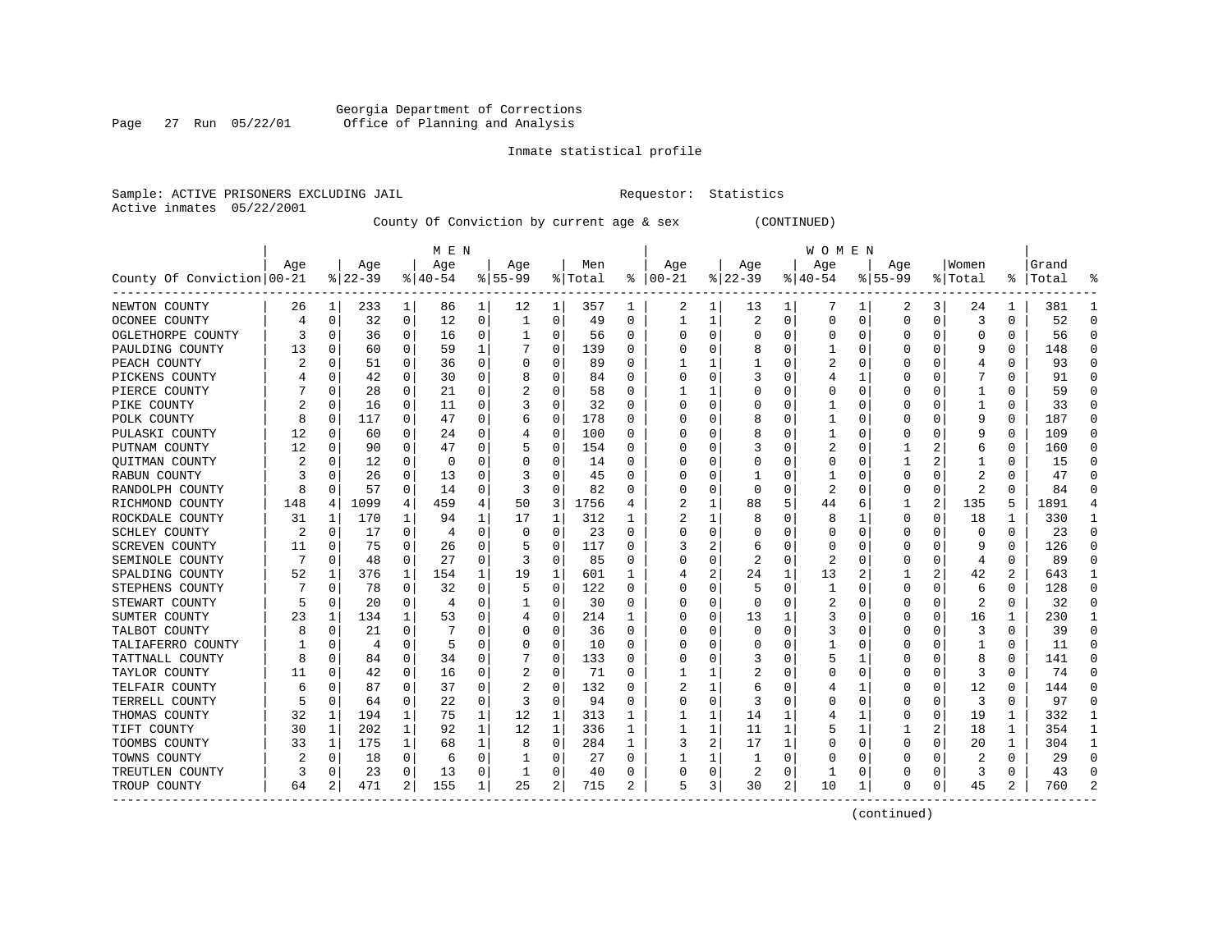Georgia Department of Corrections
Office of Planning and Analysis

Inmate statistical profile

Sample: ACTIVE PRISONERS EXCLUDING JAIL          Requestor: Statistics
Active inmates 05/22/2001

County Of Conviction by current age & sex (CONTINUED)

| County Of Conviction | MEN Age 00-21 | % | Age 22-39 | % | Age 40-54 | % | Age 55-99 | % | Men Total | % | WOMEN Age 00-21 | % | Age 22-39 | % | Age 40-54 | % | Age 55-99 | % | Women Total | % | Grand Total | % |
|---|---|---|---|---|---|---|---|---|---|---|---|---|---|---|---|---|---|---|---|---|---|---|
| NEWTON COUNTY | 26 | 1 | 233 | 1 | 86 | 1 | 12 | 1 | 357 | 1 | 2 | 1 | 13 | 1 | 7 | 1 | 2 | 3 | 24 | 1 | 381 | 1 |
| OCONEE COUNTY | 4 | 0 | 32 | 0 | 12 | 0 | 1 | 0 | 49 | 0 | 1 | 1 | 2 | 0 | 0 | 0 | 0 | 0 | 3 | 0 | 52 | 0 |
| OGLETHORPE COUNTY | 3 | 0 | 36 | 0 | 16 | 0 | 1 | 0 | 56 | 0 | 0 | 0 | 0 | 0 | 0 | 0 | 0 | 0 | 0 | 0 | 56 | 0 |
| PAULDING COUNTY | 13 | 0 | 60 | 0 | 59 | 1 | 7 | 0 | 139 | 0 | 0 | 0 | 8 | 0 | 1 | 0 | 0 | 0 | 9 | 0 | 148 | 0 |
| PEACH COUNTY | 2 | 0 | 51 | 0 | 36 | 0 | 0 | 0 | 89 | 0 | 1 | 1 | 1 | 0 | 2 | 0 | 0 | 0 | 4 | 0 | 93 | 0 |
| PICKENS COUNTY | 4 | 0 | 42 | 0 | 30 | 0 | 8 | 0 | 84 | 0 | 0 | 0 | 3 | 0 | 4 | 1 | 0 | 0 | 7 | 0 | 91 | 0 |
| PIERCE COUNTY | 7 | 0 | 28 | 0 | 21 | 0 | 2 | 0 | 58 | 0 | 1 | 1 | 0 | 0 | 0 | 0 | 0 | 0 | 1 | 0 | 59 | 0 |
| PIKE COUNTY | 2 | 0 | 16 | 0 | 11 | 0 | 3 | 0 | 32 | 0 | 0 | 0 | 0 | 0 | 1 | 0 | 0 | 0 | 1 | 0 | 33 | 0 |
| POLK COUNTY | 8 | 0 | 117 | 0 | 47 | 0 | 6 | 0 | 178 | 0 | 0 | 0 | 8 | 0 | 1 | 0 | 0 | 0 | 9 | 0 | 187 | 0 |
| PULASKI COUNTY | 12 | 0 | 60 | 0 | 24 | 0 | 4 | 0 | 100 | 0 | 0 | 0 | 8 | 0 | 1 | 0 | 0 | 0 | 9 | 0 | 109 | 0 |
| PUTNAM COUNTY | 12 | 0 | 90 | 0 | 47 | 0 | 5 | 0 | 154 | 0 | 0 | 0 | 3 | 0 | 2 | 0 | 1 | 2 | 6 | 0 | 160 | 0 |
| QUITMAN COUNTY | 2 | 0 | 12 | 0 | 0 | 0 | 0 | 0 | 14 | 0 | 0 | 0 | 0 | 0 | 0 | 0 | 1 | 2 | 1 | 0 | 15 | 0 |
| RABUN COUNTY | 3 | 0 | 26 | 0 | 13 | 0 | 3 | 0 | 45 | 0 | 0 | 0 | 1 | 0 | 1 | 0 | 0 | 0 | 2 | 0 | 47 | 0 |
| RANDOLPH COUNTY | 8 | 0 | 57 | 0 | 14 | 0 | 3 | 0 | 82 | 0 | 0 | 0 | 0 | 0 | 2 | 0 | 0 | 0 | 2 | 0 | 84 | 0 |
| RICHMOND COUNTY | 148 | 4 | 1099 | 4 | 459 | 4 | 50 | 3 | 1756 | 4 | 2 | 1 | 88 | 5 | 44 | 6 | 1 | 2 | 135 | 5 | 1891 | 4 |
| ROCKDALE COUNTY | 31 | 1 | 170 | 1 | 94 | 1 | 17 | 1 | 312 | 1 | 2 | 1 | 8 | 0 | 8 | 1 | 0 | 0 | 18 | 1 | 330 | 1 |
| SCHLEY COUNTY | 2 | 0 | 17 | 0 | 4 | 0 | 0 | 0 | 23 | 0 | 0 | 0 | 0 | 0 | 0 | 0 | 0 | 0 | 0 | 0 | 23 | 0 |
| SCREVEN COUNTY | 11 | 0 | 75 | 0 | 26 | 0 | 5 | 0 | 117 | 0 | 3 | 2 | 6 | 0 | 0 | 0 | 0 | 0 | 9 | 0 | 126 | 0 |
| SEMINOLE COUNTY | 7 | 0 | 48 | 0 | 27 | 0 | 3 | 0 | 85 | 0 | 0 | 0 | 2 | 0 | 2 | 0 | 0 | 0 | 4 | 0 | 89 | 0 |
| SPALDING COUNTY | 52 | 1 | 376 | 1 | 154 | 1 | 19 | 1 | 601 | 1 | 4 | 2 | 24 | 1 | 13 | 2 | 1 | 2 | 42 | 2 | 643 | 1 |
| STEPHENS COUNTY | 7 | 0 | 78 | 0 | 32 | 0 | 5 | 0 | 122 | 0 | 0 | 0 | 5 | 0 | 1 | 0 | 0 | 0 | 6 | 0 | 128 | 0 |
| STEWART COUNTY | 5 | 0 | 20 | 0 | 4 | 0 | 1 | 0 | 30 | 0 | 0 | 0 | 0 | 0 | 2 | 0 | 0 | 0 | 2 | 0 | 32 | 0 |
| SUMTER COUNTY | 23 | 1 | 134 | 1 | 53 | 0 | 4 | 0 | 214 | 1 | 0 | 0 | 13 | 1 | 3 | 0 | 0 | 0 | 16 | 1 | 230 | 1 |
| TALBOT COUNTY | 8 | 0 | 21 | 0 | 7 | 0 | 0 | 0 | 36 | 0 | 0 | 0 | 0 | 0 | 3 | 0 | 0 | 0 | 3 | 0 | 39 | 0 |
| TALIAFERRO COUNTY | 1 | 0 | 4 | 0 | 5 | 0 | 0 | 0 | 10 | 0 | 0 | 0 | 0 | 0 | 1 | 0 | 0 | 0 | 1 | 0 | 11 | 0 |
| TATTNALL COUNTY | 8 | 0 | 84 | 0 | 34 | 0 | 7 | 0 | 133 | 0 | 0 | 0 | 3 | 0 | 5 | 1 | 0 | 0 | 8 | 0 | 141 | 0 |
| TAYLOR COUNTY | 11 | 0 | 42 | 0 | 16 | 0 | 2 | 0 | 71 | 0 | 1 | 1 | 2 | 0 | 0 | 0 | 0 | 0 | 3 | 0 | 74 | 0 |
| TELFAIR COUNTY | 6 | 0 | 87 | 0 | 37 | 0 | 2 | 0 | 132 | 0 | 2 | 1 | 6 | 0 | 4 | 1 | 0 | 0 | 12 | 0 | 144 | 0 |
| TERRELL COUNTY | 5 | 0 | 64 | 0 | 22 | 0 | 3 | 0 | 94 | 0 | 0 | 0 | 3 | 0 | 0 | 0 | 0 | 0 | 3 | 0 | 97 | 0 |
| THOMAS COUNTY | 32 | 1 | 194 | 1 | 75 | 1 | 12 | 1 | 313 | 1 | 1 | 1 | 14 | 1 | 4 | 1 | 0 | 0 | 19 | 1 | 332 | 1 |
| TIFT COUNTY | 30 | 1 | 202 | 1 | 92 | 1 | 12 | 1 | 336 | 1 | 1 | 1 | 11 | 1 | 5 | 1 | 1 | 2 | 18 | 1 | 354 | 1 |
| TOOMBS COUNTY | 33 | 1 | 175 | 1 | 68 | 1 | 8 | 0 | 284 | 1 | 3 | 2 | 17 | 1 | 0 | 0 | 0 | 0 | 20 | 1 | 304 | 1 |
| TOWNS COUNTY | 2 | 0 | 18 | 0 | 6 | 0 | 1 | 0 | 27 | 0 | 1 | 1 | 1 | 0 | 0 | 0 | 0 | 0 | 2 | 0 | 29 | 0 |
| TREUTLEN COUNTY | 3 | 0 | 23 | 0 | 13 | 0 | 1 | 0 | 40 | 0 | 0 | 0 | 2 | 0 | 1 | 0 | 0 | 0 | 3 | 0 | 43 | 0 |
| TROUP COUNTY | 64 | 2 | 471 | 2 | 155 | 1 | 25 | 2 | 715 | 2 | 5 | 3 | 30 | 2 | 10 | 1 | 0 | 0 | 45 | 2 | 760 | 2 |

(continued)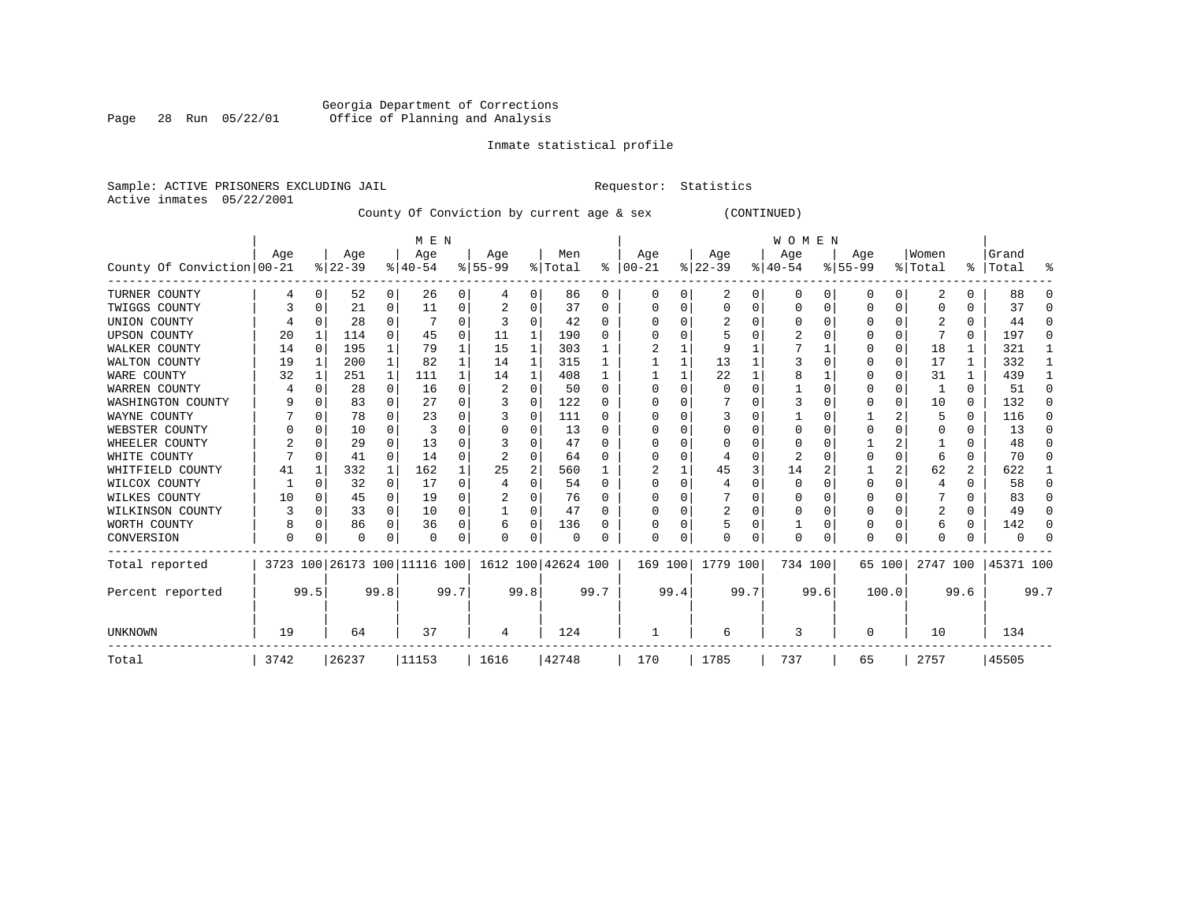Georgia Department of Corrections
Office of Planning and Analysis

Inmate statistical profile

Sample: ACTIVE PRISONERS EXCLUDING JAIL        Requestor: Statistics
Active inmates 05/22/2001

County Of Conviction by current age & sex (CONTINUED)

| County Of Conviction | MEN Age 00-21 | % | Age 22-39 | % | Age 40-54 | % | Age 55-99 | % | Men Total | % | WOMEN Age 00-21 | % | Age 22-39 | % | Age 40-54 | % | Age 55-99 | % | Women Total | % | Grand Total | % |
|---|---|---|---|---|---|---|---|---|---|---|---|---|---|---|---|---|---|---|---|---|---|---|
| TURNER COUNTY | 4 | 0 | 52 | 0 | 26 | 0 | 4 | 0 | 86 | 0 | 0 | 0 | 2 | 0 | 0 | 0 | 0 | 0 | 2 | 0 | 88 | 0 |
| TWIGGS COUNTY | 3 | 0 | 21 | 0 | 11 | 0 | 2 | 0 | 37 | 0 | 0 | 0 | 0 | 0 | 0 | 0 | 0 | 0 | 0 | 0 | 37 | 0 |
| UNION COUNTY | 4 | 0 | 28 | 0 | 7 | 0 | 3 | 0 | 42 | 0 | 0 | 0 | 2 | 0 | 0 | 0 | 0 | 0 | 2 | 0 | 44 | 0 |
| UPSON COUNTY | 20 | 1 | 114 | 0 | 45 | 0 | 11 | 1 | 190 | 0 | 0 | 0 | 5 | 0 | 2 | 0 | 0 | 0 | 7 | 0 | 197 | 0 |
| WALKER COUNTY | 14 | 0 | 195 | 1 | 79 | 1 | 15 | 1 | 303 | 1 | 2 | 1 | 9 | 1 | 7 | 1 | 0 | 0 | 18 | 1 | 321 | 1 |
| WALTON COUNTY | 19 | 1 | 200 | 1 | 82 | 1 | 14 | 1 | 315 | 1 | 1 | 1 | 13 | 1 | 3 | 0 | 0 | 0 | 17 | 1 | 332 | 1 |
| WARE COUNTY | 32 | 1 | 251 | 1 | 111 | 1 | 14 | 1 | 408 | 1 | 1 | 1 | 22 | 1 | 8 | 1 | 0 | 0 | 31 | 1 | 439 | 1 |
| WARREN COUNTY | 4 | 0 | 28 | 0 | 16 | 0 | 2 | 0 | 50 | 0 | 0 | 0 | 0 | 0 | 1 | 0 | 0 | 0 | 1 | 0 | 51 | 0 |
| WASHINGTON COUNTY | 9 | 0 | 83 | 0 | 27 | 0 | 3 | 0 | 122 | 0 | 0 | 0 | 7 | 0 | 3 | 0 | 0 | 0 | 10 | 0 | 132 | 0 |
| WAYNE COUNTY | 7 | 0 | 78 | 0 | 23 | 0 | 3 | 0 | 111 | 0 | 0 | 0 | 3 | 0 | 1 | 0 | 1 | 2 | 5 | 0 | 116 | 0 |
| WEBSTER COUNTY | 0 | 0 | 10 | 0 | 3 | 0 | 0 | 0 | 13 | 0 | 0 | 0 | 0 | 0 | 0 | 0 | 0 | 0 | 0 | 0 | 13 | 0 |
| WHEELER COUNTY | 2 | 0 | 29 | 0 | 13 | 0 | 3 | 0 | 47 | 0 | 0 | 0 | 0 | 0 | 0 | 0 | 1 | 2 | 1 | 0 | 48 | 0 |
| WHITE COUNTY | 7 | 0 | 41 | 0 | 14 | 0 | 2 | 0 | 64 | 0 | 0 | 0 | 4 | 0 | 2 | 0 | 0 | 0 | 6 | 0 | 70 | 0 |
| WHITFIELD COUNTY | 41 | 1 | 332 | 1 | 162 | 1 | 25 | 2 | 560 | 1 | 2 | 1 | 45 | 3 | 14 | 2 | 1 | 2 | 62 | 2 | 622 | 1 |
| WILCOX COUNTY | 1 | 0 | 32 | 0 | 17 | 0 | 4 | 0 | 54 | 0 | 0 | 0 | 4 | 0 | 0 | 0 | 0 | 0 | 4 | 0 | 58 | 0 |
| WILKES COUNTY | 10 | 0 | 45 | 0 | 19 | 0 | 2 | 0 | 76 | 0 | 0 | 0 | 7 | 0 | 0 | 0 | 0 | 0 | 7 | 0 | 83 | 0 |
| WILKINSON COUNTY | 3 | 0 | 33 | 0 | 10 | 0 | 1 | 0 | 47 | 0 | 0 | 0 | 2 | 0 | 0 | 0 | 0 | 0 | 2 | 0 | 49 | 0 |
| WORTH COUNTY | 8 | 0 | 86 | 0 | 36 | 0 | 6 | 0 | 136 | 0 | 0 | 0 | 5 | 0 | 1 | 0 | 0 | 0 | 6 | 0 | 142 | 0 |
| CONVERSION | 0 | 0 | 0 | 0 | 0 | 0 | 0 | 0 | 0 | 0 | 0 | 0 | 0 | 0 | 0 | 0 | 0 | 0 | 0 | 0 | 0 | 0 |
| Total reported | 3723 | 100 | 26173 | 100 | 11116 | 100 | 1612 | 100 | 42624 | 100 | 169 | 100 | 1779 | 100 | 734 | 100 | 65 | 100 | 2747 | 100 | 45371 | 100 |
| Percent reported | | 99.5 | | 99.8 | | 99.7 | | 99.8 | | 99.7 | | 99.4 | | 99.7 | | 99.6 | | 100.0 | | 99.6 | | 99.7 |
| UNKNOWN | 19 | | 64 | | 37 | | 4 | | 124 | | 1 | | 6 | | 3 | | 0 | | 10 | | 134 | |
| Total | 3742 | | 26237 | | 11153 | | 1616 | | 42748 | | 170 | | 1785 | | 737 | | 65 | | 2757 | | 45505 | |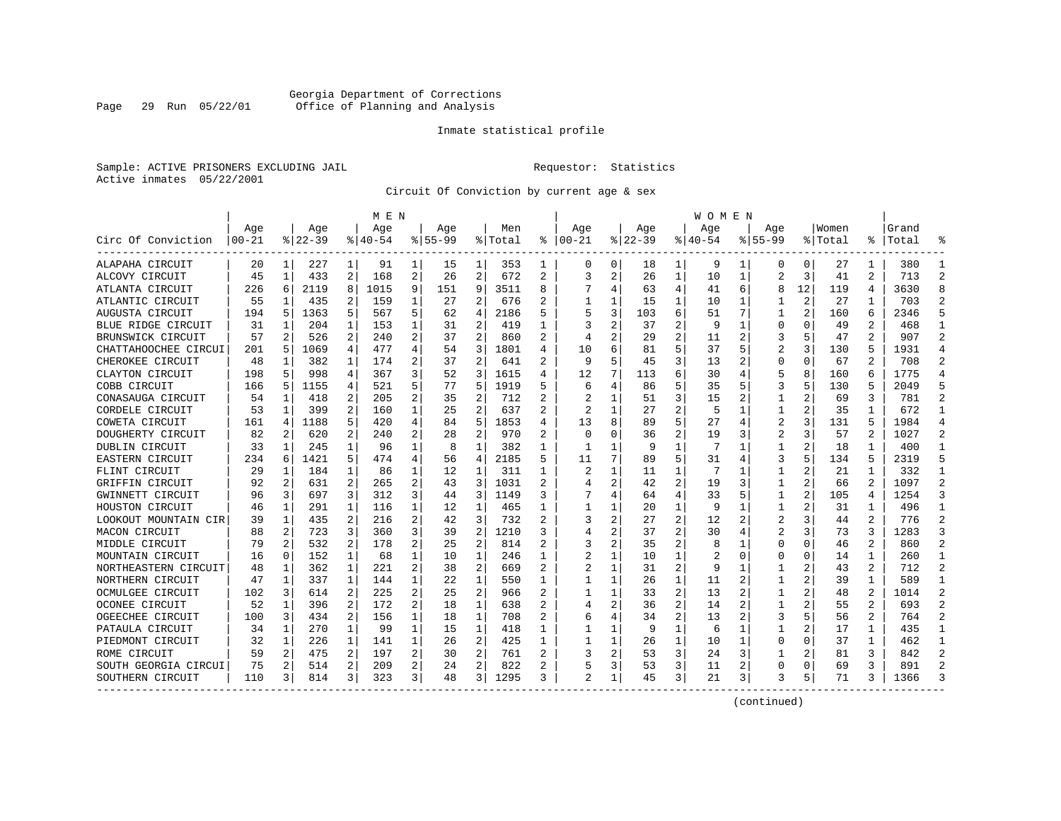Georgia Department of Corrections
Office of Planning and Analysis

Inmate statistical profile

Sample: ACTIVE PRISONERS EXCLUDING JAIL
Active inmates 05/22/2001

Requestor: Statistics

Circuit Of Conviction by current age & sex

| Circ Of Conviction | MEN Age 00-21 | % | Age 22-39 | % | Age 40-54 | % | Age 55-99 | % | Men Total | % | WOMEN Age 00-21 | % | Age 22-39 | % | Age 40-54 | % | Age 55-99 | % | Women Total | % | Grand Total | % |
|---|---|---|---|---|---|---|---|---|---|---|---|---|---|---|---|---|---|---|---|---|---|---|
| ALAPAHA CIRCUIT | 20 | 1 | 227 | 1 | 91 | 1 | 15 | 1 | 353 | 1 | 0 | 0 | 18 | 1 | 9 | 1 | 0 | 0 | 27 | 1 | 380 | 1 |
| ALCOVY CIRCUIT | 45 | 1 | 433 | 2 | 168 | 2 | 26 | 2 | 672 | 2 | 3 | 2 | 26 | 1 | 10 | 1 | 2 | 3 | 41 | 2 | 713 | 2 |
| ATLANTA CIRCUIT | 226 | 6 | 2119 | 8 | 1015 | 9 | 151 | 9 | 3511 | 8 | 7 | 4 | 63 | 4 | 41 | 6 | 8 | 12 | 119 | 4 | 3630 | 8 |
| ATLANTIC CIRCUIT | 55 | 1 | 435 | 2 | 159 | 1 | 27 | 2 | 676 | 2 | 1 | 1 | 15 | 1 | 10 | 1 | 1 | 2 | 27 | 1 | 703 | 2 |
| AUGUSTA CIRCUIT | 194 | 5 | 1363 | 5 | 567 | 5 | 62 | 4 | 2186 | 5 | 5 | 3 | 103 | 6 | 51 | 7 | 1 | 2 | 160 | 6 | 2346 | 5 |
| BLUE RIDGE CIRCUIT | 31 | 1 | 204 | 1 | 153 | 1 | 31 | 2 | 419 | 1 | 3 | 2 | 37 | 2 | 9 | 1 | 0 | 0 | 49 | 2 | 468 | 1 |
| BRUNSWICK CIRCUIT | 57 | 2 | 526 | 2 | 240 | 2 | 37 | 2 | 860 | 2 | 4 | 2 | 29 | 2 | 11 | 2 | 3 | 5 | 47 | 2 | 907 | 2 |
| CHATTAHOOCHEE CIRCUI | 201 | 5 | 1069 | 4 | 477 | 4 | 54 | 3 | 1801 | 4 | 10 | 6 | 81 | 5 | 37 | 5 | 2 | 3 | 130 | 5 | 1931 | 4 |
| CHEROKEE CIRCUIT | 48 | 1 | 382 | 1 | 174 | 2 | 37 | 2 | 641 | 2 | 9 | 5 | 45 | 3 | 13 | 2 | 0 | 0 | 67 | 2 | 708 | 2 |
| CLAYTON CIRCUIT | 198 | 5 | 998 | 4 | 367 | 3 | 52 | 3 | 1615 | 4 | 12 | 7 | 113 | 6 | 30 | 4 | 5 | 8 | 160 | 6 | 1775 | 4 |
| COBB CIRCUIT | 166 | 5 | 1155 | 4 | 521 | 5 | 77 | 5 | 1919 | 5 | 6 | 4 | 86 | 5 | 35 | 5 | 3 | 5 | 130 | 5 | 2049 | 5 |
| CONASAUGA CIRCUIT | 54 | 1 | 418 | 2 | 205 | 2 | 35 | 2 | 712 | 2 | 2 | 1 | 51 | 3 | 15 | 2 | 1 | 2 | 69 | 3 | 781 | 2 |
| CORDELE CIRCUIT | 53 | 1 | 399 | 2 | 160 | 1 | 25 | 2 | 637 | 2 | 2 | 1 | 27 | 2 | 5 | 1 | 1 | 2 | 35 | 1 | 672 | 1 |
| COWETA CIRCUIT | 161 | 4 | 1188 | 5 | 420 | 4 | 84 | 5 | 1853 | 4 | 13 | 8 | 89 | 5 | 27 | 4 | 2 | 3 | 131 | 5 | 1984 | 4 |
| DOUGHERTY CIRCUIT | 82 | 2 | 620 | 2 | 240 | 2 | 28 | 2 | 970 | 2 | 0 | 0 | 36 | 2 | 19 | 3 | 2 | 3 | 57 | 2 | 1027 | 2 |
| DUBLIN CIRCUIT | 33 | 1 | 245 | 1 | 96 | 1 | 8 | 1 | 382 | 1 | 1 | 1 | 9 | 1 | 7 | 1 | 1 | 2 | 18 | 1 | 400 | 1 |
| EASTERN CIRCUIT | 234 | 6 | 1421 | 5 | 474 | 4 | 56 | 4 | 2185 | 5 | 11 | 7 | 89 | 5 | 31 | 4 | 3 | 5 | 134 | 5 | 2319 | 5 |
| FLINT CIRCUIT | 29 | 1 | 184 | 1 | 86 | 1 | 12 | 1 | 311 | 1 | 2 | 1 | 11 | 1 | 7 | 1 | 1 | 2 | 21 | 1 | 332 | 1 |
| GRIFFIN CIRCUIT | 92 | 2 | 631 | 2 | 265 | 2 | 43 | 3 | 1031 | 2 | 4 | 2 | 42 | 2 | 19 | 3 | 1 | 2 | 66 | 2 | 1097 | 2 |
| GWINNETT CIRCUIT | 96 | 3 | 697 | 3 | 312 | 3 | 44 | 3 | 1149 | 3 | 7 | 4 | 64 | 4 | 33 | 5 | 1 | 2 | 105 | 4 | 1254 | 3 |
| HOUSTON CIRCUIT | 46 | 1 | 291 | 1 | 116 | 1 | 12 | 1 | 465 | 1 | 1 | 1 | 20 | 1 | 9 | 1 | 1 | 2 | 31 | 1 | 496 | 1 |
| LOOKOUT MOUNTAIN CIR | 39 | 1 | 435 | 2 | 216 | 2 | 42 | 3 | 732 | 2 | 3 | 2 | 27 | 2 | 12 | 2 | 2 | 3 | 44 | 2 | 776 | 2 |
| MACON CIRCUIT | 88 | 2 | 723 | 3 | 360 | 3 | 39 | 2 | 1210 | 3 | 4 | 2 | 37 | 2 | 30 | 4 | 2 | 3 | 73 | 3 | 1283 | 3 |
| MIDDLE CIRCUIT | 79 | 2 | 532 | 2 | 178 | 2 | 25 | 2 | 814 | 2 | 3 | 2 | 35 | 2 | 8 | 1 | 0 | 0 | 46 | 2 | 860 | 2 |
| MOUNTAIN CIRCUIT | 16 | 0 | 152 | 1 | 68 | 1 | 10 | 1 | 246 | 1 | 2 | 1 | 10 | 1 | 2 | 0 | 0 | 0 | 14 | 1 | 260 | 1 |
| NORTHEASTERN CIRCUIT | 48 | 1 | 362 | 1 | 221 | 2 | 38 | 2 | 669 | 2 | 2 | 1 | 31 | 2 | 9 | 1 | 1 | 2 | 43 | 2 | 712 | 2 |
| NORTHERN CIRCUIT | 47 | 1 | 337 | 1 | 144 | 1 | 22 | 1 | 550 | 1 | 1 | 1 | 26 | 1 | 11 | 2 | 1 | 2 | 39 | 1 | 589 | 1 |
| OCMULGEE CIRCUIT | 102 | 3 | 614 | 2 | 225 | 2 | 25 | 2 | 966 | 2 | 1 | 1 | 33 | 2 | 13 | 2 | 1 | 2 | 48 | 2 | 1014 | 2 |
| OCONEE CIRCUIT | 52 | 1 | 396 | 2 | 172 | 2 | 18 | 1 | 638 | 2 | 4 | 2 | 36 | 2 | 14 | 2 | 1 | 2 | 55 | 2 | 693 | 2 |
| OGEECHEE CIRCUIT | 100 | 3 | 434 | 2 | 156 | 1 | 18 | 1 | 708 | 2 | 6 | 4 | 34 | 2 | 13 | 2 | 3 | 5 | 56 | 2 | 764 | 2 |
| PATAULA CIRCUIT | 34 | 1 | 270 | 1 | 99 | 1 | 15 | 1 | 418 | 1 | 1 | 1 | 9 | 1 | 6 | 1 | 1 | 2 | 17 | 1 | 435 | 1 |
| PIEDMONT CIRCUIT | 32 | 1 | 226 | 1 | 141 | 1 | 26 | 2 | 425 | 1 | 1 | 1 | 26 | 1 | 10 | 1 | 0 | 0 | 37 | 1 | 462 | 1 |
| ROME CIRCUIT | 59 | 2 | 475 | 2 | 197 | 2 | 30 | 2 | 761 | 2 | 3 | 2 | 53 | 3 | 24 | 3 | 1 | 2 | 81 | 3 | 842 | 2 |
| SOUTH GEORGIA CIRCUI | 75 | 2 | 514 | 2 | 209 | 2 | 24 | 2 | 822 | 2 | 5 | 3 | 53 | 3 | 11 | 2 | 0 | 0 | 69 | 3 | 891 | 2 |
| SOUTHERN CIRCUIT | 110 | 3 | 814 | 3 | 323 | 3 | 48 | 3 | 1295 | 3 | 2 | 1 | 45 | 3 | 21 | 3 | 3 | 5 | 71 | 3 | 1366 | 3 |

(continued)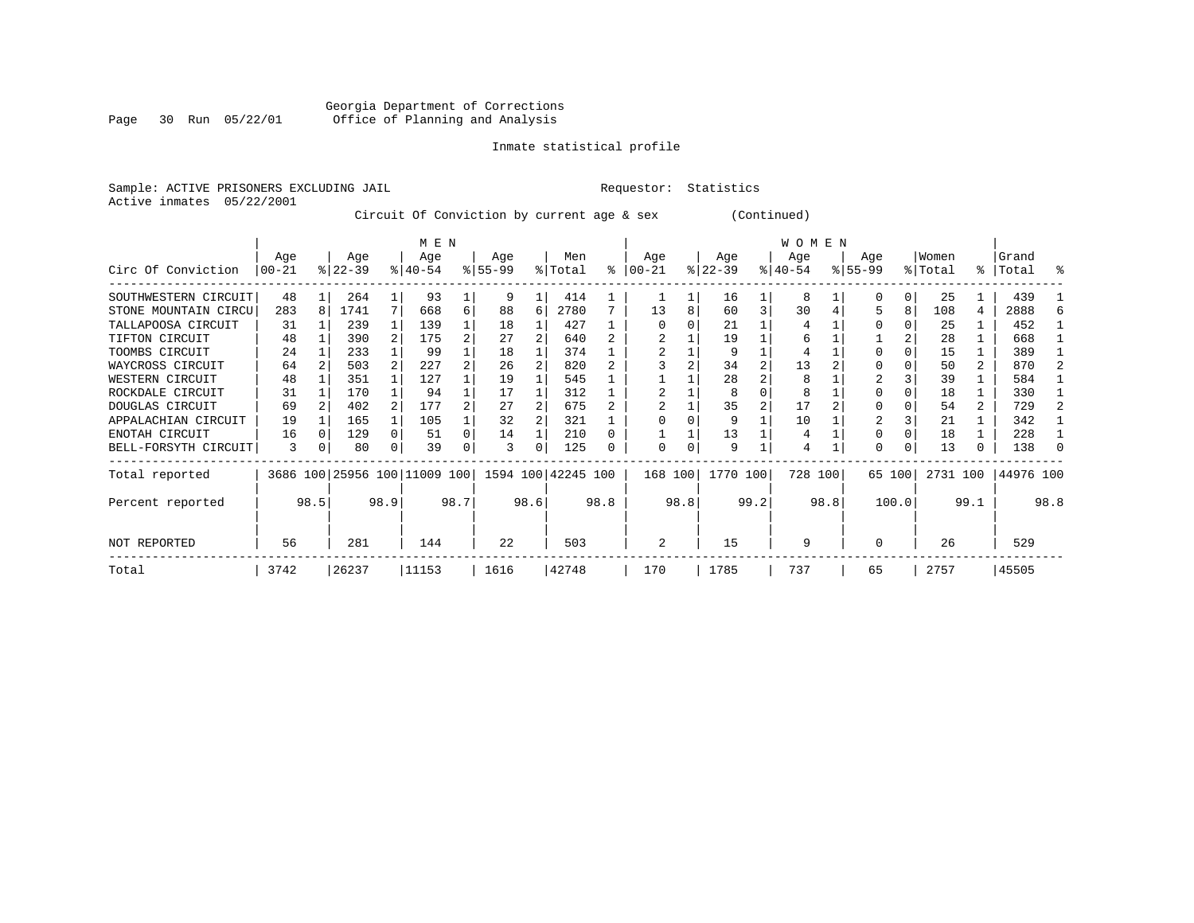Georgia Department of Corrections
Office of Planning and Analysis

Inmate statistical profile

Sample: ACTIVE PRISONERS EXCLUDING JAIL    Requestor: Statistics
Active inmates 05/22/2001

Circuit Of Conviction by current age & sex (Continued)

| Circ Of Conviction | MEN Age 00-21 | % | Age 22-39 | % | Age 40-54 | % | Age 55-99 | % | Men Total | % | WOMEN Age 00-21 | % | Age 22-39 | % | Age 40-54 | % | Age 55-99 | % | Women Total | % | Grand Total | % |
|---|---|---|---|---|---|---|---|---|---|---|---|---|---|---|---|---|---|---|---|---|---|---|
| SOUTHWESTERN CIRCUIT | 48 | 1 | 264 | 1 | 93 | 1 | 9 | 1 | 414 | 1 | 1 | 1 | 16 | 1 | 8 | 1 | 0 | 0 | 25 | 1 | 439 | 1 |
| STONE MOUNTAIN CIRCU | 283 | 8 | 1741 | 7 | 668 | 6 | 88 | 6 | 2780 | 7 | 13 | 8 | 60 | 3 | 30 | 4 | 5 | 8 | 108 | 4 | 2888 | 6 |
| TALLAPOOSA CIRCUIT | 31 | 1 | 239 | 1 | 139 | 1 | 18 | 1 | 427 | 1 | 0 | 0 | 21 | 1 | 4 | 1 | 0 | 0 | 25 | 1 | 452 | 1 |
| TIFTON CIRCUIT | 48 | 1 | 390 | 2 | 175 | 2 | 27 | 2 | 640 | 2 | 2 | 1 | 19 | 1 | 6 | 1 | 1 | 2 | 28 | 1 | 668 | 1 |
| TOOMBS CIRCUIT | 24 | 1 | 233 | 1 | 99 | 1 | 18 | 1 | 374 | 1 | 2 | 1 | 9 | 1 | 4 | 1 | 0 | 0 | 15 | 1 | 389 | 1 |
| WAYCROSS CIRCUIT | 64 | 2 | 503 | 2 | 227 | 2 | 26 | 2 | 820 | 2 | 3 | 2 | 34 | 2 | 13 | 2 | 0 | 0 | 50 | 2 | 870 | 2 |
| WESTERN CIRCUIT | 48 | 1 | 351 | 1 | 127 | 1 | 19 | 1 | 545 | 1 | 1 | 1 | 28 | 2 | 8 | 1 | 2 | 3 | 39 | 1 | 584 | 1 |
| ROCKDALE CIRCUIT | 31 | 1 | 170 | 1 | 94 | 1 | 17 | 1 | 312 | 1 | 2 | 1 | 8 | 0 | 8 | 1 | 0 | 0 | 18 | 1 | 330 | 1 |
| DOUGLAS CIRCUIT | 69 | 2 | 402 | 2 | 177 | 2 | 27 | 2 | 675 | 2 | 2 | 1 | 35 | 2 | 17 | 2 | 0 | 0 | 54 | 2 | 729 | 2 |
| APPALACHIAN CIRCUIT | 19 | 1 | 165 | 1 | 105 | 1 | 32 | 2 | 321 | 1 | 0 | 0 | 9 | 1 | 10 | 1 | 2 | 3 | 21 | 1 | 342 | 1 |
| ENOTAH CIRCUIT | 16 | 0 | 129 | 0 | 51 | 0 | 14 | 1 | 210 | 0 | 1 | 1 | 13 | 1 | 4 | 1 | 0 | 0 | 18 | 1 | 228 | 1 |
| BELL-FORSYTH CIRCUIT | 3 | 0 | 80 | 0 | 39 | 0 | 3 | 0 | 125 | 0 | 0 | 0 | 9 | 1 | 4 | 1 | 0 | 0 | 13 | 0 | 138 | 0 |
| Total reported | 3686 | 100 | 25956 | 100 | 11009 | 100 | 1594 | 100 | 42245 | 100 | 168 | 100 | 1770 | 100 | 728 | 100 | 65 | 100 | 2731 | 100 | 44976 | 100 |
| Percent reported | | 98.5 | | 98.9 | | 98.7 | | 98.6 | | 98.8 | | 98.8 | | 99.2 | | 98.8 | | 100.0 | | 99.1 | | 98.8 |
| NOT REPORTED | 56 | | 281 | | 144 | | 22 | | 503 | | 2 | | 15 | | 9 | | 0 | | 26 | | 529 | |
| Total | 3742 | | 26237 | | 11153 | | 1616 | | 42748 | | 170 | | 1785 | | 737 | | 65 | | 2757 | | 45505 | |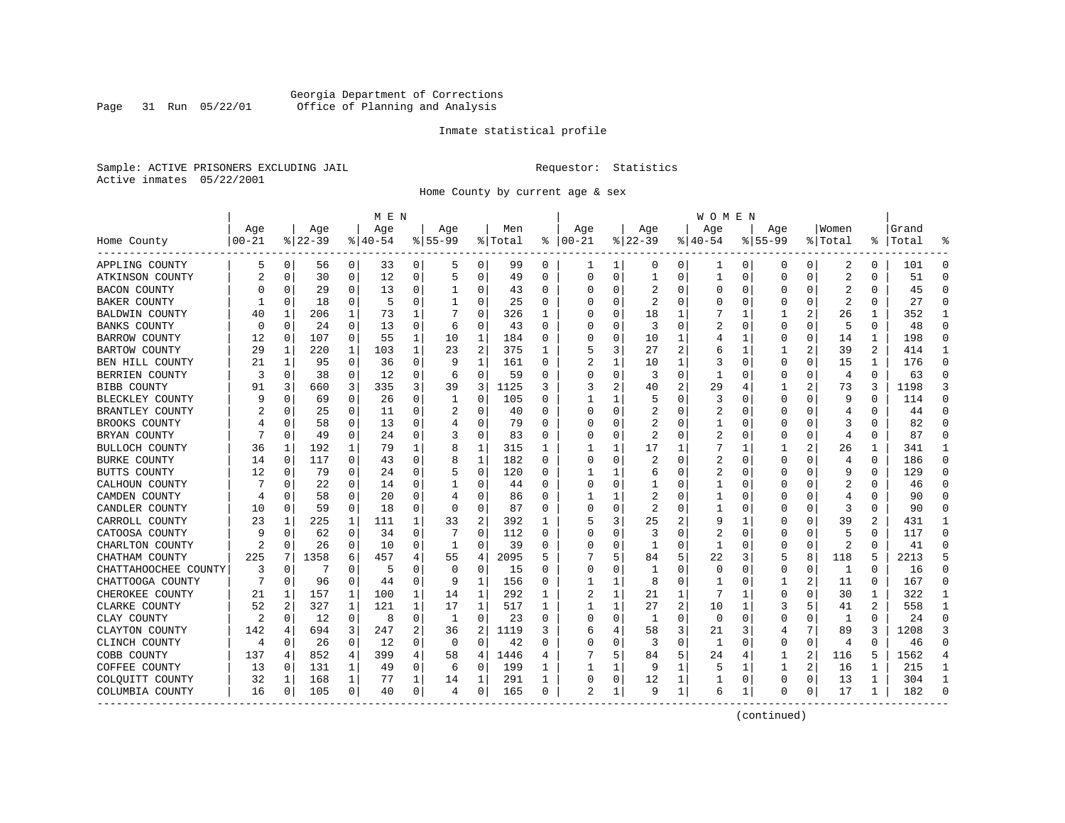Georgia Department of Corrections
Office of Planning and Analysis

Inmate statistical profile

Sample: ACTIVE PRISONERS EXCLUDING JAIL

Requestor: Statistics

Active inmates 05/22/2001

Home County by current age & sex

| Home County | MEN Age 00-21 | % | Age 22-39 | % | Age 40-54 | % | Age 55-99 | % | Men Total | % | WOMEN Age 00-21 | % | Age 22-39 | % | Age 40-54 | % | Age 55-99 | % | Women Total | % | Grand Total | % |
|---|---|---|---|---|---|---|---|---|---|---|---|---|---|---|---|---|---|---|---|---|---|---|
| APPLING COUNTY | 5 | 0 | 56 | 0 | 33 | 0 | 5 | 0 | 99 | 0 | 1 | 1 | 0 | 0 | 1 | 0 | 0 | 0 | 2 | 0 | 101 | 0 |
| ATKINSON COUNTY | 2 | 0 | 30 | 0 | 12 | 0 | 5 | 0 | 49 | 0 | 0 | 0 | 1 | 0 | 1 | 0 | 0 | 0 | 2 | 0 | 51 | 0 |
| BACON COUNTY | 0 | 0 | 29 | 0 | 13 | 0 | 1 | 0 | 43 | 0 | 0 | 0 | 2 | 0 | 0 | 0 | 0 | 0 | 2 | 0 | 45 | 0 |
| BAKER COUNTY | 1 | 0 | 18 | 0 | 5 | 0 | 1 | 0 | 25 | 0 | 0 | 0 | 2 | 0 | 0 | 0 | 0 | 0 | 2 | 0 | 27 | 0 |
| BALDWIN COUNTY | 40 | 1 | 206 | 1 | 73 | 1 | 7 | 0 | 326 | 1 | 0 | 0 | 18 | 1 | 7 | 1 | 1 | 2 | 26 | 1 | 352 | 1 |
| BANKS COUNTY | 0 | 0 | 24 | 0 | 13 | 0 | 6 | 0 | 43 | 0 | 0 | 0 | 3 | 0 | 2 | 0 | 0 | 0 | 5 | 0 | 48 | 0 |
| BARROW COUNTY | 12 | 0 | 107 | 0 | 55 | 1 | 10 | 1 | 184 | 0 | 0 | 0 | 10 | 1 | 4 | 1 | 0 | 0 | 14 | 1 | 198 | 0 |
| BARTOW COUNTY | 29 | 1 | 220 | 1 | 103 | 1 | 23 | 2 | 375 | 1 | 5 | 3 | 27 | 2 | 6 | 1 | 1 | 2 | 39 | 2 | 414 | 1 |
| BEN HILL COUNTY | 21 | 1 | 95 | 0 | 36 | 0 | 9 | 1 | 161 | 0 | 2 | 1 | 10 | 1 | 3 | 0 | 0 | 0 | 15 | 1 | 176 | 0 |
| BERRIEN COUNTY | 3 | 0 | 38 | 0 | 12 | 0 | 6 | 0 | 59 | 0 | 0 | 0 | 3 | 0 | 1 | 0 | 0 | 0 | 4 | 0 | 63 | 0 |
| BIBB COUNTY | 91 | 3 | 660 | 3 | 335 | 3 | 39 | 3 | 1125 | 3 | 3 | 2 | 40 | 2 | 29 | 4 | 1 | 2 | 73 | 3 | 1198 | 3 |
| BLECKLEY COUNTY | 9 | 0 | 69 | 0 | 26 | 0 | 1 | 0 | 105 | 0 | 1 | 1 | 5 | 0 | 3 | 0 | 0 | 0 | 9 | 0 | 114 | 0 |
| BRANTLEY COUNTY | 2 | 0 | 25 | 0 | 11 | 0 | 2 | 0 | 40 | 0 | 0 | 0 | 2 | 0 | 2 | 0 | 0 | 0 | 4 | 0 | 44 | 0 |
| BROOKS COUNTY | 4 | 0 | 58 | 0 | 13 | 0 | 4 | 0 | 79 | 0 | 0 | 0 | 2 | 0 | 1 | 0 | 0 | 0 | 3 | 0 | 82 | 0 |
| BRYAN COUNTY | 7 | 0 | 49 | 0 | 24 | 0 | 3 | 0 | 83 | 0 | 0 | 0 | 2 | 0 | 2 | 0 | 0 | 0 | 4 | 0 | 87 | 0 |
| BULLOCH COUNTY | 36 | 1 | 192 | 1 | 79 | 1 | 8 | 1 | 315 | 1 | 1 | 1 | 17 | 1 | 7 | 1 | 1 | 2 | 26 | 1 | 341 | 1 |
| BURKE COUNTY | 14 | 0 | 117 | 0 | 43 | 0 | 8 | 1 | 182 | 0 | 0 | 0 | 2 | 0 | 2 | 0 | 0 | 0 | 4 | 0 | 186 | 0 |
| BUTTS COUNTY | 12 | 0 | 79 | 0 | 24 | 0 | 5 | 0 | 120 | 0 | 1 | 1 | 6 | 0 | 2 | 0 | 0 | 0 | 9 | 0 | 129 | 0 |
| CALHOUN COUNTY | 7 | 0 | 22 | 0 | 14 | 0 | 1 | 0 | 44 | 0 | 0 | 0 | 1 | 0 | 1 | 0 | 0 | 0 | 2 | 0 | 46 | 0 |
| CAMDEN COUNTY | 4 | 0 | 58 | 0 | 20 | 0 | 4 | 0 | 86 | 0 | 1 | 1 | 2 | 0 | 1 | 0 | 0 | 0 | 4 | 0 | 90 | 0 |
| CANDLER COUNTY | 10 | 0 | 59 | 0 | 18 | 0 | 0 | 0 | 87 | 0 | 0 | 0 | 2 | 0 | 1 | 0 | 0 | 0 | 3 | 0 | 90 | 0 |
| CARROLL COUNTY | 23 | 1 | 225 | 1 | 111 | 1 | 33 | 2 | 392 | 1 | 5 | 3 | 25 | 2 | 9 | 1 | 0 | 0 | 39 | 2 | 431 | 1 |
| CATOOSA COUNTY | 9 | 0 | 62 | 0 | 34 | 0 | 7 | 0 | 112 | 0 | 0 | 0 | 3 | 0 | 2 | 0 | 0 | 0 | 5 | 0 | 117 | 0 |
| CHARLTON COUNTY | 2 | 0 | 26 | 0 | 10 | 0 | 1 | 0 | 39 | 0 | 0 | 0 | 1 | 0 | 1 | 0 | 0 | 0 | 2 | 0 | 41 | 0 |
| CHATHAM COUNTY | 225 | 7 | 1358 | 6 | 457 | 4 | 55 | 4 | 2095 | 5 | 7 | 5 | 84 | 5 | 22 | 3 | 5 | 8 | 118 | 5 | 2213 | 5 |
| CHATTAHOOCHEE COUNTY | 3 | 0 | 7 | 0 | 5 | 0 | 0 | 0 | 15 | 0 | 0 | 0 | 1 | 0 | 0 | 0 | 0 | 0 | 1 | 0 | 16 | 0 |
| CHATTOOGA COUNTY | 7 | 0 | 96 | 0 | 44 | 0 | 9 | 1 | 156 | 0 | 1 | 1 | 8 | 0 | 1 | 0 | 1 | 2 | 11 | 0 | 167 | 0 |
| CHEROKEE COUNTY | 21 | 1 | 157 | 1 | 100 | 1 | 14 | 1 | 292 | 1 | 2 | 1 | 21 | 1 | 7 | 1 | 0 | 0 | 30 | 1 | 322 | 1 |
| CLARKE COUNTY | 52 | 2 | 327 | 1 | 121 | 1 | 17 | 1 | 517 | 1 | 1 | 1 | 27 | 2 | 10 | 1 | 3 | 5 | 41 | 2 | 558 | 1 |
| CLAY COUNTY | 2 | 0 | 12 | 0 | 8 | 0 | 1 | 0 | 23 | 0 | 0 | 0 | 1 | 0 | 0 | 0 | 0 | 0 | 1 | 0 | 24 | 0 |
| CLAYTON COUNTY | 142 | 4 | 694 | 3 | 247 | 2 | 36 | 2 | 1119 | 3 | 6 | 4 | 58 | 3 | 21 | 3 | 4 | 7 | 89 | 3 | 1208 | 3 |
| CLINCH COUNTY | 4 | 0 | 26 | 0 | 12 | 0 | 0 | 0 | 42 | 0 | 0 | 0 | 3 | 0 | 1 | 0 | 0 | 0 | 4 | 0 | 46 | 0 |
| COBB COUNTY | 137 | 4 | 852 | 4 | 399 | 4 | 58 | 4 | 1446 | 4 | 7 | 5 | 84 | 5 | 24 | 4 | 1 | 2 | 116 | 5 | 1562 | 4 |
| COFFEE COUNTY | 13 | 0 | 131 | 1 | 49 | 0 | 6 | 0 | 199 | 1 | 1 | 1 | 9 | 1 | 5 | 1 | 1 | 2 | 16 | 1 | 215 | 1 |
| COLQUITT COUNTY | 32 | 1 | 168 | 1 | 77 | 1 | 14 | 1 | 291 | 1 | 0 | 0 | 12 | 1 | 1 | 0 | 0 | 0 | 13 | 1 | 304 | 1 |
| COLUMBIA COUNTY | 16 | 0 | 105 | 0 | 40 | 0 | 4 | 0 | 165 | 0 | 2 | 1 | 9 | 1 | 6 | 1 | 0 | 0 | 17 | 1 | 182 | 0 |

(continued)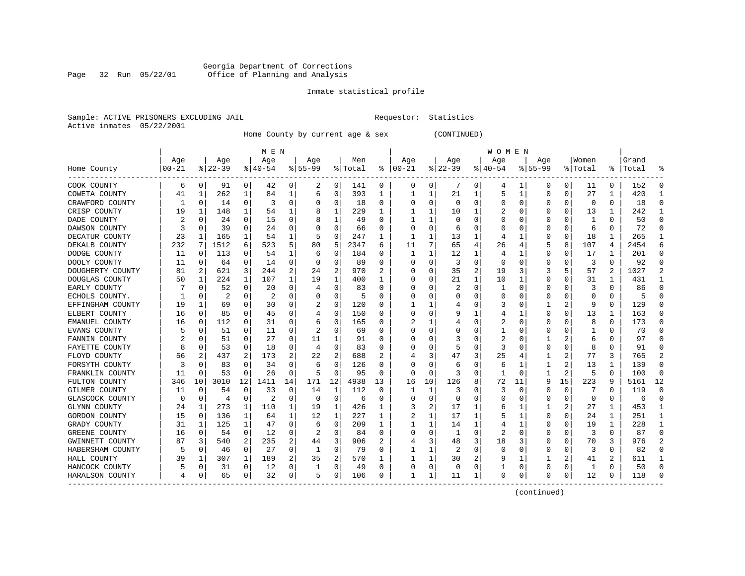Georgia Department of Corrections
Office of Planning and Analysis

Inmate statistical profile

Sample: ACTIVE PRISONERS EXCLUDING JAIL

Requestor: Statistics

Active inmates 05/22/2001

Home County by current age & sex (CONTINUED)

| Home County | MEN Age 00-21 | % | Age 22-39 | % | Age 40-54 | % | Age 55-99 | % | Men Total | % | WOMEN Age 00-21 | % | Age 22-39 | % | Age 40-54 | % | Age 55-99 | % | Women Total | % | Grand Total | % |
|---|---|---|---|---|---|---|---|---|---|---|---|---|---|---|---|---|---|---|---|---|---|---|
| COOK COUNTY | 6 | 0 | 91 | 0 | 42 | 0 | 2 | 0 | 141 | 0 | 0 | 0 | 7 | 0 | 4 | 1 | 0 | 0 | 11 | 0 | 152 | 0 |
| COWETA COUNTY | 41 | 1 | 262 | 1 | 84 | 1 | 6 | 0 | 393 | 1 | 1 | 1 | 21 | 1 | 5 | 1 | 0 | 0 | 27 | 1 | 420 | 1 |
| CRAWFORD COUNTY | 1 | 0 | 14 | 0 | 3 | 0 | 0 | 0 | 18 | 0 | 0 | 0 | 0 | 0 | 0 | 0 | 0 | 0 | 0 | 0 | 18 | 0 |
| CRISP COUNTY | 19 | 1 | 148 | 1 | 54 | 1 | 8 | 1 | 229 | 1 | 1 | 1 | 10 | 1 | 2 | 0 | 0 | 0 | 13 | 1 | 242 | 1 |
| DADE COUNTY | 2 | 0 | 24 | 0 | 15 | 0 | 8 | 1 | 49 | 0 | 1 | 1 | 0 | 0 | 0 | 0 | 0 | 0 | 1 | 0 | 50 | 0 |
| DAWSON COUNTY | 3 | 0 | 39 | 0 | 24 | 0 | 0 | 0 | 66 | 0 | 0 | 0 | 6 | 0 | 0 | 0 | 0 | 0 | 6 | 0 | 72 | 0 |
| DECATUR COUNTY | 23 | 1 | 165 | 1 | 54 | 1 | 5 | 0 | 247 | 1 | 1 | 1 | 13 | 1 | 4 | 1 | 0 | 0 | 18 | 1 | 265 | 1 |
| DEKALB COUNTY | 232 | 7 | 1512 | 6 | 523 | 5 | 80 | 5 | 2347 | 6 | 11 | 7 | 65 | 4 | 26 | 4 | 5 | 8 | 107 | 4 | 2454 | 6 |
| DODGE COUNTY | 11 | 0 | 113 | 0 | 54 | 1 | 6 | 0 | 184 | 0 | 1 | 1 | 12 | 1 | 4 | 1 | 0 | 0 | 17 | 1 | 201 | 0 |
| DOOLY COUNTY | 11 | 0 | 64 | 0 | 14 | 0 | 0 | 0 | 89 | 0 | 0 | 0 | 3 | 0 | 0 | 0 | 0 | 0 | 3 | 0 | 92 | 0 |
| DOUGHERTY COUNTY | 81 | 2 | 621 | 3 | 244 | 2 | 24 | 2 | 970 | 2 | 0 | 0 | 35 | 2 | 19 | 3 | 3 | 5 | 57 | 2 | 1027 | 2 |
| DOUGLAS COUNTY | 50 | 1 | 224 | 1 | 107 | 1 | 19 | 1 | 400 | 1 | 0 | 0 | 21 | 1 | 10 | 1 | 0 | 0 | 31 | 1 | 431 | 1 |
| EARLY COUNTY | 7 | 0 | 52 | 0 | 20 | 0 | 4 | 0 | 83 | 0 | 0 | 0 | 2 | 0 | 1 | 0 | 0 | 0 | 3 | 0 | 86 | 0 |
| ECHOLS COUNTY. | 1 | 0 | 2 | 0 | 2 | 0 | 0 | 0 | 5 | 0 | 0 | 0 | 0 | 0 | 0 | 0 | 0 | 0 | 0 | 0 | 5 | 0 |
| EFFINGHAM COUNTY | 19 | 1 | 69 | 0 | 30 | 0 | 2 | 0 | 120 | 0 | 1 | 1 | 4 | 0 | 3 | 0 | 1 | 2 | 9 | 0 | 129 | 0 |
| ELBERT COUNTY | 16 | 0 | 85 | 0 | 45 | 0 | 4 | 0 | 150 | 0 | 0 | 0 | 9 | 1 | 4 | 1 | 0 | 0 | 13 | 1 | 163 | 0 |
| EMANUEL COUNTY | 16 | 0 | 112 | 0 | 31 | 0 | 6 | 0 | 165 | 0 | 2 | 1 | 4 | 0 | 2 | 0 | 0 | 0 | 8 | 0 | 173 | 0 |
| EVANS COUNTY | 5 | 0 | 51 | 0 | 11 | 0 | 2 | 0 | 69 | 0 | 0 | 0 | 0 | 0 | 1 | 0 | 0 | 0 | 1 | 0 | 70 | 0 |
| FANNIN COUNTY | 2 | 0 | 51 | 0 | 27 | 0 | 11 | 1 | 91 | 0 | 0 | 0 | 3 | 0 | 2 | 0 | 1 | 2 | 6 | 0 | 97 | 0 |
| FAYETTE COUNTY | 8 | 0 | 53 | 0 | 18 | 0 | 4 | 0 | 83 | 0 | 0 | 0 | 5 | 0 | 3 | 0 | 0 | 0 | 8 | 0 | 91 | 0 |
| FLOYD COUNTY | 56 | 2 | 437 | 2 | 173 | 2 | 22 | 2 | 688 | 2 | 4 | 3 | 47 | 3 | 25 | 4 | 1 | 2 | 77 | 3 | 765 | 2 |
| FORSYTH COUNTY | 3 | 0 | 83 | 0 | 34 | 0 | 6 | 0 | 126 | 0 | 0 | 0 | 6 | 0 | 6 | 1 | 1 | 2 | 13 | 1 | 139 | 0 |
| FRANKLIN COUNTY | 11 | 0 | 53 | 0 | 26 | 0 | 5 | 0 | 95 | 0 | 0 | 0 | 3 | 0 | 1 | 0 | 1 | 2 | 5 | 0 | 100 | 0 |
| FULTON COUNTY | 346 | 10 | 3010 | 12 | 1411 | 14 | 171 | 12 | 4938 | 13 | 16 | 10 | 126 | 8 | 72 | 11 | 9 | 15 | 223 | 9 | 5161 | 12 |
| GILMER COUNTY | 11 | 0 | 54 | 0 | 33 | 0 | 14 | 1 | 112 | 0 | 1 | 1 | 3 | 0 | 3 | 0 | 0 | 0 | 7 | 0 | 119 | 0 |
| GLASCOCK COUNTY | 0 | 0 | 4 | 0 | 2 | 0 | 0 | 0 | 6 | 0 | 0 | 0 | 0 | 0 | 0 | 0 | 0 | 0 | 0 | 0 | 6 | 0 |
| GLYNN COUNTY | 24 | 1 | 273 | 1 | 110 | 1 | 19 | 1 | 426 | 1 | 3 | 2 | 17 | 1 | 6 | 1 | 1 | 2 | 27 | 1 | 453 | 1 |
| GORDON COUNTY | 15 | 0 | 136 | 1 | 64 | 1 | 12 | 1 | 227 | 1 | 2 | 1 | 17 | 1 | 5 | 1 | 0 | 0 | 24 | 1 | 251 | 1 |
| GRADY COUNTY | 31 | 1 | 125 | 1 | 47 | 0 | 6 | 0 | 209 | 1 | 1 | 1 | 14 | 1 | 4 | 1 | 0 | 0 | 19 | 1 | 228 | 1 |
| GREENE COUNTY | 16 | 0 | 54 | 0 | 12 | 0 | 2 | 0 | 84 | 0 | 0 | 0 | 1 | 0 | 2 | 0 | 0 | 0 | 3 | 0 | 87 | 0 |
| GWINNETT COUNTY | 87 | 3 | 540 | 2 | 235 | 2 | 44 | 3 | 906 | 2 | 4 | 3 | 48 | 3 | 18 | 3 | 0 | 0 | 70 | 3 | 976 | 2 |
| HABERSHAM COUNTY | 5 | 0 | 46 | 0 | 27 | 0 | 1 | 0 | 79 | 0 | 1 | 1 | 2 | 0 | 0 | 0 | 0 | 0 | 3 | 0 | 82 | 0 |
| HALL COUNTY | 39 | 1 | 307 | 1 | 189 | 2 | 35 | 2 | 570 | 1 | 1 | 1 | 30 | 2 | 9 | 1 | 1 | 2 | 41 | 2 | 611 | 1 |
| HANCOCK COUNTY | 5 | 0 | 31 | 0 | 12 | 0 | 1 | 0 | 49 | 0 | 0 | 0 | 0 | 0 | 1 | 0 | 0 | 0 | 1 | 0 | 50 | 0 |
| HARALSON COUNTY | 4 | 0 | 65 | 0 | 32 | 0 | 5 | 0 | 106 | 0 | 1 | 1 | 11 | 1 | 0 | 0 | 0 | 0 | 12 | 0 | 118 | 0 |

(continued)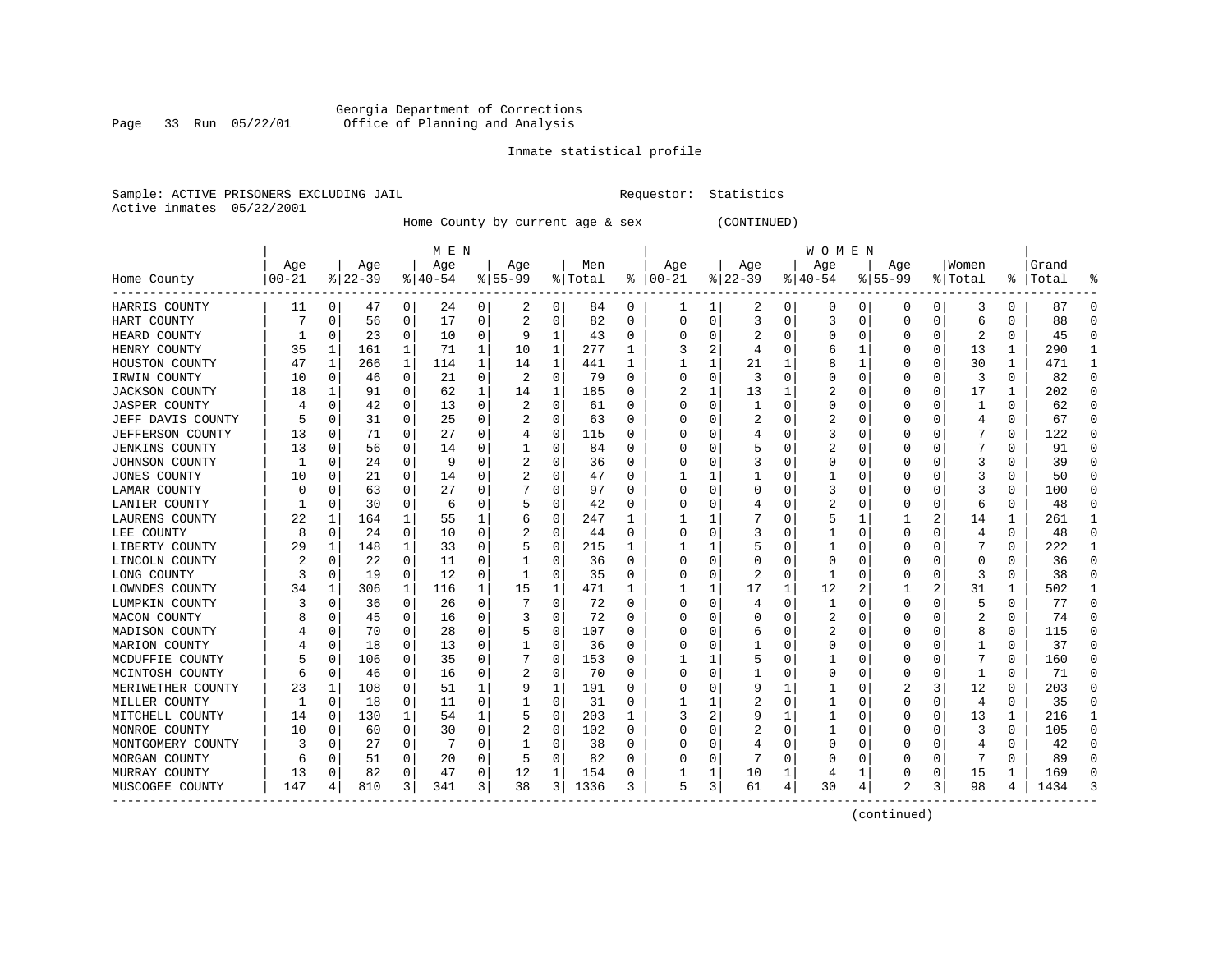Georgia Department of Corrections
Office of Planning and Analysis

Inmate statistical profile

Sample: ACTIVE PRISONERS EXCLUDING JAIL                    Requestor: Statistics
Active inmates 05/22/2001

Home County by current age & sex (CONTINUED)

| Home County | MEN Age 00-21 | % | Age 22-39 | % | Age 40-54 | % | Age 55-99 | % | Men Total | % | WOMEN Age 00-21 | % | Age 22-39 | % | Age 40-54 | % | Age 55-99 | % | Women Total | % | Grand Total | % |
|---|---|---|---|---|---|---|---|---|---|---|---|---|---|---|---|---|---|---|---|---|---|---|
| HARRIS COUNTY | 11 | 0 | 47 | 0 | 24 | 0 | 2 | 0 | 84 | 0 | 1 | 1 | 2 | 0 | 0 | 0 | 0 | 0 | 3 | 0 | 87 | 0 |
| HART COUNTY | 7 | 0 | 56 | 0 | 17 | 0 | 2 | 0 | 82 | 0 | 0 | 0 | 3 | 0 | 3 | 0 | 0 | 0 | 6 | 0 | 88 | 0 |
| HEARD COUNTY | 1 | 0 | 23 | 0 | 10 | 0 | 9 | 1 | 43 | 0 | 0 | 0 | 2 | 0 | 0 | 0 | 0 | 0 | 2 | 0 | 45 | 0 |
| HENRY COUNTY | 35 | 1 | 161 | 1 | 71 | 1 | 10 | 1 | 277 | 1 | 3 | 2 | 4 | 0 | 6 | 1 | 0 | 0 | 13 | 1 | 290 | 1 |
| HOUSTON COUNTY | 47 | 1 | 266 | 1 | 114 | 1 | 14 | 1 | 441 | 1 | 1 | 1 | 21 | 1 | 8 | 1 | 0 | 0 | 30 | 1 | 471 | 1 |
| IRWIN COUNTY | 10 | 0 | 46 | 0 | 21 | 0 | 2 | 0 | 79 | 0 | 0 | 0 | 3 | 0 | 0 | 0 | 0 | 0 | 3 | 0 | 82 | 0 |
| JACKSON COUNTY | 18 | 1 | 91 | 0 | 62 | 1 | 14 | 1 | 185 | 0 | 2 | 1 | 13 | 1 | 2 | 0 | 0 | 0 | 17 | 1 | 202 | 0 |
| JASPER COUNTY | 4 | 0 | 42 | 0 | 13 | 0 | 2 | 0 | 61 | 0 | 0 | 0 | 1 | 0 | 0 | 0 | 0 | 0 | 1 | 0 | 62 | 0 |
| JEFF DAVIS COUNTY | 5 | 0 | 31 | 0 | 25 | 0 | 2 | 0 | 63 | 0 | 0 | 0 | 2 | 0 | 2 | 0 | 0 | 0 | 4 | 0 | 67 | 0 |
| JEFFERSON COUNTY | 13 | 0 | 71 | 0 | 27 | 0 | 4 | 0 | 115 | 0 | 0 | 0 | 4 | 0 | 3 | 0 | 0 | 0 | 7 | 0 | 122 | 0 |
| JENKINS COUNTY | 13 | 0 | 56 | 0 | 14 | 0 | 1 | 0 | 84 | 0 | 0 | 0 | 5 | 0 | 2 | 0 | 0 | 0 | 7 | 0 | 91 | 0 |
| JOHNSON COUNTY | 1 | 0 | 24 | 0 | 9 | 0 | 2 | 0 | 36 | 0 | 0 | 0 | 3 | 0 | 0 | 0 | 0 | 0 | 3 | 0 | 39 | 0 |
| JONES COUNTY | 10 | 0 | 21 | 0 | 14 | 0 | 2 | 0 | 47 | 0 | 1 | 1 | 1 | 0 | 1 | 0 | 0 | 0 | 3 | 0 | 50 | 0 |
| LAMAR COUNTY | 0 | 0 | 63 | 0 | 27 | 0 | 7 | 0 | 97 | 0 | 0 | 0 | 0 | 0 | 3 | 0 | 0 | 0 | 3 | 0 | 100 | 0 |
| LANIER COUNTY | 1 | 0 | 30 | 0 | 6 | 0 | 5 | 0 | 42 | 0 | 0 | 0 | 4 | 0 | 2 | 0 | 0 | 0 | 6 | 0 | 48 | 0 |
| LAURENS COUNTY | 22 | 1 | 164 | 1 | 55 | 1 | 6 | 0 | 247 | 1 | 1 | 1 | 7 | 0 | 5 | 1 | 1 | 2 | 14 | 1 | 261 | 1 |
| LEE COUNTY | 8 | 0 | 24 | 0 | 10 | 0 | 2 | 0 | 44 | 0 | 0 | 0 | 3 | 0 | 1 | 0 | 0 | 0 | 4 | 0 | 48 | 0 |
| LIBERTY COUNTY | 29 | 1 | 148 | 1 | 33 | 0 | 5 | 0 | 215 | 1 | 1 | 1 | 5 | 0 | 1 | 0 | 0 | 0 | 7 | 0 | 222 | 1 |
| LINCOLN COUNTY | 2 | 0 | 22 | 0 | 11 | 0 | 1 | 0 | 36 | 0 | 0 | 0 | 0 | 0 | 0 | 0 | 0 | 0 | 0 | 0 | 36 | 0 |
| LONG COUNTY | 3 | 0 | 19 | 0 | 12 | 0 | 1 | 0 | 35 | 0 | 0 | 0 | 2 | 0 | 1 | 0 | 0 | 0 | 3 | 0 | 38 | 0 |
| LOWNDES COUNTY | 34 | 1 | 306 | 1 | 116 | 1 | 15 | 1 | 471 | 1 | 1 | 1 | 17 | 1 | 12 | 2 | 1 | 2 | 31 | 1 | 502 | 1 |
| LUMPKIN COUNTY | 3 | 0 | 36 | 0 | 26 | 0 | 7 | 0 | 72 | 0 | 0 | 0 | 4 | 0 | 1 | 0 | 0 | 0 | 5 | 0 | 77 | 0 |
| MACON COUNTY | 8 | 0 | 45 | 0 | 16 | 0 | 3 | 0 | 72 | 0 | 0 | 0 | 0 | 0 | 2 | 0 | 0 | 0 | 2 | 0 | 74 | 0 |
| MADISON COUNTY | 4 | 0 | 70 | 0 | 28 | 0 | 5 | 0 | 107 | 0 | 0 | 0 | 6 | 0 | 2 | 0 | 0 | 0 | 8 | 0 | 115 | 0 |
| MARION COUNTY | 4 | 0 | 18 | 0 | 13 | 0 | 1 | 0 | 36 | 0 | 0 | 0 | 1 | 0 | 0 | 0 | 0 | 0 | 1 | 0 | 37 | 0 |
| MCDUFFIE COUNTY | 5 | 0 | 106 | 0 | 35 | 0 | 7 | 0 | 153 | 0 | 1 | 1 | 5 | 0 | 1 | 0 | 0 | 0 | 7 | 0 | 160 | 0 |
| MCINTOSH COUNTY | 6 | 0 | 46 | 0 | 16 | 0 | 2 | 0 | 70 | 0 | 0 | 0 | 1 | 0 | 0 | 0 | 0 | 0 | 1 | 0 | 71 | 0 |
| MERIWETHER COUNTY | 23 | 1 | 108 | 0 | 51 | 1 | 9 | 1 | 191 | 0 | 0 | 0 | 9 | 1 | 1 | 0 | 2 | 3 | 12 | 0 | 203 | 0 |
| MILLER COUNTY | 1 | 0 | 18 | 0 | 11 | 0 | 1 | 0 | 31 | 0 | 1 | 1 | 2 | 0 | 1 | 0 | 0 | 0 | 4 | 0 | 35 | 0 |
| MITCHELL COUNTY | 14 | 0 | 130 | 1 | 54 | 1 | 5 | 0 | 203 | 1 | 3 | 2 | 9 | 1 | 1 | 0 | 0 | 0 | 13 | 1 | 216 | 1 |
| MONROE COUNTY | 10 | 0 | 60 | 0 | 30 | 0 | 2 | 0 | 102 | 0 | 0 | 0 | 2 | 0 | 1 | 0 | 0 | 0 | 3 | 0 | 105 | 0 |
| MONTGOMERY COUNTY | 3 | 0 | 27 | 0 | 7 | 0 | 1 | 0 | 38 | 0 | 0 | 0 | 4 | 0 | 0 | 0 | 0 | 0 | 4 | 0 | 42 | 0 |
| MORGAN COUNTY | 6 | 0 | 51 | 0 | 20 | 0 | 5 | 0 | 82 | 0 | 0 | 0 | 7 | 0 | 0 | 0 | 0 | 0 | 7 | 0 | 89 | 0 |
| MURRAY COUNTY | 13 | 0 | 82 | 0 | 47 | 0 | 12 | 1 | 154 | 0 | 1 | 1 | 10 | 1 | 4 | 1 | 0 | 0 | 15 | 1 | 169 | 0 |
| MUSCOGEE COUNTY | 147 | 4 | 810 | 3 | 341 | 3 | 38 | 3 | 1336 | 3 | 5 | 3 | 61 | 4 | 30 | 4 | 2 | 3 | 98 | 4 | 1434 | 3 |

(continued)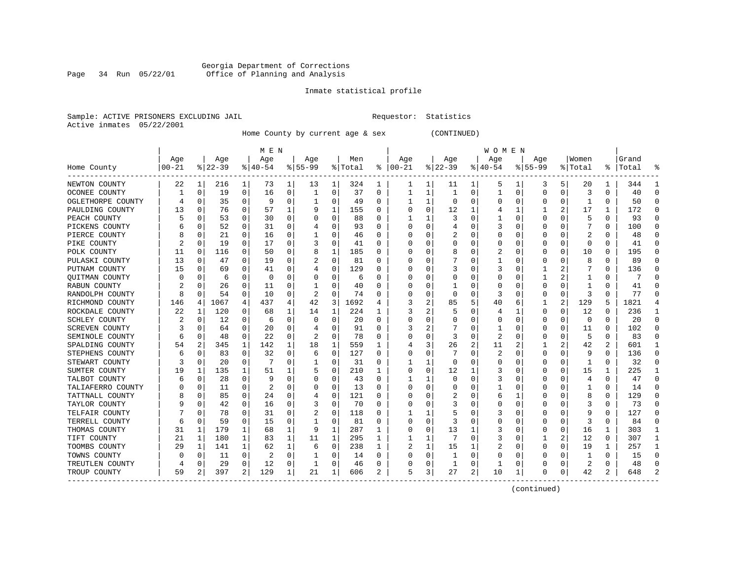Georgia Department of Corrections
Office of Planning and Analysis

Inmate statistical profile

Sample: ACTIVE PRISONERS EXCLUDING JAIL    Requestor: Statistics
Active inmates 05/22/2001

Home County by current age & sex (CONTINUED)

| Home County | MEN Age 00-21 | % | Age 22-39 | % | Age 40-54 | % | Age 55-99 | % | Men Total | % | WOMEN Age 00-21 | % | Age 22-39 | % | Age 40-54 | % | Age 55-99 | % | Women Total | % | Grand Total | % |
|---|---|---|---|---|---|---|---|---|---|---|---|---|---|---|---|---|---|---|---|---|---|---|
| NEWTON COUNTY | 22 | 1 | 216 | 1 | 73 | 1 | 13 | 1 | 324 | 1 | 1 | 1 | 11 | 1 | 5 | 1 | 3 | 5 | 20 | 1 | 344 | 1 |
| OCONEE COUNTY | 1 | 0 | 19 | 0 | 16 | 0 | 1 | 0 | 37 | 0 | 1 | 1 | 1 | 0 | 1 | 0 | 0 | 0 | 3 | 0 | 40 | 0 |
| OGLETHORPE COUNTY | 4 | 0 | 35 | 0 | 9 | 0 | 1 | 0 | 49 | 0 | 1 | 1 | 0 | 0 | 0 | 0 | 0 | 0 | 1 | 0 | 50 | 0 |
| PAULDING COUNTY | 13 | 0 | 76 | 0 | 57 | 1 | 9 | 1 | 155 | 0 | 0 | 0 | 12 | 1 | 4 | 1 | 1 | 2 | 17 | 1 | 172 | 0 |
| PEACH COUNTY | 5 | 0 | 53 | 0 | 30 | 0 | 0 | 0 | 88 | 0 | 1 | 1 | 3 | 0 | 1 | 0 | 0 | 0 | 5 | 0 | 93 | 0 |
| PICKENS COUNTY | 6 | 0 | 52 | 0 | 31 | 0 | 4 | 0 | 93 | 0 | 0 | 0 | 4 | 0 | 3 | 0 | 0 | 0 | 7 | 0 | 100 | 0 |
| PIERCE COUNTY | 8 | 0 | 21 | 0 | 16 | 0 | 1 | 0 | 46 | 0 | 0 | 0 | 2 | 0 | 0 | 0 | 0 | 0 | 2 | 0 | 48 | 0 |
| PIKE COUNTY | 2 | 0 | 19 | 0 | 17 | 0 | 3 | 0 | 41 | 0 | 0 | 0 | 0 | 0 | 0 | 0 | 0 | 0 | 0 | 0 | 41 | 0 |
| POLK COUNTY | 11 | 0 | 116 | 0 | 50 | 0 | 8 | 1 | 185 | 0 | 0 | 0 | 8 | 0 | 2 | 0 | 0 | 0 | 10 | 0 | 195 | 0 |
| PULASKI COUNTY | 13 | 0 | 47 | 0 | 19 | 0 | 2 | 0 | 81 | 0 | 0 | 0 | 7 | 0 | 1 | 0 | 0 | 0 | 8 | 0 | 89 | 0 |
| PUTNAM COUNTY | 15 | 0 | 69 | 0 | 41 | 0 | 4 | 0 | 129 | 0 | 0 | 0 | 3 | 0 | 3 | 0 | 1 | 2 | 7 | 0 | 136 | 0 |
| QUITMAN COUNTY | 0 | 0 | 6 | 0 | 0 | 0 | 0 | 0 | 6 | 0 | 0 | 0 | 0 | 0 | 0 | 0 | 1 | 2 | 1 | 0 | 7 | 0 |
| RABUN COUNTY | 2 | 0 | 26 | 0 | 11 | 0 | 1 | 0 | 40 | 0 | 0 | 0 | 1 | 0 | 0 | 0 | 0 | 0 | 1 | 0 | 41 | 0 |
| RANDOLPH COUNTY | 8 | 0 | 54 | 0 | 10 | 0 | 2 | 0 | 74 | 0 | 0 | 0 | 0 | 0 | 3 | 0 | 0 | 0 | 3 | 0 | 77 | 0 |
| RICHMOND COUNTY | 146 | 4 | 1067 | 4 | 437 | 4 | 42 | 3 | 1692 | 4 | 3 | 2 | 85 | 5 | 40 | 6 | 1 | 2 | 129 | 5 | 1821 | 4 |
| ROCKDALE COUNTY | 22 | 1 | 120 | 0 | 68 | 1 | 14 | 1 | 224 | 1 | 3 | 2 | 5 | 0 | 4 | 1 | 0 | 0 | 12 | 0 | 236 | 1 |
| SCHLEY COUNTY | 2 | 0 | 12 | 0 | 6 | 0 | 0 | 0 | 20 | 0 | 0 | 0 | 0 | 0 | 0 | 0 | 0 | 0 | 0 | 0 | 20 | 0 |
| SCREVEN COUNTY | 3 | 0 | 64 | 0 | 20 | 0 | 4 | 0 | 91 | 0 | 3 | 2 | 7 | 0 | 1 | 0 | 0 | 0 | 11 | 0 | 102 | 0 |
| SEMINOLE COUNTY | 6 | 0 | 48 | 0 | 22 | 0 | 2 | 0 | 78 | 0 | 0 | 0 | 3 | 0 | 2 | 0 | 0 | 0 | 5 | 0 | 83 | 0 |
| SPALDING COUNTY | 54 | 2 | 345 | 1 | 142 | 1 | 18 | 1 | 559 | 1 | 4 | 3 | 26 | 2 | 11 | 2 | 1 | 2 | 42 | 2 | 601 | 1 |
| STEPHENS COUNTY | 6 | 0 | 83 | 0 | 32 | 0 | 6 | 0 | 127 | 0 | 0 | 0 | 7 | 0 | 2 | 0 | 0 | 0 | 9 | 0 | 136 | 0 |
| STEWART COUNTY | 3 | 0 | 20 | 0 | 7 | 0 | 1 | 0 | 31 | 0 | 1 | 1 | 0 | 0 | 0 | 0 | 0 | 0 | 1 | 0 | 32 | 0 |
| SUMTER COUNTY | 19 | 1 | 135 | 1 | 51 | 1 | 5 | 0 | 210 | 1 | 0 | 0 | 12 | 1 | 3 | 0 | 0 | 0 | 15 | 1 | 225 | 1 |
| TALBOT COUNTY | 6 | 0 | 28 | 0 | 9 | 0 | 0 | 0 | 43 | 0 | 1 | 1 | 0 | 0 | 3 | 0 | 0 | 0 | 4 | 0 | 47 | 0 |
| TALIAFERRO COUNTY | 0 | 0 | 11 | 0 | 2 | 0 | 0 | 0 | 13 | 0 | 0 | 0 | 0 | 0 | 1 | 0 | 0 | 0 | 1 | 0 | 14 | 0 |
| TATTNALL COUNTY | 8 | 0 | 85 | 0 | 24 | 0 | 4 | 0 | 121 | 0 | 0 | 0 | 2 | 0 | 6 | 1 | 0 | 0 | 8 | 0 | 129 | 0 |
| TAYLOR COUNTY | 9 | 0 | 42 | 0 | 16 | 0 | 3 | 0 | 70 | 0 | 0 | 0 | 3 | 0 | 0 | 0 | 0 | 0 | 3 | 0 | 73 | 0 |
| TELFAIR COUNTY | 7 | 0 | 78 | 0 | 31 | 0 | 2 | 0 | 118 | 0 | 1 | 1 | 5 | 0 | 3 | 0 | 0 | 0 | 9 | 0 | 127 | 0 |
| TERRELL COUNTY | 6 | 0 | 59 | 0 | 15 | 0 | 1 | 0 | 81 | 0 | 0 | 0 | 3 | 0 | 0 | 0 | 0 | 0 | 3 | 0 | 84 | 0 |
| THOMAS COUNTY | 31 | 1 | 179 | 1 | 68 | 1 | 9 | 1 | 287 | 1 | 0 | 0 | 13 | 1 | 3 | 0 | 0 | 0 | 16 | 1 | 303 | 1 |
| TIFT COUNTY | 21 | 1 | 180 | 1 | 83 | 1 | 11 | 1 | 295 | 1 | 1 | 1 | 7 | 0 | 3 | 0 | 1 | 2 | 12 | 0 | 307 | 1 |
| TOOMBS COUNTY | 29 | 1 | 141 | 1 | 62 | 1 | 6 | 0 | 238 | 1 | 2 | 1 | 15 | 1 | 2 | 0 | 0 | 0 | 19 | 1 | 257 | 1 |
| TOWNS COUNTY | 0 | 0 | 11 | 0 | 2 | 0 | 1 | 0 | 14 | 0 | 0 | 0 | 1 | 0 | 0 | 0 | 0 | 0 | 1 | 0 | 15 | 0 |
| TREUTLEN COUNTY | 4 | 0 | 29 | 0 | 12 | 0 | 1 | 0 | 46 | 0 | 0 | 0 | 1 | 0 | 1 | 0 | 0 | 0 | 2 | 0 | 48 | 0 |
| TROUP COUNTY | 59 | 2 | 397 | 2 | 129 | 1 | 21 | 1 | 606 | 2 | 5 | 3 | 27 | 2 | 10 | 1 | 0 | 0 | 42 | 2 | 648 | 2 |

(continued)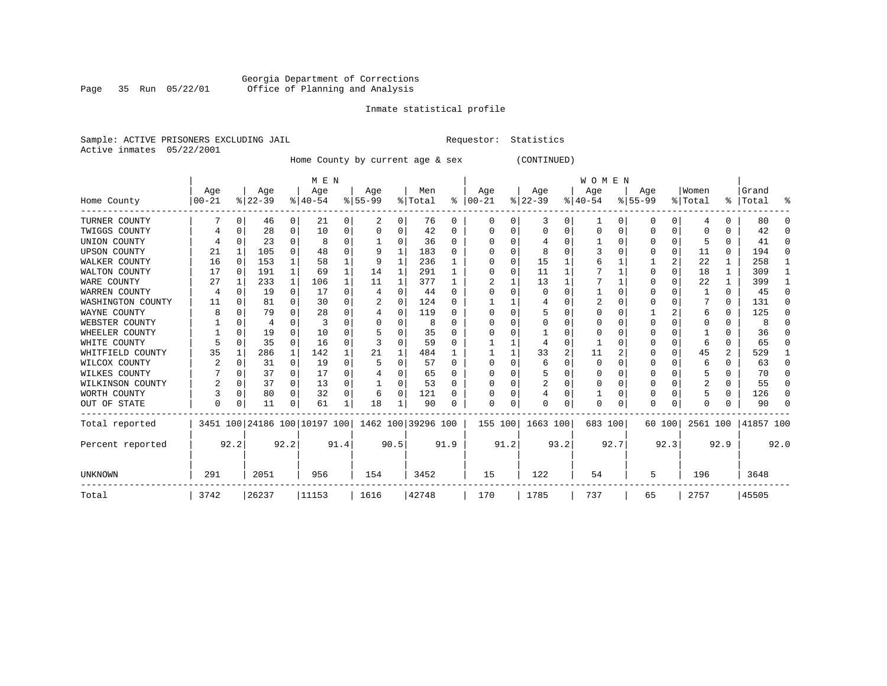Georgia Department of Corrections
Office of Planning and Analysis

Inmate statistical profile

Sample: ACTIVE PRISONERS EXCLUDING JAIL                    Requestor: Statistics
Active inmates 05/22/2001

Home County by current age & sex (CONTINUED)

| Home County | MEN Age 00-21 | % | Age 22-39 | % | Age 40-54 | % | Age 55-99 | % | Men Total | % | WOMEN Age 00-21 | % | Age 22-39 | % | Age 40-54 | % | Age 55-99 | % | Women Total | % | Grand Total | % |
|---|---|---|---|---|---|---|---|---|---|---|---|---|---|---|---|---|---|---|---|---|---|---|
| TURNER COUNTY | 7 | 0 | 46 | 0 | 21 | 0 | 2 | 0 | 76 | 0 | 0 | 0 | 3 | 0 | 1 | 0 | 0 | 0 | 4 | 0 | 80 | 0 |
| TWIGGS COUNTY | 4 | 0 | 28 | 0 | 10 | 0 | 0 | 0 | 42 | 0 | 0 | 0 | 0 | 0 | 0 | 0 | 0 | 0 | 0 | 0 | 42 | 0 |
| UNION COUNTY | 4 | 0 | 23 | 0 | 8 | 0 | 1 | 0 | 36 | 0 | 0 | 0 | 4 | 0 | 1 | 0 | 0 | 0 | 5 | 0 | 41 | 0 |
| UPSON COUNTY | 21 | 1 | 105 | 0 | 48 | 0 | 9 | 1 | 183 | 0 | 0 | 0 | 8 | 0 | 3 | 0 | 0 | 0 | 11 | 0 | 194 | 0 |
| WALKER COUNTY | 16 | 0 | 153 | 1 | 58 | 1 | 9 | 1 | 236 | 1 | 0 | 0 | 15 | 1 | 6 | 1 | 1 | 2 | 22 | 1 | 258 | 1 |
| WALTON COUNTY | 17 | 0 | 191 | 1 | 69 | 1 | 14 | 1 | 291 | 1 | 0 | 0 | 11 | 1 | 7 | 1 | 0 | 0 | 18 | 1 | 309 | 1 |
| WARE COUNTY | 27 | 1 | 233 | 1 | 106 | 1 | 11 | 1 | 377 | 1 | 2 | 1 | 13 | 1 | 7 | 1 | 0 | 0 | 22 | 1 | 399 | 1 |
| WARREN COUNTY | 4 | 0 | 19 | 0 | 17 | 0 | 4 | 0 | 44 | 0 | 0 | 0 | 0 | 0 | 1 | 0 | 0 | 0 | 1 | 0 | 45 | 0 |
| WASHINGTON COUNTY | 11 | 0 | 81 | 0 | 30 | 0 | 2 | 0 | 124 | 0 | 1 | 1 | 4 | 0 | 2 | 0 | 0 | 0 | 7 | 0 | 131 | 0 |
| WAYNE COUNTY | 8 | 0 | 79 | 0 | 28 | 0 | 4 | 0 | 119 | 0 | 0 | 0 | 5 | 0 | 0 | 0 | 1 | 2 | 6 | 0 | 125 | 0 |
| WEBSTER COUNTY | 1 | 0 | 4 | 0 | 3 | 0 | 0 | 0 | 8 | 0 | 0 | 0 | 0 | 0 | 0 | 0 | 0 | 0 | 0 | 0 | 8 | 0 |
| WHEELER COUNTY | 1 | 0 | 19 | 0 | 10 | 0 | 5 | 0 | 35 | 0 | 0 | 0 | 1 | 0 | 0 | 0 | 0 | 0 | 1 | 0 | 36 | 0 |
| WHITE COUNTY | 5 | 0 | 35 | 0 | 16 | 0 | 3 | 0 | 59 | 0 | 1 | 1 | 4 | 0 | 1 | 0 | 0 | 0 | 6 | 0 | 65 | 0 |
| WHITFIELD COUNTY | 35 | 1 | 286 | 1 | 142 | 1 | 21 | 1 | 484 | 1 | 1 | 1 | 33 | 2 | 11 | 2 | 0 | 0 | 45 | 2 | 529 | 1 |
| WILCOX COUNTY | 2 | 0 | 31 | 0 | 19 | 0 | 5 | 0 | 57 | 0 | 0 | 0 | 6 | 0 | 0 | 0 | 0 | 0 | 6 | 0 | 63 | 0 |
| WILKES COUNTY | 7 | 0 | 37 | 0 | 17 | 0 | 4 | 0 | 65 | 0 | 0 | 0 | 5 | 0 | 0 | 0 | 0 | 0 | 5 | 0 | 70 | 0 |
| WILKINSON COUNTY | 2 | 0 | 37 | 0 | 13 | 0 | 1 | 0 | 53 | 0 | 0 | 0 | 2 | 0 | 0 | 0 | 0 | 0 | 2 | 0 | 55 | 0 |
| WORTH COUNTY | 3 | 0 | 80 | 0 | 32 | 0 | 6 | 0 | 121 | 0 | 0 | 0 | 4 | 0 | 1 | 0 | 0 | 0 | 5 | 0 | 126 | 0 |
| OUT OF STATE | 0 | 0 | 11 | 0 | 61 | 1 | 18 | 1 | 90 | 0 | 0 | 0 | 0 | 0 | 0 | 0 | 0 | 0 | 0 | 0 | 90 | 0 |
| Total reported | 3451 | 100 | 24186 | 100 | 10197 | 100 | 1462 | 100 | 39296 | 100 | 155 | 100 | 1663 | 100 | 683 | 100 | 60 | 100 | 2561 | 100 | 41857 | 100 |
| Percent reported | | 92.2 | | 92.2 | | 91.4 | | 90.5 | | 91.9 | | 91.2 | | 93.2 | | 92.7 | | 92.3 | | 92.9 | | 92.0 |
| UNKNOWN | 291 | | 2051 | | 956 | | 154 | | 3452 | | 15 | | 122 | | 54 | | 5 | | 196 | | 3648 | |
| Total | 3742 | | 26237 | | 11153 | | 1616 | | 42748 | | 170 | | 1785 | | 737 | | 65 | | 2757 | | 45505 | |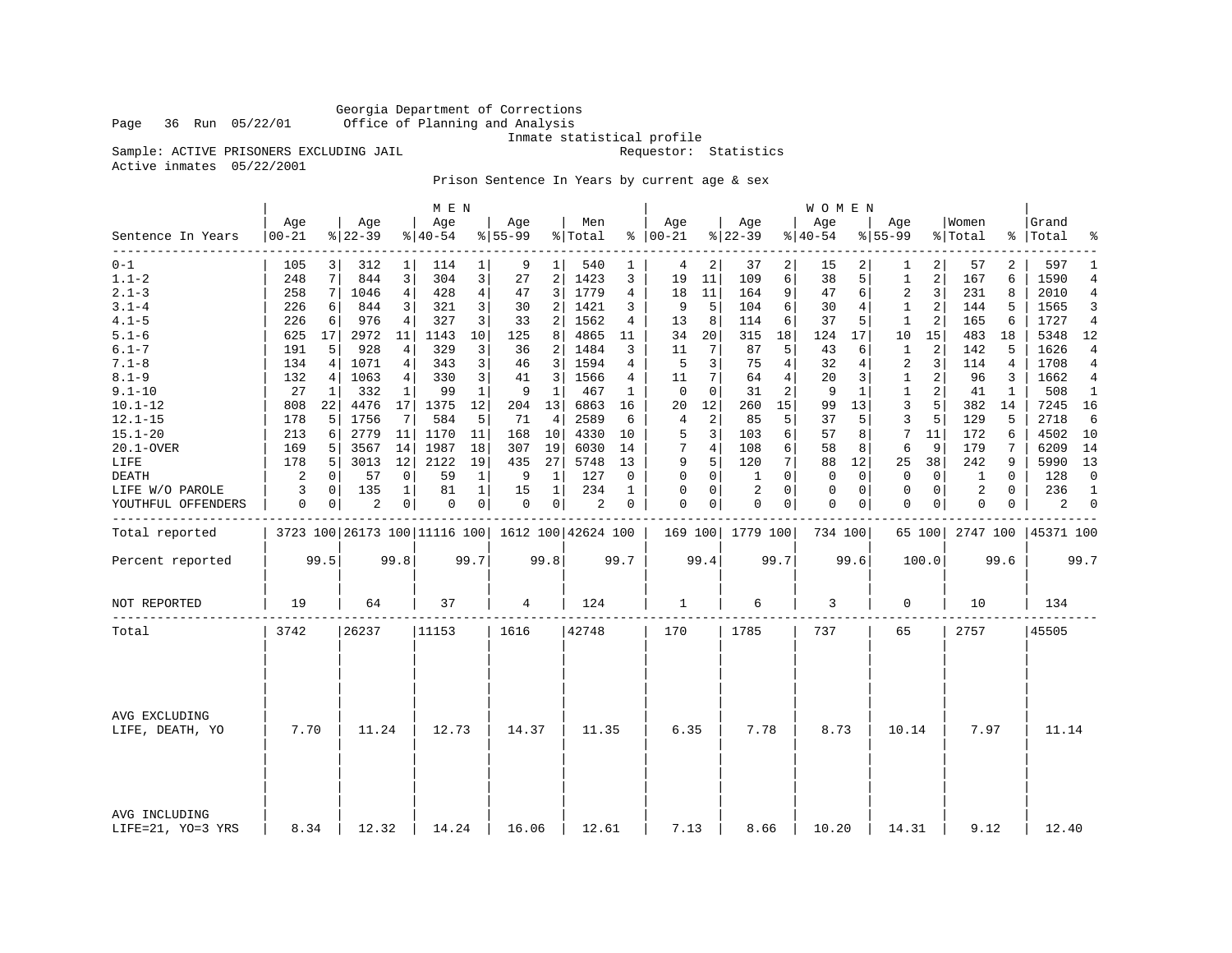Georgia Department of Corrections
Office of Planning and Analysis
Inmate statistical profile

Sample: ACTIVE PRISONERS EXCLUDING JAIL
Requestor: Statistics
Active inmates 05/22/2001

Prison Sentence In Years by current age & sex

| | MEN | | | | | | | | | | WOMEN | | | | | | | | | | | |
|---|---|---|---|---|---|---|---|---|---|---|---|---|---|---|---|---|---|---|---|---|---|---|
| Sentence In Years | Age 00-21 | % | Age 22-39 | % | Age 40-54 | % | Age 55-99 | % | Men Total | % | Age 00-21 | % | Age 22-39 | % | Age 40-54 | % | Age 55-99 | % | Women Total | % | Grand Total | % |
| 0-1 | 105 | 3 | 312 | 1 | 114 | 1 | 9 | 1 | 540 | 1 | 4 | 2 | 37 | 2 | 15 | 2 | 1 | 2 | 57 | 2 | 597 | 1 |
| 1.1-2 | 248 | 7 | 844 | 3 | 304 | 3 | 27 | 2 | 1423 | 3 | 19 | 11 | 109 | 6 | 38 | 5 | 1 | 2 | 167 | 6 | 1590 | 4 |
| 2.1-3 | 258 | 7 | 1046 | 4 | 428 | 4 | 47 | 3 | 1779 | 4 | 18 | 11 | 164 | 9 | 47 | 6 | 2 | 3 | 231 | 8 | 2010 | 4 |
| 3.1-4 | 226 | 6 | 844 | 3 | 321 | 3 | 30 | 2 | 1421 | 3 | 9 | 5 | 104 | 6 | 30 | 4 | 1 | 2 | 144 | 5 | 1565 | 3 |
| 4.1-5 | 226 | 6 | 976 | 4 | 327 | 3 | 33 | 2 | 1562 | 4 | 13 | 8 | 114 | 6 | 37 | 5 | 1 | 2 | 165 | 6 | 1727 | 4 |
| 5.1-6 | 625 | 17 | 2972 | 11 | 1143 | 10 | 125 | 8 | 4865 | 11 | 34 | 20 | 315 | 18 | 124 | 17 | 10 | 15 | 483 | 18 | 5348 | 12 |
| 6.1-7 | 191 | 5 | 928 | 4 | 329 | 3 | 36 | 2 | 1484 | 3 | 11 | 7 | 87 | 5 | 43 | 6 | 1 | 2 | 142 | 5 | 1626 | 4 |
| 7.1-8 | 134 | 4 | 1071 | 4 | 343 | 3 | 46 | 3 | 1594 | 4 | 5 | 3 | 75 | 4 | 32 | 4 | 2 | 3 | 114 | 4 | 1708 | 4 |
| 8.1-9 | 132 | 4 | 1063 | 4 | 330 | 3 | 41 | 3 | 1566 | 4 | 11 | 7 | 64 | 4 | 20 | 3 | 1 | 2 | 96 | 3 | 1662 | 4 |
| 9.1-10 | 27 | 1 | 332 | 1 | 99 | 1 | 9 | 1 | 467 | 1 | 0 | 0 | 31 | 2 | 9 | 1 | 1 | 2 | 41 | 1 | 508 | 1 |
| 10.1-12 | 808 | 22 | 4476 | 17 | 1375 | 12 | 204 | 13 | 6863 | 16 | 20 | 12 | 260 | 15 | 99 | 13 | 3 | 5 | 382 | 14 | 7245 | 16 |
| 12.1-15 | 178 | 5 | 1756 | 7 | 584 | 5 | 71 | 4 | 2589 | 6 | 4 | 2 | 85 | 5 | 37 | 5 | 3 | 5 | 129 | 5 | 2718 | 6 |
| 15.1-20 | 213 | 6 | 2779 | 11 | 1170 | 11 | 168 | 10 | 4330 | 10 | 5 | 3 | 103 | 6 | 57 | 8 | 7 | 11 | 172 | 6 | 4502 | 10 |
| 20.1-OVER | 169 | 5 | 3567 | 14 | 1987 | 18 | 307 | 19 | 6030 | 14 | 7 | 4 | 108 | 6 | 58 | 8 | 6 | 9 | 179 | 7 | 6209 | 14 |
| LIFE | 178 | 5 | 3013 | 12 | 2122 | 19 | 435 | 27 | 5748 | 13 | 9 | 5 | 120 | 7 | 88 | 12 | 25 | 38 | 242 | 9 | 5990 | 13 |
| DEATH | 2 | 0 | 57 | 0 | 59 | 1 | 9 | 1 | 127 | 0 | 0 | 0 | 1 | 0 | 0 | 0 | 0 | 0 | 1 | 0 | 128 | 0 |
| LIFE W/O PAROLE | 3 | 0 | 135 | 1 | 81 | 1 | 15 | 1 | 234 | 1 | 0 | 0 | 2 | 0 | 0 | 0 | 0 | 0 | 2 | 0 | 236 | 1 |
| YOUTHFUL OFFENDERS | 0 | 0 | 2 | 0 | 0 | 0 | 0 | 0 | 2 | 0 | 0 | 0 | 0 | 0 | 0 | 0 | 0 | 0 | 0 | 0 | 2 | 0 |
| Total reported | 3723 | 100 | 26173 | 100 | 11116 | 100 | 1612 | 100 | 42624 | 100 | 169 | 100 | 1779 | 100 | 734 | 100 | 65 | 100 | 2747 | 100 | 45371 | 100 |
| Percent reported | | 99.5 | | 99.8 | | 99.7 | | 99.8 | | 99.7 | | 99.4 | | 99.7 | | 99.6 | | 100.0 | | 99.6 | | 99.7 |
| NOT REPORTED | 19 | | 64 | | 37 | | 4 | | 124 | | 1 | | 6 | | 3 | | 0 | | 10 | | 134 | |
| Total | 3742 | | 26237 | | 11153 | | 1616 | | 42748 | | 170 | | 1785 | | 737 | | 65 | | 2757 | | 45505 | |
| AVG EXCLUDING LIFE, DEATH, YO | 7.70 | | 11.24 | | 12.73 | | 14.37 | | 11.35 | | 6.35 | | 7.78 | | 8.73 | | 10.14 | | 7.97 | | 11.14 | |
| AVG INCLUDING LIFE=21, YO=3 YRS | 8.34 | | 12.32 | | 14.24 | | 16.06 | | 12.61 | | 7.13 | | 8.66 | | 10.20 | | 14.31 | | 9.12 | | 12.40 | |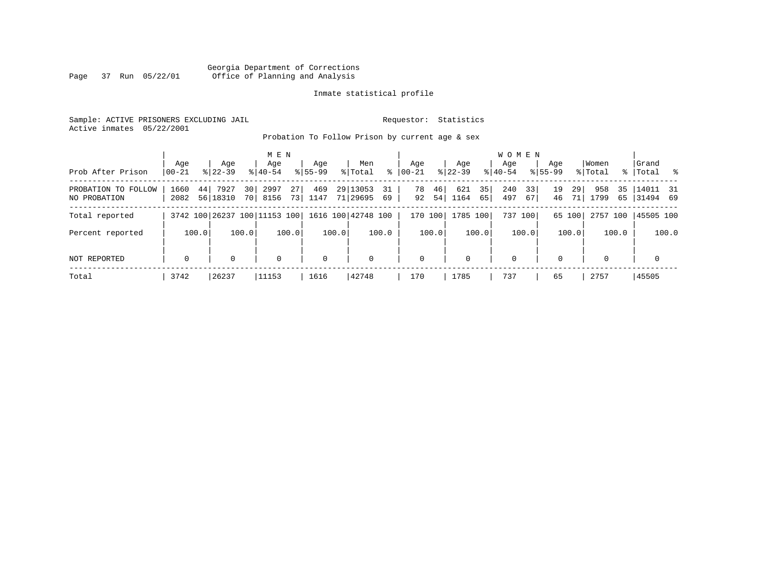Georgia Department of Corrections
Office of Planning and Analysis

Inmate statistical profile

Sample: ACTIVE PRISONERS EXCLUDING JAIL    Requestor: Statistics
Active inmates 05/22/2001

Probation To Follow Prison by current age & sex

| Prob After Prison | MEN Age 00-21 | % | Age 22-39 | % | Age 40-54 | % | Age 55-99 | % | Men Total | % | WOMEN Age 00-21 | % | Age 22-39 | % | Age 40-54 | % | Age 55-99 | % | Women Total | % | Grand Total | % |
|---|---|---|---|---|---|---|---|---|---|---|---|---|---|---|---|---|---|---|---|---|---|---|
| PROBATION TO FOLLOW | 1660 | 44 | 7927 | 30 | 2997 | 27 | 469 | 29 | 13053 | 31 | 78 | 46 | 621 | 35 | 240 | 33 | 19 | 29 | 958 | 35 | 14011 | 31 |
| NO PROBATION | 2082 | 56 | 18310 | 70 | 8156 | 73 | 1147 | 71 | 29695 | 69 | 92 | 54 | 1164 | 65 | 497 | 67 | 46 | 71 | 1799 | 65 | 31494 | 69 |
| Total reported | 3742 | 100 | 26237 | 100 | 11153 | 100 | 1616 | 100 | 42748 | 100 | 170 | 100 | 1785 | 100 | 737 | 100 | 65 | 100 | 2757 | 100 | 45505 | 100 |
| Percent reported | | 100.0 | | 100.0 | | 100.0 | | 100.0 | | 100.0 | | 100.0 | | 100.0 | | 100.0 | | 100.0 | | 100.0 | | 100.0 |
| NOT REPORTED | 0 | | 0 | | 0 | | 0 | | 0 | | 0 | | 0 | | 0 | | 0 | | 0 | | 0 | |
| Total | 3742 | | 26237 | | 11153 | | 1616 | | 42748 | | 170 | | 1785 | | 737 | | 65 | | 2757 | | 45505 | |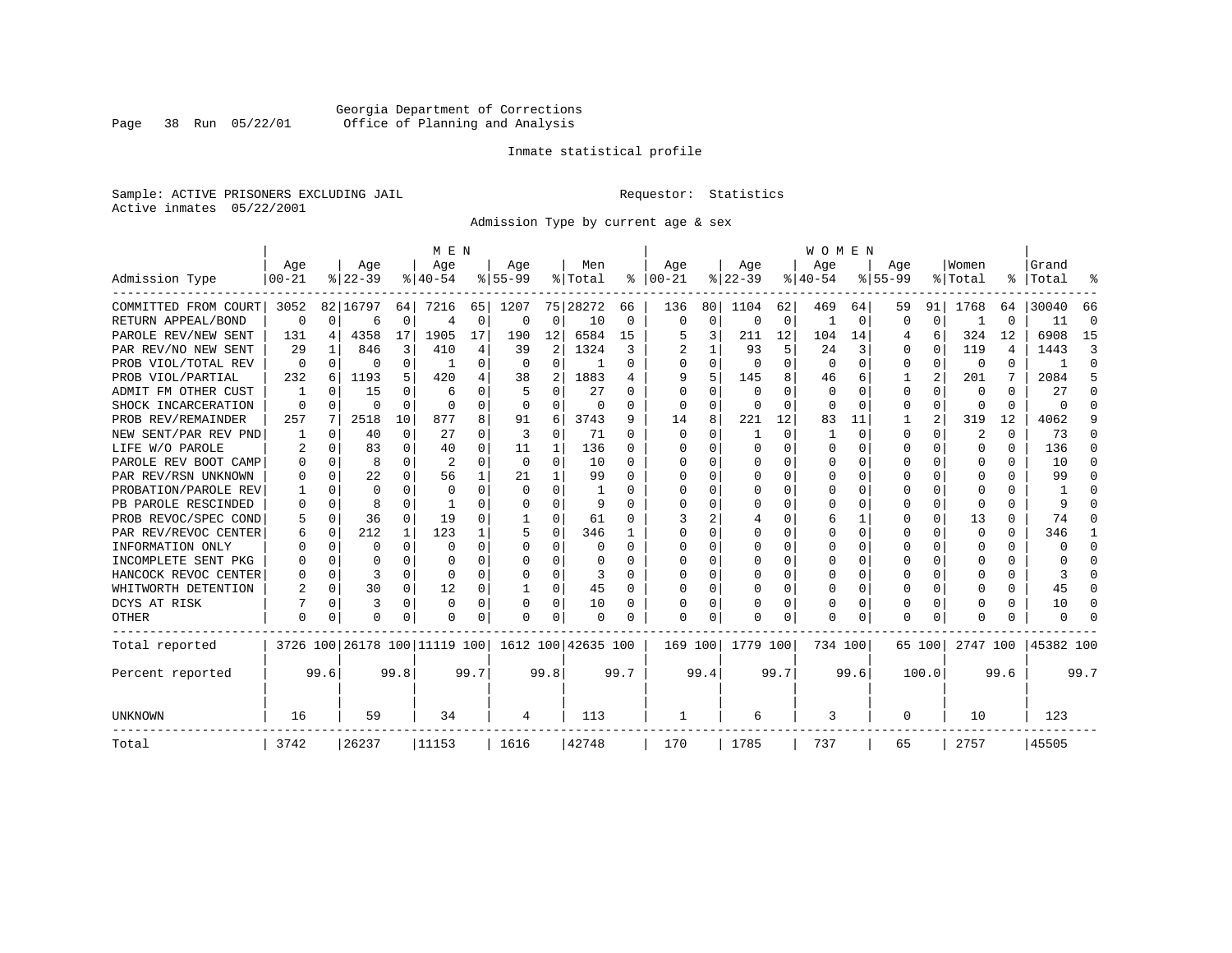Georgia Department of Corrections
Office of Planning and Analysis

Inmate statistical profile

Sample: ACTIVE PRISONERS EXCLUDING JAIL
Active inmates 05/22/2001

Requestor: Statistics

Admission Type by current age & sex

| Admission Type | MEN Age 00-21 | % | Age 22-39 | % | Age 40-54 | % | Age 55-99 | % | Men Total | % | WOMEN Age 00-21 | % | Age 22-39 | % | Age 40-54 | % | Age 55-99 | % | Women Total | % | Grand Total | % |
|---|---|---|---|---|---|---|---|---|---|---|---|---|---|---|---|---|---|---|---|---|---|---|
| COMMITTED FROM COURT | 3052 | 82 | 16797 | 64 | 7216 | 65 | 1207 | 75 | 28272 | 66 | 136 | 80 | 1104 | 62 | 469 | 64 | 59 | 91 | 1768 | 64 | 30040 | 66 |
| RETURN APPEAL/BOND | 0 | 0 | 6 | 0 | 4 | 0 | 0 | 0 | 10 | 0 | 0 | 0 | 0 | 0 | 1 | 0 | 0 | 0 | 1 | 0 | 11 | 0 |
| PAROLE REV/NEW SENT | 131 | 4 | 4358 | 17 | 1905 | 17 | 190 | 12 | 6584 | 15 | 5 | 3 | 211 | 12 | 104 | 14 | 4 | 6 | 324 | 12 | 6908 | 15 |
| PAR REV/NO NEW SENT | 29 | 1 | 846 | 3 | 410 | 4 | 39 | 2 | 1324 | 3 | 2 | 1 | 93 | 5 | 24 | 3 | 0 | 0 | 119 | 4 | 1443 | 3 |
| PROB VIOL/TOTAL REV | 0 | 0 | 0 | 0 | 1 | 0 | 0 | 0 | 1 | 0 | 0 | 0 | 0 | 0 | 0 | 0 | 0 | 0 | 0 | 0 | 1 | 0 |
| PROB VIOL/PARTIAL | 232 | 6 | 1193 | 5 | 420 | 4 | 38 | 2 | 1883 | 4 | 9 | 5 | 145 | 8 | 46 | 6 | 1 | 2 | 201 | 7 | 2084 | 5 |
| ADMIT FM OTHER CUST | 1 | 0 | 15 | 0 | 6 | 0 | 5 | 0 | 27 | 0 | 0 | 0 | 0 | 0 | 0 | 0 | 0 | 0 | 0 | 0 | 27 | 0 |
| SHOCK INCARCERATION | 0 | 0 | 0 | 0 | 0 | 0 | 0 | 0 | 0 | 0 | 0 | 0 | 0 | 0 | 0 | 0 | 0 | 0 | 0 | 0 | 0 | 0 |
| PROB REV/REMAINDER | 257 | 7 | 2518 | 10 | 877 | 8 | 91 | 6 | 3743 | 9 | 14 | 8 | 221 | 12 | 83 | 11 | 1 | 2 | 319 | 12 | 4062 | 9 |
| NEW SENT/PAR REV PND | 1 | 0 | 40 | 0 | 27 | 0 | 3 | 0 | 71 | 0 | 0 | 0 | 1 | 0 | 1 | 0 | 0 | 0 | 2 | 0 | 73 | 0 |
| LIFE W/O PAROLE | 2 | 0 | 83 | 0 | 40 | 0 | 11 | 1 | 136 | 0 | 0 | 0 | 0 | 0 | 0 | 0 | 0 | 0 | 0 | 0 | 136 | 0 |
| PAROLE REV BOOT CAMP | 0 | 0 | 8 | 0 | 2 | 0 | 0 | 0 | 10 | 0 | 0 | 0 | 0 | 0 | 0 | 0 | 0 | 0 | 0 | 0 | 10 | 0 |
| PAR REV/RSN UNKNOWN | 0 | 0 | 22 | 0 | 56 | 1 | 21 | 1 | 99 | 0 | 0 | 0 | 0 | 0 | 0 | 0 | 0 | 0 | 0 | 0 | 99 | 0 |
| PROBATION/PAROLE REV | 1 | 0 | 0 | 0 | 0 | 0 | 0 | 0 | 1 | 0 | 0 | 0 | 0 | 0 | 0 | 0 | 0 | 0 | 0 | 0 | 1 | 0 |
| PB PAROLE RESCINDED | 0 | 0 | 8 | 0 | 1 | 0 | 0 | 0 | 9 | 0 | 0 | 0 | 0 | 0 | 0 | 0 | 0 | 0 | 0 | 0 | 9 | 0 |
| PROB REVOC/SPEC COND | 5 | 0 | 36 | 0 | 19 | 0 | 1 | 0 | 61 | 0 | 3 | 2 | 4 | 0 | 6 | 1 | 0 | 0 | 13 | 0 | 74 | 0 |
| PAR REV/REVOC CENTER | 6 | 0 | 212 | 1 | 123 | 1 | 5 | 0 | 346 | 1 | 0 | 0 | 0 | 0 | 0 | 0 | 0 | 0 | 0 | 0 | 346 | 1 |
| INFORMATION ONLY | 0 | 0 | 0 | 0 | 0 | 0 | 0 | 0 | 0 | 0 | 0 | 0 | 0 | 0 | 0 | 0 | 0 | 0 | 0 | 0 | 0 | 0 |
| INCOMPLETE SENT PKG | 0 | 0 | 0 | 0 | 0 | 0 | 0 | 0 | 0 | 0 | 0 | 0 | 0 | 0 | 0 | 0 | 0 | 0 | 0 | 0 | 0 | 0 |
| HANCOCK REVOC CENTER | 0 | 0 | 3 | 0 | 0 | 0 | 0 | 0 | 3 | 0 | 0 | 0 | 0 | 0 | 0 | 0 | 0 | 0 | 0 | 0 | 3 | 0 |
| WHITWORTH DETENTION | 2 | 0 | 30 | 0 | 12 | 0 | 1 | 0 | 45 | 0 | 0 | 0 | 0 | 0 | 0 | 0 | 0 | 0 | 0 | 0 | 45 | 0 |
| DCYS AT RISK | 7 | 0 | 3 | 0 | 0 | 0 | 0 | 0 | 10 | 0 | 0 | 0 | 0 | 0 | 0 | 0 | 0 | 0 | 0 | 0 | 10 | 0 |
| OTHER | 0 | 0 | 0 | 0 | 0 | 0 | 0 | 0 | 0 | 0 | 0 | 0 | 0 | 0 | 0 | 0 | 0 | 0 | 0 | 0 | 0 | 0 |
| Total reported | 3726 | 100 | 26178 | 100 | 11119 | 100 | 1612 | 100 | 42635 | 100 | 169 | 100 | 1779 | 100 | 734 | 100 | 65 | 100 | 2747 | 100 | 45382 | 100 |
| Percent reported | | 99.6 | | 99.8 | | 99.7 | | 99.8 | | 99.7 | | 99.4 | | 99.7 | | 99.6 | | 100.0 | | 99.6 | | 99.7 |
| UNKNOWN | 16 | | 59 | | 34 | | 4 | | 113 | | 1 | | 6 | | 3 | | 0 | | 10 | | 123 | |
| Total | 3742 | | 26237 | | 11153 | | 1616 | | 42748 | | 170 | | 1785 | | 737 | | 65 | | 2757 | | 45505 | |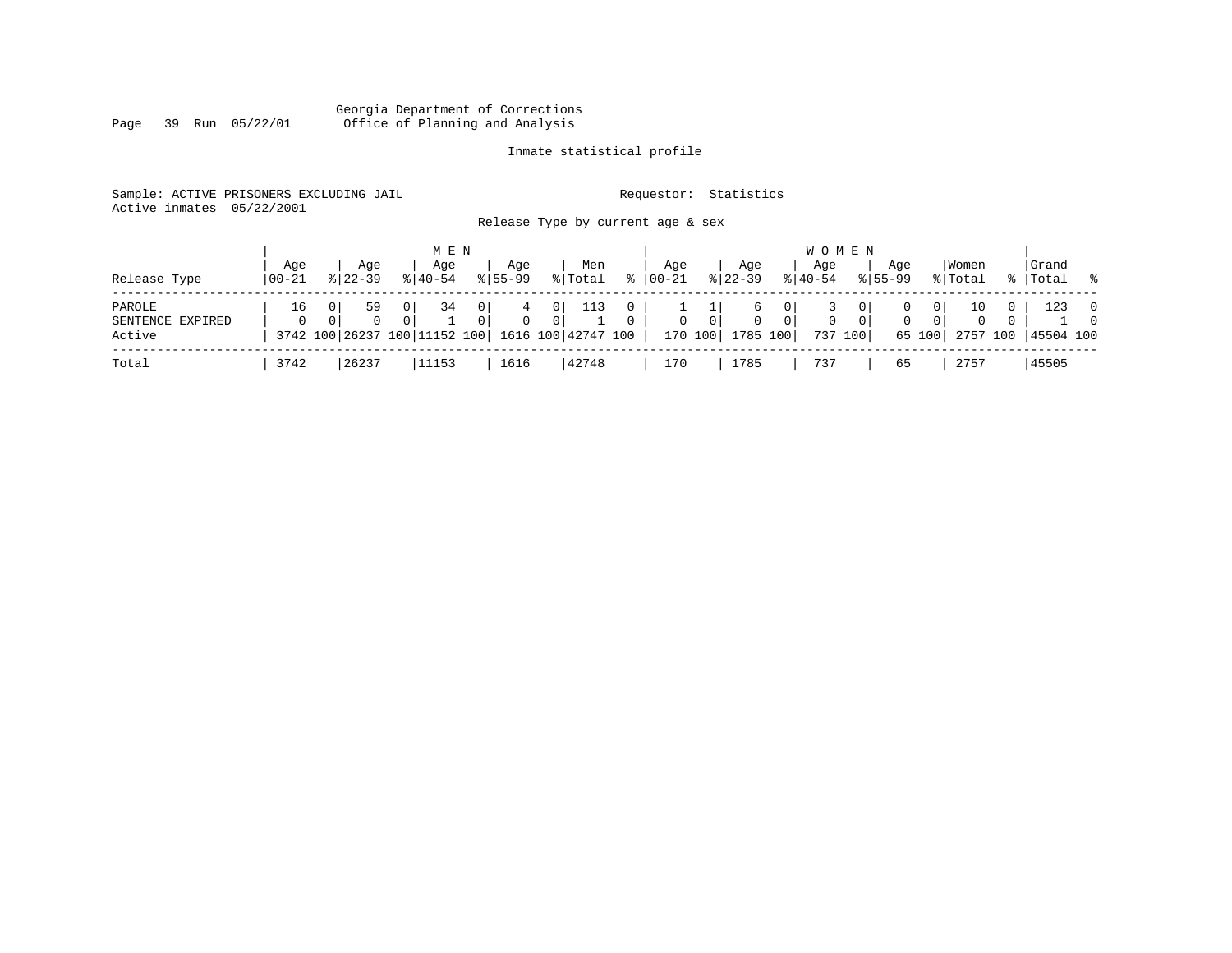Georgia Department of Corrections
Office of Planning and Analysis

Inmate statistical profile

Sample: ACTIVE PRISONERS EXCLUDING JAIL　　　　Requestor: Statistics
Active inmates 05/22/2001

Release Type by current age & sex

| Release Type | MEN Age 00-21 | % | Age 22-39 | % | Age 40-54 | % | Age 55-99 | % | Men Total | % | WOMEN Age 00-21 | % | Age 22-39 | % | Age 40-54 | % | Age 55-99 | % | Women Total | % | Grand Total | % |
|---|---|---|---|---|---|---|---|---|---|---|---|---|---|---|---|---|---|---|---|---|---|---|
| PAROLE | 16 | 0 | 59 | 0 | 34 | 0 | 4 | 0 | 113 | 0 | 1 | 1 | 6 | 0 | 3 | 0 | 0 | 0 | 10 | 0 | 123 | 0 |
| SENTENCE EXPIRED | 0 | 0 | 0 | 0 | 1 | 0 | 0 | 0 | 1 | 0 | 0 | 0 | 0 | 0 | 0 | 0 | 0 | 0 | 0 | 0 | 1 | 0 |
| Active | 3742 | 100 | 26237 | 100 | 11152 | 100 | 1616 | 100 | 42747 | 100 | 170 | 100 | 1785 | 100 | 737 | 100 | 65 | 100 | 2757 | 100 | 45504 | 100 |
| Total | 3742 | | 26237 | | 11153 | | 1616 | | 42748 | | 170 | | 1785 | | 737 | | 65 | | 2757 | | 45505 | |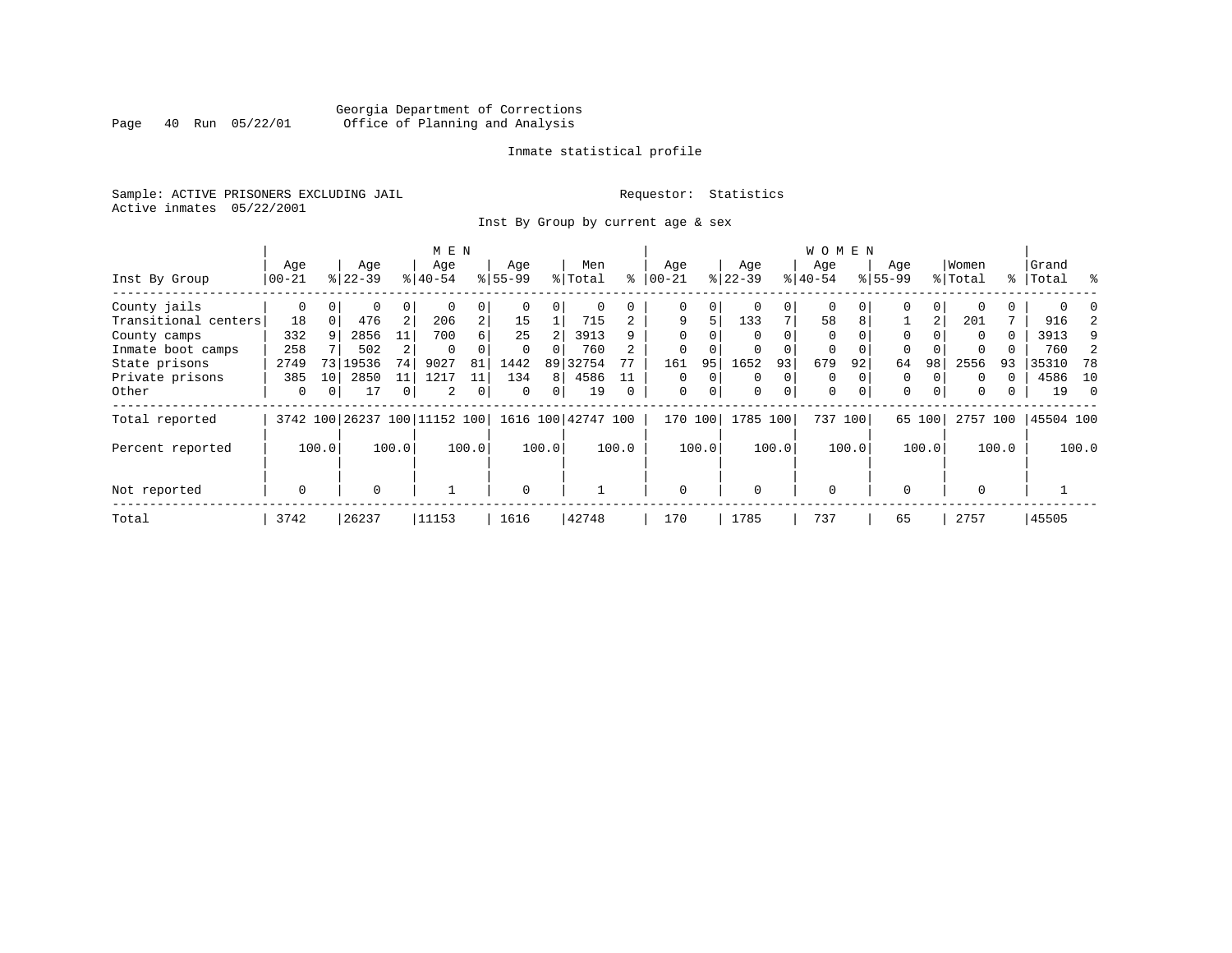Georgia Department of Corrections
Office of Planning and Analysis

Inmate statistical profile

Sample: ACTIVE PRISONERS EXCLUDING JAIL

Requestor: Statistics

Active inmates 05/22/2001

Inst By Group by current age & sex

| Inst By Group | MEN Age 00-21 | % | Age 22-39 | % | Age 40-54 | % | Age 55-99 | % | Men Total | % | WOMEN Age 00-21 | % | Age 22-39 | % | Age 40-54 | % | Age 55-99 | % | Women Total | % | Grand Total | % |
|---|---|---|---|---|---|---|---|---|---|---|---|---|---|---|---|---|---|---|---|---|---|---|
| County jails | 0 | 0 | 0 | 0 | 0 | 0 | 0 | 0 | 0 | 0 | 0 | 0 | 0 | 0 | 0 | 0 | 0 | 0 | 0 | 0 | 0 | 0 |
| Transitional centers | 18 | 0 | 476 | 2 | 206 | 2 | 15 | 1 | 715 | 2 | 9 | 5 | 133 | 7 | 58 | 8 | 1 | 2 | 201 | 7 | 916 | 2 |
| County camps | 332 | 9 | 2856 | 11 | 700 | 6 | 25 | 2 | 3913 | 9 | 0 | 0 | 0 | 0 | 0 | 0 | 0 | 0 | 0 | 0 | 3913 | 9 |
| Inmate boot camps | 258 | 7 | 502 | 2 | 0 | 0 | 0 | 0 | 760 | 2 | 0 | 0 | 0 | 0 | 0 | 0 | 0 | 0 | 0 | 0 | 760 | 2 |
| State prisons | 2749 | 73 | 19536 | 74 | 9027 | 81 | 1442 | 89 | 32754 | 77 | 161 | 95 | 1652 | 93 | 679 | 92 | 64 | 98 | 2556 | 93 | 35310 | 78 |
| Private prisons | 385 | 10 | 2850 | 11 | 1217 | 11 | 134 | 8 | 4586 | 11 | 0 | 0 | 0 | 0 | 0 | 0 | 0 | 0 | 0 | 0 | 4586 | 10 |
| Other | 0 | 0 | 17 | 0 | 2 | 0 | 0 | 0 | 19 | 0 | 0 | 0 | 0 | 0 | 0 | 0 | 0 | 0 | 0 | 0 | 19 | 0 |
| Total reported | 3742 | 100 | 26237 | 100 | 11152 | 100 | 1616 | 100 | 42747 | 100 | 170 | 100 | 1785 | 100 | 737 | 100 | 65 | 100 | 2757 | 100 | 45504 | 100 |
| Percent reported | | 100.0 | | 100.0 | | 100.0 | | 100.0 | | 100.0 | | 100.0 | | 100.0 | | 100.0 | | 100.0 | | 100.0 | | 100.0 |
| Not reported | 0 | | 0 | | 1 | | 0 | | 1 | | 0 | | 0 | | 0 | | 0 | | 0 | | 1 | |
| Total | 3742 | | 26237 | | 11153 | | 1616 | | 42748 | | 170 | | 1785 | | 737 | | 65 | | 2757 | | 45505 | |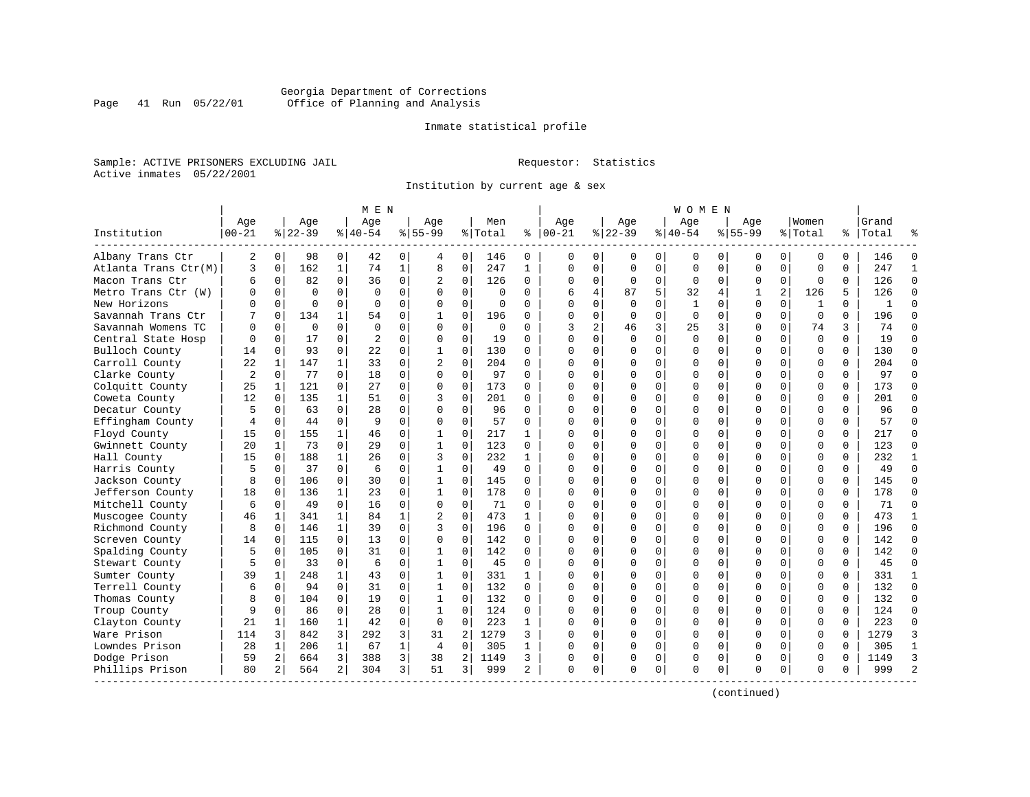Georgia Department of Corrections
Office of Planning and Analysis

Inmate statistical profile

Sample: ACTIVE PRISONERS EXCLUDING JAIL    Requestor: Statistics
Active inmates 05/22/2001

Institution by current age & sex

| Institution | MEN Age 00-21 | % | Age 22-39 | % | Age 40-54 | % | Age 55-99 | % | Men Total | % | WOMEN Age 00-21 | % | Age 22-39 | % | Age 40-54 | % | Age 55-99 | % | Women Total | % | Grand Total | % |
|---|---|---|---|---|---|---|---|---|---|---|---|---|---|---|---|---|---|---|---|---|---|---|
| Albany Trans Ctr | 2 | 0 | 98 | 0 | 42 | 0 | 4 | 0 | 146 | 0 | 0 | 0 | 0 | 0 | 0 | 0 | 0 | 0 | 0 | 0 | 146 | 0 |
| Atlanta Trans Ctr(M) | 3 | 0 | 162 | 1 | 74 | 1 | 8 | 0 | 247 | 1 | 0 | 0 | 0 | 0 | 0 | 0 | 0 | 0 | 0 | 0 | 247 | 1 |
| Macon Trans Ctr | 6 | 0 | 82 | 0 | 36 | 0 | 2 | 0 | 126 | 0 | 0 | 0 | 0 | 0 | 0 | 0 | 0 | 0 | 0 | 0 | 126 | 0 |
| Metro Trans Ctr (W) | 0 | 0 | 0 | 0 | 0 | 0 | 0 | 0 | 0 | 0 | 6 | 4 | 87 | 5 | 32 | 4 | 1 | 2 | 126 | 5 | 126 | 0 |
| New Horizons | 0 | 0 | 0 | 0 | 0 | 0 | 0 | 0 | 0 | 0 | 0 | 0 | 0 | 0 | 1 | 0 | 0 | 0 | 1 | 0 | 1 | 0 |
| Savannah Trans Ctr | 7 | 0 | 134 | 1 | 54 | 0 | 1 | 0 | 196 | 0 | 0 | 0 | 0 | 0 | 0 | 0 | 0 | 0 | 0 | 0 | 196 | 0 |
| Savannah Womens TC | 0 | 0 | 0 | 0 | 0 | 0 | 0 | 0 | 0 | 0 | 3 | 2 | 46 | 3 | 25 | 3 | 0 | 0 | 74 | 3 | 74 | 0 |
| Central State Hosp | 0 | 0 | 17 | 0 | 2 | 0 | 0 | 0 | 19 | 0 | 0 | 0 | 0 | 0 | 0 | 0 | 0 | 0 | 0 | 0 | 19 | 0 |
| Bulloch County | 14 | 0 | 93 | 0 | 22 | 0 | 1 | 0 | 130 | 0 | 0 | 0 | 0 | 0 | 0 | 0 | 0 | 0 | 0 | 0 | 130 | 0 |
| Carroll County | 22 | 1 | 147 | 1 | 33 | 0 | 2 | 0 | 204 | 0 | 0 | 0 | 0 | 0 | 0 | 0 | 0 | 0 | 0 | 0 | 204 | 0 |
| Clarke County | 2 | 0 | 77 | 0 | 18 | 0 | 0 | 0 | 97 | 0 | 0 | 0 | 0 | 0 | 0 | 0 | 0 | 0 | 0 | 0 | 97 | 0 |
| Colquitt County | 25 | 1 | 121 | 0 | 27 | 0 | 0 | 0 | 173 | 0 | 0 | 0 | 0 | 0 | 0 | 0 | 0 | 0 | 0 | 0 | 173 | 0 |
| Coweta County | 12 | 0 | 135 | 1 | 51 | 0 | 3 | 0 | 201 | 0 | 0 | 0 | 0 | 0 | 0 | 0 | 0 | 0 | 0 | 0 | 201 | 0 |
| Decatur County | 5 | 0 | 63 | 0 | 28 | 0 | 0 | 0 | 96 | 0 | 0 | 0 | 0 | 0 | 0 | 0 | 0 | 0 | 0 | 0 | 96 | 0 |
| Effingham County | 4 | 0 | 44 | 0 | 9 | 0 | 0 | 0 | 57 | 0 | 0 | 0 | 0 | 0 | 0 | 0 | 0 | 0 | 0 | 0 | 57 | 0 |
| Floyd County | 15 | 0 | 155 | 1 | 46 | 0 | 1 | 0 | 217 | 1 | 0 | 0 | 0 | 0 | 0 | 0 | 0 | 0 | 0 | 0 | 217 | 0 |
| Gwinnett County | 20 | 1 | 73 | 0 | 29 | 0 | 1 | 0 | 123 | 0 | 0 | 0 | 0 | 0 | 0 | 0 | 0 | 0 | 0 | 0 | 123 | 0 |
| Hall County | 15 | 0 | 188 | 1 | 26 | 0 | 3 | 0 | 232 | 1 | 0 | 0 | 0 | 0 | 0 | 0 | 0 | 0 | 0 | 0 | 232 | 1 |
| Harris County | 5 | 0 | 37 | 0 | 6 | 0 | 1 | 0 | 49 | 0 | 0 | 0 | 0 | 0 | 0 | 0 | 0 | 0 | 0 | 0 | 49 | 0 |
| Jackson County | 8 | 0 | 106 | 0 | 30 | 0 | 1 | 0 | 145 | 0 | 0 | 0 | 0 | 0 | 0 | 0 | 0 | 0 | 0 | 0 | 145 | 0 |
| Jefferson County | 18 | 0 | 136 | 1 | 23 | 0 | 1 | 0 | 178 | 0 | 0 | 0 | 0 | 0 | 0 | 0 | 0 | 0 | 0 | 0 | 178 | 0 |
| Mitchell County | 6 | 0 | 49 | 0 | 16 | 0 | 0 | 0 | 71 | 0 | 0 | 0 | 0 | 0 | 0 | 0 | 0 | 0 | 0 | 0 | 71 | 0 |
| Muscogee County | 46 | 1 | 341 | 1 | 84 | 1 | 2 | 0 | 473 | 1 | 0 | 0 | 0 | 0 | 0 | 0 | 0 | 0 | 0 | 0 | 473 | 1 |
| Richmond County | 8 | 0 | 146 | 1 | 39 | 0 | 3 | 0 | 196 | 0 | 0 | 0 | 0 | 0 | 0 | 0 | 0 | 0 | 0 | 0 | 196 | 0 |
| Screven County | 14 | 0 | 115 | 0 | 13 | 0 | 0 | 0 | 142 | 0 | 0 | 0 | 0 | 0 | 0 | 0 | 0 | 0 | 0 | 0 | 142 | 0 |
| Spalding County | 5 | 0 | 105 | 0 | 31 | 0 | 1 | 0 | 142 | 0 | 0 | 0 | 0 | 0 | 0 | 0 | 0 | 0 | 0 | 0 | 142 | 0 |
| Stewart County | 5 | 0 | 33 | 0 | 6 | 0 | 1 | 0 | 45 | 0 | 0 | 0 | 0 | 0 | 0 | 0 | 0 | 0 | 0 | 0 | 45 | 0 |
| Sumter County | 39 | 1 | 248 | 1 | 43 | 0 | 1 | 0 | 331 | 1 | 0 | 0 | 0 | 0 | 0 | 0 | 0 | 0 | 0 | 0 | 331 | 1 |
| Terrell County | 6 | 0 | 94 | 0 | 31 | 0 | 1 | 0 | 132 | 0 | 0 | 0 | 0 | 0 | 0 | 0 | 0 | 0 | 0 | 0 | 132 | 0 |
| Thomas County | 8 | 0 | 104 | 0 | 19 | 0 | 1 | 0 | 132 | 0 | 0 | 0 | 0 | 0 | 0 | 0 | 0 | 0 | 0 | 0 | 132 | 0 |
| Troup County | 9 | 0 | 86 | 0 | 28 | 0 | 1 | 0 | 124 | 0 | 0 | 0 | 0 | 0 | 0 | 0 | 0 | 0 | 0 | 0 | 124 | 0 |
| Clayton County | 21 | 1 | 160 | 1 | 42 | 0 | 0 | 0 | 223 | 1 | 0 | 0 | 0 | 0 | 0 | 0 | 0 | 0 | 0 | 0 | 223 | 0 |
| Ware Prison | 114 | 3 | 842 | 3 | 292 | 3 | 31 | 2 | 1279 | 3 | 0 | 0 | 0 | 0 | 0 | 0 | 0 | 0 | 0 | 0 | 1279 | 3 |
| Lowndes Prison | 28 | 1 | 206 | 1 | 67 | 1 | 4 | 0 | 305 | 1 | 0 | 0 | 0 | 0 | 0 | 0 | 0 | 0 | 0 | 0 | 305 | 1 |
| Dodge Prison | 59 | 2 | 664 | 3 | 388 | 3 | 38 | 2 | 1149 | 3 | 0 | 0 | 0 | 0 | 0 | 0 | 0 | 0 | 0 | 0 | 1149 | 3 |
| Phillips Prison | 80 | 2 | 564 | 2 | 304 | 3 | 51 | 3 | 999 | 2 | 0 | 0 | 0 | 0 | 0 | 0 | 0 | 0 | 0 | 0 | 999 | 2 |

(continued)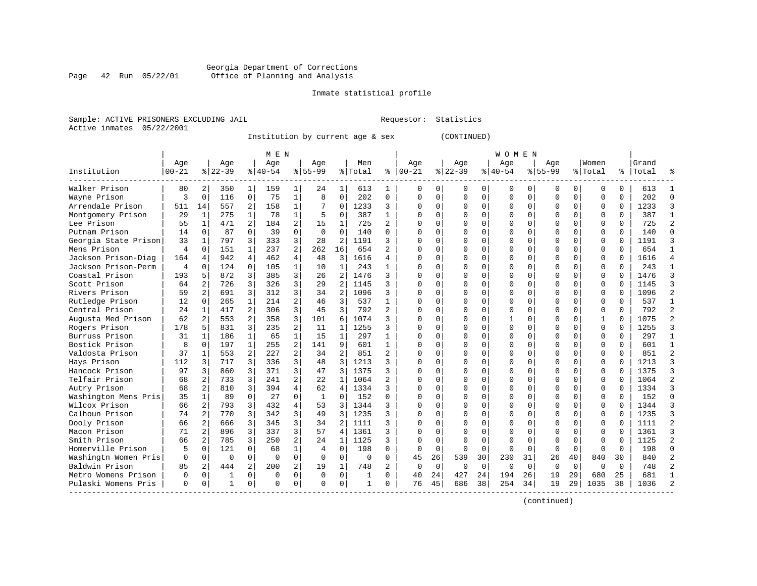Georgia Department of Corrections
Office of Planning and Analysis

Inmate statistical profile

Sample: ACTIVE PRISONERS EXCLUDING JAIL

Requestor: Statistics

Active inmates 05/22/2001

Institution by current age & sex (CONTINUED)

| Institution | MEN Age 00-21 | % | Age 22-39 | % | Age 40-54 | % | Age 55-99 | % | Men Total | % | WOMEN Age 00-21 | % | Age 22-39 | % | Age 40-54 | % | Age 55-99 | % | Women Total | % | Grand Total | % |
|---|---|---|---|---|---|---|---|---|---|---|---|---|---|---|---|---|---|---|---|---|---|---|
| Walker Prison | 80 | 2 | 350 | 1 | 159 | 1 | 24 | 1 | 613 | 1 | 0 | 0 | 0 | 0 | 0 | 0 | 0 | 0 | 0 | 0 | 613 | 1 |
| Wayne Prison | 3 | 0 | 116 | 0 | 75 | 1 | 8 | 0 | 202 | 0 | 0 | 0 | 0 | 0 | 0 | 0 | 0 | 0 | 0 | 0 | 202 | 0 |
| Arrendale Prison | 511 | 14 | 557 | 2 | 158 | 1 | 7 | 0 | 1233 | 3 | 0 | 0 | 0 | 0 | 0 | 0 | 0 | 0 | 0 | 0 | 1233 | 3 |
| Montgomery Prison | 29 | 1 | 275 | 1 | 78 | 1 | 5 | 0 | 387 | 1 | 0 | 0 | 0 | 0 | 0 | 0 | 0 | 0 | 0 | 0 | 387 | 1 |
| Lee Prison | 55 | 1 | 471 | 2 | 184 | 2 | 15 | 1 | 725 | 2 | 0 | 0 | 0 | 0 | 0 | 0 | 0 | 0 | 0 | 0 | 725 | 2 |
| Putnam Prison | 14 | 0 | 87 | 0 | 39 | 0 | 0 | 0 | 140 | 0 | 0 | 0 | 0 | 0 | 0 | 0 | 0 | 0 | 0 | 0 | 140 | 0 |
| Georgia State Prison | 33 | 1 | 797 | 3 | 333 | 3 | 28 | 2 | 1191 | 3 | 0 | 0 | 0 | 0 | 0 | 0 | 0 | 0 | 0 | 0 | 1191 | 3 |
| Mens Prison | 4 | 0 | 151 | 1 | 237 | 2 | 262 | 16 | 654 | 2 | 0 | 0 | 0 | 0 | 0 | 0 | 0 | 0 | 0 | 0 | 654 | 1 |
| Jackson Prison-Diag | 164 | 4 | 942 | 4 | 462 | 4 | 48 | 3 | 1616 | 4 | 0 | 0 | 0 | 0 | 0 | 0 | 0 | 0 | 0 | 0 | 1616 | 4 |
| Jackson Prison-Perm | 4 | 0 | 124 | 0 | 105 | 1 | 10 | 1 | 243 | 1 | 0 | 0 | 0 | 0 | 0 | 0 | 0 | 0 | 0 | 0 | 243 | 1 |
| Coastal Prison | 193 | 5 | 872 | 3 | 385 | 3 | 26 | 2 | 1476 | 3 | 0 | 0 | 0 | 0 | 0 | 0 | 0 | 0 | 0 | 0 | 1476 | 3 |
| Scott Prison | 64 | 2 | 726 | 3 | 326 | 3 | 29 | 2 | 1145 | 3 | 0 | 0 | 0 | 0 | 0 | 0 | 0 | 0 | 0 | 0 | 1145 | 3 |
| Rivers Prison | 59 | 2 | 691 | 3 | 312 | 3 | 34 | 2 | 1096 | 3 | 0 | 0 | 0 | 0 | 0 | 0 | 0 | 0 | 0 | 0 | 1096 | 2 |
| Rutledge Prison | 12 | 0 | 265 | 1 | 214 | 2 | 46 | 3 | 537 | 1 | 0 | 0 | 0 | 0 | 0 | 0 | 0 | 0 | 0 | 0 | 537 | 1 |
| Central Prison | 24 | 1 | 417 | 2 | 306 | 3 | 45 | 3 | 792 | 2 | 0 | 0 | 0 | 0 | 0 | 0 | 0 | 0 | 0 | 0 | 792 | 2 |
| Augusta Med Prison | 62 | 2 | 553 | 2 | 358 | 3 | 101 | 6 | 1074 | 3 | 0 | 0 | 0 | 0 | 1 | 0 | 0 | 0 | 1 | 0 | 1075 | 2 |
| Rogers Prison | 178 | 5 | 831 | 3 | 235 | 2 | 11 | 1 | 1255 | 3 | 0 | 0 | 0 | 0 | 0 | 0 | 0 | 0 | 0 | 0 | 1255 | 3 |
| Burruss Prison | 31 | 1 | 186 | 1 | 65 | 1 | 15 | 1 | 297 | 1 | 0 | 0 | 0 | 0 | 0 | 0 | 0 | 0 | 0 | 0 | 297 | 1 |
| Bostick Prison | 8 | 0 | 197 | 1 | 255 | 2 | 141 | 9 | 601 | 1 | 0 | 0 | 0 | 0 | 0 | 0 | 0 | 0 | 0 | 0 | 601 | 1 |
| Valdosta Prison | 37 | 1 | 553 | 2 | 227 | 2 | 34 | 2 | 851 | 2 | 0 | 0 | 0 | 0 | 0 | 0 | 0 | 0 | 0 | 0 | 851 | 2 |
| Hays Prison | 112 | 3 | 717 | 3 | 336 | 3 | 48 | 3 | 1213 | 3 | 0 | 0 | 0 | 0 | 0 | 0 | 0 | 0 | 0 | 0 | 1213 | 3 |
| Hancock Prison | 97 | 3 | 860 | 3 | 371 | 3 | 47 | 3 | 1375 | 3 | 0 | 0 | 0 | 0 | 0 | 0 | 0 | 0 | 0 | 0 | 1375 | 3 |
| Telfair Prison | 68 | 2 | 733 | 3 | 241 | 2 | 22 | 1 | 1064 | 2 | 0 | 0 | 0 | 0 | 0 | 0 | 0 | 0 | 0 | 0 | 1064 | 2 |
| Autry Prison | 68 | 2 | 810 | 3 | 394 | 4 | 62 | 4 | 1334 | 3 | 0 | 0 | 0 | 0 | 0 | 0 | 0 | 0 | 0 | 0 | 1334 | 3 |
| Washington Mens Pris | 35 | 1 | 89 | 0 | 27 | 0 | 1 | 0 | 152 | 0 | 0 | 0 | 0 | 0 | 0 | 0 | 0 | 0 | 0 | 0 | 152 | 0 |
| Wilcox Prison | 66 | 2 | 793 | 3 | 432 | 4 | 53 | 3 | 1344 | 3 | 0 | 0 | 0 | 0 | 0 | 0 | 0 | 0 | 0 | 0 | 1344 | 3 |
| Calhoun Prison | 74 | 2 | 770 | 3 | 342 | 3 | 49 | 3 | 1235 | 3 | 0 | 0 | 0 | 0 | 0 | 0 | 0 | 0 | 0 | 0 | 1235 | 3 |
| Dooly Prison | 66 | 2 | 666 | 3 | 345 | 3 | 34 | 2 | 1111 | 3 | 0 | 0 | 0 | 0 | 0 | 0 | 0 | 0 | 0 | 0 | 1111 | 2 |
| Macon Prison | 71 | 2 | 896 | 3 | 337 | 3 | 57 | 4 | 1361 | 3 | 0 | 0 | 0 | 0 | 0 | 0 | 0 | 0 | 0 | 0 | 1361 | 3 |
| Smith Prison | 66 | 2 | 785 | 3 | 250 | 2 | 24 | 1 | 1125 | 3 | 0 | 0 | 0 | 0 | 0 | 0 | 0 | 0 | 0 | 0 | 1125 | 2 |
| Homerville Prison | 5 | 0 | 121 | 0 | 68 | 1 | 4 | 0 | 198 | 0 | 0 | 0 | 0 | 0 | 0 | 0 | 0 | 0 | 0 | 0 | 198 | 0 |
| Washingtn Women Pris | 0 | 0 | 0 | 0 | 0 | 0 | 0 | 0 | 0 | 0 | 45 | 26 | 539 | 30 | 230 | 31 | 26 | 40 | 840 | 30 | 840 | 2 |
| Baldwin Prison | 85 | 2 | 444 | 2 | 200 | 2 | 19 | 1 | 748 | 2 | 0 | 0 | 0 | 0 | 0 | 0 | 0 | 0 | 0 | 0 | 748 | 2 |
| Metro Womens Prison | 0 | 0 | 1 | 0 | 0 | 0 | 0 | 0 | 1 | 0 | 40 | 24 | 427 | 24 | 194 | 26 | 19 | 29 | 680 | 25 | 681 | 1 |
| Pulaski Womens Pris | 0 | 0 | 1 | 0 | 0 | 0 | 0 | 0 | 1 | 0 | 76 | 45 | 686 | 38 | 254 | 34 | 19 | 29 | 1035 | 38 | 1036 | 2 |

(continued)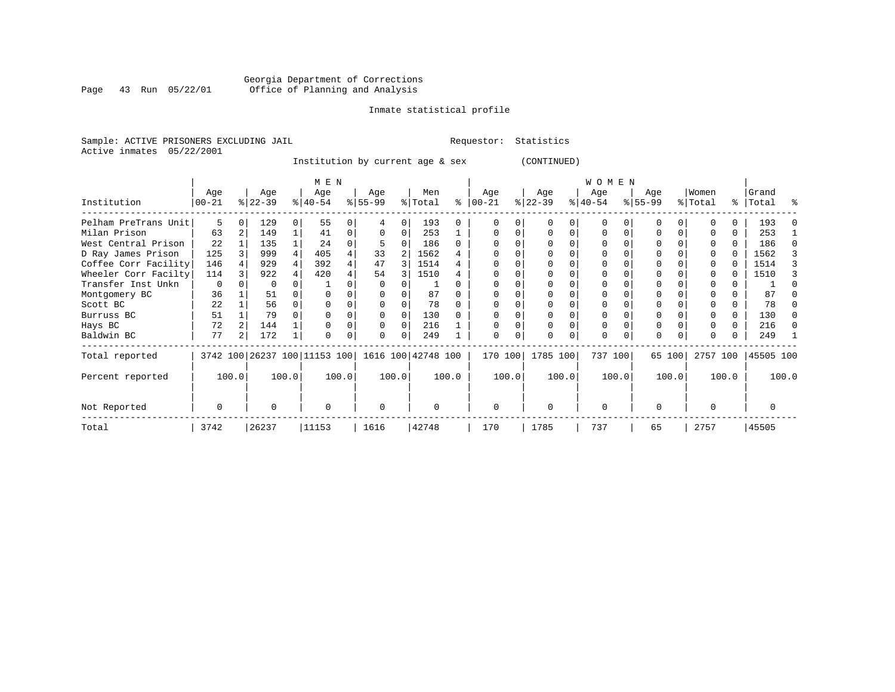Georgia Department of Corrections
Office of Planning and Analysis

Inmate statistical profile

Sample: ACTIVE PRISONERS EXCLUDING JAIL    Requestor: Statistics
Active inmates 05/22/2001

Institution by current age & sex (CONTINUED)

| Institution | MEN Age 00-21 | % | Age 22-39 | % | Age 40-54 | % | Age 55-99 | % | Men Total | % | WOMEN Age 00-21 | % | Age 22-39 | % | Age 40-54 | % | Age 55-99 | % | Women Total | % | Grand Total | % |
|---|---|---|---|---|---|---|---|---|---|---|---|---|---|---|---|---|---|---|---|---|---|---|
| Pelham PreTrans Unit | 5 | 0 | 129 | 0 | 55 | 0 | 4 | 0 | 193 | 0 | 0 | 0 | 0 | 0 | 0 | 0 | 0 | 0 | 0 | 0 | 193 | 0 |
| Milan Prison | 63 | 2 | 149 | 1 | 41 | 0 | 0 | 0 | 253 | 1 | 0 | 0 | 0 | 0 | 0 | 0 | 0 | 0 | 0 | 0 | 253 | 1 |
| West Central Prison | 22 | 1 | 135 | 1 | 24 | 0 | 5 | 0 | 186 | 0 | 0 | 0 | 0 | 0 | 0 | 0 | 0 | 0 | 0 | 0 | 186 | 0 |
| D Ray James Prison | 125 | 3 | 999 | 4 | 405 | 4 | 33 | 2 | 1562 | 4 | 0 | 0 | 0 | 0 | 0 | 0 | 0 | 0 | 0 | 0 | 1562 | 3 |
| Coffee Corr Facility | 146 | 4 | 929 | 4 | 392 | 4 | 47 | 3 | 1514 | 4 | 0 | 0 | 0 | 0 | 0 | 0 | 0 | 0 | 0 | 0 | 1514 | 3 |
| Wheeler Corr Facilty | 114 | 3 | 922 | 4 | 420 | 4 | 54 | 3 | 1510 | 4 | 0 | 0 | 0 | 0 | 0 | 0 | 0 | 0 | 0 | 0 | 1510 | 3 |
| Transfer Inst Unkn | 0 | 0 | 0 | 0 | 1 | 0 | 0 | 0 | 1 | 0 | 0 | 0 | 0 | 0 | 0 | 0 | 0 | 0 | 0 | 0 | 1 | 0 |
| Montgomery BC | 36 | 1 | 51 | 0 | 0 | 0 | 0 | 0 | 87 | 0 | 0 | 0 | 0 | 0 | 0 | 0 | 0 | 0 | 0 | 0 | 87 | 0 |
| Scott BC | 22 | 1 | 56 | 0 | 0 | 0 | 0 | 0 | 78 | 0 | 0 | 0 | 0 | 0 | 0 | 0 | 0 | 0 | 0 | 0 | 78 | 0 |
| Burruss BC | 51 | 1 | 79 | 0 | 0 | 0 | 0 | 0 | 130 | 0 | 0 | 0 | 0 | 0 | 0 | 0 | 0 | 0 | 0 | 0 | 130 | 0 |
| Hays BC | 72 | 2 | 144 | 1 | 0 | 0 | 0 | 0 | 216 | 1 | 0 | 0 | 0 | 0 | 0 | 0 | 0 | 0 | 0 | 0 | 216 | 0 |
| Baldwin BC | 77 | 2 | 172 | 1 | 0 | 0 | 0 | 0 | 249 | 1 | 0 | 0 | 0 | 0 | 0 | 0 | 0 | 0 | 0 | 0 | 249 | 1 |
| Total reported | 3742 | 100 | 26237 | 100 | 11153 | 100 | 1616 | 100 | 42748 | 100 | 170 | 100 | 1785 | 100 | 737 | 100 | 65 | 100 | 2757 | 100 | 45505 | 100 |
| Percent reported | | 100.0 | | 100.0 | | 100.0 | | 100.0 | | 100.0 | | 100.0 | | 100.0 | | 100.0 | | 100.0 | | 100.0 | | 100.0 |
| Not Reported | 0 | | 0 | | 0 | | 0 | | 0 | | 0 | | 0 | | 0 | | 0 | | 0 | | 0 | |
| Total | 3742 | | 26237 | | 11153 | | 1616 | | 42748 | | 170 | | 1785 | | 737 | | 65 | | 2757 | | 45505 | |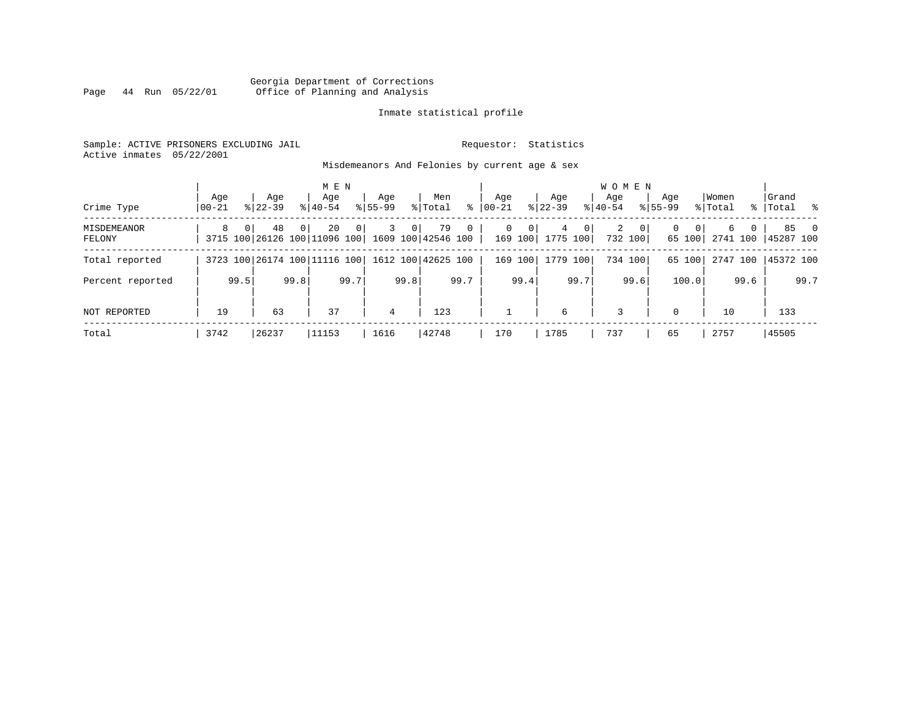Georgia Department of Corrections
Office of Planning and Analysis

Inmate statistical profile

Sample: ACTIVE PRISONERS EXCLUDING JAIL        Requestor: Statistics
Active inmates 05/22/2001

Misdemeanors And Felonies by current age & sex

| Crime Type | MEN Age 00-21 | % | Age 22-39 | % | Age 40-54 | % | Age 55-99 | % | Men Total | % | WOMEN Age 00-21 | % | Age 22-39 | % | Age 40-54 | % | Age 55-99 | % | Women Total | % | Grand Total | % |
|---|---|---|---|---|---|---|---|---|---|---|---|---|---|---|---|---|---|---|---|---|---|---|
| MISDEMEANOR | 8 | 0 | 48 | 0 | 20 | 0 | 3 | 0 | 79 | 0 | 0 | 0 | 4 | 0 | 2 | 0 | 0 | 0 | 6 | 0 | 85 | 0 |
| FELONY | 3715 | 100 | 26126 | 100 | 11096 | 100 | 1609 | 100 | 42546 | 100 | 169 | 100 | 1775 | 100 | 732 | 100 | 65 | 100 | 2741 | 100 | 45287 | 100 |
| Total reported | 3723 | 100 | 26174 | 100 | 11116 | 100 | 1612 | 100 | 42625 | 100 | 169 | 100 | 1779 | 100 | 734 | 100 | 65 | 100 | 2747 | 100 | 45372 | 100 |
| Percent reported | | 99.5 | | 99.8 | | 99.7 | | 99.8 | | 99.7 | | 99.4 | | 99.7 | | 99.6 | | 100.0 | | 99.6 | | 99.7 |
| NOT REPORTED | 19 | | 63 | | 37 | | 4 | | 123 | | 1 | | 6 | | 3 | | 0 | | 10 | | 133 | |
| Total | 3742 | | 26237 | | 11153 | | 1616 | | 42748 | | 170 | | 1785 | | 737 | | 65 | | 2757 | | 45505 | |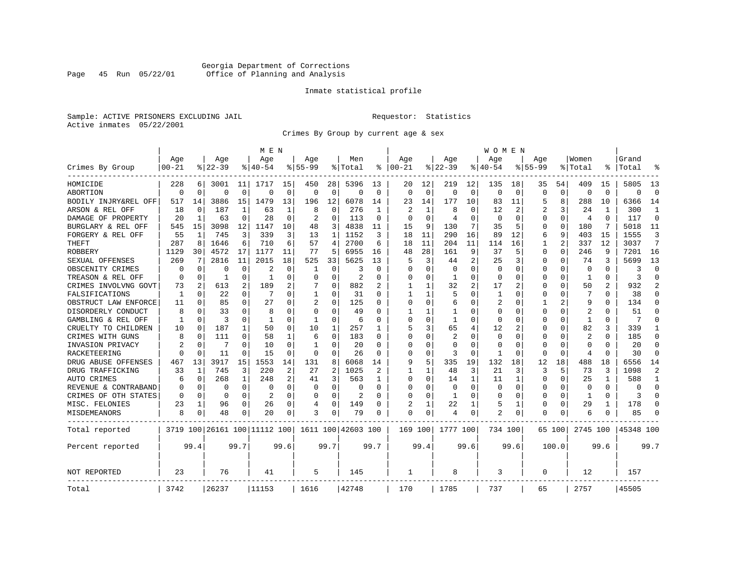Georgia Department of Corrections
Office of Planning and Analysis

Inmate statistical profile

Sample: ACTIVE PRISONERS EXCLUDING JAIL

Requestor: Statistics

Active inmates 05/22/2001

Crimes By Group by current age & sex

| Crimes By Group | MEN Age 00-21 | % | Age 22-39 | % | Age 40-54 | % | Age 55-99 | % | Men Total | % | WOMEN Age 00-21 | % | Age 22-39 | % | Age 40-54 | % | Age 55-99 | % | Women Total | % | Grand Total | % |
|---|---|---|---|---|---|---|---|---|---|---|---|---|---|---|---|---|---|---|---|---|---|---|
| HOMICIDE | 228 | 6 | 3001 | 11 | 1717 | 15 | 450 | 28 | 5396 | 13 | 20 | 12 | 219 | 12 | 135 | 18 | 35 | 54 | 409 | 15 | 5805 | 13 |
| ABORTION | 0 | 0 | 0 | 0 | 0 | 0 | 0 | 0 | 0 | 0 | 0 | 0 | 0 | 0 | 0 | 0 | 0 | 0 | 0 | 0 | 0 | 0 |
| BODILY INJRY&REL OFF | 517 | 14 | 3886 | 15 | 1479 | 13 | 196 | 12 | 6078 | 14 | 23 | 14 | 177 | 10 | 83 | 11 | 5 | 8 | 288 | 10 | 6366 | 14 |
| ARSON & REL OFF | 18 | 0 | 187 | 1 | 63 | 1 | 8 | 0 | 276 | 1 | 2 | 1 | 8 | 0 | 12 | 2 | 2 | 3 | 24 | 1 | 300 | 1 |
| DAMAGE OF PROPERTY | 20 | 1 | 63 | 0 | 28 | 0 | 2 | 0 | 113 | 0 | 0 | 0 | 4 | 0 | 0 | 0 | 0 | 0 | 4 | 0 | 117 | 0 |
| BURGLARY & REL OFF | 545 | 15 | 3098 | 12 | 1147 | 10 | 48 | 3 | 4838 | 11 | 15 | 9 | 130 | 7 | 35 | 5 | 0 | 0 | 180 | 7 | 5018 | 11 |
| FORGERY & REL OFF | 55 | 1 | 745 | 3 | 339 | 3 | 13 | 1 | 1152 | 3 | 18 | 11 | 290 | 16 | 89 | 12 | 6 | 9 | 403 | 15 | 1555 | 3 |
| THEFT | 287 | 8 | 1646 | 6 | 710 | 6 | 57 | 4 | 2700 | 6 | 18 | 11 | 204 | 11 | 114 | 16 | 1 | 2 | 337 | 12 | 3037 | 7 |
| ROBBERY | 1129 | 30 | 4572 | 17 | 1177 | 11 | 77 | 5 | 6955 | 16 | 48 | 28 | 161 | 9 | 37 | 5 | 0 | 0 | 246 | 9 | 7201 | 16 |
| SEXUAL OFFENSES | 269 | 7 | 2816 | 11 | 2015 | 18 | 525 | 33 | 5625 | 13 | 5 | 3 | 44 | 2 | 25 | 3 | 0 | 0 | 74 | 3 | 5699 | 13 |
| OBSCENITY CRIMES | 0 | 0 | 0 | 0 | 2 | 0 | 1 | 0 | 3 | 0 | 0 | 0 | 0 | 0 | 0 | 0 | 0 | 0 | 0 | 0 | 3 | 0 |
| TREASON & REL OFF | 0 | 0 | 1 | 0 | 1 | 0 | 0 | 0 | 2 | 0 | 0 | 0 | 1 | 0 | 0 | 0 | 0 | 0 | 1 | 0 | 3 | 0 |
| CRIMES INVOLVNG GOVT | 73 | 2 | 613 | 2 | 189 | 2 | 7 | 0 | 882 | 2 | 1 | 1 | 32 | 2 | 17 | 2 | 0 | 0 | 50 | 2 | 932 | 2 |
| FALSIFICATIONS | 1 | 0 | 22 | 0 | 7 | 0 | 1 | 0 | 31 | 0 | 1 | 1 | 5 | 0 | 1 | 0 | 0 | 0 | 7 | 0 | 38 | 0 |
| OBSTRUCT LAW ENFORCE | 11 | 0 | 85 | 0 | 27 | 0 | 2 | 0 | 125 | 0 | 0 | 0 | 6 | 0 | 2 | 0 | 1 | 2 | 9 | 0 | 134 | 0 |
| DISORDERLY CONDUCT | 8 | 0 | 33 | 0 | 8 | 0 | 0 | 0 | 49 | 0 | 1 | 1 | 1 | 0 | 0 | 0 | 0 | 0 | 2 | 0 | 51 | 0 |
| GAMBLING & REL OFF | 1 | 0 | 3 | 0 | 1 | 0 | 1 | 0 | 6 | 0 | 0 | 0 | 1 | 0 | 0 | 0 | 0 | 0 | 1 | 0 | 7 | 0 |
| CRUELTY TO CHILDREN | 10 | 0 | 187 | 1 | 50 | 0 | 10 | 1 | 257 | 1 | 5 | 3 | 65 | 4 | 12 | 2 | 0 | 0 | 82 | 3 | 339 | 1 |
| CRIMES WITH GUNS | 8 | 0 | 111 | 0 | 58 | 1 | 6 | 0 | 183 | 0 | 0 | 0 | 2 | 0 | 0 | 0 | 0 | 0 | 2 | 0 | 185 | 0 |
| INVASION PRIVACY | 2 | 0 | 7 | 0 | 10 | 0 | 1 | 0 | 20 | 0 | 0 | 0 | 0 | 0 | 0 | 0 | 0 | 0 | 0 | 0 | 20 | 0 |
| RACKETEERING | 0 | 0 | 11 | 0 | 15 | 0 | 0 | 0 | 26 | 0 | 0 | 0 | 3 | 0 | 1 | 0 | 0 | 0 | 4 | 0 | 30 | 0 |
| DRUG ABUSE OFFENSES | 467 | 13 | 3917 | 15 | 1553 | 14 | 131 | 8 | 6068 | 14 | 9 | 5 | 335 | 19 | 132 | 18 | 12 | 18 | 488 | 18 | 6556 | 14 |
| DRUG TRAFFICKING | 33 | 1 | 745 | 3 | 220 | 2 | 27 | 2 | 1025 | 2 | 1 | 1 | 48 | 3 | 21 | 3 | 3 | 5 | 73 | 3 | 1098 | 2 |
| AUTO CRIMES | 6 | 0 | 268 | 1 | 248 | 2 | 41 | 3 | 563 | 1 | 0 | 0 | 14 | 1 | 11 | 1 | 0 | 0 | 25 | 1 | 588 | 1 |
| REVENUE & CONTRABAND | 0 | 0 | 0 | 0 | 0 | 0 | 0 | 0 | 0 | 0 | 0 | 0 | 0 | 0 | 0 | 0 | 0 | 0 | 0 | 0 | 0 | 0 |
| CRIMES OF OTH STATES | 0 | 0 | 0 | 0 | 2 | 0 | 0 | 0 | 2 | 0 | 0 | 0 | 1 | 0 | 0 | 0 | 0 | 0 | 1 | 0 | 3 | 0 |
| MISC. FELONIES | 23 | 1 | 96 | 0 | 26 | 0 | 4 | 0 | 149 | 0 | 2 | 1 | 22 | 1 | 5 | 1 | 0 | 0 | 29 | 1 | 178 | 0 |
| MISDEMEANORS | 8 | 0 | 48 | 0 | 20 | 0 | 3 | 0 | 79 | 0 | 0 | 0 | 4 | 0 | 2 | 0 | 0 | 0 | 6 | 0 | 85 | 0 |
| Total reported | 3719 | 100 | 26161 | 100 | 11112 | 100 | 1611 | 100 | 42603 | 100 | 169 | 100 | 1777 | 100 | 734 | 100 | 65 | 100 | 2745 | 100 | 45348 | 100 |
| Percent reported | | 99.4 | | 99.7 | | 99.6 | | 99.7 | | 99.7 | | 99.4 | | 99.6 | | 99.6 | | 100.0 | | 99.6 | | 99.7 |
| NOT REPORTED | 23 | | 76 | | 41 | | 5 | | 145 | | 1 | | 8 | | 3 | | 0 | | 12 | | 157 | |
| Total | 3742 | | 26237 | | 11153 | | 1616 | | 42748 | | 170 | | 1785 | | 737 | | 65 | | 2757 | | 45505 | |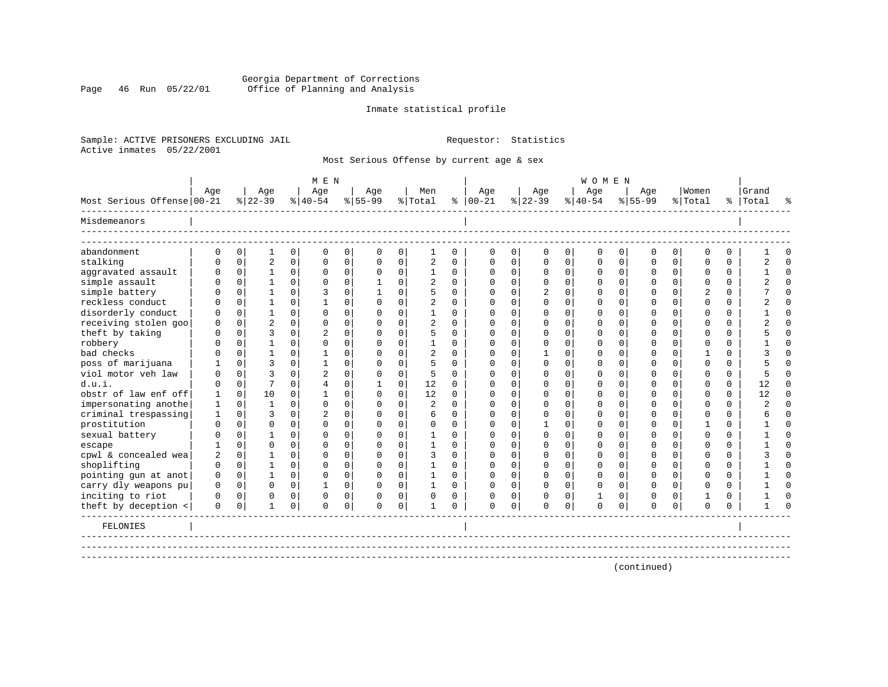Georgia Department of Corrections
Office of Planning and Analysis

Inmate statistical profile

Sample: ACTIVE PRISONERS EXCLUDING JAIL    Requestor: Statistics
Active inmates 05/22/2001

Most Serious Offense by current age & sex

| Most Serious Offense | MEN Age 00-21 | % | Age 22-39 | % | Age 40-54 | % | Age 55-99 | % | Men Total | % | WOMEN Age 00-21 | % | Age 22-39 | % | Age 40-54 | % | Age 55-99 | % | Women Total | % | Grand Total | % |
|---|---|---|---|---|---|---|---|---|---|---|---|---|---|---|---|---|---|---|---|---|---|---|
| **Misdemeanors** | | | | | | | | | | | | | | | | | | | | | | |
| abandonment | 0 | 0 | 1 | 0 | 0 | 0 | 0 | 0 | 1 | 0 | 0 | 0 | 0 | 0 | 0 | 0 | 0 | 0 | 0 | 0 | 1 | 0 |
| stalking | 0 | 0 | 2 | 0 | 0 | 0 | 0 | 0 | 2 | 0 | 0 | 0 | 0 | 0 | 0 | 0 | 0 | 0 | 0 | 0 | 2 | 0 |
| aggravated assault | 0 | 0 | 1 | 0 | 0 | 0 | 0 | 0 | 1 | 0 | 0 | 0 | 0 | 0 | 0 | 0 | 0 | 0 | 0 | 0 | 1 | 0 |
| simple assault | 0 | 0 | 1 | 0 | 0 | 0 | 1 | 0 | 2 | 0 | 0 | 0 | 0 | 0 | 0 | 0 | 0 | 0 | 0 | 0 | 2 | 0 |
| simple battery | 0 | 0 | 1 | 0 | 3 | 0 | 1 | 0 | 5 | 0 | 0 | 0 | 2 | 0 | 0 | 0 | 0 | 0 | 2 | 0 | 7 | 0 |
| reckless conduct | 0 | 0 | 1 | 0 | 1 | 0 | 0 | 0 | 2 | 0 | 0 | 0 | 0 | 0 | 0 | 0 | 0 | 0 | 0 | 0 | 2 | 0 |
| disorderly conduct | 0 | 0 | 1 | 0 | 0 | 0 | 0 | 0 | 1 | 0 | 0 | 0 | 0 | 0 | 0 | 0 | 0 | 0 | 0 | 0 | 1 | 0 |
| receiving stolen goo | 0 | 0 | 2 | 0 | 0 | 0 | 0 | 0 | 2 | 0 | 0 | 0 | 0 | 0 | 0 | 0 | 0 | 0 | 0 | 0 | 2 | 0 |
| theft by taking | 0 | 0 | 3 | 0 | 2 | 0 | 0 | 0 | 5 | 0 | 0 | 0 | 0 | 0 | 0 | 0 | 0 | 0 | 0 | 0 | 5 | 0 |
| robbery | 0 | 0 | 1 | 0 | 0 | 0 | 0 | 0 | 1 | 0 | 0 | 0 | 0 | 0 | 0 | 0 | 0 | 0 | 0 | 0 | 1 | 0 |
| bad checks | 0 | 0 | 1 | 0 | 1 | 0 | 0 | 0 | 2 | 0 | 0 | 0 | 1 | 0 | 0 | 0 | 0 | 0 | 1 | 0 | 3 | 0 |
| poss of marijuana | 1 | 0 | 3 | 0 | 1 | 0 | 0 | 0 | 5 | 0 | 0 | 0 | 0 | 0 | 0 | 0 | 0 | 0 | 0 | 0 | 5 | 0 |
| viol motor veh law | 0 | 0 | 3 | 0 | 2 | 0 | 0 | 0 | 5 | 0 | 0 | 0 | 0 | 0 | 0 | 0 | 0 | 0 | 0 | 0 | 5 | 0 |
| d.u.i. | 0 | 0 | 7 | 0 | 4 | 0 | 1 | 0 | 12 | 0 | 0 | 0 | 0 | 0 | 0 | 0 | 0 | 0 | 0 | 0 | 12 | 0 |
| obstr of law enf off | 1 | 0 | 10 | 0 | 1 | 0 | 0 | 0 | 12 | 0 | 0 | 0 | 0 | 0 | 0 | 0 | 0 | 0 | 0 | 0 | 12 | 0 |
| impersonating anothe | 1 | 0 | 1 | 0 | 0 | 0 | 0 | 0 | 2 | 0 | 0 | 0 | 0 | 0 | 0 | 0 | 0 | 0 | 0 | 0 | 2 | 0 |
| criminal trespassing | 1 | 0 | 3 | 0 | 2 | 0 | 0 | 0 | 6 | 0 | 0 | 0 | 0 | 0 | 0 | 0 | 0 | 0 | 0 | 0 | 6 | 0 |
| prostitution | 0 | 0 | 0 | 0 | 0 | 0 | 0 | 0 | 0 | 0 | 0 | 0 | 1 | 0 | 0 | 0 | 0 | 0 | 1 | 0 | 1 | 0 |
| sexual battery | 0 | 0 | 1 | 0 | 0 | 0 | 0 | 0 | 1 | 0 | 0 | 0 | 0 | 0 | 0 | 0 | 0 | 0 | 0 | 0 | 1 | 0 |
| escape | 1 | 0 | 0 | 0 | 0 | 0 | 0 | 0 | 1 | 0 | 0 | 0 | 0 | 0 | 0 | 0 | 0 | 0 | 0 | 0 | 1 | 0 |
| cpwl & concealed wea | 2 | 0 | 1 | 0 | 0 | 0 | 0 | 0 | 3 | 0 | 0 | 0 | 0 | 0 | 0 | 0 | 0 | 0 | 0 | 0 | 3 | 0 |
| shoplifting | 0 | 0 | 1 | 0 | 0 | 0 | 0 | 0 | 1 | 0 | 0 | 0 | 0 | 0 | 0 | 0 | 0 | 0 | 0 | 0 | 1 | 0 |
| pointing gun at anot | 0 | 0 | 1 | 0 | 0 | 0 | 0 | 0 | 1 | 0 | 0 | 0 | 0 | 0 | 0 | 0 | 0 | 0 | 0 | 0 | 1 | 0 |
| carry dly weapons pu | 0 | 0 | 0 | 0 | 1 | 0 | 0 | 0 | 1 | 0 | 0 | 0 | 0 | 0 | 0 | 0 | 0 | 0 | 0 | 0 | 1 | 0 |
| inciting to riot | 0 | 0 | 0 | 0 | 0 | 0 | 0 | 0 | 0 | 0 | 0 | 0 | 0 | 0 | 1 | 0 | 0 | 0 | 1 | 0 | 1 | 0 |
| theft by deception < | 0 | 0 | 1 | 0 | 0 | 0 | 0 | 0 | 1 | 0 | 0 | 0 | 0 | 0 | 0 | 0 | 0 | 0 | 0 | 0 | 1 | 0 |
| **FELONIES** | | | | | | | | | | | | | | | | | | | | | | |

(continued)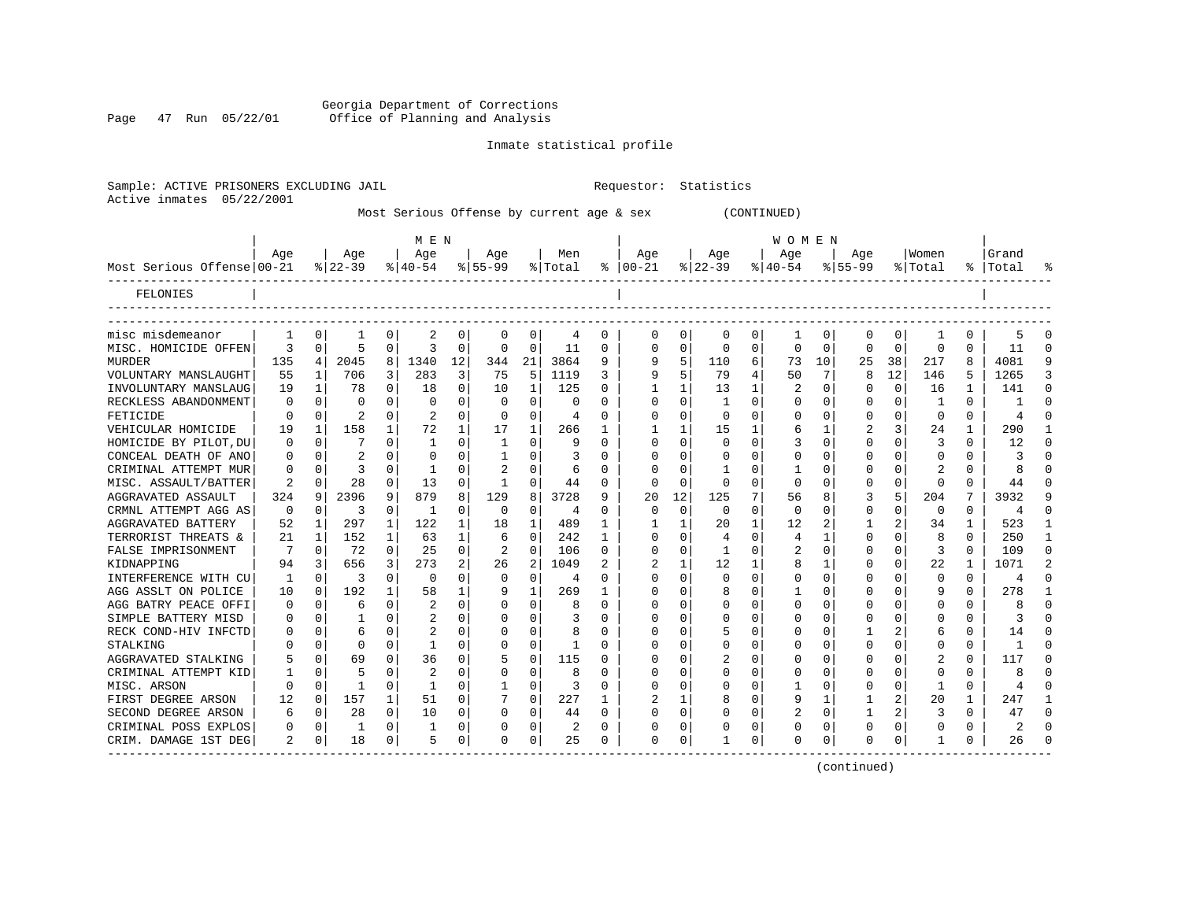Georgia Department of Corrections
Office of Planning and Analysis

Inmate statistical profile

Sample: ACTIVE PRISONERS EXCLUDING JAIL    Requestor: Statistics
Active inmates 05/22/2001

Most Serious Offense by current age & sex (CONTINUED)

| Most Serious Offense | MEN Age 00-21 | % | Age 22-39 | % | Age 40-54 | % | Age 55-99 | % | Men Total | % | WOMEN Age 00-21 | % | Age 22-39 | % | Age 40-54 | % | Age 55-99 | % | Women Total | % | Grand Total | % |
|---|---|---|---|---|---|---|---|---|---|---|---|---|---|---|---|---|---|---|---|---|---|---|
| FELONIES | | | | | | | | | | | | | | | | | | | | | | |
| misc misdemeanor | 1 | 0 | 1 | 0 | 2 | 0 | 0 | 0 | 4 | 0 | 0 | 0 | 0 | 0 | 1 | 0 | 0 | 0 | 1 | 0 | 5 | 0 |
| MISC. HOMICIDE OFFEN | 3 | 0 | 5 | 0 | 3 | 0 | 0 | 0 | 11 | 0 | 0 | 0 | 0 | 0 | 0 | 0 | 0 | 0 | 0 | 0 | 11 | 0 |
| MURDER | 135 | 4 | 2045 | 8 | 1340 | 12 | 344 | 21 | 3864 | 9 | 9 | 5 | 110 | 6 | 73 | 10 | 25 | 38 | 217 | 8 | 4081 | 9 |
| VOLUNTARY MANSLAUGHT | 55 | 1 | 706 | 3 | 283 | 3 | 75 | 5 | 1119 | 3 | 9 | 5 | 79 | 4 | 50 | 7 | 8 | 12 | 146 | 5 | 1265 | 3 |
| INVOLUNTARY MANSLAUG | 19 | 1 | 78 | 0 | 18 | 0 | 10 | 1 | 125 | 0 | 1 | 1 | 13 | 1 | 2 | 0 | 0 | 0 | 16 | 1 | 141 | 0 |
| RECKLESS ABANDONMENT | 0 | 0 | 0 | 0 | 0 | 0 | 0 | 0 | 0 | 0 | 0 | 0 | 1 | 0 | 0 | 0 | 0 | 0 | 1 | 0 | 1 | 0 |
| FETICIDE | 0 | 0 | 2 | 0 | 2 | 0 | 0 | 0 | 4 | 0 | 0 | 0 | 0 | 0 | 0 | 0 | 0 | 0 | 0 | 0 | 4 | 0 |
| VEHICULAR HOMICIDE | 19 | 1 | 158 | 1 | 72 | 1 | 17 | 1 | 266 | 1 | 1 | 1 | 15 | 1 | 6 | 1 | 2 | 3 | 24 | 1 | 290 | 1 |
| HOMICIDE BY PILOT,DU | 0 | 0 | 7 | 0 | 1 | 0 | 1 | 0 | 9 | 0 | 0 | 0 | 0 | 0 | 3 | 0 | 0 | 0 | 3 | 0 | 12 | 0 |
| CONCEAL DEATH OF ANO | 0 | 0 | 2 | 0 | 0 | 0 | 1 | 0 | 3 | 0 | 0 | 0 | 0 | 0 | 0 | 0 | 0 | 0 | 0 | 0 | 3 | 0 |
| CRIMINAL ATTEMPT MUR | 0 | 0 | 3 | 0 | 1 | 0 | 2 | 0 | 6 | 0 | 0 | 0 | 1 | 0 | 1 | 0 | 0 | 0 | 2 | 0 | 8 | 0 |
| MISC. ASSAULT/BATTER | 2 | 0 | 28 | 0 | 13 | 0 | 1 | 0 | 44 | 0 | 0 | 0 | 0 | 0 | 0 | 0 | 0 | 0 | 0 | 0 | 44 | 0 |
| AGGRAVATED ASSAULT | 324 | 9 | 2396 | 9 | 879 | 8 | 129 | 8 | 3728 | 9 | 20 | 12 | 125 | 7 | 56 | 8 | 3 | 5 | 204 | 7 | 3932 | 9 |
| CRMNL ATTEMPT AGG AS | 0 | 0 | 3 | 0 | 1 | 0 | 0 | 0 | 4 | 0 | 0 | 0 | 0 | 0 | 0 | 0 | 0 | 0 | 0 | 0 | 4 | 0 |
| AGGRAVATED BATTERY | 52 | 1 | 297 | 1 | 122 | 1 | 18 | 1 | 489 | 1 | 1 | 1 | 20 | 1 | 12 | 2 | 1 | 2 | 34 | 1 | 523 | 1 |
| TERRORIST THREATS & | 21 | 1 | 152 | 1 | 63 | 1 | 6 | 0 | 242 | 1 | 0 | 0 | 4 | 0 | 4 | 1 | 0 | 0 | 8 | 0 | 250 | 1 |
| FALSE IMPRISONMENT | 7 | 0 | 72 | 0 | 25 | 0 | 2 | 0 | 106 | 0 | 0 | 0 | 1 | 0 | 2 | 0 | 0 | 0 | 3 | 0 | 109 | 0 |
| KIDNAPPING | 94 | 3 | 656 | 3 | 273 | 2 | 26 | 2 | 1049 | 2 | 2 | 1 | 12 | 1 | 8 | 1 | 0 | 0 | 22 | 1 | 1071 | 2 |
| INTERFERENCE WITH CU | 1 | 0 | 3 | 0 | 0 | 0 | 0 | 0 | 4 | 0 | 0 | 0 | 0 | 0 | 0 | 0 | 0 | 0 | 0 | 0 | 4 | 0 |
| AGG ASSLT ON POLICE | 10 | 0 | 192 | 1 | 58 | 1 | 9 | 1 | 269 | 1 | 0 | 0 | 8 | 0 | 1 | 0 | 0 | 0 | 9 | 0 | 278 | 1 |
| AGG BATRY PEACE OFFI | 0 | 0 | 6 | 0 | 2 | 0 | 0 | 0 | 8 | 0 | 0 | 0 | 0 | 0 | 0 | 0 | 0 | 0 | 0 | 0 | 8 | 0 |
| SIMPLE BATTERY MISD | 0 | 0 | 1 | 0 | 2 | 0 | 0 | 0 | 3 | 0 | 0 | 0 | 0 | 0 | 0 | 0 | 0 | 0 | 0 | 0 | 3 | 0 |
| RECK COND-HIV INFCTD | 0 | 0 | 6 | 0 | 2 | 0 | 0 | 0 | 8 | 0 | 0 | 0 | 5 | 0 | 0 | 0 | 1 | 2 | 6 | 0 | 14 | 0 |
| STALKING | 0 | 0 | 0 | 0 | 1 | 0 | 0 | 0 | 1 | 0 | 0 | 0 | 0 | 0 | 0 | 0 | 0 | 0 | 0 | 0 | 1 | 0 |
| AGGRAVATED STALKING | 5 | 0 | 69 | 0 | 36 | 0 | 5 | 0 | 115 | 0 | 0 | 0 | 2 | 0 | 0 | 0 | 0 | 0 | 2 | 0 | 117 | 0 |
| CRIMINAL ATTEMPT KID | 1 | 0 | 5 | 0 | 2 | 0 | 0 | 0 | 8 | 0 | 0 | 0 | 0 | 0 | 0 | 0 | 0 | 0 | 0 | 0 | 8 | 0 |
| MISC. ARSON | 0 | 0 | 1 | 0 | 1 | 0 | 1 | 0 | 3 | 0 | 0 | 0 | 0 | 0 | 1 | 0 | 0 | 0 | 1 | 0 | 4 | 0 |
| FIRST DEGREE ARSON | 12 | 0 | 157 | 1 | 51 | 0 | 7 | 0 | 227 | 1 | 2 | 1 | 8 | 0 | 9 | 1 | 1 | 2 | 20 | 1 | 247 | 1 |
| SECOND DEGREE ARSON | 6 | 0 | 28 | 0 | 10 | 0 | 0 | 0 | 44 | 0 | 0 | 0 | 0 | 0 | 2 | 0 | 1 | 2 | 3 | 0 | 47 | 0 |
| CRIMINAL POSS EXPLOS | 0 | 0 | 1 | 0 | 1 | 0 | 0 | 0 | 2 | 0 | 0 | 0 | 0 | 0 | 0 | 0 | 0 | 0 | 0 | 0 | 2 | 0 |
| CRIM. DAMAGE 1ST DEG | 2 | 0 | 18 | 0 | 5 | 0 | 0 | 0 | 25 | 0 | 0 | 0 | 1 | 0 | 0 | 0 | 0 | 0 | 1 | 0 | 26 | 0 |

(continued)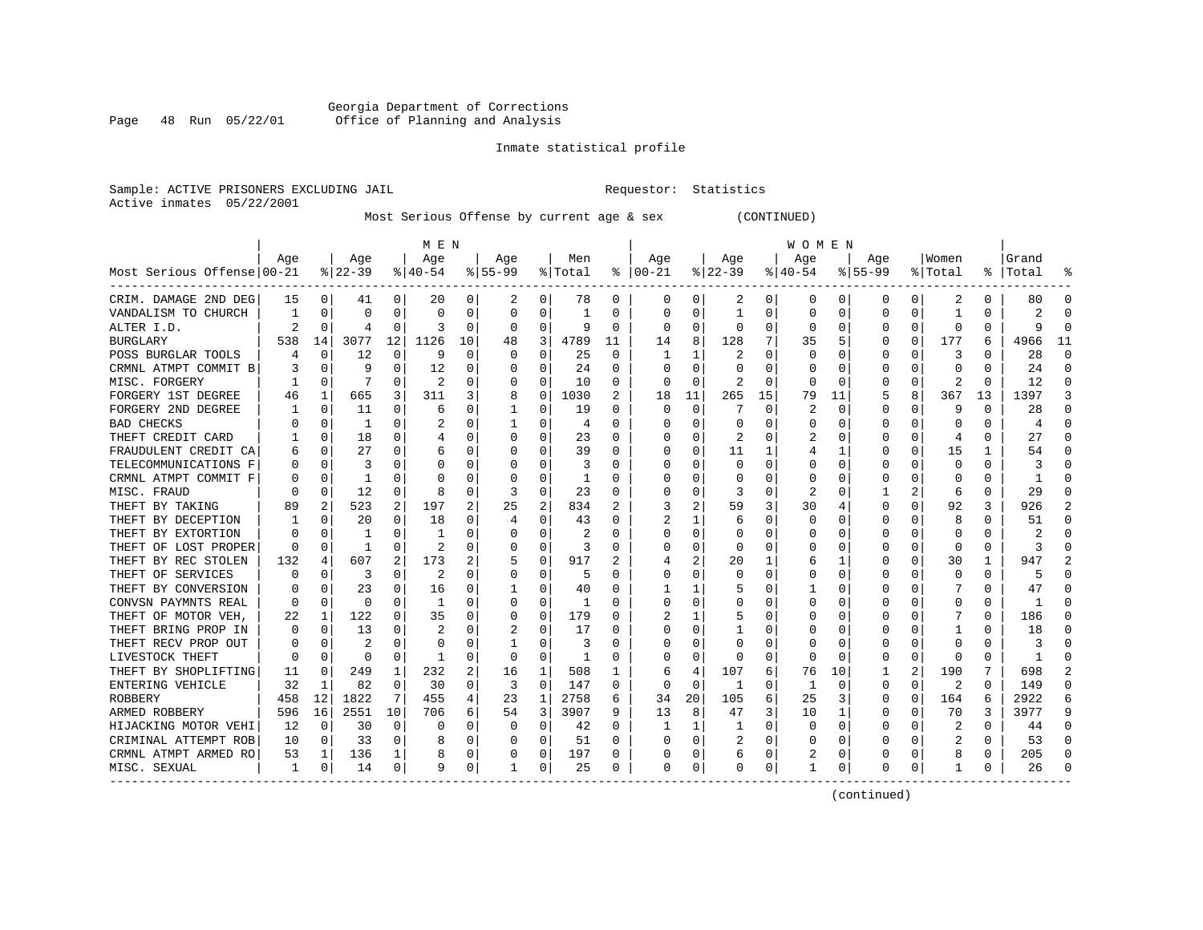Georgia Department of Corrections
Office of Planning and Analysis

Inmate statistical profile

Sample: ACTIVE PRISONERS EXCLUDING JAIL    Requestor: Statistics
Active inmates 05/22/2001

Most Serious Offense by current age & sex (CONTINUED)

| Most Serious Offense | MEN Age 00-21 | % | Age 22-39 | % | Age 40-54 | % | Age 55-99 | % | Men Total | % | WOMEN Age 00-21 | % | Age 22-39 | % | Age 40-54 | % | Age 55-99 | % | Women Total | % | Grand Total | % |
|---|---|---|---|---|---|---|---|---|---|---|---|---|---|---|---|---|---|---|---|---|---|---|
| CRIM. DAMAGE 2ND DEG | 15 | 0 | 41 | 0 | 20 | 0 | 2 | 0 | 78 | 0 | 0 | 0 | 2 | 0 | 0 | 0 | 0 | 0 | 2 | 0 | 80 | 0 |
| VANDALISM TO CHURCH | 1 | 0 | 0 | 0 | 0 | 0 | 0 | 0 | 1 | 0 | 0 | 0 | 1 | 0 | 0 | 0 | 0 | 0 | 1 | 0 | 2 | 0 |
| ALTER I.D. | 2 | 0 | 4 | 0 | 3 | 0 | 0 | 0 | 9 | 0 | 0 | 0 | 0 | 0 | 0 | 0 | 0 | 0 | 0 | 0 | 9 | 0 |
| BURGLARY | 538 | 14 | 3077 | 12 | 1126 | 10 | 48 | 3 | 4789 | 11 | 14 | 8 | 128 | 7 | 35 | 5 | 0 | 0 | 177 | 6 | 4966 | 11 |
| POSS BURGLAR TOOLS | 4 | 0 | 12 | 0 | 9 | 0 | 0 | 0 | 25 | 0 | 1 | 1 | 2 | 0 | 0 | 0 | 0 | 0 | 3 | 0 | 28 | 0 |
| CRMNL ATMPT COMMIT B | 3 | 0 | 9 | 0 | 12 | 0 | 0 | 0 | 24 | 0 | 0 | 0 | 0 | 0 | 0 | 0 | 0 | 0 | 0 | 0 | 24 | 0 |
| MISC. FORGERY | 1 | 0 | 7 | 0 | 2 | 0 | 0 | 0 | 10 | 0 | 0 | 0 | 2 | 0 | 0 | 0 | 0 | 0 | 2 | 0 | 12 | 0 |
| FORGERY 1ST DEGREE | 46 | 1 | 665 | 3 | 311 | 3 | 8 | 0 | 1030 | 2 | 18 | 11 | 265 | 15 | 79 | 11 | 5 | 8 | 367 | 13 | 1397 | 3 |
| FORGERY 2ND DEGREE | 1 | 0 | 11 | 0 | 6 | 0 | 1 | 0 | 19 | 0 | 0 | 0 | 7 | 0 | 2 | 0 | 0 | 0 | 9 | 0 | 28 | 0 |
| BAD CHECKS | 0 | 0 | 1 | 0 | 2 | 0 | 1 | 0 | 4 | 0 | 0 | 0 | 0 | 0 | 0 | 0 | 0 | 0 | 0 | 0 | 4 | 0 |
| THEFT CREDIT CARD | 1 | 0 | 18 | 0 | 4 | 0 | 0 | 0 | 23 | 0 | 0 | 0 | 2 | 0 | 2 | 0 | 0 | 0 | 4 | 0 | 27 | 0 |
| FRAUDULENT CREDIT CA | 6 | 0 | 27 | 0 | 6 | 0 | 0 | 0 | 39 | 0 | 0 | 0 | 11 | 1 | 4 | 1 | 0 | 0 | 15 | 1 | 54 | 0 |
| TELECOMMUNICATIONS F | 0 | 0 | 3 | 0 | 0 | 0 | 0 | 0 | 3 | 0 | 0 | 0 | 0 | 0 | 0 | 0 | 0 | 0 | 0 | 0 | 3 | 0 |
| CRMNL ATMPT COMMIT F | 0 | 0 | 1 | 0 | 0 | 0 | 0 | 0 | 1 | 0 | 0 | 0 | 0 | 0 | 0 | 0 | 0 | 0 | 0 | 0 | 1 | 0 |
| MISC. FRAUD | 0 | 0 | 12 | 0 | 8 | 0 | 3 | 0 | 23 | 0 | 0 | 0 | 3 | 0 | 2 | 0 | 1 | 2 | 6 | 0 | 29 | 0 |
| THEFT BY TAKING | 89 | 2 | 523 | 2 | 197 | 2 | 25 | 2 | 834 | 2 | 3 | 2 | 59 | 3 | 30 | 4 | 0 | 0 | 92 | 3 | 926 | 2 |
| THEFT BY DECEPTION | 1 | 0 | 20 | 0 | 18 | 0 | 4 | 0 | 43 | 0 | 2 | 1 | 6 | 0 | 0 | 0 | 0 | 0 | 8 | 0 | 51 | 0 |
| THEFT BY EXTORTION | 0 | 0 | 1 | 0 | 1 | 0 | 0 | 0 | 2 | 0 | 0 | 0 | 0 | 0 | 0 | 0 | 0 | 0 | 0 | 0 | 2 | 0 |
| THEFT OF LOST PROPER | 0 | 0 | 1 | 0 | 2 | 0 | 0 | 0 | 3 | 0 | 0 | 0 | 0 | 0 | 0 | 0 | 0 | 0 | 0 | 0 | 3 | 0 |
| THEFT BY REC STOLEN | 132 | 4 | 607 | 2 | 173 | 2 | 5 | 0 | 917 | 2 | 4 | 2 | 20 | 1 | 6 | 1 | 0 | 0 | 30 | 1 | 947 | 2 |
| THEFT OF SERVICES | 0 | 0 | 3 | 0 | 2 | 0 | 0 | 0 | 5 | 0 | 0 | 0 | 0 | 0 | 0 | 0 | 0 | 0 | 0 | 0 | 5 | 0 |
| THEFT BY CONVERSION | 0 | 0 | 23 | 0 | 16 | 0 | 1 | 0 | 40 | 0 | 1 | 1 | 5 | 0 | 1 | 0 | 0 | 0 | 7 | 0 | 47 | 0 |
| CONVSN PAYMNTS REAL | 0 | 0 | 0 | 0 | 1 | 0 | 0 | 0 | 1 | 0 | 0 | 0 | 0 | 0 | 0 | 0 | 0 | 0 | 0 | 0 | 1 | 0 |
| THEFT OF MOTOR VEH, | 22 | 1 | 122 | 0 | 35 | 0 | 0 | 0 | 179 | 0 | 2 | 1 | 5 | 0 | 0 | 0 | 0 | 0 | 7 | 0 | 186 | 0 |
| THEFT BRING PROP IN | 0 | 0 | 13 | 0 | 2 | 0 | 2 | 0 | 17 | 0 | 0 | 0 | 1 | 0 | 0 | 0 | 0 | 0 | 1 | 0 | 18 | 0 |
| THEFT RECV PROP OUT | 0 | 0 | 2 | 0 | 0 | 0 | 1 | 0 | 3 | 0 | 0 | 0 | 0 | 0 | 0 | 0 | 0 | 0 | 0 | 0 | 3 | 0 |
| LIVESTOCK THEFT | 0 | 0 | 0 | 0 | 1 | 0 | 0 | 0 | 1 | 0 | 0 | 0 | 0 | 0 | 0 | 0 | 0 | 0 | 0 | 0 | 1 | 0 |
| THEFT BY SHOPLIFTING | 11 | 0 | 249 | 1 | 232 | 2 | 16 | 1 | 508 | 1 | 6 | 4 | 107 | 6 | 76 | 10 | 1 | 2 | 190 | 7 | 698 | 2 |
| ENTERING VEHICLE | 32 | 1 | 82 | 0 | 30 | 0 | 3 | 0 | 147 | 0 | 0 | 0 | 1 | 0 | 1 | 0 | 0 | 0 | 2 | 0 | 149 | 0 |
| ROBBERY | 458 | 12 | 1822 | 7 | 455 | 4 | 23 | 1 | 2758 | 6 | 34 | 20 | 105 | 6 | 25 | 3 | 0 | 0 | 164 | 6 | 2922 | 6 |
| ARMED ROBBERY | 596 | 16 | 2551 | 10 | 706 | 6 | 54 | 3 | 3907 | 9 | 13 | 8 | 47 | 3 | 10 | 1 | 0 | 0 | 70 | 3 | 3977 | 9 |
| HIJACKING MOTOR VEHI | 12 | 0 | 30 | 0 | 0 | 0 | 0 | 0 | 42 | 0 | 1 | 1 | 1 | 0 | 0 | 0 | 0 | 0 | 2 | 0 | 44 | 0 |
| CRIMINAL ATTEMPT ROB | 10 | 0 | 33 | 0 | 8 | 0 | 0 | 0 | 51 | 0 | 0 | 0 | 2 | 0 | 0 | 0 | 0 | 0 | 2 | 0 | 53 | 0 |
| CRMNL ATMPT ARMED RO | 53 | 1 | 136 | 1 | 8 | 0 | 0 | 0 | 197 | 0 | 0 | 0 | 6 | 0 | 2 | 0 | 0 | 0 | 8 | 0 | 205 | 0 |
| MISC. SEXUAL | 1 | 0 | 14 | 0 | 9 | 0 | 1 | 0 | 25 | 0 | 0 | 0 | 0 | 0 | 1 | 0 | 0 | 0 | 1 | 0 | 26 | 0 |

(continued)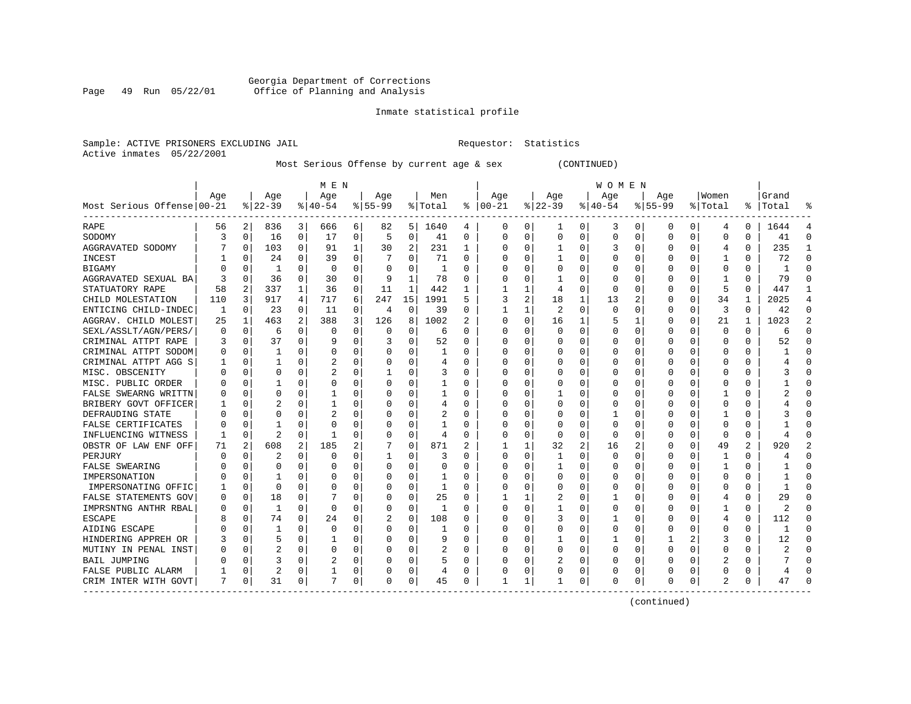Georgia Department of Corrections
Office of Planning and Analysis

Inmate statistical profile

Sample: ACTIVE PRISONERS EXCLUDING JAIL          Requestor: Statistics
Active inmates 05/22/2001

Most Serious Offense by current age & sex (CONTINUED)

| Most Serious Offense | MEN Age 00-21 | % | Age 22-39 | % | Age 40-54 | % | Age 55-99 | % | Men Total | % | WOMEN Age 00-21 | % | Age 22-39 | % | Age 40-54 | % | Age 55-99 | % | Women Total | % | Grand Total | % |
|---|---|---|---|---|---|---|---|---|---|---|---|---|---|---|---|---|---|---|---|---|---|---|
| RAPE | 56 | 2 | 836 | 3 | 666 | 6 | 82 | 5 | 1640 | 4 | 0 | 0 | 1 | 0 | 3 | 0 | 0 | 0 | 4 | 0 | 1644 | 4 |
| SODOMY | 3 | 0 | 16 | 0 | 17 | 0 | 5 | 0 | 41 | 0 | 0 | 0 | 0 | 0 | 0 | 0 | 0 | 0 | 0 | 0 | 41 | 0 |
| AGGRAVATED SODOMY | 7 | 0 | 103 | 0 | 91 | 1 | 30 | 2 | 231 | 1 | 0 | 0 | 1 | 0 | 3 | 0 | 0 | 0 | 4 | 0 | 235 | 1 |
| INCEST | 1 | 0 | 24 | 0 | 39 | 0 | 7 | 0 | 71 | 0 | 0 | 0 | 1 | 0 | 0 | 0 | 0 | 0 | 1 | 0 | 72 | 0 |
| BIGAMY | 0 | 0 | 1 | 0 | 0 | 0 | 0 | 0 | 1 | 0 | 0 | 0 | 0 | 0 | 0 | 0 | 0 | 0 | 0 | 0 | 1 | 0 |
| AGGRAVATED SEXUAL BA | 3 | 0 | 36 | 0 | 30 | 0 | 9 | 1 | 78 | 0 | 0 | 0 | 1 | 0 | 0 | 0 | 0 | 0 | 1 | 0 | 79 | 0 |
| STATUTORY RAPE | 58 | 2 | 337 | 1 | 36 | 0 | 11 | 1 | 442 | 1 | 1 | 1 | 4 | 0 | 0 | 0 | 0 | 0 | 5 | 0 | 447 | 1 |
| CHILD MOLESTATION | 110 | 3 | 917 | 4 | 717 | 6 | 247 | 15 | 1991 | 5 | 3 | 2 | 18 | 1 | 13 | 2 | 0 | 0 | 34 | 1 | 2025 | 4 |
| ENTICING CHILD-INDEC | 1 | 0 | 23 | 0 | 11 | 0 | 4 | 0 | 39 | 0 | 1 | 1 | 2 | 0 | 0 | 0 | 0 | 0 | 3 | 0 | 42 | 0 |
| AGGRAV. CHILD MOLEST | 25 | 1 | 463 | 2 | 388 | 3 | 126 | 8 | 1002 | 2 | 0 | 0 | 16 | 1 | 5 | 1 | 0 | 0 | 21 | 1 | 1023 | 2 |
| SEXL/ASSLT/AGN/PERS/ | 0 | 0 | 6 | 0 | 0 | 0 | 0 | 0 | 6 | 0 | 0 | 0 | 0 | 0 | 0 | 0 | 0 | 0 | 0 | 0 | 6 | 0 |
| CRIMINAL ATTPT RAPE | 3 | 0 | 37 | 0 | 9 | 0 | 3 | 0 | 52 | 0 | 0 | 0 | 0 | 0 | 0 | 0 | 0 | 0 | 0 | 0 | 52 | 0 |
| CRIMINAL ATTPT SODOM | 0 | 0 | 1 | 0 | 0 | 0 | 0 | 0 | 1 | 0 | 0 | 0 | 0 | 0 | 0 | 0 | 0 | 0 | 0 | 0 | 1 | 0 |
| CRIMINAL ATTPT AGG S | 1 | 0 | 1 | 0 | 2 | 0 | 0 | 0 | 4 | 0 | 0 | 0 | 0 | 0 | 0 | 0 | 0 | 0 | 0 | 0 | 4 | 0 |
| MISC. OBSCENITY | 0 | 0 | 0 | 0 | 2 | 0 | 1 | 0 | 3 | 0 | 0 | 0 | 0 | 0 | 0 | 0 | 0 | 0 | 0 | 0 | 3 | 0 |
| MISC. PUBLIC ORDER | 0 | 0 | 1 | 0 | 0 | 0 | 0 | 0 | 1 | 0 | 0 | 0 | 0 | 0 | 0 | 0 | 0 | 0 | 0 | 0 | 1 | 0 |
| FALSE SWEARNG WRITTN | 0 | 0 | 0 | 0 | 1 | 0 | 0 | 0 | 1 | 0 | 0 | 0 | 1 | 0 | 0 | 0 | 0 | 0 | 1 | 0 | 2 | 0 |
| BRIBERY GOVT OFFICER | 1 | 0 | 2 | 0 | 1 | 0 | 0 | 0 | 4 | 0 | 0 | 0 | 0 | 0 | 0 | 0 | 0 | 0 | 0 | 0 | 4 | 0 |
| DEFRAUDING STATE | 0 | 0 | 0 | 0 | 2 | 0 | 0 | 0 | 2 | 0 | 0 | 0 | 0 | 0 | 1 | 0 | 0 | 0 | 1 | 0 | 3 | 0 |
| FALSE CERTIFICATES | 0 | 0 | 1 | 0 | 0 | 0 | 0 | 0 | 1 | 0 | 0 | 0 | 0 | 0 | 0 | 0 | 0 | 0 | 0 | 0 | 1 | 0 |
| INFLUENCING WITNESS | 1 | 0 | 2 | 0 | 1 | 0 | 0 | 0 | 4 | 0 | 0 | 0 | 0 | 0 | 0 | 0 | 0 | 0 | 0 | 0 | 4 | 0 |
| OBSTR OF LAW ENF OFF | 71 | 2 | 608 | 2 | 185 | 2 | 7 | 0 | 871 | 2 | 1 | 1 | 32 | 2 | 16 | 2 | 0 | 0 | 49 | 2 | 920 | 2 |
| PERJURY | 0 | 0 | 2 | 0 | 0 | 0 | 1 | 0 | 3 | 0 | 0 | 0 | 1 | 0 | 0 | 0 | 0 | 0 | 1 | 0 | 4 | 0 |
| FALSE SWEARING | 0 | 0 | 0 | 0 | 0 | 0 | 0 | 0 | 0 | 0 | 0 | 0 | 1 | 0 | 0 | 0 | 0 | 0 | 1 | 0 | 1 | 0 |
| IMPERSONATION | 0 | 0 | 1 | 0 | 0 | 0 | 0 | 0 | 1 | 0 | 0 | 0 | 0 | 0 | 0 | 0 | 0 | 0 | 0 | 0 | 1 | 0 |
| IMPERSONATING OFFIC | 1 | 0 | 0 | 0 | 0 | 0 | 0 | 0 | 1 | 0 | 0 | 0 | 0 | 0 | 0 | 0 | 0 | 0 | 0 | 0 | 1 | 0 |
| FALSE STATEMENTS GOV | 0 | 0 | 18 | 0 | 7 | 0 | 0 | 0 | 25 | 0 | 1 | 1 | 2 | 0 | 1 | 0 | 0 | 0 | 4 | 0 | 29 | 0 |
| IMPRSNTNG ANTHR RBAL | 0 | 0 | 1 | 0 | 0 | 0 | 0 | 0 | 1 | 0 | 0 | 0 | 1 | 0 | 0 | 0 | 0 | 0 | 1 | 0 | 2 | 0 |
| ESCAPE | 8 | 0 | 74 | 0 | 24 | 0 | 2 | 0 | 108 | 0 | 0 | 0 | 3 | 0 | 1 | 0 | 0 | 0 | 4 | 0 | 112 | 0 |
| AIDING ESCAPE | 0 | 0 | 1 | 0 | 0 | 0 | 0 | 0 | 1 | 0 | 0 | 0 | 0 | 0 | 0 | 0 | 0 | 0 | 0 | 0 | 1 | 0 |
| HINDERING APPREH OR | 3 | 0 | 5 | 0 | 1 | 0 | 0 | 0 | 9 | 0 | 0 | 0 | 1 | 0 | 1 | 0 | 1 | 2 | 3 | 0 | 12 | 0 |
| MUTINY IN PENAL INST | 0 | 0 | 2 | 0 | 0 | 0 | 0 | 0 | 2 | 0 | 0 | 0 | 0 | 0 | 0 | 0 | 0 | 0 | 0 | 0 | 2 | 0 |
| BAIL JUMPING | 0 | 0 | 3 | 0 | 2 | 0 | 0 | 0 | 5 | 0 | 0 | 0 | 2 | 0 | 0 | 0 | 0 | 0 | 2 | 0 | 7 | 0 |
| FALSE PUBLIC ALARM | 1 | 0 | 2 | 0 | 1 | 0 | 0 | 0 | 4 | 0 | 0 | 0 | 0 | 0 | 0 | 0 | 0 | 0 | 0 | 0 | 4 | 0 |
| CRIM INTER WITH GOVT | 7 | 0 | 31 | 0 | 7 | 0 | 0 | 0 | 45 | 0 | 1 | 1 | 1 | 0 | 0 | 0 | 0 | 0 | 2 | 0 | 47 | 0 |

(continued)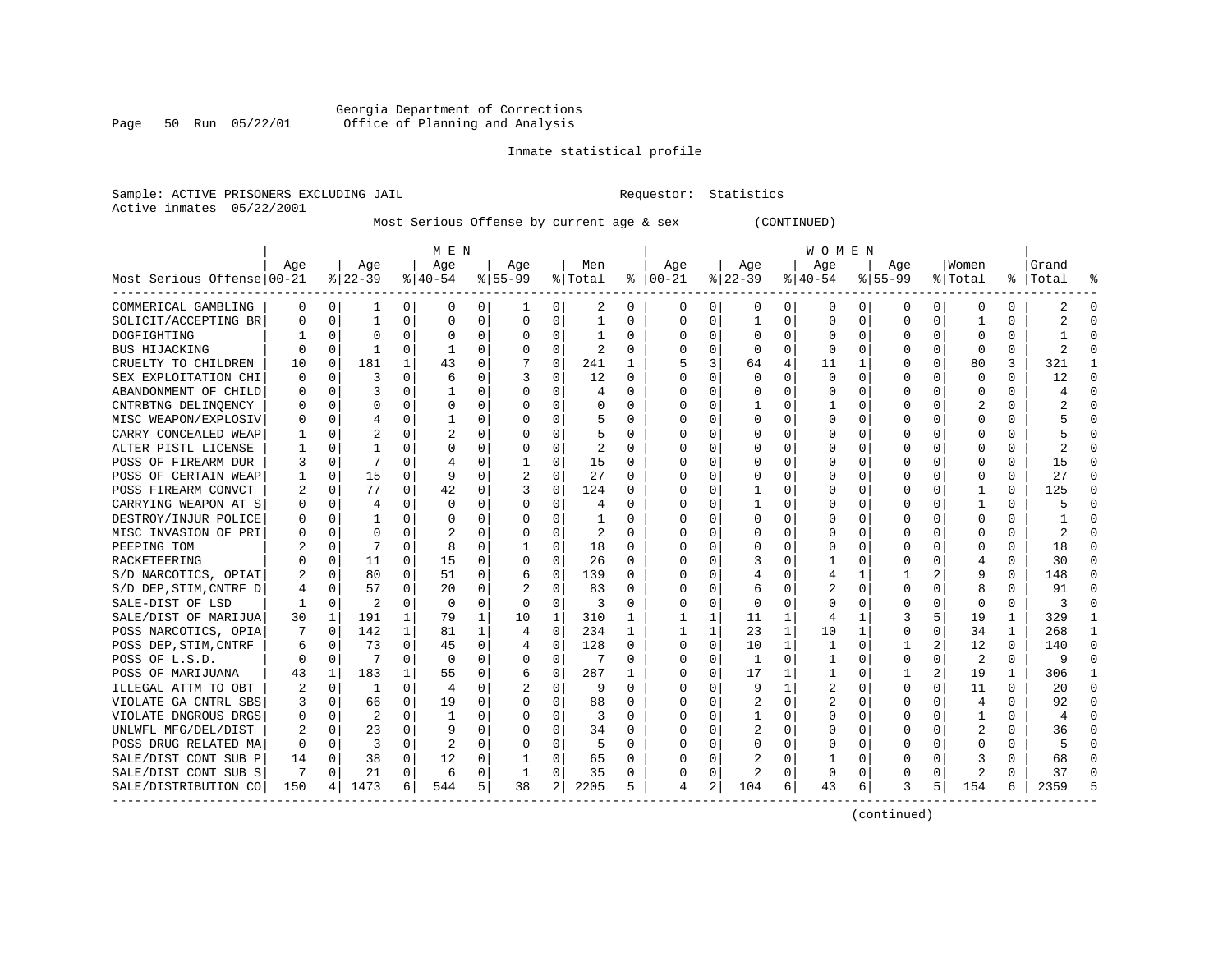Georgia Department of Corrections
Office of Planning and Analysis

Inmate statistical profile

Sample: ACTIVE PRISONERS EXCLUDING JAIL          Requestor: Statistics
Active inmates 05/22/2001

Most Serious Offense by current age & sex          (CONTINUED)

| Most Serious Offense | MEN Age 00-21 | % | Age 22-39 | % | Age 40-54 | % | Age 55-99 | % | Men Total | % | WOMEN Age 00-21 | % | Age 22-39 | % | Age 40-54 | % | Age 55-99 | % | Women Total | % | Grand Total | % |
|---|---|---|---|---|---|---|---|---|---|---|---|---|---|---|---|---|---|---|---|---|---|---|
| COMMERICAL GAMBLING | 0 | 0 | 1 | 0 | 0 | 0 | 1 | 0 | 2 | 0 | 0 | 0 | 0 | 0 | 0 | 0 | 0 | 0 | 0 | 0 | 2 | 0 |
| SOLICIT/ACCEPTING BR | 0 | 0 | 1 | 0 | 0 | 0 | 0 | 0 | 1 | 0 | 0 | 0 | 1 | 0 | 0 | 0 | 0 | 0 | 1 | 0 | 2 | 0 |
| DOGFIGHTING | 1 | 0 | 0 | 0 | 0 | 0 | 0 | 0 | 1 | 0 | 0 | 0 | 0 | 0 | 0 | 0 | 0 | 0 | 0 | 0 | 1 | 0 |
| BUS HIJACKING | 0 | 0 | 1 | 0 | 1 | 0 | 0 | 0 | 2 | 0 | 0 | 0 | 0 | 0 | 0 | 0 | 0 | 0 | 0 | 0 | 2 | 0 |
| CRUELTY TO CHILDREN | 10 | 0 | 181 | 1 | 43 | 0 | 7 | 0 | 241 | 1 | 5 | 3 | 64 | 4 | 11 | 1 | 0 | 0 | 80 | 3 | 321 | 1 |
| SEX EXPLOITATION CHI | 0 | 0 | 3 | 0 | 6 | 0 | 3 | 0 | 12 | 0 | 0 | 0 | 0 | 0 | 0 | 0 | 0 | 0 | 0 | 0 | 12 | 0 |
| ABANDONMENT OF CHILD | 0 | 0 | 3 | 0 | 1 | 0 | 0 | 0 | 4 | 0 | 0 | 0 | 0 | 0 | 0 | 0 | 0 | 0 | 0 | 0 | 4 | 0 |
| CNTRBTNG DELINQENCY | 0 | 0 | 0 | 0 | 0 | 0 | 0 | 0 | 0 | 0 | 0 | 0 | 1 | 0 | 1 | 0 | 0 | 0 | 2 | 0 | 2 | 0 |
| MISC WEAPON/EXPLOSIV | 0 | 0 | 4 | 0 | 1 | 0 | 0 | 0 | 5 | 0 | 0 | 0 | 0 | 0 | 0 | 0 | 0 | 0 | 0 | 0 | 5 | 0 |
| CARRY CONCEALED WEAP | 1 | 0 | 2 | 0 | 2 | 0 | 0 | 0 | 5 | 0 | 0 | 0 | 0 | 0 | 0 | 0 | 0 | 0 | 0 | 0 | 5 | 0 |
| ALTER PISTL LICENSE | 1 | 0 | 1 | 0 | 0 | 0 | 0 | 0 | 2 | 0 | 0 | 0 | 0 | 0 | 0 | 0 | 0 | 0 | 0 | 0 | 2 | 0 |
| POSS OF FIREARM DUR | 3 | 0 | 7 | 0 | 4 | 0 | 1 | 0 | 15 | 0 | 0 | 0 | 0 | 0 | 0 | 0 | 0 | 0 | 0 | 0 | 15 | 0 |
| POSS OF CERTAIN WEAP | 1 | 0 | 15 | 0 | 9 | 0 | 2 | 0 | 27 | 0 | 0 | 0 | 0 | 0 | 0 | 0 | 0 | 0 | 0 | 0 | 27 | 0 |
| POSS FIREARM CONVCT | 2 | 0 | 77 | 0 | 42 | 0 | 3 | 0 | 124 | 0 | 0 | 0 | 1 | 0 | 0 | 0 | 0 | 0 | 1 | 0 | 125 | 0 |
| CARRYING WEAPON AT S | 0 | 0 | 4 | 0 | 0 | 0 | 0 | 0 | 4 | 0 | 0 | 0 | 1 | 0 | 0 | 0 | 0 | 0 | 1 | 0 | 5 | 0 |
| DESTROY/INJUR POLICE | 0 | 0 | 1 | 0 | 0 | 0 | 0 | 0 | 1 | 0 | 0 | 0 | 0 | 0 | 0 | 0 | 0 | 0 | 0 | 0 | 1 | 0 |
| MISC INVASION OF PRI | 0 | 0 | 0 | 0 | 2 | 0 | 0 | 0 | 2 | 0 | 0 | 0 | 0 | 0 | 0 | 0 | 0 | 0 | 0 | 0 | 2 | 0 |
| PEEPING TOM | 2 | 0 | 7 | 0 | 8 | 0 | 1 | 0 | 18 | 0 | 0 | 0 | 0 | 0 | 0 | 0 | 0 | 0 | 0 | 0 | 18 | 0 |
| RACKETEERING | 0 | 0 | 11 | 0 | 15 | 0 | 0 | 0 | 26 | 0 | 0 | 0 | 3 | 0 | 1 | 0 | 0 | 0 | 4 | 0 | 30 | 0 |
| S/D NARCOTICS, OPIAT | 2 | 0 | 80 | 0 | 51 | 0 | 6 | 0 | 139 | 0 | 0 | 0 | 4 | 0 | 4 | 1 | 1 | 2 | 9 | 0 | 148 | 0 |
| S/D DEP,STIM,CNTRF D | 4 | 0 | 57 | 0 | 20 | 0 | 2 | 0 | 83 | 0 | 0 | 0 | 6 | 0 | 2 | 0 | 0 | 0 | 8 | 0 | 91 | 0 |
| SALE-DIST OF LSD | 1 | 0 | 2 | 0 | 0 | 0 | 0 | 0 | 3 | 0 | 0 | 0 | 0 | 0 | 0 | 0 | 0 | 0 | 0 | 0 | 3 | 0 |
| SALE/DIST OF MARIJUA | 30 | 1 | 191 | 1 | 79 | 1 | 10 | 1 | 310 | 1 | 1 | 1 | 11 | 1 | 4 | 1 | 3 | 5 | 19 | 1 | 329 | 1 |
| POSS NARCOTICS, OPIA | 7 | 0 | 142 | 1 | 81 | 1 | 4 | 0 | 234 | 1 | 1 | 1 | 23 | 1 | 10 | 1 | 0 | 0 | 34 | 1 | 268 | 1 |
| POSS DEP,STIM,CNTRF | 6 | 0 | 73 | 0 | 45 | 0 | 4 | 0 | 128 | 0 | 0 | 0 | 10 | 1 | 1 | 0 | 1 | 2 | 12 | 0 | 140 | 0 |
| POSS OF L.S.D. | 0 | 0 | 7 | 0 | 0 | 0 | 0 | 0 | 7 | 0 | 0 | 0 | 1 | 0 | 1 | 0 | 0 | 0 | 2 | 0 | 9 | 0 |
| POSS OF MARIJUANA | 43 | 1 | 183 | 1 | 55 | 0 | 6 | 0 | 287 | 1 | 0 | 0 | 17 | 1 | 1 | 0 | 1 | 2 | 19 | 1 | 306 | 1 |
| ILLEGAL ATTM TO OBT | 2 | 0 | 1 | 0 | 4 | 0 | 2 | 0 | 9 | 0 | 0 | 0 | 9 | 1 | 2 | 0 | 0 | 0 | 11 | 0 | 20 | 0 |
| VIOLATE GA CNTRL SBS | 3 | 0 | 66 | 0 | 19 | 0 | 0 | 0 | 88 | 0 | 0 | 0 | 2 | 0 | 2 | 0 | 0 | 0 | 4 | 0 | 92 | 0 |
| VIOLATE DNGROUS DRGS | 0 | 0 | 2 | 0 | 1 | 0 | 0 | 0 | 3 | 0 | 0 | 0 | 1 | 0 | 0 | 0 | 0 | 0 | 1 | 0 | 4 | 0 |
| UNLWFL MFG/DEL/DIST | 2 | 0 | 23 | 0 | 9 | 0 | 0 | 0 | 34 | 0 | 0 | 0 | 2 | 0 | 0 | 0 | 0 | 0 | 2 | 0 | 36 | 0 |
| POSS DRUG RELATED MA | 0 | 0 | 3 | 0 | 2 | 0 | 0 | 0 | 5 | 0 | 0 | 0 | 0 | 0 | 0 | 0 | 0 | 0 | 0 | 0 | 5 | 0 |
| SALE/DIST CONT SUB P | 14 | 0 | 38 | 0 | 12 | 0 | 1 | 0 | 65 | 0 | 0 | 0 | 2 | 0 | 1 | 0 | 0 | 0 | 3 | 0 | 68 | 0 |
| SALE/DIST CONT SUB S | 7 | 0 | 21 | 0 | 6 | 0 | 1 | 0 | 35 | 0 | 0 | 0 | 2 | 0 | 0 | 0 | 0 | 0 | 2 | 0 | 37 | 0 |
| SALE/DISTRIBUTION CO | 150 | 4 | 1473 | 6 | 544 | 5 | 38 | 2 | 2205 | 5 | 4 | 2 | 104 | 6 | 43 | 6 | 3 | 5 | 154 | 6 | 2359 | 5 |

(continued)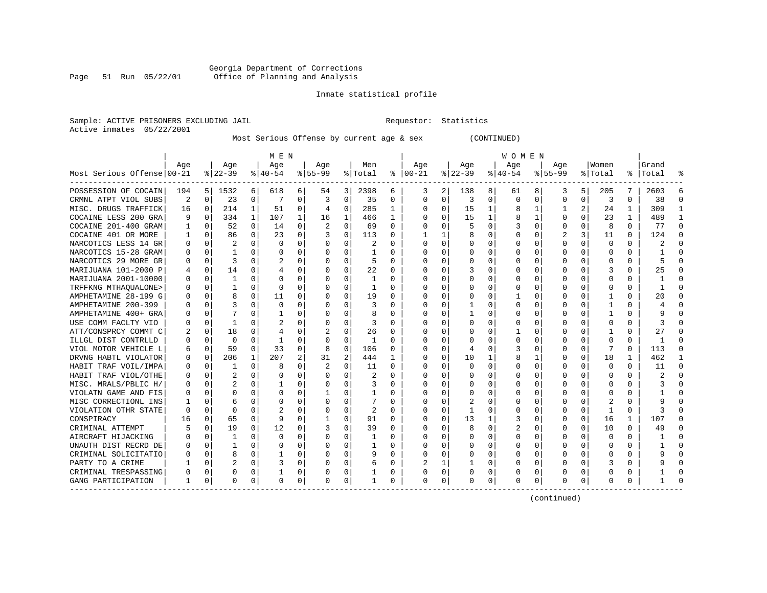Georgia Department of Corrections
Office of Planning and Analysis

Inmate statistical profile

Sample: ACTIVE PRISONERS EXCLUDING JAIL                                   Requestor: Statistics
Active inmates 05/22/2001

Most Serious Offense by current age & sex          (CONTINUED)

| Most Serious Offense | MEN Age 00-21 | % | Age 22-39 | % | Age 40-54 | % | Age 55-99 | % | Men Total | % | WOMEN Age 00-21 | % | Age 22-39 | % | Age 40-54 | % | Age 55-99 | % | Women Total | % | Grand Total | % |
|---|---|---|---|---|---|---|---|---|---|---|---|---|---|---|---|---|---|---|---|---|---|---|
| POSSESSION OF COCAIN | 194 | 5 | 1532 | 6 | 618 | 6 | 54 | 3 | 2398 | 6 | 3 | 2 | 138 | 8 | 61 | 8 | 3 | 5 | 205 | 7 | 2603 | 6 |
| CRMNL ATPT VIOL SUBS | 2 | 0 | 23 | 0 | 7 | 0 | 3 | 0 | 35 | 0 | 0 | 0 | 3 | 0 | 0 | 0 | 0 | 0 | 3 | 0 | 38 | 0 |
| MISC. DRUGS TRAFFICK | 16 | 0 | 214 | 1 | 51 | 0 | 4 | 0 | 285 | 1 | 0 | 0 | 15 | 1 | 8 | 1 | 1 | 2 | 24 | 1 | 309 | 1 |
| COCAINE LESS 200 GRA | 9 | 0 | 334 | 1 | 107 | 1 | 16 | 1 | 466 | 1 | 0 | 0 | 15 | 1 | 8 | 1 | 0 | 0 | 23 | 1 | 489 | 1 |
| COCAINE 201-400 GRAM | 1 | 0 | 52 | 0 | 14 | 0 | 2 | 0 | 69 | 0 | 0 | 0 | 5 | 0 | 3 | 0 | 0 | 0 | 8 | 0 | 77 | 0 |
| COCAINE 401 OR MORE | 1 | 0 | 86 | 0 | 23 | 0 | 3 | 0 | 113 | 0 | 1 | 1 | 8 | 0 | 0 | 0 | 2 | 3 | 11 | 0 | 124 | 0 |
| NARCOTICS LESS 14 GR | 0 | 0 | 2 | 0 | 0 | 0 | 0 | 0 | 2 | 0 | 0 | 0 | 0 | 0 | 0 | 0 | 0 | 0 | 0 | 0 | 2 | 0 |
| NARCOTICS 15-28 GRAM | 0 | 0 | 1 | 0 | 0 | 0 | 0 | 0 | 1 | 0 | 0 | 0 | 0 | 0 | 0 | 0 | 0 | 0 | 0 | 0 | 1 | 0 |
| NARCOTICS 29 MORE GR | 0 | 0 | 3 | 0 | 2 | 0 | 0 | 0 | 5 | 0 | 0 | 0 | 0 | 0 | 0 | 0 | 0 | 0 | 0 | 0 | 5 | 0 |
| MARIJUANA 101-2000 P | 4 | 0 | 14 | 0 | 4 | 0 | 0 | 0 | 22 | 0 | 0 | 0 | 3 | 0 | 0 | 0 | 0 | 0 | 3 | 0 | 25 | 0 |
| MARIJUANA 2001-10000 | 0 | 0 | 1 | 0 | 0 | 0 | 0 | 0 | 1 | 0 | 0 | 0 | 0 | 0 | 0 | 0 | 0 | 0 | 0 | 0 | 1 | 0 |
| TRFFKNG MTHAQUALONE> | 0 | 0 | 1 | 0 | 0 | 0 | 0 | 0 | 1 | 0 | 0 | 0 | 0 | 0 | 0 | 0 | 0 | 0 | 0 | 0 | 1 | 0 |
| AMPHETAMINE 28-199 G | 0 | 0 | 8 | 0 | 11 | 0 | 0 | 0 | 19 | 0 | 0 | 0 | 0 | 0 | 1 | 0 | 0 | 0 | 1 | 0 | 20 | 0 |
| AMPHETAMINE 200-399 | 0 | 0 | 3 | 0 | 0 | 0 | 0 | 0 | 3 | 0 | 0 | 0 | 1 | 0 | 0 | 0 | 0 | 0 | 1 | 0 | 4 | 0 |
| AMPHETAMINE 400+ GRA | 0 | 0 | 7 | 0 | 1 | 0 | 0 | 0 | 8 | 0 | 0 | 0 | 1 | 0 | 0 | 0 | 0 | 0 | 1 | 0 | 9 | 0 |
| USE COMM FACLTY VIO | 0 | 0 | 1 | 0 | 2 | 0 | 0 | 0 | 3 | 0 | 0 | 0 | 0 | 0 | 0 | 0 | 0 | 0 | 0 | 0 | 3 | 0 |
| ATT/CONSPRCY COMMT C | 2 | 0 | 18 | 0 | 4 | 0 | 2 | 0 | 26 | 0 | 0 | 0 | 0 | 0 | 1 | 0 | 0 | 0 | 1 | 0 | 27 | 0 |
| ILLGL DIST CONTRLLD | 0 | 0 | 0 | 0 | 1 | 0 | 0 | 0 | 1 | 0 | 0 | 0 | 0 | 0 | 0 | 0 | 0 | 0 | 0 | 0 | 1 | 0 |
| VIOL MOTOR VEHICLE L | 6 | 0 | 59 | 0 | 33 | 0 | 8 | 0 | 106 | 0 | 0 | 0 | 4 | 0 | 3 | 0 | 0 | 0 | 7 | 0 | 113 | 0 |
| DRVNG HABTL VIOLATOR | 0 | 0 | 206 | 1 | 207 | 2 | 31 | 2 | 444 | 1 | 0 | 0 | 10 | 1 | 8 | 1 | 0 | 0 | 18 | 1 | 462 | 1 |
| HABIT TRAF VOIL/IMPA | 0 | 0 | 1 | 0 | 8 | 0 | 2 | 0 | 11 | 0 | 0 | 0 | 0 | 0 | 0 | 0 | 0 | 0 | 0 | 0 | 11 | 0 |
| HABIT TRAF VIOL/OTHE | 0 | 0 | 2 | 0 | 0 | 0 | 0 | 0 | 2 | 0 | 0 | 0 | 0 | 0 | 0 | 0 | 0 | 0 | 0 | 0 | 2 | 0 |
| MISC. MRALS/PBLIC H/ | 0 | 0 | 2 | 0 | 1 | 0 | 0 | 0 | 3 | 0 | 0 | 0 | 0 | 0 | 0 | 0 | 0 | 0 | 0 | 0 | 3 | 0 |
| VIOLATN GAME AND FIS | 0 | 0 | 0 | 0 | 0 | 0 | 1 | 0 | 1 | 0 | 0 | 0 | 0 | 0 | 0 | 0 | 0 | 0 | 0 | 0 | 1 | 0 |
| MISC CORRECTIONL INS | 1 | 0 | 6 | 0 | 0 | 0 | 0 | 0 | 7 | 0 | 0 | 0 | 2 | 0 | 0 | 0 | 0 | 0 | 2 | 0 | 9 | 0 |
| VIOLATION OTHR STATE | 0 | 0 | 0 | 0 | 2 | 0 | 0 | 0 | 2 | 0 | 0 | 0 | 1 | 0 | 0 | 0 | 0 | 0 | 1 | 0 | 3 | 0 |
| CONSPIRACY | 16 | 0 | 65 | 0 | 9 | 0 | 1 | 0 | 91 | 0 | 0 | 0 | 13 | 1 | 3 | 0 | 0 | 0 | 16 | 1 | 107 | 0 |
| CRIMINAL ATTEMPT | 5 | 0 | 19 | 0 | 12 | 0 | 3 | 0 | 39 | 0 | 0 | 0 | 8 | 0 | 2 | 0 | 0 | 0 | 10 | 0 | 49 | 0 |
| AIRCRAFT HIJACKING | 0 | 0 | 1 | 0 | 0 | 0 | 0 | 0 | 1 | 0 | 0 | 0 | 0 | 0 | 0 | 0 | 0 | 0 | 0 | 0 | 1 | 0 |
| UNAUTH DIST RECRD DE | 0 | 0 | 1 | 0 | 0 | 0 | 0 | 0 | 1 | 0 | 0 | 0 | 0 | 0 | 0 | 0 | 0 | 0 | 0 | 0 | 1 | 0 |
| CRIMINAL SOLICITATIO | 0 | 0 | 8 | 0 | 1 | 0 | 0 | 0 | 9 | 0 | 0 | 0 | 0 | 0 | 0 | 0 | 0 | 0 | 0 | 0 | 9 | 0 |
| PARTY TO A CRIME | 1 | 0 | 2 | 0 | 3 | 0 | 0 | 0 | 6 | 0 | 2 | 1 | 1 | 0 | 0 | 0 | 0 | 0 | 3 | 0 | 9 | 0 |
| CRIMINAL TRESPASSING | 0 | 0 | 0 | 0 | 1 | 0 | 0 | 0 | 1 | 0 | 0 | 0 | 0 | 0 | 0 | 0 | 0 | 0 | 0 | 0 | 1 | 0 |
| GANG PARTICIPATION | 1 | 0 | 0 | 0 | 0 | 0 | 0 | 0 | 1 | 0 | 0 | 0 | 0 | 0 | 0 | 0 | 0 | 0 | 0 | 0 | 1 | 0 |

(continued)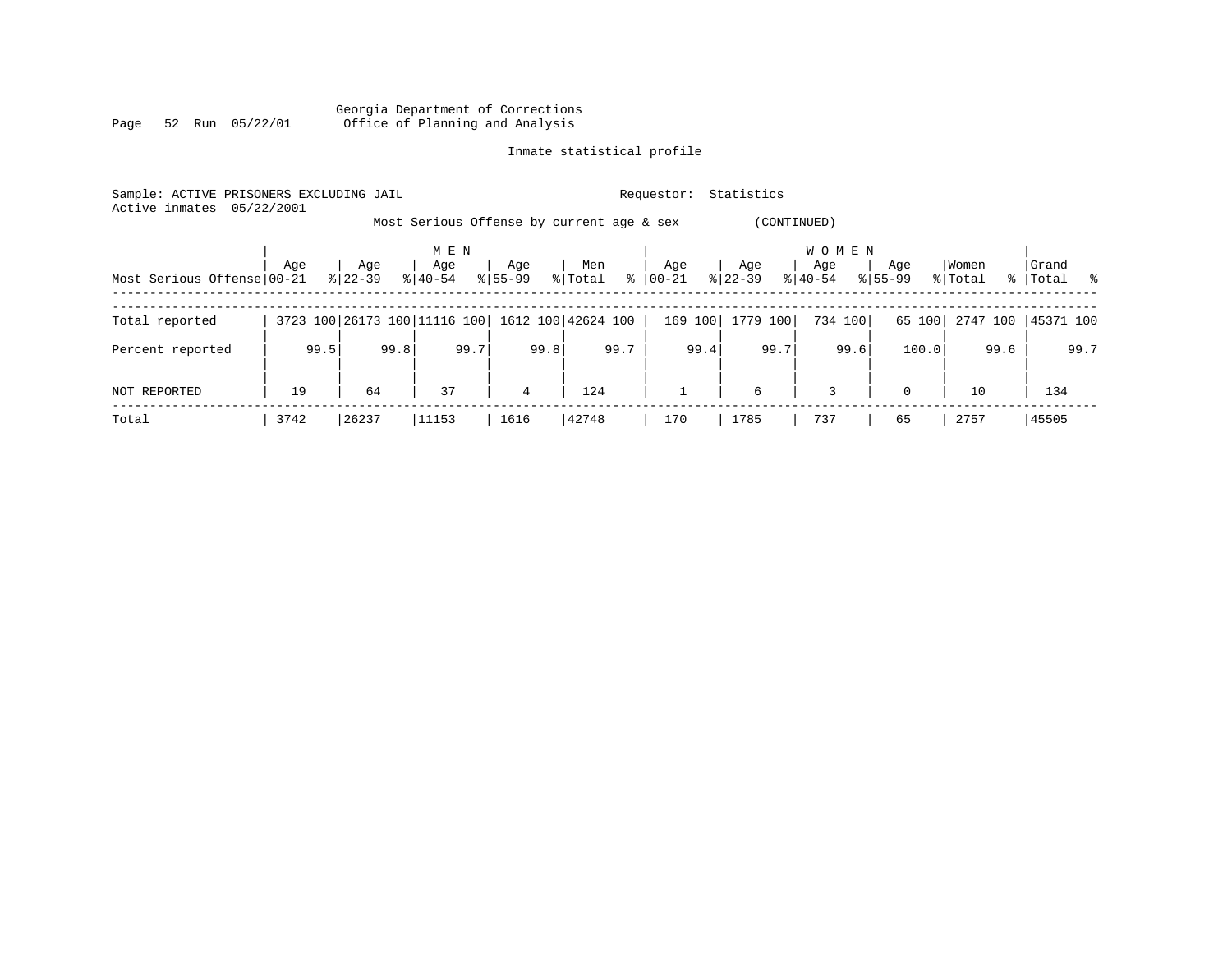Georgia Department of Corrections
Office of Planning and Analysis

Inmate statistical profile

Sample: ACTIVE PRISONERS EXCLUDING JAIL

Requestor: Statistics

Active inmates 05/22/2001

Most Serious Offense by current age & sex (CONTINUED)

| Most Serious Offense | MEN Age 00-21 | % | Age 22-39 | % | Age 40-54 | % | Age 55-99 | % | Men Total | % | WOMEN Age 00-21 | % | Age 22-39 | % | Age 40-54 | % | Age 55-99 | % | Women Total | % | Grand Total | % |
|---|---|---|---|---|---|---|---|---|---|---|---|---|---|---|---|---|---|---|---|---|---|---|
| Total reported | 3723 | 100 | 26173 | 100 | 11116 | 100 | 1612 | 100 | 42624 | 100 | 169 | 100 | 1779 | 100 | 734 | 100 | 65 | 100 | 2747 | 100 | 45371 | 100 |
| Percent reported | | 99.5 | | 99.8 | | 99.7 | | 99.8 | | 99.7 | | 99.4 | | 99.7 | | 99.6 | | 100.0 | | 99.6 | | 99.7 |
| NOT REPORTED | 19 | | 64 | | 37 | | 4 | | 124 | | 1 | | 6 | | 3 | | 0 | | 10 | | 134 | |
| Total | 3742 | | 26237 | | 11153 | | 1616 | | 42748 | | 170 | | 1785 | | 737 | | 65 | | 2757 | | 45505 | |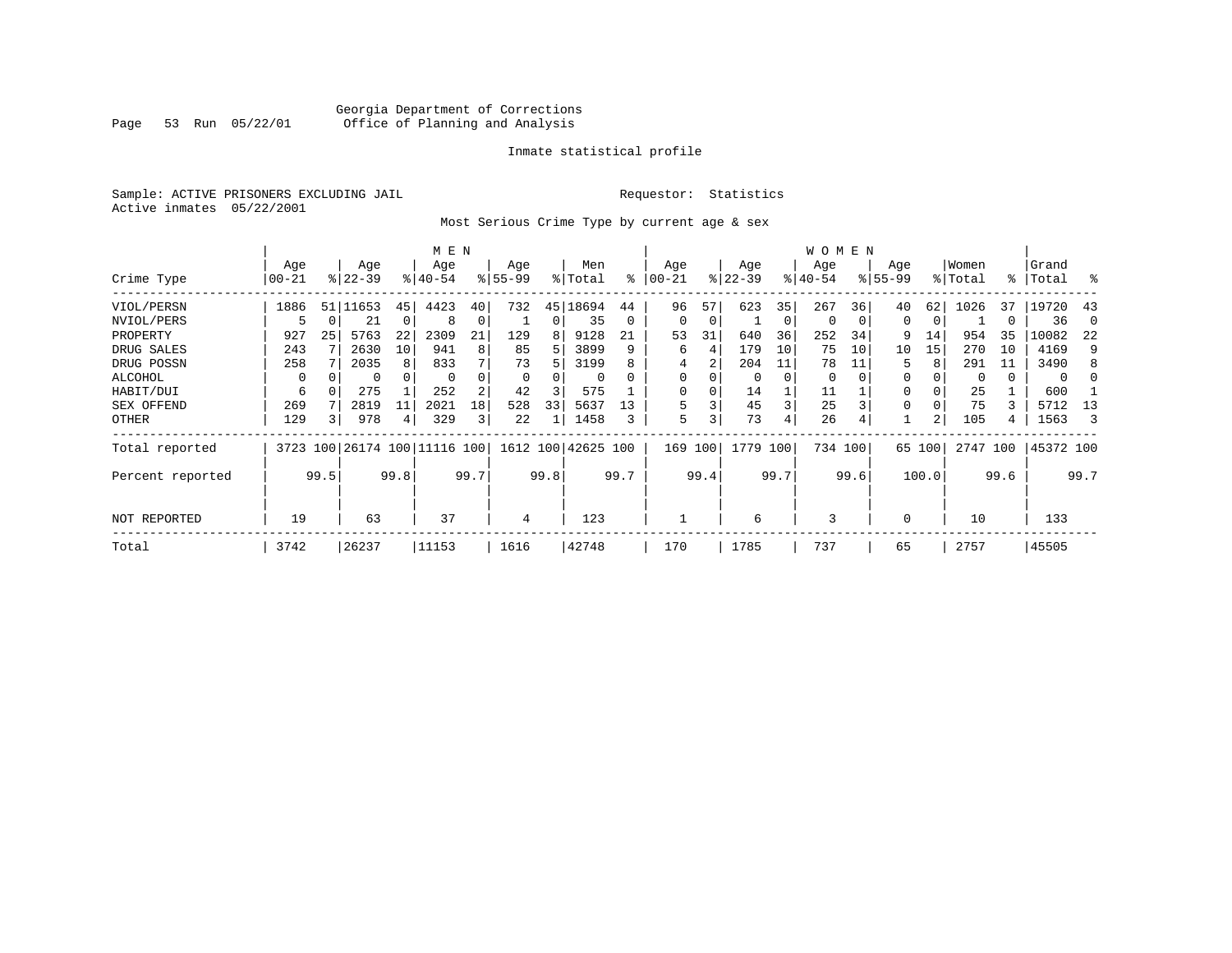Georgia Department of Corrections
Office of Planning and Analysis

Inmate statistical profile

Sample: ACTIVE PRISONERS EXCLUDING JAIL    Requestor: Statistics
Active inmates 05/22/2001

Most Serious Crime Type by current age & sex

| | MEN | | | | | | | | | | WOMEN | | | | | | | | | | | |
|---|---|---|---|---|---|---|---|---|---|---|---|---|---|---|---|---|---|---|---|---|---|---|
| Crime Type | Age 00-21 | % | Age 22-39 | % | Age 40-54 | % | Age 55-99 | % | Men Total | % | Age 00-21 | % | Age 22-39 | % | Age 40-54 | % | Age 55-99 | % | Women Total | % | Grand Total | % |
| VIOL/PERSN | 1886 | 51 | 11653 | 45 | 4423 | 40 | 732 | 45 | 18694 | 44 | 96 | 57 | 623 | 35 | 267 | 36 | 40 | 62 | 1026 | 37 | 19720 | 43 |
| NVIOL/PERS | 5 | 0 | 21 | 0 | 8 | 0 | 1 | 0 | 35 | 0 | 0 | 0 | 1 | 0 | 0 | 0 | 0 | 0 | 1 | 0 | 36 | 0 |
| PROPERTY | 927 | 25 | 5763 | 22 | 2309 | 21 | 129 | 8 | 9128 | 21 | 53 | 31 | 640 | 36 | 252 | 34 | 9 | 14 | 954 | 35 | 10082 | 22 |
| DRUG SALES | 243 | 7 | 2630 | 10 | 941 | 8 | 85 | 5 | 3899 | 9 | 6 | 4 | 179 | 10 | 75 | 10 | 10 | 15 | 270 | 10 | 4169 | 9 |
| DRUG POSSN | 258 | 7 | 2035 | 8 | 833 | 7 | 73 | 5 | 3199 | 8 | 4 | 2 | 204 | 11 | 78 | 11 | 5 | 8 | 291 | 11 | 3490 | 8 |
| ALCOHOL | 0 | 0 | 0 | 0 | 0 | 0 | 0 | 0 | 0 | 0 | 0 | 0 | 0 | 0 | 0 | 0 | 0 | 0 | 0 | 0 | 0 | 0 |
| HABIT/DUI | 6 | 0 | 275 | 1 | 252 | 2 | 42 | 3 | 575 | 1 | 0 | 0 | 14 | 1 | 11 | 1 | 0 | 0 | 25 | 1 | 600 | 1 |
| SEX OFFEND | 269 | 7 | 2819 | 11 | 2021 | 18 | 528 | 33 | 5637 | 13 | 5 | 3 | 45 | 3 | 25 | 3 | 0 | 0 | 75 | 3 | 5712 | 13 |
| OTHER | 129 | 3 | 978 | 4 | 329 | 3 | 22 | 1 | 1458 | 3 | 5 | 3 | 73 | 4 | 26 | 4 | 1 | 2 | 105 | 4 | 1563 | 3 |
| Total reported | 3723 | 100 | 26174 | 100 | 11116 | 100 | 1612 | 100 | 42625 | 100 | 169 | 100 | 1779 | 100 | 734 | 100 | 65 | 100 | 2747 | 100 | 45372 | 100 |
| Percent reported | | 99.5 | | 99.8 | | 99.7 | | 99.8 | | 99.7 | | 99.4 | | 99.7 | | 99.6 | | 100.0 | | 99.6 | | 99.7 |
| NOT REPORTED | 19 | | 63 | | 37 | | 4 | | 123 | | 1 | | 6 | | 3 | | 0 | | 10 | | 133 | |
| Total | 3742 | | 26237 | | 11153 | | 1616 | | 42748 | | 170 | | 1785 | | 737 | | 65 | | 2757 | | 45505 | |